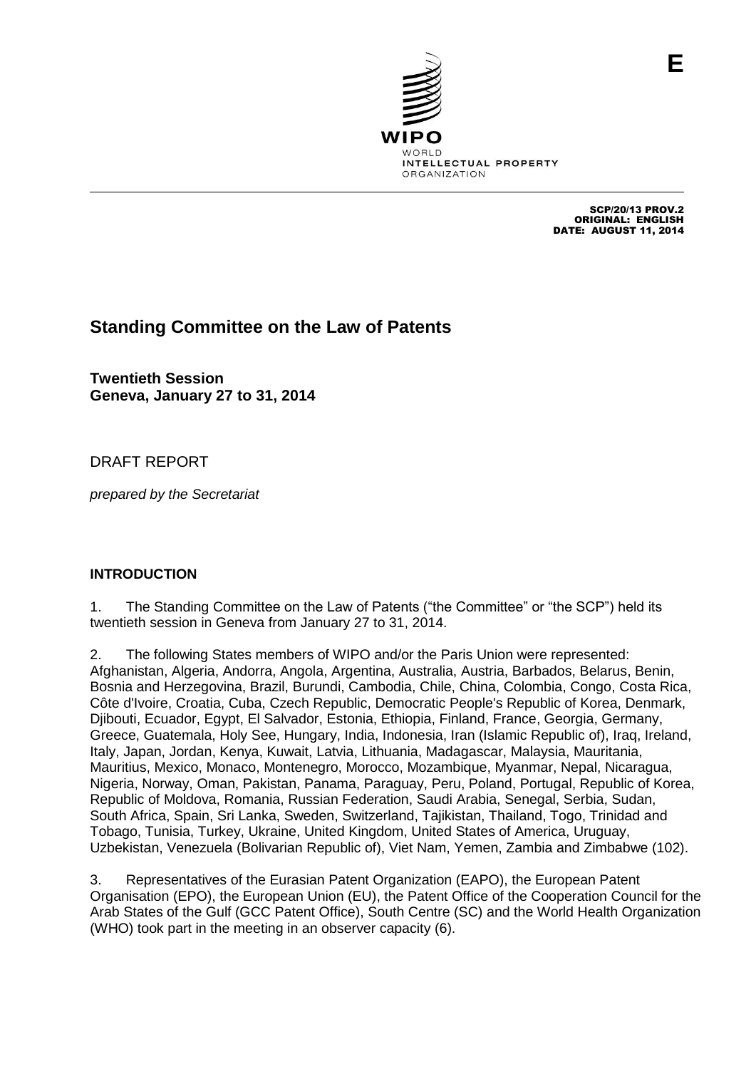E

WIPO
WORLD
INTELLECTUAL PROPERTY
ORGANIZATION

SCP/20/13 PROV.2
ORIGINAL: ENGLISH
DATE: AUGUST 11, 2014

# Standing Committee on the Law of Patents

**Twentieth Session**
**Geneva, January 27 to 31, 2014**

DRAFT REPORT

*prepared by the Secretariat*

## INTRODUCTION

1. The Standing Committee on the Law of Patents ("the Committee" or "the SCP") held its twentieth session in Geneva from January 27 to 31, 2014.

2. The following States members of WIPO and/or the Paris Union were represented: Afghanistan, Algeria, Andorra, Angola, Argentina, Australia, Austria, Barbados, Belarus, Benin, Bosnia and Herzegovina, Brazil, Burundi, Cambodia, Chile, China, Colombia, Congo, Costa Rica, Côte d'Ivoire, Croatia, Cuba, Czech Republic, Democratic People's Republic of Korea, Denmark, Djibouti, Ecuador, Egypt, El Salvador, Estonia, Ethiopia, Finland, France, Georgia, Germany, Greece, Guatemala, Holy See, Hungary, India, Indonesia, Iran (Islamic Republic of), Iraq, Ireland, Italy, Japan, Jordan, Kenya, Kuwait, Latvia, Lithuania, Madagascar, Malaysia, Mauritania, Mauritius, Mexico, Monaco, Montenegro, Morocco, Mozambique, Myanmar, Nepal, Nicaragua, Nigeria, Norway, Oman, Pakistan, Panama, Paraguay, Peru, Poland, Portugal, Republic of Korea, Republic of Moldova, Romania, Russian Federation, Saudi Arabia, Senegal, Serbia, Sudan, South Africa, Spain, Sri Lanka, Sweden, Switzerland, Tajikistan, Thailand, Togo, Trinidad and Tobago, Tunisia, Turkey, Ukraine, United Kingdom, United States of America, Uruguay, Uzbekistan, Venezuela (Bolivarian Republic of), Viet Nam, Yemen, Zambia and Zimbabwe (102).

3. Representatives of the Eurasian Patent Organization (EAPO), the European Patent Organisation (EPO), the European Union (EU), the Patent Office of the Cooperation Council for the Arab States of the Gulf (GCC Patent Office), South Centre (SC) and the World Health Organization (WHO) took part in the meeting in an observer capacity (6).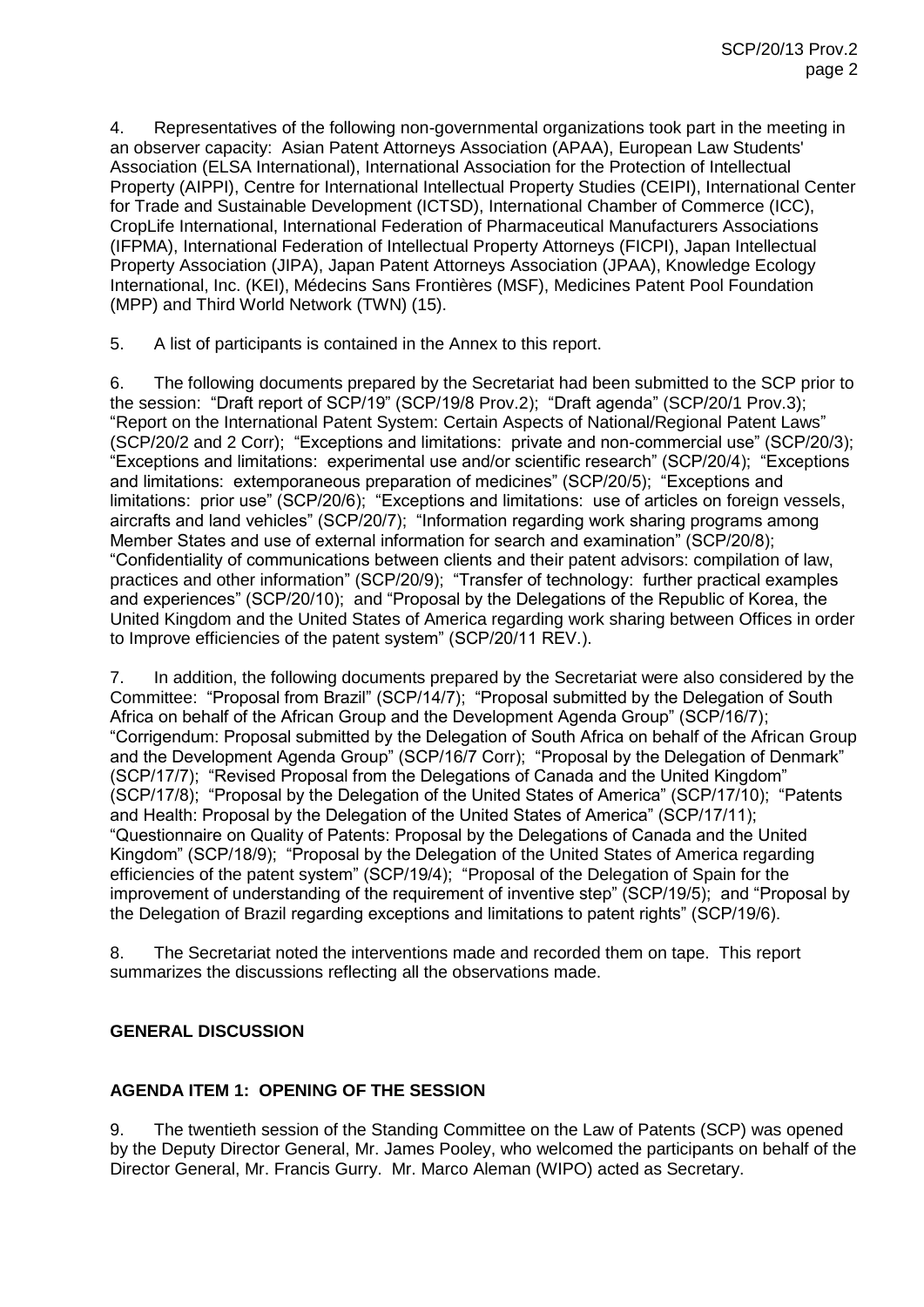4. Representatives of the following non-governmental organizations took part in the meeting in an observer capacity: Asian Patent Attorneys Association (APAA), European Law Students' Association (ELSA International), International Association for the Protection of Intellectual Property (AIPPI), Centre for International Intellectual Property Studies (CEIPI), International Center for Trade and Sustainable Development (ICTSD), International Chamber of Commerce (ICC), CropLife International, International Federation of Pharmaceutical Manufacturers Associations (IFPMA), International Federation of Intellectual Property Attorneys (FICPI), Japan Intellectual Property Association (JIPA), Japan Patent Attorneys Association (JPAA), Knowledge Ecology International, Inc. (KEI), Médecins Sans Frontières (MSF), Medicines Patent Pool Foundation (MPP) and Third World Network (TWN) (15).

5. A list of participants is contained in the Annex to this report.

6. The following documents prepared by the Secretariat had been submitted to the SCP prior to the session: "Draft report of SCP/19" (SCP/19/8 Prov.2); "Draft agenda" (SCP/20/1 Prov.3); "Report on the International Patent System: Certain Aspects of National/Regional Patent Laws" (SCP/20/2 and 2 Corr); "Exceptions and limitations: private and non-commercial use" (SCP/20/3); "Exceptions and limitations: experimental use and/or scientific research" (SCP/20/4); "Exceptions and limitations: extemporaneous preparation of medicines" (SCP/20/5); "Exceptions and limitations: prior use" (SCP/20/6); "Exceptions and limitations: use of articles on foreign vessels, aircrafts and land vehicles" (SCP/20/7); "Information regarding work sharing programs among Member States and use of external information for search and examination" (SCP/20/8); "Confidentiality of communications between clients and their patent advisors: compilation of law, practices and other information" (SCP/20/9); "Transfer of technology: further practical examples and experiences" (SCP/20/10); and "Proposal by the Delegations of the Republic of Korea, the United Kingdom and the United States of America regarding work sharing between Offices in order to Improve efficiencies of the patent system" (SCP/20/11 REV.).

7. In addition, the following documents prepared by the Secretariat were also considered by the Committee: "Proposal from Brazil" (SCP/14/7); "Proposal submitted by the Delegation of South Africa on behalf of the African Group and the Development Agenda Group" (SCP/16/7); "Corrigendum: Proposal submitted by the Delegation of South Africa on behalf of the African Group and the Development Agenda Group" (SCP/16/7 Corr); "Proposal by the Delegation of Denmark" (SCP/17/7); "Revised Proposal from the Delegations of Canada and the United Kingdom" (SCP/17/8); "Proposal by the Delegation of the United States of America" (SCP/17/10); "Patents and Health: Proposal by the Delegation of the United States of America" (SCP/17/11); "Questionnaire on Quality of Patents: Proposal by the Delegations of Canada and the United Kingdom" (SCP/18/9); "Proposal by the Delegation of the United States of America regarding efficiencies of the patent system" (SCP/19/4); "Proposal of the Delegation of Spain for the improvement of understanding of the requirement of inventive step" (SCP/19/5); and "Proposal by the Delegation of Brazil regarding exceptions and limitations to patent rights" (SCP/19/6).

8. The Secretariat noted the interventions made and recorded them on tape. This report summarizes the discussions reflecting all the observations made.

## GENERAL DISCUSSION

## AGENDA ITEM 1: OPENING OF THE SESSION

9. The twentieth session of the Standing Committee on the Law of Patents (SCP) was opened by the Deputy Director General, Mr. James Pooley, who welcomed the participants on behalf of the Director General, Mr. Francis Gurry. Mr. Marco Aleman (WIPO) acted as Secretary.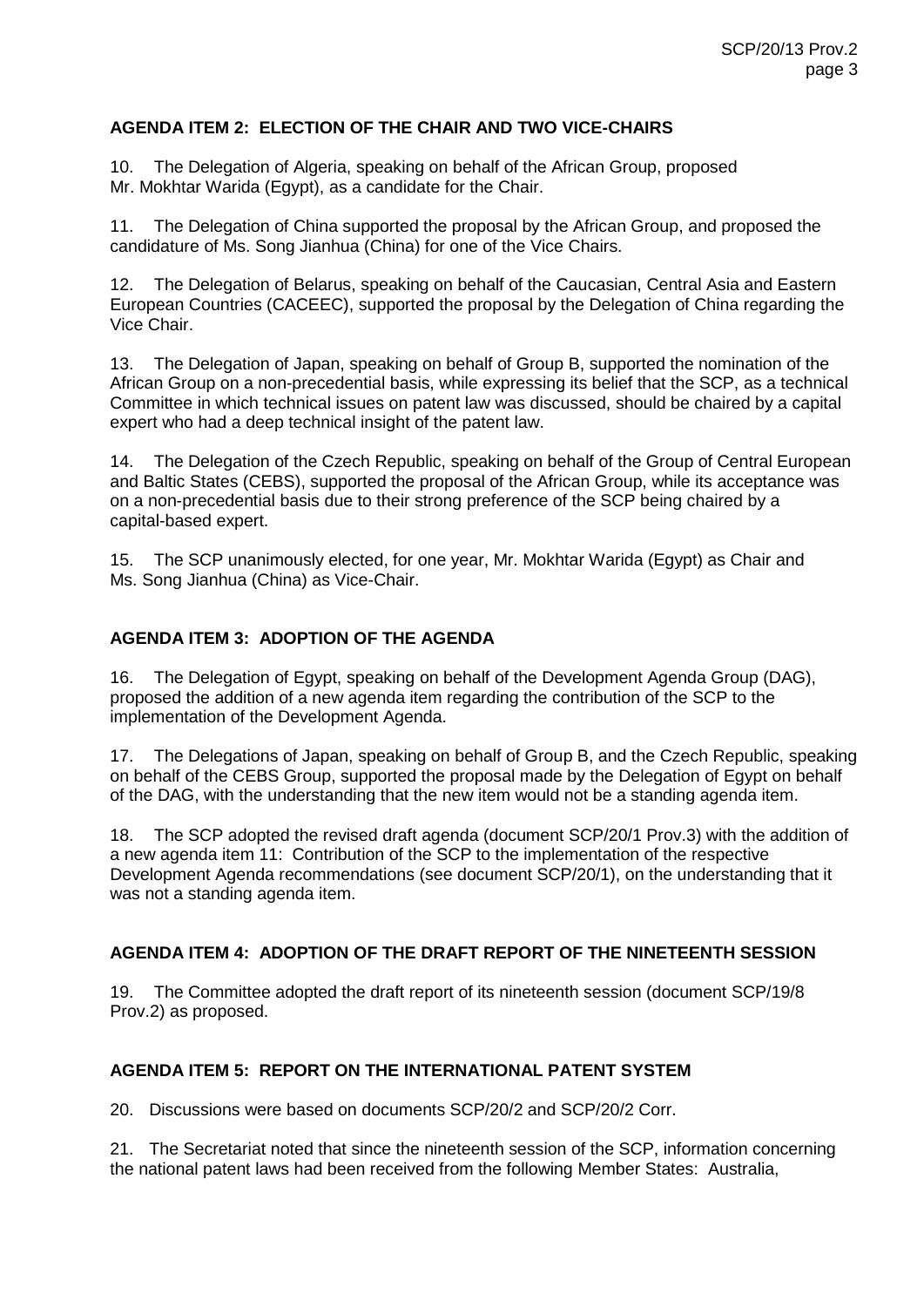**AGENDA ITEM 2: ELECTION OF THE CHAIR AND TWO VICE-CHAIRS**

10. The Delegation of Algeria, speaking on behalf of the African Group, proposed Mr. Mokhtar Warida (Egypt), as a candidate for the Chair.

11. The Delegation of China supported the proposal by the African Group, and proposed the candidature of Ms. Song Jianhua (China) for one of the Vice Chairs.

12. The Delegation of Belarus, speaking on behalf of the Caucasian, Central Asia and Eastern European Countries (CACEEC), supported the proposal by the Delegation of China regarding the Vice Chair.

13. The Delegation of Japan, speaking on behalf of Group B, supported the nomination of the African Group on a non-precedential basis, while expressing its belief that the SCP, as a technical Committee in which technical issues on patent law was discussed, should be chaired by a capital expert who had a deep technical insight of the patent law.

14. The Delegation of the Czech Republic, speaking on behalf of the Group of Central European and Baltic States (CEBS), supported the proposal of the African Group, while its acceptance was on a non-precedential basis due to their strong preference of the SCP being chaired by a capital-based expert.

15. The SCP unanimously elected, for one year, Mr. Mokhtar Warida (Egypt) as Chair and Ms. Song Jianhua (China) as Vice-Chair.

**AGENDA ITEM 3: ADOPTION OF THE AGENDA**

16. The Delegation of Egypt, speaking on behalf of the Development Agenda Group (DAG), proposed the addition of a new agenda item regarding the contribution of the SCP to the implementation of the Development Agenda.

17. The Delegations of Japan, speaking on behalf of Group B, and the Czech Republic, speaking on behalf of the CEBS Group, supported the proposal made by the Delegation of Egypt on behalf of the DAG, with the understanding that the new item would not be a standing agenda item.

18. The SCP adopted the revised draft agenda (document SCP/20/1 Prov.3) with the addition of a new agenda item 11: Contribution of the SCP to the implementation of the respective Development Agenda recommendations (see document SCP/20/1), on the understanding that it was not a standing agenda item.

**AGENDA ITEM 4: ADOPTION OF THE DRAFT REPORT OF THE NINETEENTH SESSION**

19. The Committee adopted the draft report of its nineteenth session (document SCP/19/8 Prov.2) as proposed.

**AGENDA ITEM 5: REPORT ON THE INTERNATIONAL PATENT SYSTEM**

20. Discussions were based on documents SCP/20/2 and SCP/20/2 Corr.

21. The Secretariat noted that since the nineteenth session of the SCP, information concerning the national patent laws had been received from the following Member States: Australia,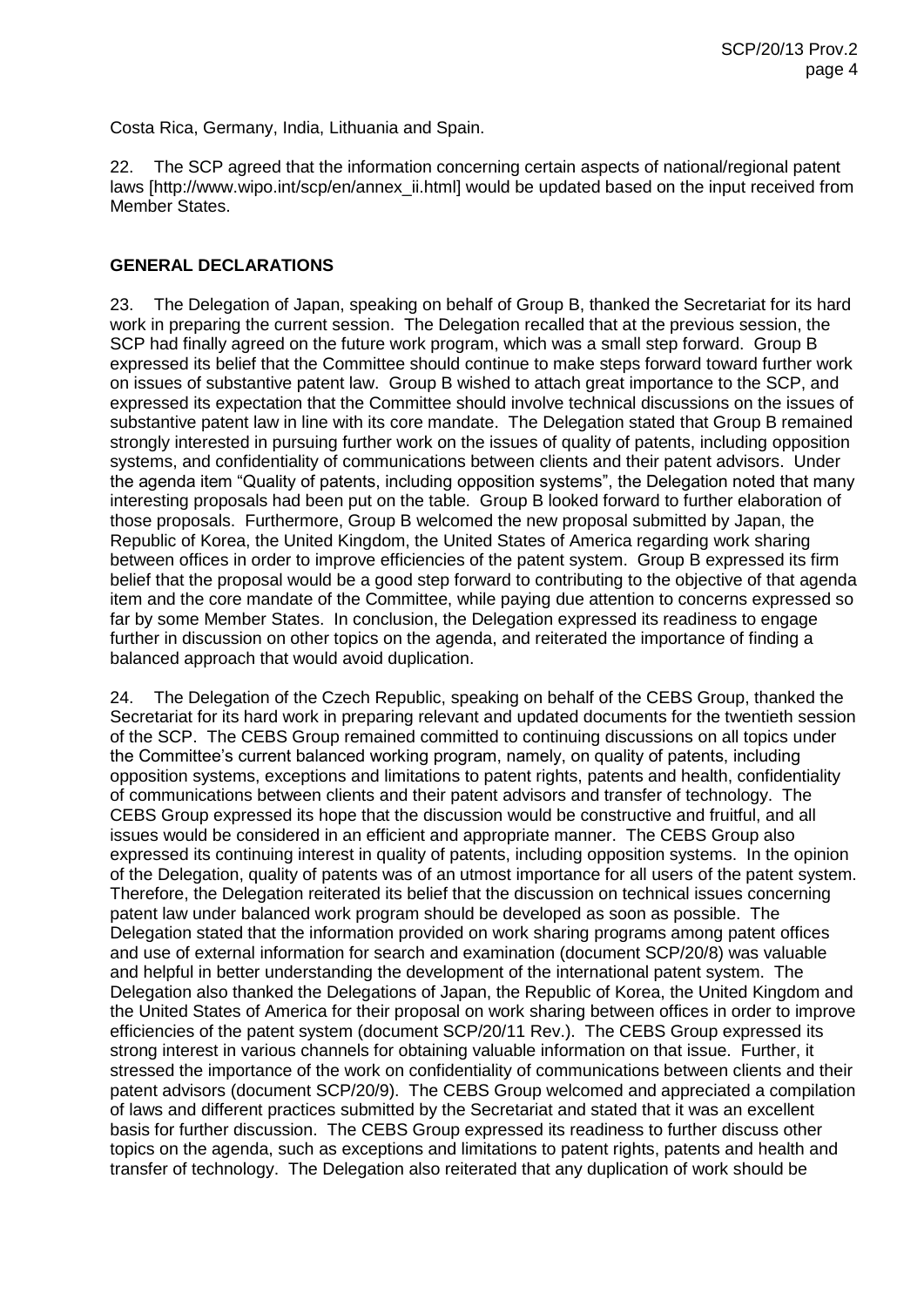Costa Rica, Germany, India, Lithuania and Spain.

22. The SCP agreed that the information concerning certain aspects of national/regional patent laws [http://www.wipo.int/scp/en/annex_ii.html] would be updated based on the input received from Member States.

## GENERAL DECLARATIONS

23. The Delegation of Japan, speaking on behalf of Group B, thanked the Secretariat for its hard work in preparing the current session. The Delegation recalled that at the previous session, the SCP had finally agreed on the future work program, which was a small step forward. Group B expressed its belief that the Committee should continue to make steps forward toward further work on issues of substantive patent law. Group B wished to attach great importance to the SCP, and expressed its expectation that the Committee should involve technical discussions on the issues of substantive patent law in line with its core mandate. The Delegation stated that Group B remained strongly interested in pursuing further work on the issues of quality of patents, including opposition systems, and confidentiality of communications between clients and their patent advisors. Under the agenda item "Quality of patents, including opposition systems", the Delegation noted that many interesting proposals had been put on the table. Group B looked forward to further elaboration of those proposals. Furthermore, Group B welcomed the new proposal submitted by Japan, the Republic of Korea, the United Kingdom, the United States of America regarding work sharing between offices in order to improve efficiencies of the patent system. Group B expressed its firm belief that the proposal would be a good step forward to contributing to the objective of that agenda item and the core mandate of the Committee, while paying due attention to concerns expressed so far by some Member States. In conclusion, the Delegation expressed its readiness to engage further in discussion on other topics on the agenda, and reiterated the importance of finding a balanced approach that would avoid duplication.

24. The Delegation of the Czech Republic, speaking on behalf of the CEBS Group, thanked the Secretariat for its hard work in preparing relevant and updated documents for the twentieth session of the SCP. The CEBS Group remained committed to continuing discussions on all topics under the Committee's current balanced working program, namely, on quality of patents, including opposition systems, exceptions and limitations to patent rights, patents and health, confidentiality of communications between clients and their patent advisors and transfer of technology. The CEBS Group expressed its hope that the discussion would be constructive and fruitful, and all issues would be considered in an efficient and appropriate manner. The CEBS Group also expressed its continuing interest in quality of patents, including opposition systems. In the opinion of the Delegation, quality of patents was of an utmost importance for all users of the patent system. Therefore, the Delegation reiterated its belief that the discussion on technical issues concerning patent law under balanced work program should be developed as soon as possible. The Delegation stated that the information provided on work sharing programs among patent offices and use of external information for search and examination (document SCP/20/8) was valuable and helpful in better understanding the development of the international patent system. The Delegation also thanked the Delegations of Japan, the Republic of Korea, the United Kingdom and the United States of America for their proposal on work sharing between offices in order to improve efficiencies of the patent system (document SCP/20/11 Rev.). The CEBS Group expressed its strong interest in various channels for obtaining valuable information on that issue. Further, it stressed the importance of the work on confidentiality of communications between clients and their patent advisors (document SCP/20/9). The CEBS Group welcomed and appreciated a compilation of laws and different practices submitted by the Secretariat and stated that it was an excellent basis for further discussion. The CEBS Group expressed its readiness to further discuss other topics on the agenda, such as exceptions and limitations to patent rights, patents and health and transfer of technology. The Delegation also reiterated that any duplication of work should be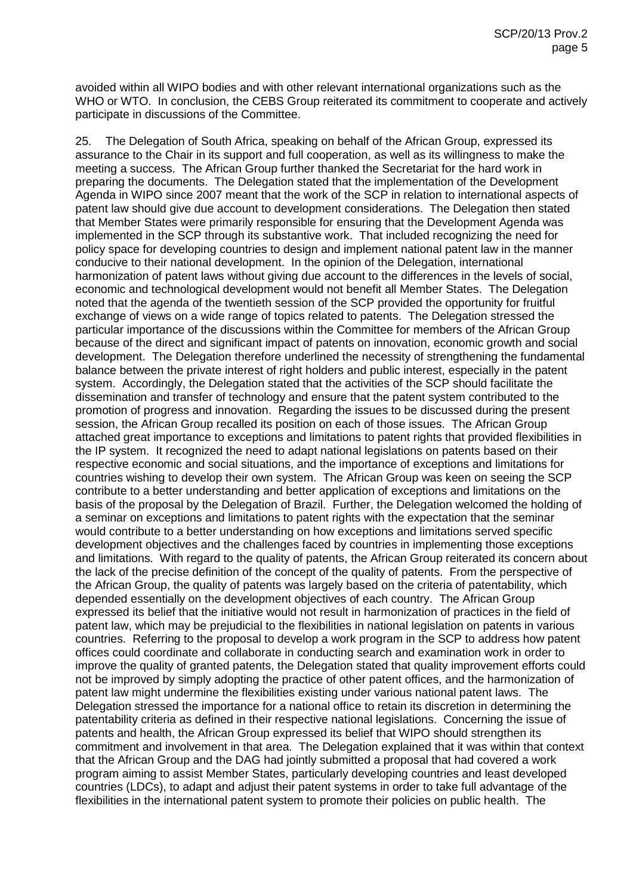avoided within all WIPO bodies and with other relevant international organizations such as the WHO or WTO. In conclusion, the CEBS Group reiterated its commitment to cooperate and actively participate in discussions of the Committee.

25. The Delegation of South Africa, speaking on behalf of the African Group, expressed its assurance to the Chair in its support and full cooperation, as well as its willingness to make the meeting a success. The African Group further thanked the Secretariat for the hard work in preparing the documents. The Delegation stated that the implementation of the Development Agenda in WIPO since 2007 meant that the work of the SCP in relation to international aspects of patent law should give due account to development considerations. The Delegation then stated that Member States were primarily responsible for ensuring that the Development Agenda was implemented in the SCP through its substantive work. That included recognizing the need for policy space for developing countries to design and implement national patent law in the manner conducive to their national development. In the opinion of the Delegation, international harmonization of patent laws without giving due account to the differences in the levels of social, economic and technological development would not benefit all Member States. The Delegation noted that the agenda of the twentieth session of the SCP provided the opportunity for fruitful exchange of views on a wide range of topics related to patents. The Delegation stressed the particular importance of the discussions within the Committee for members of the African Group because of the direct and significant impact of patents on innovation, economic growth and social development. The Delegation therefore underlined the necessity of strengthening the fundamental balance between the private interest of right holders and public interest, especially in the patent system. Accordingly, the Delegation stated that the activities of the SCP should facilitate the dissemination and transfer of technology and ensure that the patent system contributed to the promotion of progress and innovation. Regarding the issues to be discussed during the present session, the African Group recalled its position on each of those issues. The African Group attached great importance to exceptions and limitations to patent rights that provided flexibilities in the IP system. It recognized the need to adapt national legislations on patents based on their respective economic and social situations, and the importance of exceptions and limitations for countries wishing to develop their own system. The African Group was keen on seeing the SCP contribute to a better understanding and better application of exceptions and limitations on the basis of the proposal by the Delegation of Brazil. Further, the Delegation welcomed the holding of a seminar on exceptions and limitations to patent rights with the expectation that the seminar would contribute to a better understanding on how exceptions and limitations served specific development objectives and the challenges faced by countries in implementing those exceptions and limitations. With regard to the quality of patents, the African Group reiterated its concern about the lack of the precise definition of the concept of the quality of patents. From the perspective of the African Group, the quality of patents was largely based on the criteria of patentability, which depended essentially on the development objectives of each country. The African Group expressed its belief that the initiative would not result in harmonization of practices in the field of patent law, which may be prejudicial to the flexibilities in national legislation on patents in various countries. Referring to the proposal to develop a work program in the SCP to address how patent offices could coordinate and collaborate in conducting search and examination work in order to improve the quality of granted patents, the Delegation stated that quality improvement efforts could not be improved by simply adopting the practice of other patent offices, and the harmonization of patent law might undermine the flexibilities existing under various national patent laws. The Delegation stressed the importance for a national office to retain its discretion in determining the patentability criteria as defined in their respective national legislations. Concerning the issue of patents and health, the African Group expressed its belief that WIPO should strengthen its commitment and involvement in that area. The Delegation explained that it was within that context that the African Group and the DAG had jointly submitted a proposal that had covered a work program aiming to assist Member States, particularly developing countries and least developed countries (LDCs), to adapt and adjust their patent systems in order to take full advantage of the flexibilities in the international patent system to promote their policies on public health. The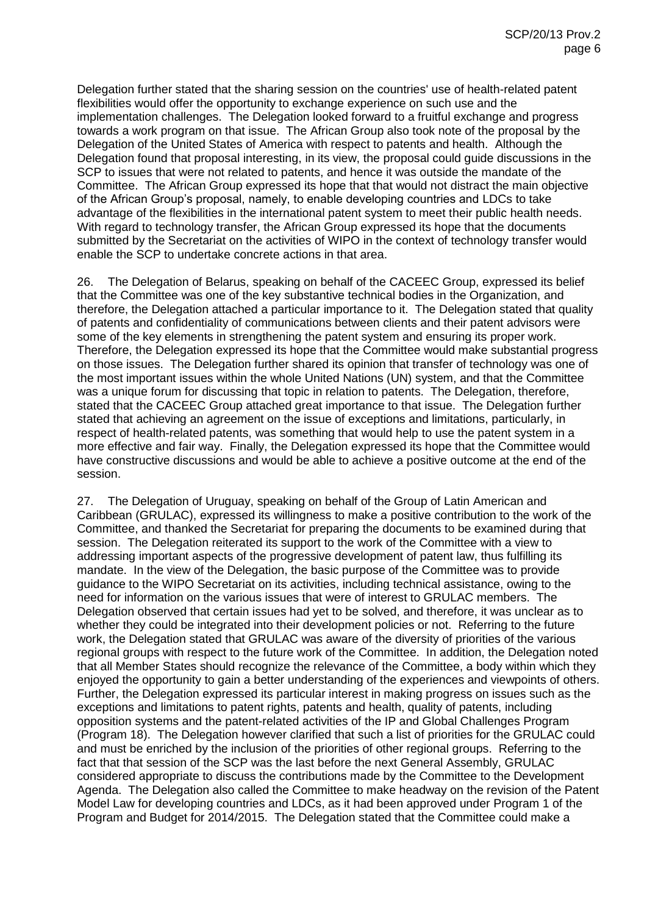Delegation further stated that the sharing session on the countries' use of health-related patent flexibilities would offer the opportunity to exchange experience on such use and the implementation challenges. The Delegation looked forward to a fruitful exchange and progress towards a work program on that issue. The African Group also took note of the proposal by the Delegation of the United States of America with respect to patents and health. Although the Delegation found that proposal interesting, in its view, the proposal could guide discussions in the SCP to issues that were not related to patents, and hence it was outside the mandate of the Committee. The African Group expressed its hope that that would not distract the main objective of the African Group's proposal, namely, to enable developing countries and LDCs to take advantage of the flexibilities in the international patent system to meet their public health needs. With regard to technology transfer, the African Group expressed its hope that the documents submitted by the Secretariat on the activities of WIPO in the context of technology transfer would enable the SCP to undertake concrete actions in that area.

26. The Delegation of Belarus, speaking on behalf of the CACEEC Group, expressed its belief that the Committee was one of the key substantive technical bodies in the Organization, and therefore, the Delegation attached a particular importance to it. The Delegation stated that quality of patents and confidentiality of communications between clients and their patent advisors were some of the key elements in strengthening the patent system and ensuring its proper work. Therefore, the Delegation expressed its hope that the Committee would make substantial progress on those issues. The Delegation further shared its opinion that transfer of technology was one of the most important issues within the whole United Nations (UN) system, and that the Committee was a unique forum for discussing that topic in relation to patents. The Delegation, therefore, stated that the CACEEC Group attached great importance to that issue. The Delegation further stated that achieving an agreement on the issue of exceptions and limitations, particularly, in respect of health-related patents, was something that would help to use the patent system in a more effective and fair way. Finally, the Delegation expressed its hope that the Committee would have constructive discussions and would be able to achieve a positive outcome at the end of the session.

27. The Delegation of Uruguay, speaking on behalf of the Group of Latin American and Caribbean (GRULAC), expressed its willingness to make a positive contribution to the work of the Committee, and thanked the Secretariat for preparing the documents to be examined during that session. The Delegation reiterated its support to the work of the Committee with a view to addressing important aspects of the progressive development of patent law, thus fulfilling its mandate. In the view of the Delegation, the basic purpose of the Committee was to provide guidance to the WIPO Secretariat on its activities, including technical assistance, owing to the need for information on the various issues that were of interest to GRULAC members. The Delegation observed that certain issues had yet to be solved, and therefore, it was unclear as to whether they could be integrated into their development policies or not. Referring to the future work, the Delegation stated that GRULAC was aware of the diversity of priorities of the various regional groups with respect to the future work of the Committee. In addition, the Delegation noted that all Member States should recognize the relevance of the Committee, a body within which they enjoyed the opportunity to gain a better understanding of the experiences and viewpoints of others. Further, the Delegation expressed its particular interest in making progress on issues such as the exceptions and limitations to patent rights, patents and health, quality of patents, including opposition systems and the patent-related activities of the IP and Global Challenges Program (Program 18). The Delegation however clarified that such a list of priorities for the GRULAC could and must be enriched by the inclusion of the priorities of other regional groups. Referring to the fact that that session of the SCP was the last before the next General Assembly, GRULAC considered appropriate to discuss the contributions made by the Committee to the Development Agenda. The Delegation also called the Committee to make headway on the revision of the Patent Model Law for developing countries and LDCs, as it had been approved under Program 1 of the Program and Budget for 2014/2015. The Delegation stated that the Committee could make a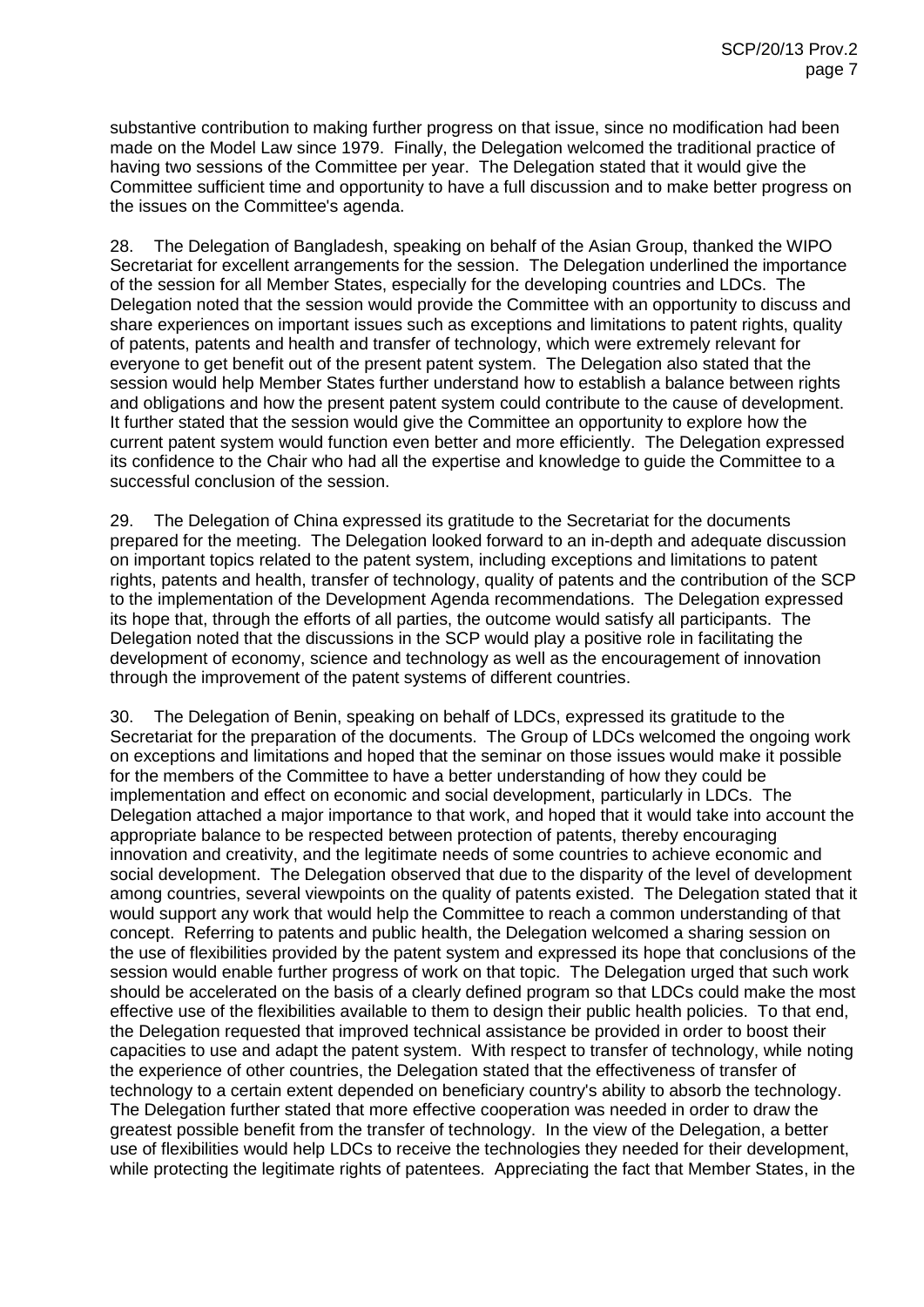substantive contribution to making further progress on that issue, since no modification had been made on the Model Law since 1979. Finally, the Delegation welcomed the traditional practice of having two sessions of the Committee per year. The Delegation stated that it would give the Committee sufficient time and opportunity to have a full discussion and to make better progress on the issues on the Committee's agenda.

28. The Delegation of Bangladesh, speaking on behalf of the Asian Group, thanked the WIPO Secretariat for excellent arrangements for the session. The Delegation underlined the importance of the session for all Member States, especially for the developing countries and LDCs. The Delegation noted that the session would provide the Committee with an opportunity to discuss and share experiences on important issues such as exceptions and limitations to patent rights, quality of patents, patents and health and transfer of technology, which were extremely relevant for everyone to get benefit out of the present patent system. The Delegation also stated that the session would help Member States further understand how to establish a balance between rights and obligations and how the present patent system could contribute to the cause of development. It further stated that the session would give the Committee an opportunity to explore how the current patent system would function even better and more efficiently. The Delegation expressed its confidence to the Chair who had all the expertise and knowledge to guide the Committee to a successful conclusion of the session.

29. The Delegation of China expressed its gratitude to the Secretariat for the documents prepared for the meeting. The Delegation looked forward to an in-depth and adequate discussion on important topics related to the patent system, including exceptions and limitations to patent rights, patents and health, transfer of technology, quality of patents and the contribution of the SCP to the implementation of the Development Agenda recommendations. The Delegation expressed its hope that, through the efforts of all parties, the outcome would satisfy all participants. The Delegation noted that the discussions in the SCP would play a positive role in facilitating the development of economy, science and technology as well as the encouragement of innovation through the improvement of the patent systems of different countries.

30. The Delegation of Benin, speaking on behalf of LDCs, expressed its gratitude to the Secretariat for the preparation of the documents. The Group of LDCs welcomed the ongoing work on exceptions and limitations and hoped that the seminar on those issues would make it possible for the members of the Committee to have a better understanding of how they could be implementation and effect on economic and social development, particularly in LDCs. The Delegation attached a major importance to that work, and hoped that it would take into account the appropriate balance to be respected between protection of patents, thereby encouraging innovation and creativity, and the legitimate needs of some countries to achieve economic and social development. The Delegation observed that due to the disparity of the level of development among countries, several viewpoints on the quality of patents existed. The Delegation stated that it would support any work that would help the Committee to reach a common understanding of that concept. Referring to patents and public health, the Delegation welcomed a sharing session on the use of flexibilities provided by the patent system and expressed its hope that conclusions of the session would enable further progress of work on that topic. The Delegation urged that such work should be accelerated on the basis of a clearly defined program so that LDCs could make the most effective use of the flexibilities available to them to design their public health policies. To that end, the Delegation requested that improved technical assistance be provided in order to boost their capacities to use and adapt the patent system. With respect to transfer of technology, while noting the experience of other countries, the Delegation stated that the effectiveness of transfer of technology to a certain extent depended on beneficiary country's ability to absorb the technology. The Delegation further stated that more effective cooperation was needed in order to draw the greatest possible benefit from the transfer of technology. In the view of the Delegation, a better use of flexibilities would help LDCs to receive the technologies they needed for their development, while protecting the legitimate rights of patentees. Appreciating the fact that Member States, in the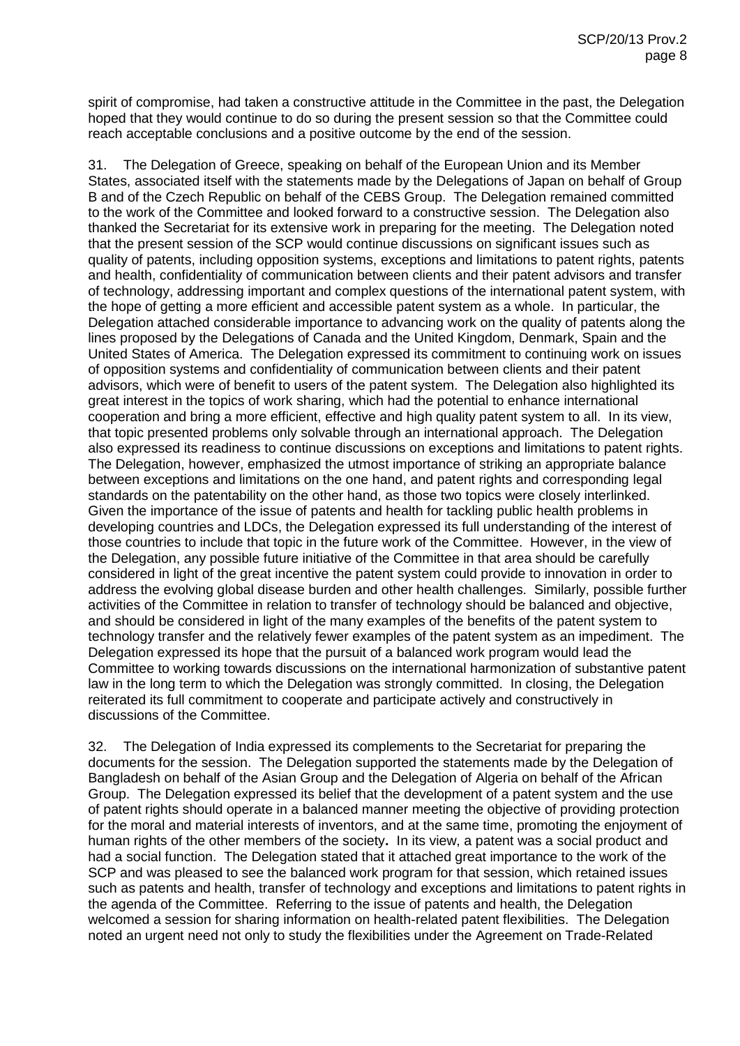spirit of compromise, had taken a constructive attitude in the Committee in the past, the Delegation hoped that they would continue to do so during the present session so that the Committee could reach acceptable conclusions and a positive outcome by the end of the session.

31. The Delegation of Greece, speaking on behalf of the European Union and its Member States, associated itself with the statements made by the Delegations of Japan on behalf of Group B and of the Czech Republic on behalf of the CEBS Group. The Delegation remained committed to the work of the Committee and looked forward to a constructive session. The Delegation also thanked the Secretariat for its extensive work in preparing for the meeting. The Delegation noted that the present session of the SCP would continue discussions on significant issues such as quality of patents, including opposition systems, exceptions and limitations to patent rights, patents and health, confidentiality of communication between clients and their patent advisors and transfer of technology, addressing important and complex questions of the international patent system, with the hope of getting a more efficient and accessible patent system as a whole. In particular, the Delegation attached considerable importance to advancing work on the quality of patents along the lines proposed by the Delegations of Canada and the United Kingdom, Denmark, Spain and the United States of America. The Delegation expressed its commitment to continuing work on issues of opposition systems and confidentiality of communication between clients and their patent advisors, which were of benefit to users of the patent system. The Delegation also highlighted its great interest in the topics of work sharing, which had the potential to enhance international cooperation and bring a more efficient, effective and high quality patent system to all. In its view, that topic presented problems only solvable through an international approach. The Delegation also expressed its readiness to continue discussions on exceptions and limitations to patent rights. The Delegation, however, emphasized the utmost importance of striking an appropriate balance between exceptions and limitations on the one hand, and patent rights and corresponding legal standards on the patentability on the other hand, as those two topics were closely interlinked. Given the importance of the issue of patents and health for tackling public health problems in developing countries and LDCs, the Delegation expressed its full understanding of the interest of those countries to include that topic in the future work of the Committee. However, in the view of the Delegation, any possible future initiative of the Committee in that area should be carefully considered in light of the great incentive the patent system could provide to innovation in order to address the evolving global disease burden and other health challenges. Similarly, possible further activities of the Committee in relation to transfer of technology should be balanced and objective, and should be considered in light of the many examples of the benefits of the patent system to technology transfer and the relatively fewer examples of the patent system as an impediment. The Delegation expressed its hope that the pursuit of a balanced work program would lead the Committee to working towards discussions on the international harmonization of substantive patent law in the long term to which the Delegation was strongly committed. In closing, the Delegation reiterated its full commitment to cooperate and participate actively and constructively in discussions of the Committee.

32. The Delegation of India expressed its complements to the Secretariat for preparing the documents for the session. The Delegation supported the statements made by the Delegation of Bangladesh on behalf of the Asian Group and the Delegation of Algeria on behalf of the African Group. The Delegation expressed its belief that the development of a patent system and the use of patent rights should operate in a balanced manner meeting the objective of providing protection for the moral and material interests of inventors, and at the same time, promoting the enjoyment of human rights of the other members of the society**.** In its view, a patent was a social product and had a social function. The Delegation stated that it attached great importance to the work of the SCP and was pleased to see the balanced work program for that session, which retained issues such as patents and health, transfer of technology and exceptions and limitations to patent rights in the agenda of the Committee. Referring to the issue of patents and health, the Delegation welcomed a session for sharing information on health-related patent flexibilities. The Delegation noted an urgent need not only to study the flexibilities under the Agreement on Trade-Related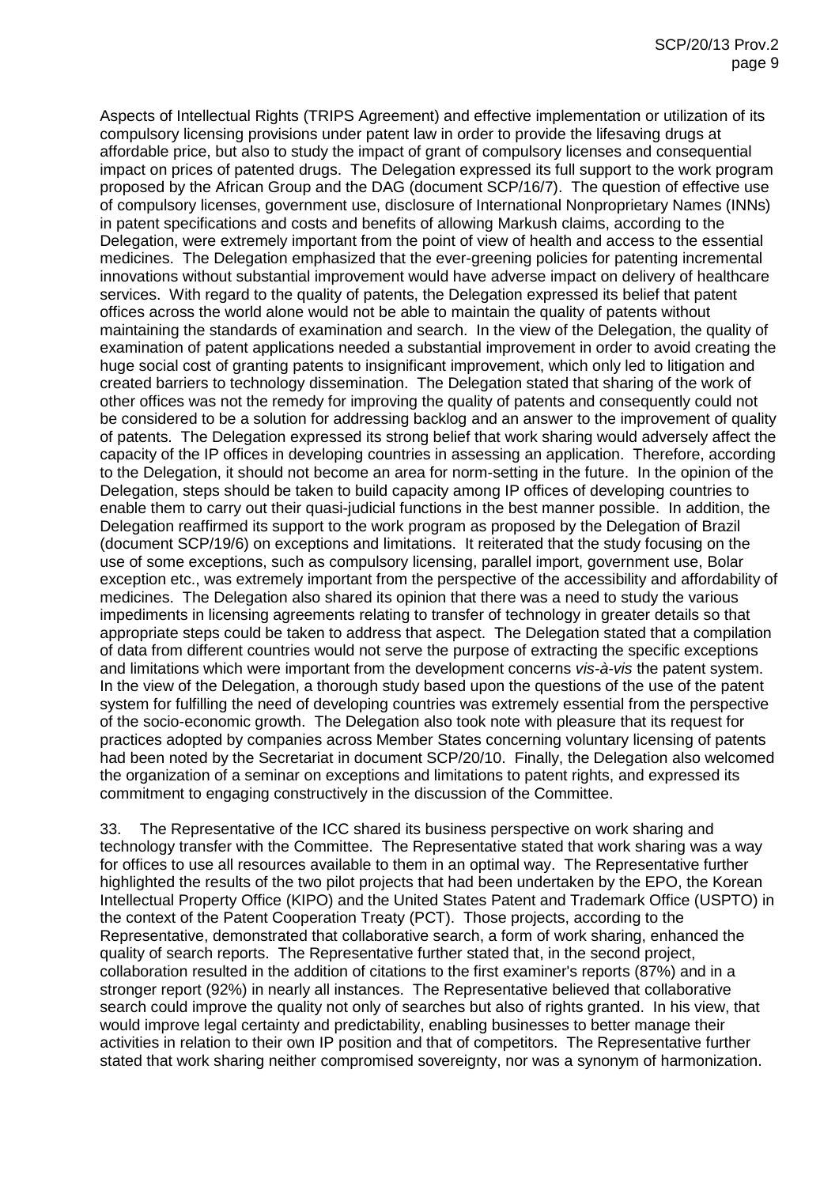Aspects of Intellectual Rights (TRIPS Agreement) and effective implementation or utilization of its compulsory licensing provisions under patent law in order to provide the lifesaving drugs at affordable price, but also to study the impact of grant of compulsory licenses and consequential impact on prices of patented drugs. The Delegation expressed its full support to the work program proposed by the African Group and the DAG (document SCP/16/7). The question of effective use of compulsory licenses, government use, disclosure of International Nonproprietary Names (INNs) in patent specifications and costs and benefits of allowing Markush claims, according to the Delegation, were extremely important from the point of view of health and access to the essential medicines. The Delegation emphasized that the ever-greening policies for patenting incremental innovations without substantial improvement would have adverse impact on delivery of healthcare services. With regard to the quality of patents, the Delegation expressed its belief that patent offices across the world alone would not be able to maintain the quality of patents without maintaining the standards of examination and search. In the view of the Delegation, the quality of examination of patent applications needed a substantial improvement in order to avoid creating the huge social cost of granting patents to insignificant improvement, which only led to litigation and created barriers to technology dissemination. The Delegation stated that sharing of the work of other offices was not the remedy for improving the quality of patents and consequently could not be considered to be a solution for addressing backlog and an answer to the improvement of quality of patents. The Delegation expressed its strong belief that work sharing would adversely affect the capacity of the IP offices in developing countries in assessing an application. Therefore, according to the Delegation, it should not become an area for norm-setting in the future. In the opinion of the Delegation, steps should be taken to build capacity among IP offices of developing countries to enable them to carry out their quasi-judicial functions in the best manner possible. In addition, the Delegation reaffirmed its support to the work program as proposed by the Delegation of Brazil (document SCP/19/6) on exceptions and limitations. It reiterated that the study focusing on the use of some exceptions, such as compulsory licensing, parallel import, government use, Bolar exception etc., was extremely important from the perspective of the accessibility and affordability of medicines. The Delegation also shared its opinion that there was a need to study the various impediments in licensing agreements relating to transfer of technology in greater details so that appropriate steps could be taken to address that aspect. The Delegation stated that a compilation of data from different countries would not serve the purpose of extracting the specific exceptions and limitations which were important from the development concerns *vis-à-vis* the patent system. In the view of the Delegation, a thorough study based upon the questions of the use of the patent system for fulfilling the need of developing countries was extremely essential from the perspective of the socio-economic growth. The Delegation also took note with pleasure that its request for practices adopted by companies across Member States concerning voluntary licensing of patents had been noted by the Secretariat in document SCP/20/10. Finally, the Delegation also welcomed the organization of a seminar on exceptions and limitations to patent rights, and expressed its commitment to engaging constructively in the discussion of the Committee.

33. The Representative of the ICC shared its business perspective on work sharing and technology transfer with the Committee. The Representative stated that work sharing was a way for offices to use all resources available to them in an optimal way. The Representative further highlighted the results of the two pilot projects that had been undertaken by the EPO, the Korean Intellectual Property Office (KIPO) and the United States Patent and Trademark Office (USPTO) in the context of the Patent Cooperation Treaty (PCT). Those projects, according to the Representative, demonstrated that collaborative search, a form of work sharing, enhanced the quality of search reports. The Representative further stated that, in the second project, collaboration resulted in the addition of citations to the first examiner's reports (87%) and in a stronger report (92%) in nearly all instances. The Representative believed that collaborative search could improve the quality not only of searches but also of rights granted. In his view, that would improve legal certainty and predictability, enabling businesses to better manage their activities in relation to their own IP position and that of competitors. The Representative further stated that work sharing neither compromised sovereignty, nor was a synonym of harmonization.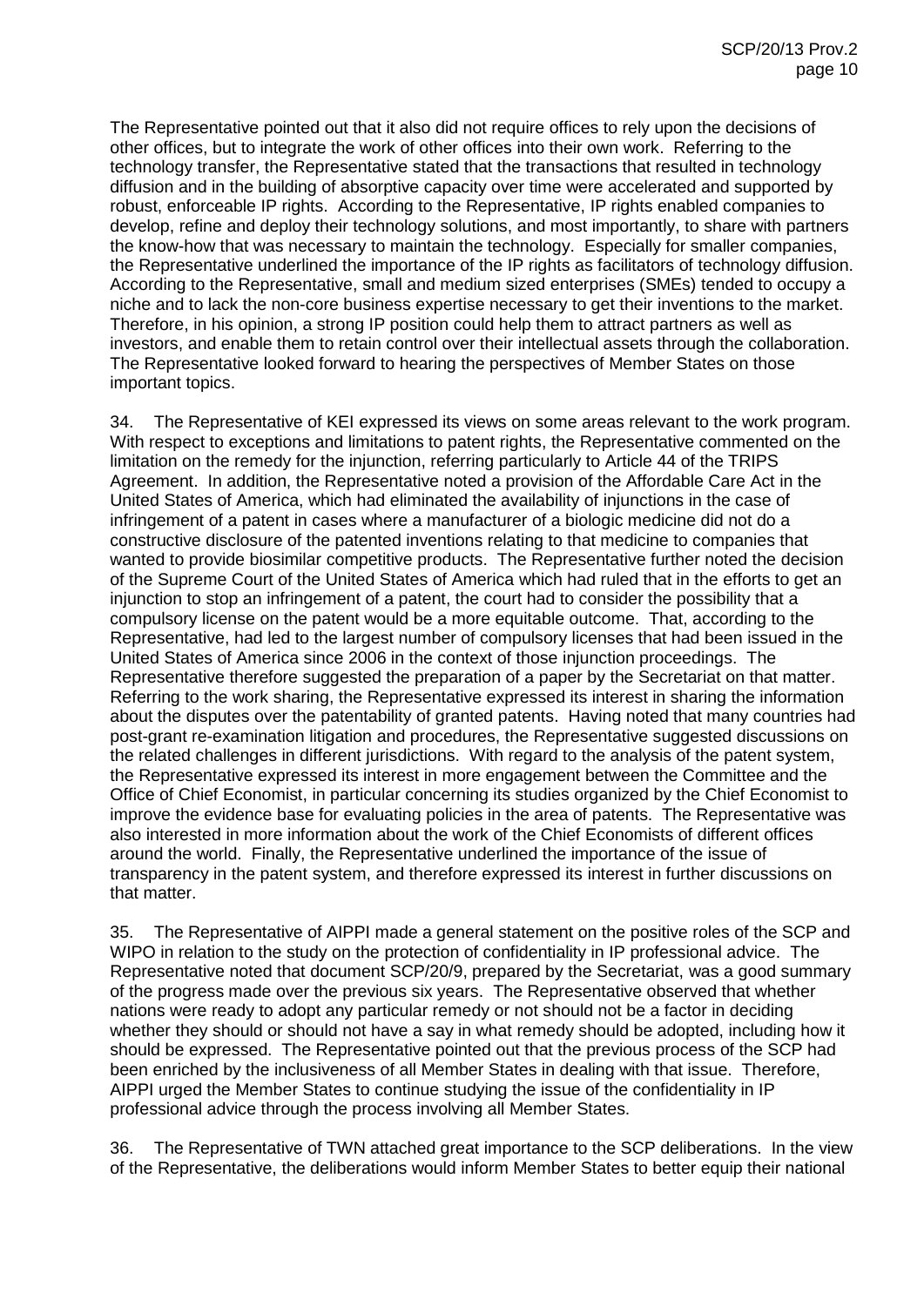The Representative pointed out that it also did not require offices to rely upon the decisions of other offices, but to integrate the work of other offices into their own work. Referring to the technology transfer, the Representative stated that the transactions that resulted in technology diffusion and in the building of absorptive capacity over time were accelerated and supported by robust, enforceable IP rights. According to the Representative, IP rights enabled companies to develop, refine and deploy their technology solutions, and most importantly, to share with partners the know-how that was necessary to maintain the technology. Especially for smaller companies, the Representative underlined the importance of the IP rights as facilitators of technology diffusion. According to the Representative, small and medium sized enterprises (SMEs) tended to occupy a niche and to lack the non-core business expertise necessary to get their inventions to the market. Therefore, in his opinion, a strong IP position could help them to attract partners as well as investors, and enable them to retain control over their intellectual assets through the collaboration. The Representative looked forward to hearing the perspectives of Member States on those important topics.

34. The Representative of KEI expressed its views on some areas relevant to the work program. With respect to exceptions and limitations to patent rights, the Representative commented on the limitation on the remedy for the injunction, referring particularly to Article 44 of the TRIPS Agreement. In addition, the Representative noted a provision of the Affordable Care Act in the United States of America, which had eliminated the availability of injunctions in the case of infringement of a patent in cases where a manufacturer of a biologic medicine did not do a constructive disclosure of the patented inventions relating to that medicine to companies that wanted to provide biosimilar competitive products. The Representative further noted the decision of the Supreme Court of the United States of America which had ruled that in the efforts to get an injunction to stop an infringement of a patent, the court had to consider the possibility that a compulsory license on the patent would be a more equitable outcome. That, according to the Representative, had led to the largest number of compulsory licenses that had been issued in the United States of America since 2006 in the context of those injunction proceedings. The Representative therefore suggested the preparation of a paper by the Secretariat on that matter. Referring to the work sharing, the Representative expressed its interest in sharing the information about the disputes over the patentability of granted patents. Having noted that many countries had post-grant re-examination litigation and procedures, the Representative suggested discussions on the related challenges in different jurisdictions. With regard to the analysis of the patent system, the Representative expressed its interest in more engagement between the Committee and the Office of Chief Economist, in particular concerning its studies organized by the Chief Economist to improve the evidence base for evaluating policies in the area of patents. The Representative was also interested in more information about the work of the Chief Economists of different offices around the world. Finally, the Representative underlined the importance of the issue of transparency in the patent system, and therefore expressed its interest in further discussions on that matter.

35. The Representative of AIPPI made a general statement on the positive roles of the SCP and WIPO in relation to the study on the protection of confidentiality in IP professional advice. The Representative noted that document SCP/20/9, prepared by the Secretariat, was a good summary of the progress made over the previous six years. The Representative observed that whether nations were ready to adopt any particular remedy or not should not be a factor in deciding whether they should or should not have a say in what remedy should be adopted, including how it should be expressed. The Representative pointed out that the previous process of the SCP had been enriched by the inclusiveness of all Member States in dealing with that issue. Therefore, AIPPI urged the Member States to continue studying the issue of the confidentiality in IP professional advice through the process involving all Member States.

36. The Representative of TWN attached great importance to the SCP deliberations. In the view of the Representative, the deliberations would inform Member States to better equip their national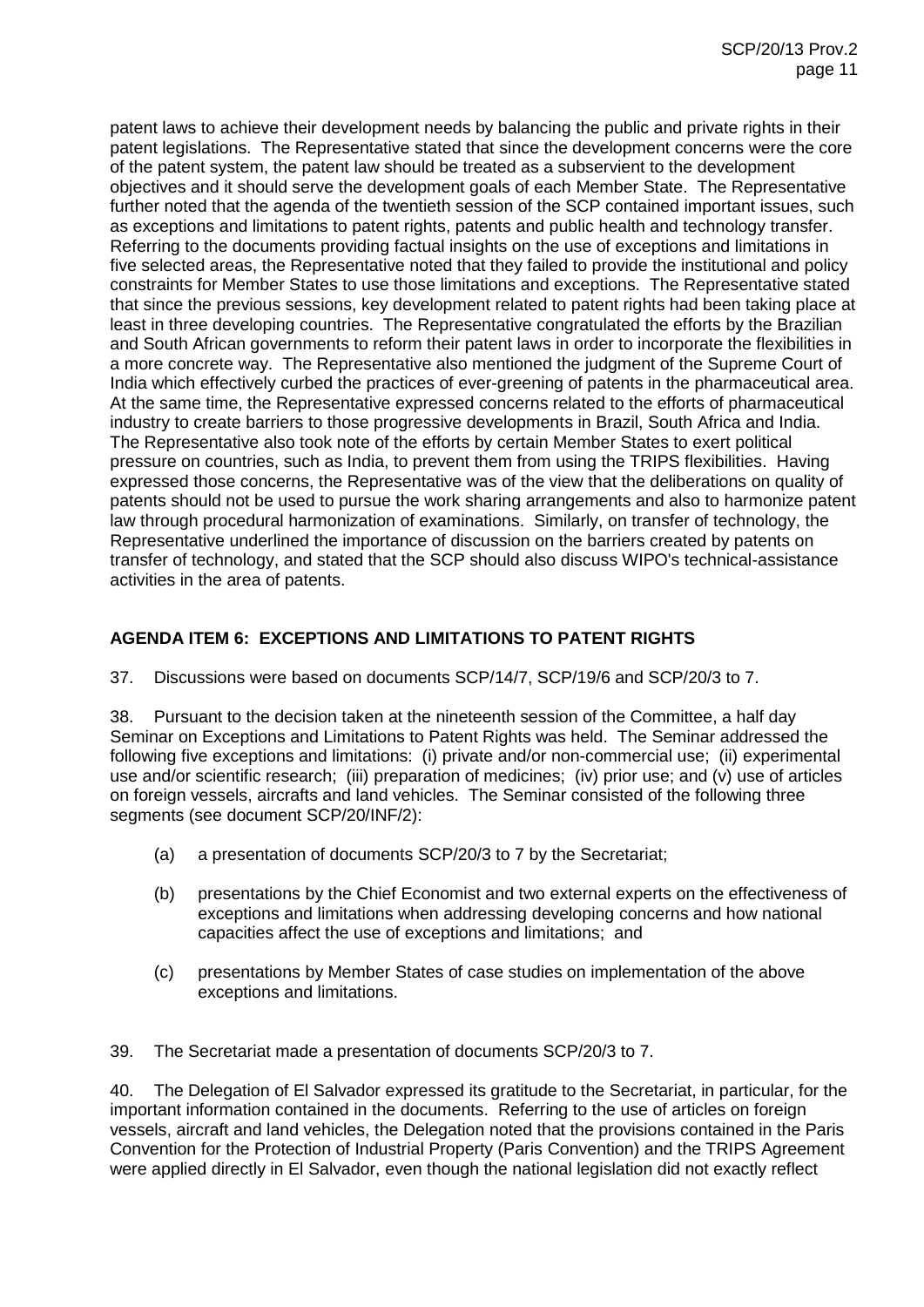patent laws to achieve their development needs by balancing the public and private rights in their patent legislations. The Representative stated that since the development concerns were the core of the patent system, the patent law should be treated as a subservient to the development objectives and it should serve the development goals of each Member State. The Representative further noted that the agenda of the twentieth session of the SCP contained important issues, such as exceptions and limitations to patent rights, patents and public health and technology transfer. Referring to the documents providing factual insights on the use of exceptions and limitations in five selected areas, the Representative noted that they failed to provide the institutional and policy constraints for Member States to use those limitations and exceptions. The Representative stated that since the previous sessions, key development related to patent rights had been taking place at least in three developing countries. The Representative congratulated the efforts by the Brazilian and South African governments to reform their patent laws in order to incorporate the flexibilities in a more concrete way. The Representative also mentioned the judgment of the Supreme Court of India which effectively curbed the practices of ever-greening of patents in the pharmaceutical area. At the same time, the Representative expressed concerns related to the efforts of pharmaceutical industry to create barriers to those progressive developments in Brazil, South Africa and India. The Representative also took note of the efforts by certain Member States to exert political pressure on countries, such as India, to prevent them from using the TRIPS flexibilities. Having expressed those concerns, the Representative was of the view that the deliberations on quality of patents should not be used to pursue the work sharing arrangements and also to harmonize patent law through procedural harmonization of examinations. Similarly, on transfer of technology, the Representative underlined the importance of discussion on the barriers created by patents on transfer of technology, and stated that the SCP should also discuss WIPO's technical-assistance activities in the area of patents.

## AGENDA ITEM 6: EXCEPTIONS AND LIMITATIONS TO PATENT RIGHTS

37. Discussions were based on documents SCP/14/7, SCP/19/6 and SCP/20/3 to 7.

38. Pursuant to the decision taken at the nineteenth session of the Committee, a half day Seminar on Exceptions and Limitations to Patent Rights was held. The Seminar addressed the following five exceptions and limitations: (i) private and/or non-commercial use; (ii) experimental use and/or scientific research; (iii) preparation of medicines; (iv) prior use; and (v) use of articles on foreign vessels, aircrafts and land vehicles. The Seminar consisted of the following three segments (see document SCP/20/INF/2):

(a) a presentation of documents SCP/20/3 to 7 by the Secretariat;

(b) presentations by the Chief Economist and two external experts on the effectiveness of exceptions and limitations when addressing developing concerns and how national capacities affect the use of exceptions and limitations; and

(c) presentations by Member States of case studies on implementation of the above exceptions and limitations.

39. The Secretariat made a presentation of documents SCP/20/3 to 7.

40. The Delegation of El Salvador expressed its gratitude to the Secretariat, in particular, for the important information contained in the documents. Referring to the use of articles on foreign vessels, aircraft and land vehicles, the Delegation noted that the provisions contained in the Paris Convention for the Protection of Industrial Property (Paris Convention) and the TRIPS Agreement were applied directly in El Salvador, even though the national legislation did not exactly reflect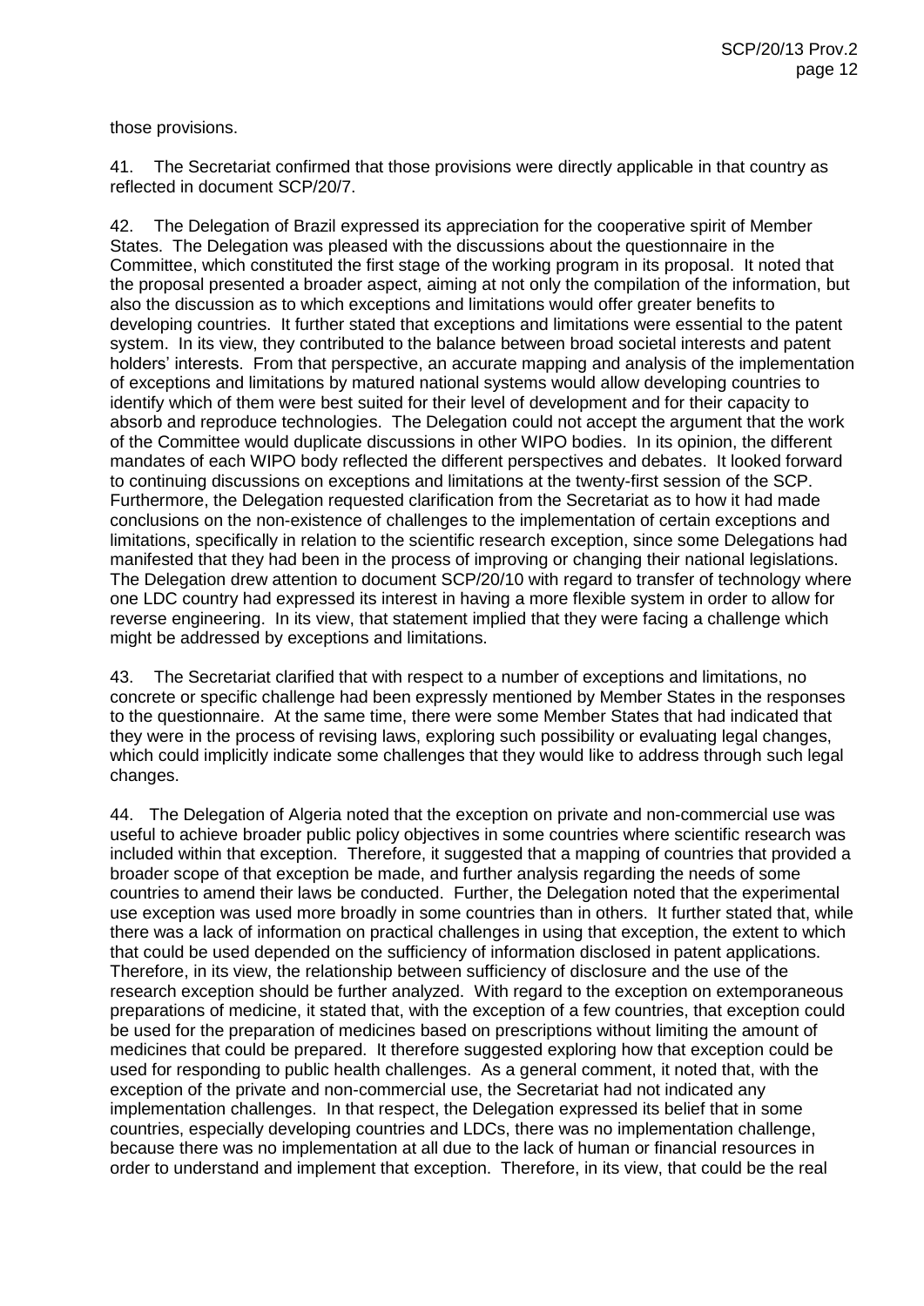those provisions.

41. The Secretariat confirmed that those provisions were directly applicable in that country as reflected in document SCP/20/7.

42. The Delegation of Brazil expressed its appreciation for the cooperative spirit of Member States. The Delegation was pleased with the discussions about the questionnaire in the Committee, which constituted the first stage of the working program in its proposal. It noted that the proposal presented a broader aspect, aiming at not only the compilation of the information, but also the discussion as to which exceptions and limitations would offer greater benefits to developing countries. It further stated that exceptions and limitations were essential to the patent system. In its view, they contributed to the balance between broad societal interests and patent holders' interests. From that perspective, an accurate mapping and analysis of the implementation of exceptions and limitations by matured national systems would allow developing countries to identify which of them were best suited for their level of development and for their capacity to absorb and reproduce technologies. The Delegation could not accept the argument that the work of the Committee would duplicate discussions in other WIPO bodies. In its opinion, the different mandates of each WIPO body reflected the different perspectives and debates. It looked forward to continuing discussions on exceptions and limitations at the twenty-first session of the SCP. Furthermore, the Delegation requested clarification from the Secretariat as to how it had made conclusions on the non-existence of challenges to the implementation of certain exceptions and limitations, specifically in relation to the scientific research exception, since some Delegations had manifested that they had been in the process of improving or changing their national legislations. The Delegation drew attention to document SCP/20/10 with regard to transfer of technology where one LDC country had expressed its interest in having a more flexible system in order to allow for reverse engineering. In its view, that statement implied that they were facing a challenge which might be addressed by exceptions and limitations.

43. The Secretariat clarified that with respect to a number of exceptions and limitations, no concrete or specific challenge had been expressly mentioned by Member States in the responses to the questionnaire. At the same time, there were some Member States that had indicated that they were in the process of revising laws, exploring such possibility or evaluating legal changes, which could implicitly indicate some challenges that they would like to address through such legal changes.

44. The Delegation of Algeria noted that the exception on private and non-commercial use was useful to achieve broader public policy objectives in some countries where scientific research was included within that exception. Therefore, it suggested that a mapping of countries that provided a broader scope of that exception be made, and further analysis regarding the needs of some countries to amend their laws be conducted. Further, the Delegation noted that the experimental use exception was used more broadly in some countries than in others. It further stated that, while there was a lack of information on practical challenges in using that exception, the extent to which that could be used depended on the sufficiency of information disclosed in patent applications. Therefore, in its view, the relationship between sufficiency of disclosure and the use of the research exception should be further analyzed. With regard to the exception on extemporaneous preparations of medicine, it stated that, with the exception of a few countries, that exception could be used for the preparation of medicines based on prescriptions without limiting the amount of medicines that could be prepared. It therefore suggested exploring how that exception could be used for responding to public health challenges. As a general comment, it noted that, with the exception of the private and non-commercial use, the Secretariat had not indicated any implementation challenges. In that respect, the Delegation expressed its belief that in some countries, especially developing countries and LDCs, there was no implementation challenge, because there was no implementation at all due to the lack of human or financial resources in order to understand and implement that exception. Therefore, in its view, that could be the real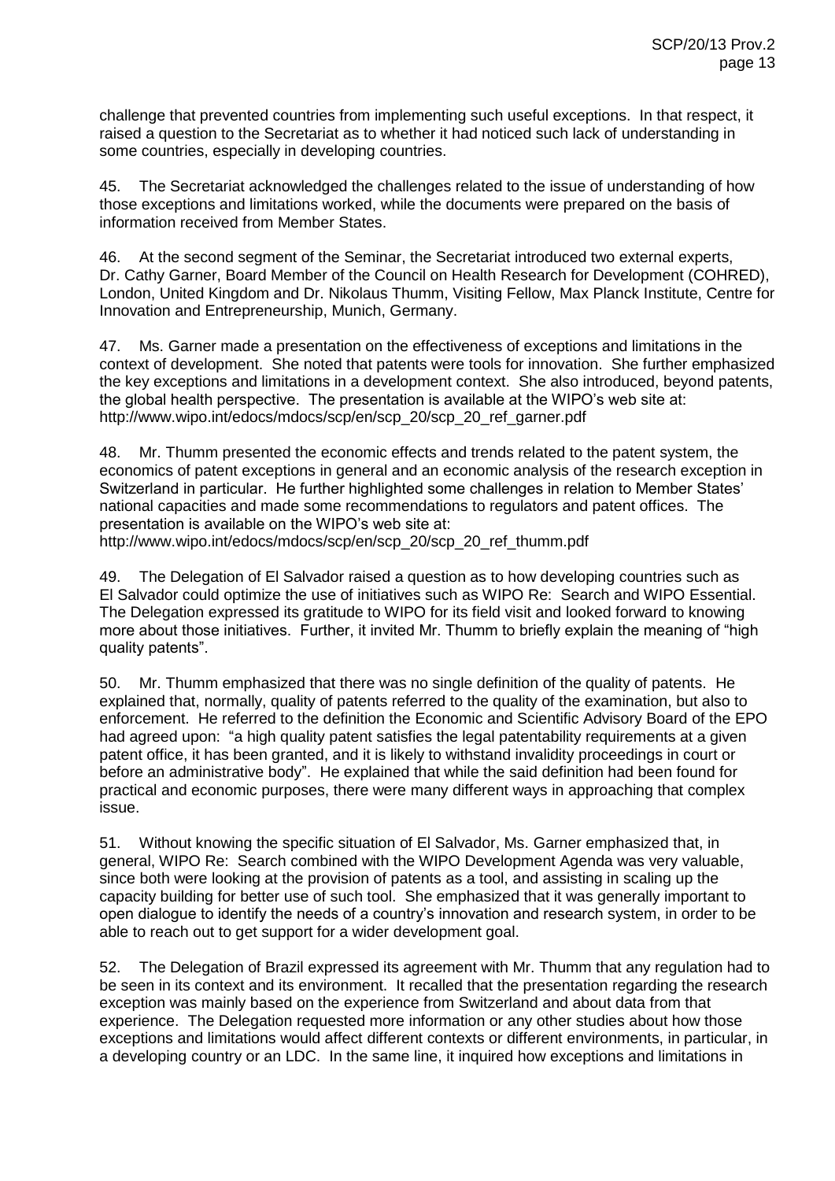challenge that prevented countries from implementing such useful exceptions. In that respect, it raised a question to the Secretariat as to whether it had noticed such lack of understanding in some countries, especially in developing countries.

45. The Secretariat acknowledged the challenges related to the issue of understanding of how those exceptions and limitations worked, while the documents were prepared on the basis of information received from Member States.

46. At the second segment of the Seminar, the Secretariat introduced two external experts, Dr. Cathy Garner, Board Member of the Council on Health Research for Development (COHRED), London, United Kingdom and Dr. Nikolaus Thumm, Visiting Fellow, Max Planck Institute, Centre for Innovation and Entrepreneurship, Munich, Germany.

47. Ms. Garner made a presentation on the effectiveness of exceptions and limitations in the context of development. She noted that patents were tools for innovation. She further emphasized the key exceptions and limitations in a development context. She also introduced, beyond patents, the global health perspective. The presentation is available at the WIPO's web site at: http://www.wipo.int/edocs/mdocs/scp/en/scp_20/scp_20_ref_garner.pdf

48. Mr. Thumm presented the economic effects and trends related to the patent system, the economics of patent exceptions in general and an economic analysis of the research exception in Switzerland in particular. He further highlighted some challenges in relation to Member States' national capacities and made some recommendations to regulators and patent offices. The presentation is available on the WIPO's web site at: http://www.wipo.int/edocs/mdocs/scp/en/scp_20/scp_20_ref_thumm.pdf

49. The Delegation of El Salvador raised a question as to how developing countries such as El Salvador could optimize the use of initiatives such as WIPO Re: Search and WIPO Essential. The Delegation expressed its gratitude to WIPO for its field visit and looked forward to knowing more about those initiatives. Further, it invited Mr. Thumm to briefly explain the meaning of "high quality patents".

50. Mr. Thumm emphasized that there was no single definition of the quality of patents. He explained that, normally, quality of patents referred to the quality of the examination, but also to enforcement. He referred to the definition the Economic and Scientific Advisory Board of the EPO had agreed upon: "a high quality patent satisfies the legal patentability requirements at a given patent office, it has been granted, and it is likely to withstand invalidity proceedings in court or before an administrative body". He explained that while the said definition had been found for practical and economic purposes, there were many different ways in approaching that complex issue.

51. Without knowing the specific situation of El Salvador, Ms. Garner emphasized that, in general, WIPO Re: Search combined with the WIPO Development Agenda was very valuable, since both were looking at the provision of patents as a tool, and assisting in scaling up the capacity building for better use of such tool. She emphasized that it was generally important to open dialogue to identify the needs of a country's innovation and research system, in order to be able to reach out to get support for a wider development goal.

52. The Delegation of Brazil expressed its agreement with Mr. Thumm that any regulation had to be seen in its context and its environment. It recalled that the presentation regarding the research exception was mainly based on the experience from Switzerland and about data from that experience. The Delegation requested more information or any other studies about how those exceptions and limitations would affect different contexts or different environments, in particular, in a developing country or an LDC. In the same line, it inquired how exceptions and limitations in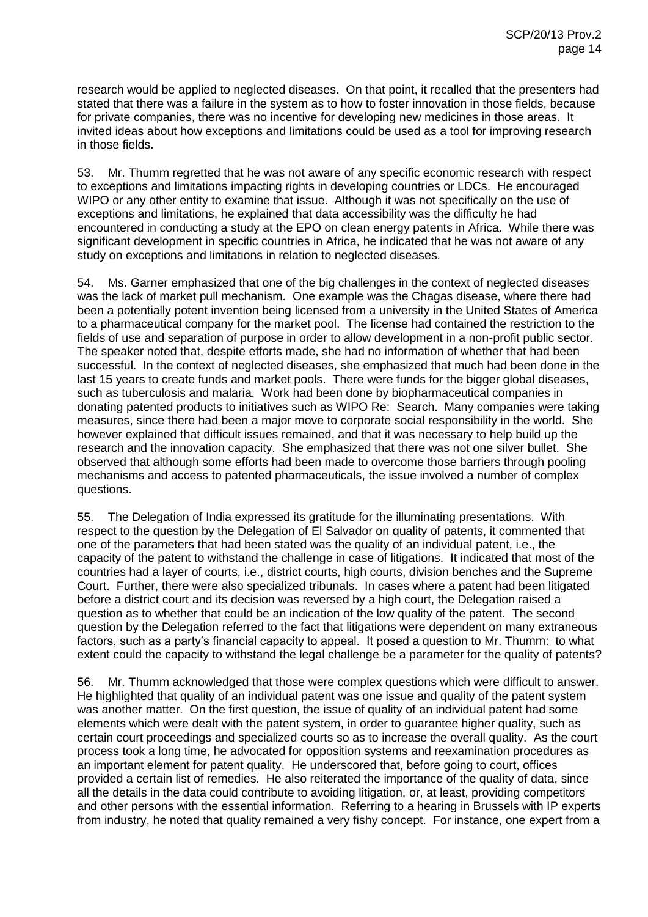research would be applied to neglected diseases. On that point, it recalled that the presenters had stated that there was a failure in the system as to how to foster innovation in those fields, because for private companies, there was no incentive for developing new medicines in those areas. It invited ideas about how exceptions and limitations could be used as a tool for improving research in those fields.

53. Mr. Thumm regretted that he was not aware of any specific economic research with respect to exceptions and limitations impacting rights in developing countries or LDCs. He encouraged WIPO or any other entity to examine that issue. Although it was not specifically on the use of exceptions and limitations, he explained that data accessibility was the difficulty he had encountered in conducting a study at the EPO on clean energy patents in Africa. While there was significant development in specific countries in Africa, he indicated that he was not aware of any study on exceptions and limitations in relation to neglected diseases.

54. Ms. Garner emphasized that one of the big challenges in the context of neglected diseases was the lack of market pull mechanism. One example was the Chagas disease, where there had been a potentially potent invention being licensed from a university in the United States of America to a pharmaceutical company for the market pool. The license had contained the restriction to the fields of use and separation of purpose in order to allow development in a non-profit public sector. The speaker noted that, despite efforts made, she had no information of whether that had been successful. In the context of neglected diseases, she emphasized that much had been done in the last 15 years to create funds and market pools. There were funds for the bigger global diseases, such as tuberculosis and malaria. Work had been done by biopharmaceutical companies in donating patented products to initiatives such as WIPO Re: Search. Many companies were taking measures, since there had been a major move to corporate social responsibility in the world. She however explained that difficult issues remained, and that it was necessary to help build up the research and the innovation capacity. She emphasized that there was not one silver bullet. She observed that although some efforts had been made to overcome those barriers through pooling mechanisms and access to patented pharmaceuticals, the issue involved a number of complex questions.

55. The Delegation of India expressed its gratitude for the illuminating presentations. With respect to the question by the Delegation of El Salvador on quality of patents, it commented that one of the parameters that had been stated was the quality of an individual patent, i.e., the capacity of the patent to withstand the challenge in case of litigations. It indicated that most of the countries had a layer of courts, i.e., district courts, high courts, division benches and the Supreme Court. Further, there were also specialized tribunals. In cases where a patent had been litigated before a district court and its decision was reversed by a high court, the Delegation raised a question as to whether that could be an indication of the low quality of the patent. The second question by the Delegation referred to the fact that litigations were dependent on many extraneous factors, such as a party's financial capacity to appeal. It posed a question to Mr. Thumm: to what extent could the capacity to withstand the legal challenge be a parameter for the quality of patents?

56. Mr. Thumm acknowledged that those were complex questions which were difficult to answer. He highlighted that quality of an individual patent was one issue and quality of the patent system was another matter. On the first question, the issue of quality of an individual patent had some elements which were dealt with the patent system, in order to guarantee higher quality, such as certain court proceedings and specialized courts so as to increase the overall quality. As the court process took a long time, he advocated for opposition systems and reexamination procedures as an important element for patent quality. He underscored that, before going to court, offices provided a certain list of remedies. He also reiterated the importance of the quality of data, since all the details in the data could contribute to avoiding litigation, or, at least, providing competitors and other persons with the essential information. Referring to a hearing in Brussels with IP experts from industry, he noted that quality remained a very fishy concept. For instance, one expert from a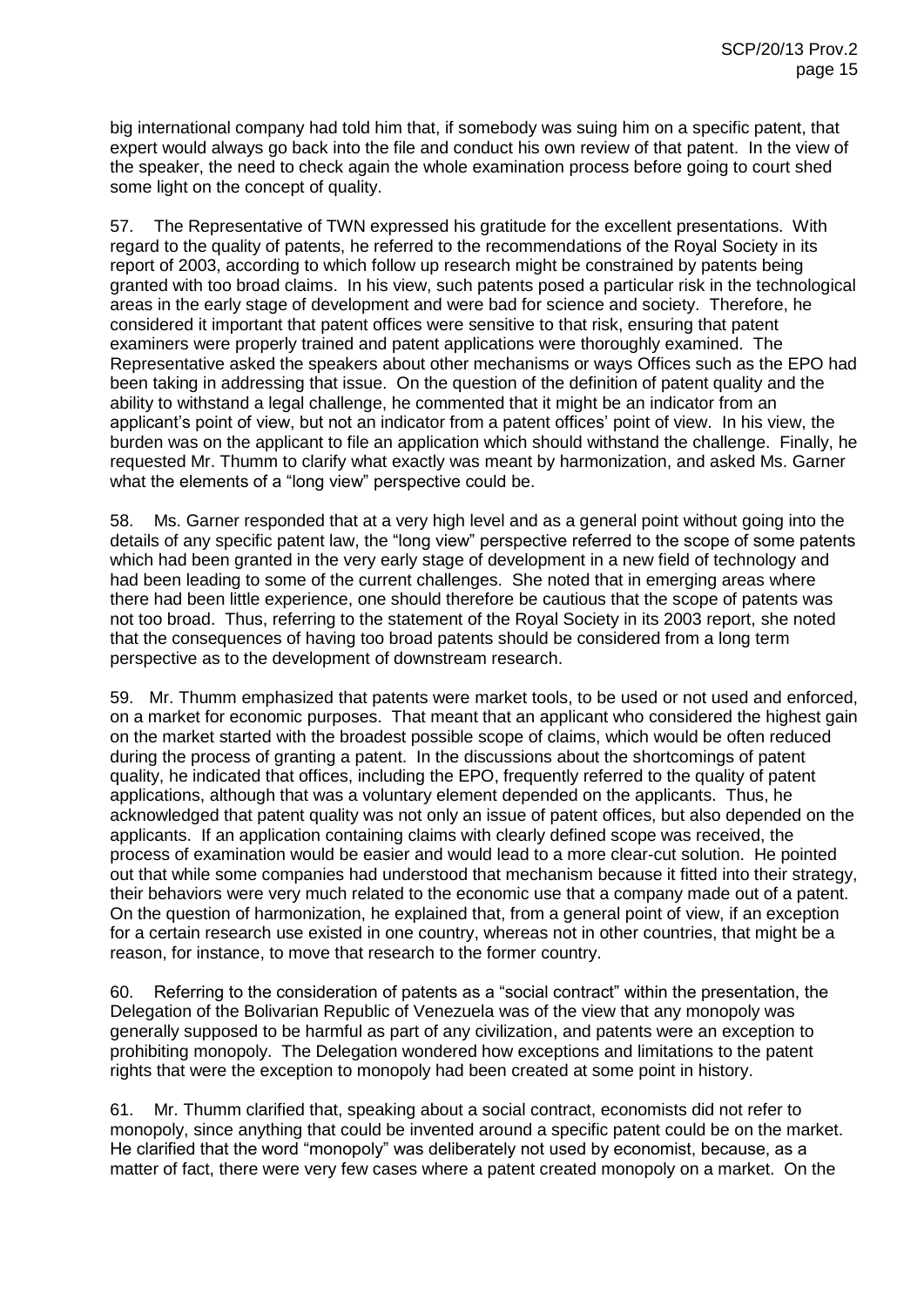big international company had told him that, if somebody was suing him on a specific patent, that expert would always go back into the file and conduct his own review of that patent. In the view of the speaker, the need to check again the whole examination process before going to court shed some light on the concept of quality.

57. The Representative of TWN expressed his gratitude for the excellent presentations. With regard to the quality of patents, he referred to the recommendations of the Royal Society in its report of 2003, according to which follow up research might be constrained by patents being granted with too broad claims. In his view, such patents posed a particular risk in the technological areas in the early stage of development and were bad for science and society. Therefore, he considered it important that patent offices were sensitive to that risk, ensuring that patent examiners were properly trained and patent applications were thoroughly examined. The Representative asked the speakers about other mechanisms or ways Offices such as the EPO had been taking in addressing that issue. On the question of the definition of patent quality and the ability to withstand a legal challenge, he commented that it might be an indicator from an applicant's point of view, but not an indicator from a patent offices' point of view. In his view, the burden was on the applicant to file an application which should withstand the challenge. Finally, he requested Mr. Thumm to clarify what exactly was meant by harmonization, and asked Ms. Garner what the elements of a "long view" perspective could be.

58. Ms. Garner responded that at a very high level and as a general point without going into the details of any specific patent law, the "long view" perspective referred to the scope of some patents which had been granted in the very early stage of development in a new field of technology and had been leading to some of the current challenges. She noted that in emerging areas where there had been little experience, one should therefore be cautious that the scope of patents was not too broad. Thus, referring to the statement of the Royal Society in its 2003 report, she noted that the consequences of having too broad patents should be considered from a long term perspective as to the development of downstream research.

59. Mr. Thumm emphasized that patents were market tools, to be used or not used and enforced, on a market for economic purposes. That meant that an applicant who considered the highest gain on the market started with the broadest possible scope of claims, which would be often reduced during the process of granting a patent. In the discussions about the shortcomings of patent quality, he indicated that offices, including the EPO, frequently referred to the quality of patent applications, although that was a voluntary element depended on the applicants. Thus, he acknowledged that patent quality was not only an issue of patent offices, but also depended on the applicants. If an application containing claims with clearly defined scope was received, the process of examination would be easier and would lead to a more clear-cut solution. He pointed out that while some companies had understood that mechanism because it fitted into their strategy, their behaviors were very much related to the economic use that a company made out of a patent. On the question of harmonization, he explained that, from a general point of view, if an exception for a certain research use existed in one country, whereas not in other countries, that might be a reason, for instance, to move that research to the former country.

60. Referring to the consideration of patents as a "social contract" within the presentation, the Delegation of the Bolivarian Republic of Venezuela was of the view that any monopoly was generally supposed to be harmful as part of any civilization, and patents were an exception to prohibiting monopoly. The Delegation wondered how exceptions and limitations to the patent rights that were the exception to monopoly had been created at some point in history.

61. Mr. Thumm clarified that, speaking about a social contract, economists did not refer to monopoly, since anything that could be invented around a specific patent could be on the market. He clarified that the word "monopoly" was deliberately not used by economist, because, as a matter of fact, there were very few cases where a patent created monopoly on a market. On the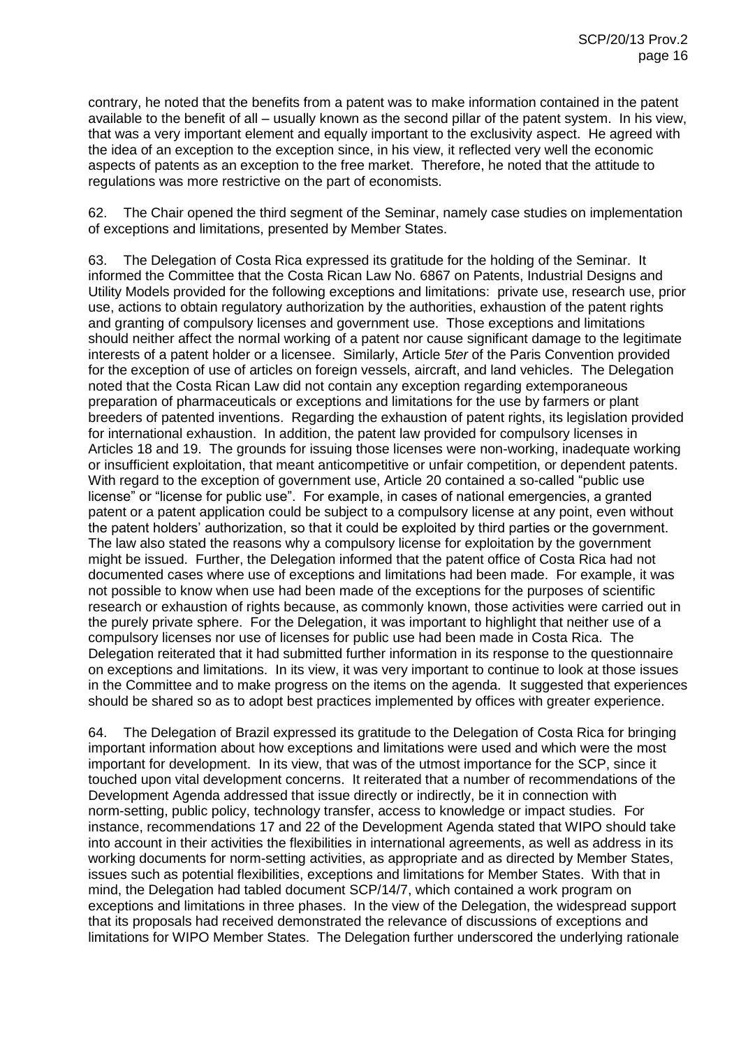contrary, he noted that the benefits from a patent was to make information contained in the patent available to the benefit of all – usually known as the second pillar of the patent system. In his view, that was a very important element and equally important to the exclusivity aspect. He agreed with the idea of an exception to the exception since, in his view, it reflected very well the economic aspects of patents as an exception to the free market. Therefore, he noted that the attitude to regulations was more restrictive on the part of economists.

62. The Chair opened the third segment of the Seminar, namely case studies on implementation of exceptions and limitations, presented by Member States.

63. The Delegation of Costa Rica expressed its gratitude for the holding of the Seminar. It informed the Committee that the Costa Rican Law No. 6867 on Patents, Industrial Designs and Utility Models provided for the following exceptions and limitations: private use, research use, prior use, actions to obtain regulatory authorization by the authorities, exhaustion of the patent rights and granting of compulsory licenses and government use. Those exceptions and limitations should neither affect the normal working of a patent nor cause significant damage to the legitimate interests of a patent holder or a licensee. Similarly, Article 5*ter* of the Paris Convention provided for the exception of use of articles on foreign vessels, aircraft, and land vehicles. The Delegation noted that the Costa Rican Law did not contain any exception regarding extemporaneous preparation of pharmaceuticals or exceptions and limitations for the use by farmers or plant breeders of patented inventions. Regarding the exhaustion of patent rights, its legislation provided for international exhaustion. In addition, the patent law provided for compulsory licenses in Articles 18 and 19. The grounds for issuing those licenses were non-working, inadequate working or insufficient exploitation, that meant anticompetitive or unfair competition, or dependent patents. With regard to the exception of government use, Article 20 contained a so-called "public use license" or "license for public use". For example, in cases of national emergencies, a granted patent or a patent application could be subject to a compulsory license at any point, even without the patent holders' authorization, so that it could be exploited by third parties or the government. The law also stated the reasons why a compulsory license for exploitation by the government might be issued. Further, the Delegation informed that the patent office of Costa Rica had not documented cases where use of exceptions and limitations had been made. For example, it was not possible to know when use had been made of the exceptions for the purposes of scientific research or exhaustion of rights because, as commonly known, those activities were carried out in the purely private sphere. For the Delegation, it was important to highlight that neither use of a compulsory licenses nor use of licenses for public use had been made in Costa Rica. The Delegation reiterated that it had submitted further information in its response to the questionnaire on exceptions and limitations. In its view, it was very important to continue to look at those issues in the Committee and to make progress on the items on the agenda. It suggested that experiences should be shared so as to adopt best practices implemented by offices with greater experience.

64. The Delegation of Brazil expressed its gratitude to the Delegation of Costa Rica for bringing important information about how exceptions and limitations were used and which were the most important for development. In its view, that was of the utmost importance for the SCP, since it touched upon vital development concerns. It reiterated that a number of recommendations of the Development Agenda addressed that issue directly or indirectly, be it in connection with norm-setting, public policy, technology transfer, access to knowledge or impact studies. For instance, recommendations 17 and 22 of the Development Agenda stated that WIPO should take into account in their activities the flexibilities in international agreements, as well as address in its working documents for norm-setting activities, as appropriate and as directed by Member States, issues such as potential flexibilities, exceptions and limitations for Member States. With that in mind, the Delegation had tabled document SCP/14/7, which contained a work program on exceptions and limitations in three phases. In the view of the Delegation, the widespread support that its proposals had received demonstrated the relevance of discussions of exceptions and limitations for WIPO Member States. The Delegation further underscored the underlying rationale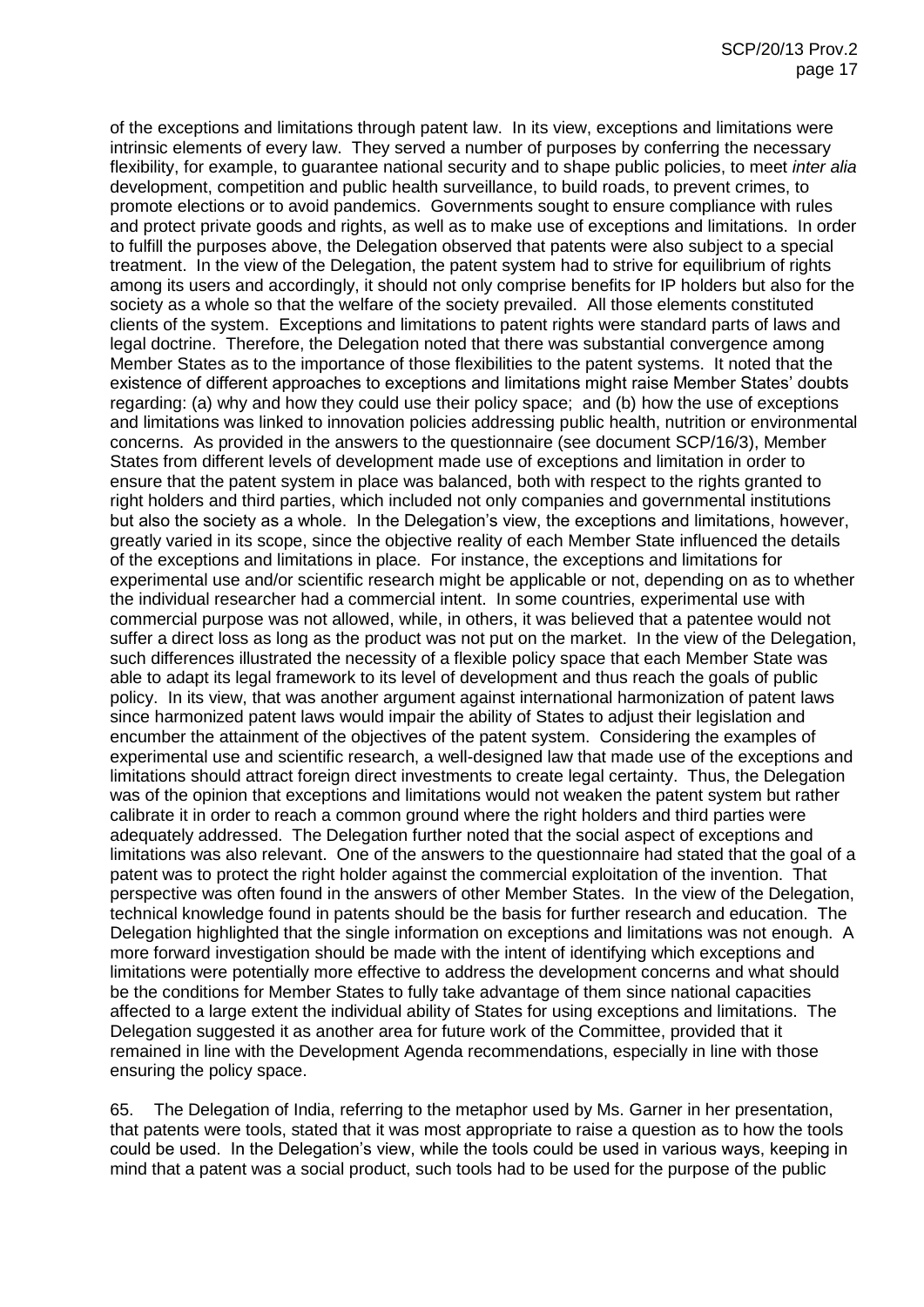of the exceptions and limitations through patent law. In its view, exceptions and limitations were intrinsic elements of every law. They served a number of purposes by conferring the necessary flexibility, for example, to guarantee national security and to shape public policies, to meet *inter alia* development, competition and public health surveillance, to build roads, to prevent crimes, to promote elections or to avoid pandemics. Governments sought to ensure compliance with rules and protect private goods and rights, as well as to make use of exceptions and limitations. In order to fulfill the purposes above, the Delegation observed that patents were also subject to a special treatment. In the view of the Delegation, the patent system had to strive for equilibrium of rights among its users and accordingly, it should not only comprise benefits for IP holders but also for the society as a whole so that the welfare of the society prevailed. All those elements constituted clients of the system. Exceptions and limitations to patent rights were standard parts of laws and legal doctrine. Therefore, the Delegation noted that there was substantial convergence among Member States as to the importance of those flexibilities to the patent systems. It noted that the existence of different approaches to exceptions and limitations might raise Member States' doubts regarding: (a) why and how they could use their policy space; and (b) how the use of exceptions and limitations was linked to innovation policies addressing public health, nutrition or environmental concerns. As provided in the answers to the questionnaire (see document SCP/16/3), Member States from different levels of development made use of exceptions and limitation in order to ensure that the patent system in place was balanced, both with respect to the rights granted to right holders and third parties, which included not only companies and governmental institutions but also the society as a whole. In the Delegation's view, the exceptions and limitations, however, greatly varied in its scope, since the objective reality of each Member State influenced the details of the exceptions and limitations in place. For instance, the exceptions and limitations for experimental use and/or scientific research might be applicable or not, depending on as to whether the individual researcher had a commercial intent. In some countries, experimental use with commercial purpose was not allowed, while, in others, it was believed that a patentee would not suffer a direct loss as long as the product was not put on the market. In the view of the Delegation, such differences illustrated the necessity of a flexible policy space that each Member State was able to adapt its legal framework to its level of development and thus reach the goals of public policy. In its view, that was another argument against international harmonization of patent laws since harmonized patent laws would impair the ability of States to adjust their legislation and encumber the attainment of the objectives of the patent system. Considering the examples of experimental use and scientific research, a well-designed law that made use of the exceptions and limitations should attract foreign direct investments to create legal certainty. Thus, the Delegation was of the opinion that exceptions and limitations would not weaken the patent system but rather calibrate it in order to reach a common ground where the right holders and third parties were adequately addressed. The Delegation further noted that the social aspect of exceptions and limitations was also relevant. One of the answers to the questionnaire had stated that the goal of a patent was to protect the right holder against the commercial exploitation of the invention. That perspective was often found in the answers of other Member States. In the view of the Delegation, technical knowledge found in patents should be the basis for further research and education. The Delegation highlighted that the single information on exceptions and limitations was not enough. A more forward investigation should be made with the intent of identifying which exceptions and limitations were potentially more effective to address the development concerns and what should be the conditions for Member States to fully take advantage of them since national capacities affected to a large extent the individual ability of States for using exceptions and limitations. The Delegation suggested it as another area for future work of the Committee, provided that it remained in line with the Development Agenda recommendations, especially in line with those ensuring the policy space.

65. The Delegation of India, referring to the metaphor used by Ms. Garner in her presentation, that patents were tools, stated that it was most appropriate to raise a question as to how the tools could be used. In the Delegation's view, while the tools could be used in various ways, keeping in mind that a patent was a social product, such tools had to be used for the purpose of the public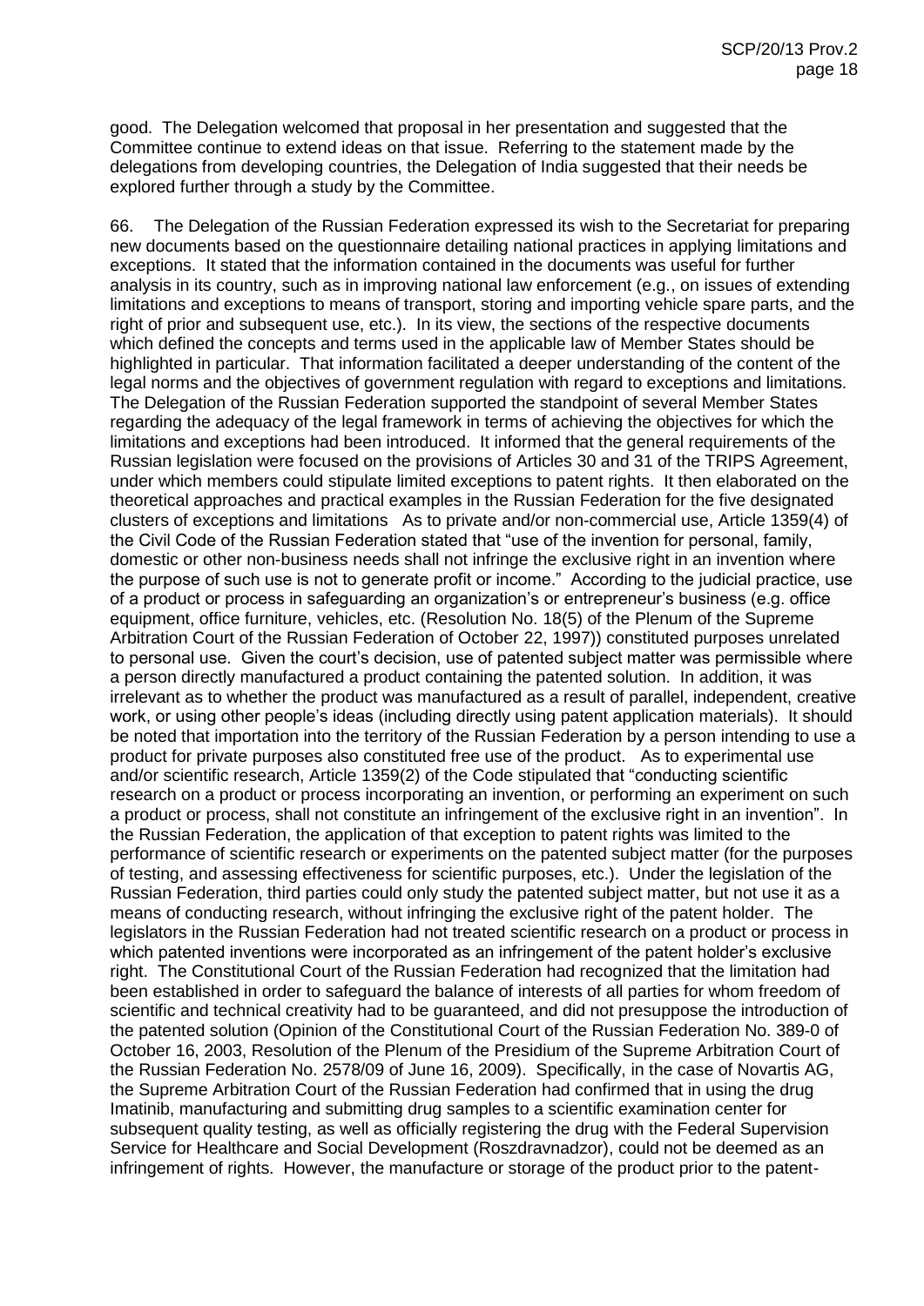good. The Delegation welcomed that proposal in her presentation and suggested that the Committee continue to extend ideas on that issue. Referring to the statement made by the delegations from developing countries, the Delegation of India suggested that their needs be explored further through a study by the Committee.

66. The Delegation of the Russian Federation expressed its wish to the Secretariat for preparing new documents based on the questionnaire detailing national practices in applying limitations and exceptions. It stated that the information contained in the documents was useful for further analysis in its country, such as in improving national law enforcement (e.g., on issues of extending limitations and exceptions to means of transport, storing and importing vehicle spare parts, and the right of prior and subsequent use, etc.). In its view, the sections of the respective documents which defined the concepts and terms used in the applicable law of Member States should be highlighted in particular. That information facilitated a deeper understanding of the content of the legal norms and the objectives of government regulation with regard to exceptions and limitations. The Delegation of the Russian Federation supported the standpoint of several Member States regarding the adequacy of the legal framework in terms of achieving the objectives for which the limitations and exceptions had been introduced. It informed that the general requirements of the Russian legislation were focused on the provisions of Articles 30 and 31 of the TRIPS Agreement, under which members could stipulate limited exceptions to patent rights. It then elaborated on the theoretical approaches and practical examples in the Russian Federation for the five designated clusters of exceptions and limitations As to private and/or non-commercial use, Article 1359(4) of the Civil Code of the Russian Federation stated that "use of the invention for personal, family, domestic or other non-business needs shall not infringe the exclusive right in an invention where the purpose of such use is not to generate profit or income." According to the judicial practice, use of a product or process in safeguarding an organization's or entrepreneur's business (e.g. office equipment, office furniture, vehicles, etc. (Resolution No. 18(5) of the Plenum of the Supreme Arbitration Court of the Russian Federation of October 22, 1997)) constituted purposes unrelated to personal use. Given the court's decision, use of patented subject matter was permissible where a person directly manufactured a product containing the patented solution. In addition, it was irrelevant as to whether the product was manufactured as a result of parallel, independent, creative work, or using other people's ideas (including directly using patent application materials). It should be noted that importation into the territory of the Russian Federation by a person intending to use a product for private purposes also constituted free use of the product. As to experimental use and/or scientific research, Article 1359(2) of the Code stipulated that "conducting scientific research on a product or process incorporating an invention, or performing an experiment on such a product or process, shall not constitute an infringement of the exclusive right in an invention". In the Russian Federation, the application of that exception to patent rights was limited to the performance of scientific research or experiments on the patented subject matter (for the purposes of testing, and assessing effectiveness for scientific purposes, etc.). Under the legislation of the Russian Federation, third parties could only study the patented subject matter, but not use it as a means of conducting research, without infringing the exclusive right of the patent holder. The legislators in the Russian Federation had not treated scientific research on a product or process in which patented inventions were incorporated as an infringement of the patent holder's exclusive right. The Constitutional Court of the Russian Federation had recognized that the limitation had been established in order to safeguard the balance of interests of all parties for whom freedom of scientific and technical creativity had to be guaranteed, and did not presuppose the introduction of the patented solution (Opinion of the Constitutional Court of the Russian Federation No. 389-0 of October 16, 2003, Resolution of the Plenum of the Presidium of the Supreme Arbitration Court of the Russian Federation No. 2578/09 of June 16, 2009). Specifically, in the case of Novartis AG, the Supreme Arbitration Court of the Russian Federation had confirmed that in using the drug Imatinib, manufacturing and submitting drug samples to a scientific examination center for subsequent quality testing, as well as officially registering the drug with the Federal Supervision Service for Healthcare and Social Development (Roszdravnadzor), could not be deemed as an infringement of rights. However, the manufacture or storage of the product prior to the patent-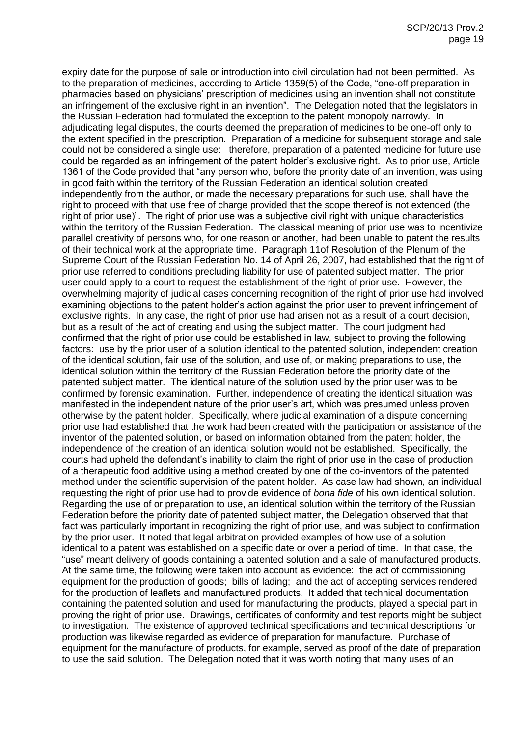expiry date for the purpose of sale or introduction into civil circulation had not been permitted. As to the preparation of medicines, according to Article 1359(5) of the Code, "one-off preparation in pharmacies based on physicians' prescription of medicines using an invention shall not constitute an infringement of the exclusive right in an invention". The Delegation noted that the legislators in the Russian Federation had formulated the exception to the patent monopoly narrowly. In adjudicating legal disputes, the courts deemed the preparation of medicines to be one-off only to the extent specified in the prescription. Preparation of a medicine for subsequent storage and sale could not be considered a single use: therefore, preparation of a patented medicine for future use could be regarded as an infringement of the patent holder's exclusive right. As to prior use, Article 1361 of the Code provided that "any person who, before the priority date of an invention, was using in good faith within the territory of the Russian Federation an identical solution created independently from the author, or made the necessary preparations for such use, shall have the right to proceed with that use free of charge provided that the scope thereof is not extended (the right of prior use)". The right of prior use was a subjective civil right with unique characteristics within the territory of the Russian Federation. The classical meaning of prior use was to incentivize parallel creativity of persons who, for one reason or another, had been unable to patent the results of their technical work at the appropriate time. Paragraph 11of Resolution of the Plenum of the Supreme Court of the Russian Federation No. 14 of April 26, 2007, had established that the right of prior use referred to conditions precluding liability for use of patented subject matter. The prior user could apply to a court to request the establishment of the right of prior use. However, the overwhelming majority of judicial cases concerning recognition of the right of prior use had involved examining objections to the patent holder's action against the prior user to prevent infringement of exclusive rights. In any case, the right of prior use had arisen not as a result of a court decision, but as a result of the act of creating and using the subject matter. The court judgment had confirmed that the right of prior use could be established in law, subject to proving the following factors: use by the prior user of a solution identical to the patented solution, independent creation of the identical solution, fair use of the solution, and use of, or making preparations to use, the identical solution within the territory of the Russian Federation before the priority date of the patented subject matter. The identical nature of the solution used by the prior user was to be confirmed by forensic examination. Further, independence of creating the identical situation was manifested in the independent nature of the prior user's art, which was presumed unless proven otherwise by the patent holder. Specifically, where judicial examination of a dispute concerning prior use had established that the work had been created with the participation or assistance of the inventor of the patented solution, or based on information obtained from the patent holder, the independence of the creation of an identical solution would not be established. Specifically, the courts had upheld the defendant's inability to claim the right of prior use in the case of production of a therapeutic food additive using a method created by one of the co-inventors of the patented method under the scientific supervision of the patent holder. As case law had shown, an individual requesting the right of prior use had to provide evidence of *bona fide* of his own identical solution. Regarding the use of or preparation to use, an identical solution within the territory of the Russian Federation before the priority date of patented subject matter, the Delegation observed that that fact was particularly important in recognizing the right of prior use, and was subject to confirmation by the prior user. It noted that legal arbitration provided examples of how use of a solution identical to a patent was established on a specific date or over a period of time. In that case, the "use" meant delivery of goods containing a patented solution and a sale of manufactured products. At the same time, the following were taken into account as evidence: the act of commissioning equipment for the production of goods; bills of lading; and the act of accepting services rendered for the production of leaflets and manufactured products. It added that technical documentation containing the patented solution and used for manufacturing the products, played a special part in proving the right of prior use. Drawings, certificates of conformity and test reports might be subject to investigation. The existence of approved technical specifications and technical descriptions for production was likewise regarded as evidence of preparation for manufacture. Purchase of equipment for the manufacture of products, for example, served as proof of the date of preparation to use the said solution. The Delegation noted that it was worth noting that many uses of an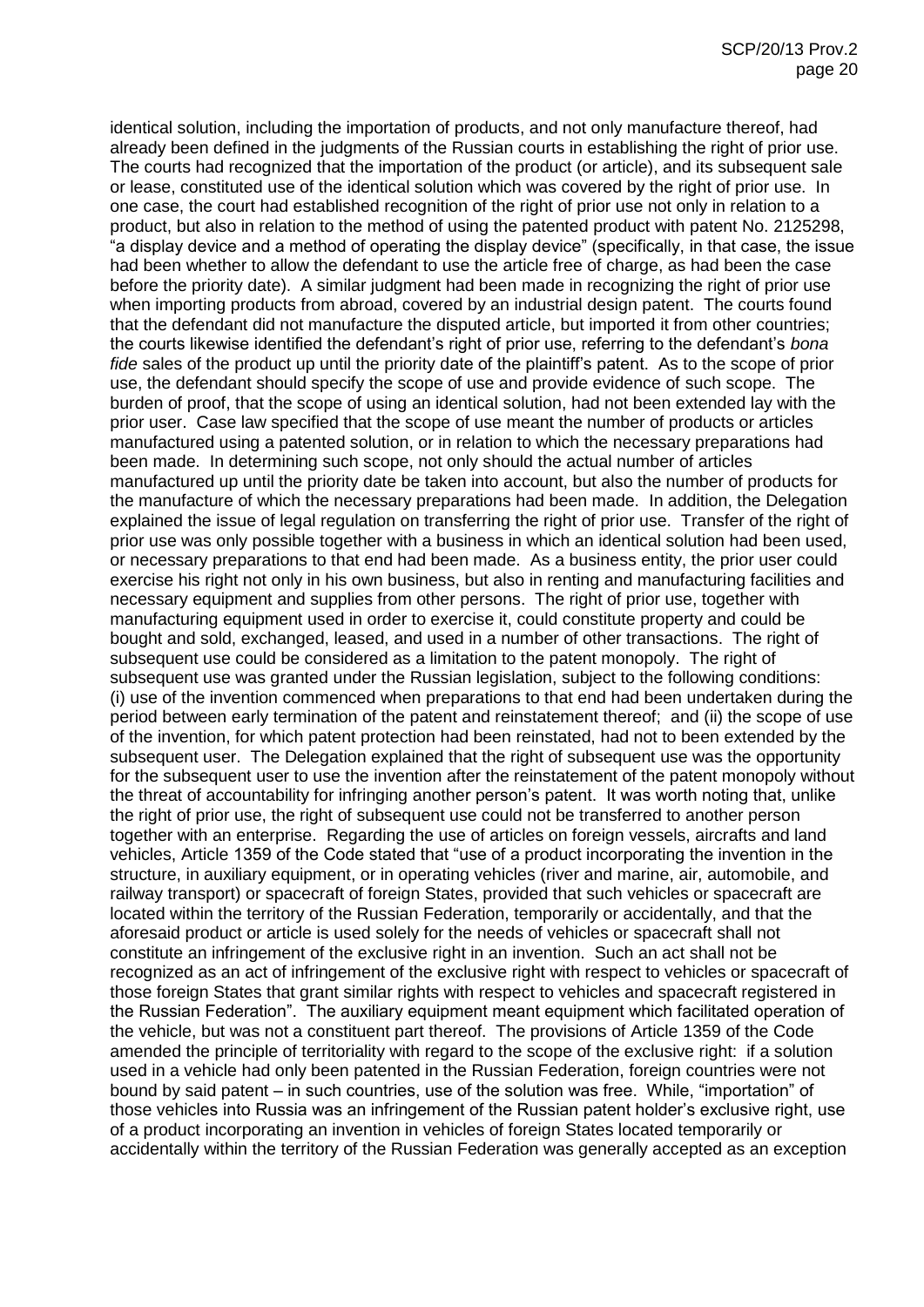identical solution, including the importation of products, and not only manufacture thereof, had already been defined in the judgments of the Russian courts in establishing the right of prior use. The courts had recognized that the importation of the product (or article), and its subsequent sale or lease, constituted use of the identical solution which was covered by the right of prior use. In one case, the court had established recognition of the right of prior use not only in relation to a product, but also in relation to the method of using the patented product with patent No. 2125298, "a display device and a method of operating the display device" (specifically, in that case, the issue had been whether to allow the defendant to use the article free of charge, as had been the case before the priority date). A similar judgment had been made in recognizing the right of prior use when importing products from abroad, covered by an industrial design patent. The courts found that the defendant did not manufacture the disputed article, but imported it from other countries; the courts likewise identified the defendant's right of prior use, referring to the defendant's *bona fide* sales of the product up until the priority date of the plaintiff's patent. As to the scope of prior use, the defendant should specify the scope of use and provide evidence of such scope. The burden of proof, that the scope of using an identical solution, had not been extended lay with the prior user. Case law specified that the scope of use meant the number of products or articles manufactured using a patented solution, or in relation to which the necessary preparations had been made. In determining such scope, not only should the actual number of articles manufactured up until the priority date be taken into account, but also the number of products for the manufacture of which the necessary preparations had been made. In addition, the Delegation explained the issue of legal regulation on transferring the right of prior use. Transfer of the right of prior use was only possible together with a business in which an identical solution had been used, or necessary preparations to that end had been made. As a business entity, the prior user could exercise his right not only in his own business, but also in renting and manufacturing facilities and necessary equipment and supplies from other persons. The right of prior use, together with manufacturing equipment used in order to exercise it, could constitute property and could be bought and sold, exchanged, leased, and used in a number of other transactions. The right of subsequent use could be considered as a limitation to the patent monopoly. The right of subsequent use was granted under the Russian legislation, subject to the following conditions: (i) use of the invention commenced when preparations to that end had been undertaken during the period between early termination of the patent and reinstatement thereof; and (ii) the scope of use of the invention, for which patent protection had been reinstated, had not to been extended by the subsequent user. The Delegation explained that the right of subsequent use was the opportunity for the subsequent user to use the invention after the reinstatement of the patent monopoly without the threat of accountability for infringing another person's patent. It was worth noting that, unlike the right of prior use, the right of subsequent use could not be transferred to another person together with an enterprise. Regarding the use of articles on foreign vessels, aircrafts and land vehicles, Article 1359 of the Code stated that "use of a product incorporating the invention in the structure, in auxiliary equipment, or in operating vehicles (river and marine, air, automobile, and railway transport) or spacecraft of foreign States, provided that such vehicles or spacecraft are located within the territory of the Russian Federation, temporarily or accidentally, and that the aforesaid product or article is used solely for the needs of vehicles or spacecraft shall not constitute an infringement of the exclusive right in an invention. Such an act shall not be recognized as an act of infringement of the exclusive right with respect to vehicles or spacecraft of those foreign States that grant similar rights with respect to vehicles and spacecraft registered in the Russian Federation". The auxiliary equipment meant equipment which facilitated operation of the vehicle, but was not a constituent part thereof. The provisions of Article 1359 of the Code amended the principle of territoriality with regard to the scope of the exclusive right: if a solution used in a vehicle had only been patented in the Russian Federation, foreign countries were not bound by said patent – in such countries, use of the solution was free. While, "importation" of those vehicles into Russia was an infringement of the Russian patent holder's exclusive right, use of a product incorporating an invention in vehicles of foreign States located temporarily or accidentally within the territory of the Russian Federation was generally accepted as an exception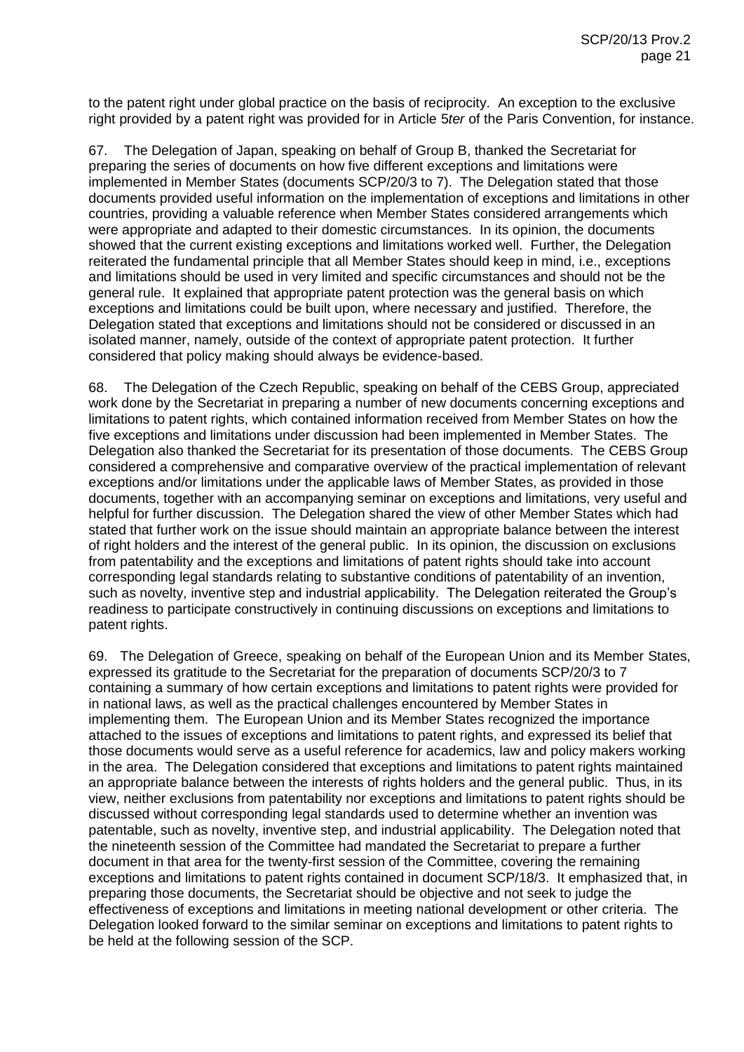to the patent right under global practice on the basis of reciprocity. An exception to the exclusive right provided by a patent right was provided for in Article 5*ter* of the Paris Convention, for instance.

67. The Delegation of Japan, speaking on behalf of Group B, thanked the Secretariat for preparing the series of documents on how five different exceptions and limitations were implemented in Member States (documents SCP/20/3 to 7). The Delegation stated that those documents provided useful information on the implementation of exceptions and limitations in other countries, providing a valuable reference when Member States considered arrangements which were appropriate and adapted to their domestic circumstances. In its opinion, the documents showed that the current existing exceptions and limitations worked well. Further, the Delegation reiterated the fundamental principle that all Member States should keep in mind, i.e., exceptions and limitations should be used in very limited and specific circumstances and should not be the general rule. It explained that appropriate patent protection was the general basis on which exceptions and limitations could be built upon, where necessary and justified. Therefore, the Delegation stated that exceptions and limitations should not be considered or discussed in an isolated manner, namely, outside of the context of appropriate patent protection. It further considered that policy making should always be evidence-based.

68. The Delegation of the Czech Republic, speaking on behalf of the CEBS Group, appreciated work done by the Secretariat in preparing a number of new documents concerning exceptions and limitations to patent rights, which contained information received from Member States on how the five exceptions and limitations under discussion had been implemented in Member States. The Delegation also thanked the Secretariat for its presentation of those documents. The CEBS Group considered a comprehensive and comparative overview of the practical implementation of relevant exceptions and/or limitations under the applicable laws of Member States, as provided in those documents, together with an accompanying seminar on exceptions and limitations, very useful and helpful for further discussion. The Delegation shared the view of other Member States which had stated that further work on the issue should maintain an appropriate balance between the interest of right holders and the interest of the general public. In its opinion, the discussion on exclusions from patentability and the exceptions and limitations of patent rights should take into account corresponding legal standards relating to substantive conditions of patentability of an invention, such as novelty, inventive step and industrial applicability. The Delegation reiterated the Group's readiness to participate constructively in continuing discussions on exceptions and limitations to patent rights.

69. The Delegation of Greece, speaking on behalf of the European Union and its Member States, expressed its gratitude to the Secretariat for the preparation of documents SCP/20/3 to 7 containing a summary of how certain exceptions and limitations to patent rights were provided for in national laws, as well as the practical challenges encountered by Member States in implementing them. The European Union and its Member States recognized the importance attached to the issues of exceptions and limitations to patent rights, and expressed its belief that those documents would serve as a useful reference for academics, law and policy makers working in the area. The Delegation considered that exceptions and limitations to patent rights maintained an appropriate balance between the interests of rights holders and the general public. Thus, in its view, neither exclusions from patentability nor exceptions and limitations to patent rights should be discussed without corresponding legal standards used to determine whether an invention was patentable, such as novelty, inventive step, and industrial applicability. The Delegation noted that the nineteenth session of the Committee had mandated the Secretariat to prepare a further document in that area for the twenty-first session of the Committee, covering the remaining exceptions and limitations to patent rights contained in document SCP/18/3. It emphasized that, in preparing those documents, the Secretariat should be objective and not seek to judge the effectiveness of exceptions and limitations in meeting national development or other criteria. The Delegation looked forward to the similar seminar on exceptions and limitations to patent rights to be held at the following session of the SCP.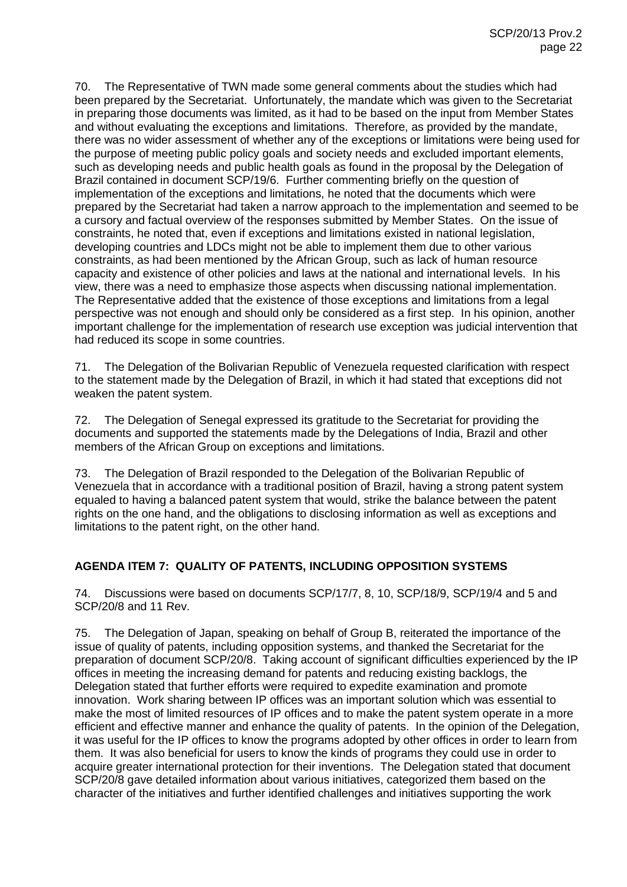70. The Representative of TWN made some general comments about the studies which had been prepared by the Secretariat. Unfortunately, the mandate which was given to the Secretariat in preparing those documents was limited, as it had to be based on the input from Member States and without evaluating the exceptions and limitations. Therefore, as provided by the mandate, there was no wider assessment of whether any of the exceptions or limitations were being used for the purpose of meeting public policy goals and society needs and excluded important elements, such as developing needs and public health goals as found in the proposal by the Delegation of Brazil contained in document SCP/19/6. Further commenting briefly on the question of implementation of the exceptions and limitations, he noted that the documents which were prepared by the Secretariat had taken a narrow approach to the implementation and seemed to be a cursory and factual overview of the responses submitted by Member States. On the issue of constraints, he noted that, even if exceptions and limitations existed in national legislation, developing countries and LDCs might not be able to implement them due to other various constraints, as had been mentioned by the African Group, such as lack of human resource capacity and existence of other policies and laws at the national and international levels. In his view, there was a need to emphasize those aspects when discussing national implementation. The Representative added that the existence of those exceptions and limitations from a legal perspective was not enough and should only be considered as a first step. In his opinion, another important challenge for the implementation of research use exception was judicial intervention that had reduced its scope in some countries.

71. The Delegation of the Bolivarian Republic of Venezuela requested clarification with respect to the statement made by the Delegation of Brazil, in which it had stated that exceptions did not weaken the patent system.

72. The Delegation of Senegal expressed its gratitude to the Secretariat for providing the documents and supported the statements made by the Delegations of India, Brazil and other members of the African Group on exceptions and limitations.

73. The Delegation of Brazil responded to the Delegation of the Bolivarian Republic of Venezuela that in accordance with a traditional position of Brazil, having a strong patent system equaled to having a balanced patent system that would, strike the balance between the patent rights on the one hand, and the obligations to disclosing information as well as exceptions and limitations to the patent right, on the other hand.

## AGENDA ITEM 7: QUALITY OF PATENTS, INCLUDING OPPOSITION SYSTEMS

74. Discussions were based on documents SCP/17/7, 8, 10, SCP/18/9, SCP/19/4 and 5 and SCP/20/8 and 11 Rev.

75. The Delegation of Japan, speaking on behalf of Group B, reiterated the importance of the issue of quality of patents, including opposition systems, and thanked the Secretariat for the preparation of document SCP/20/8. Taking account of significant difficulties experienced by the IP offices in meeting the increasing demand for patents and reducing existing backlogs, the Delegation stated that further efforts were required to expedite examination and promote innovation. Work sharing between IP offices was an important solution which was essential to make the most of limited resources of IP offices and to make the patent system operate in a more efficient and effective manner and enhance the quality of patents. In the opinion of the Delegation, it was useful for the IP offices to know the programs adopted by other offices in order to learn from them. It was also beneficial for users to know the kinds of programs they could use in order to acquire greater international protection for their inventions. The Delegation stated that document SCP/20/8 gave detailed information about various initiatives, categorized them based on the character of the initiatives and further identified challenges and initiatives supporting the work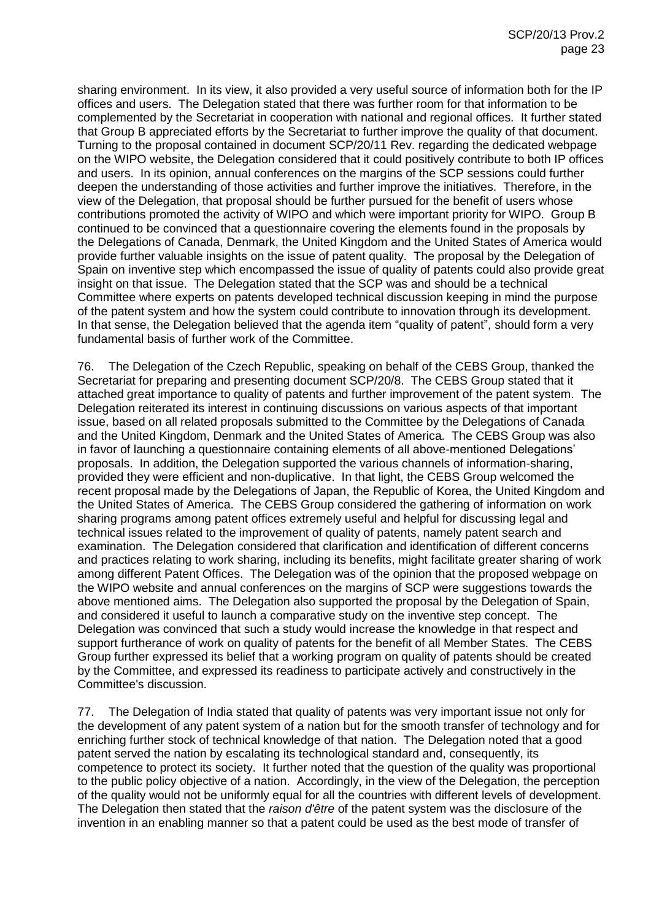sharing environment. In its view, it also provided a very useful source of information both for the IP offices and users. The Delegation stated that there was further room for that information to be complemented by the Secretariat in cooperation with national and regional offices. It further stated that Group B appreciated efforts by the Secretariat to further improve the quality of that document. Turning to the proposal contained in document SCP/20/11 Rev. regarding the dedicated webpage on the WIPO website, the Delegation considered that it could positively contribute to both IP offices and users. In its opinion, annual conferences on the margins of the SCP sessions could further deepen the understanding of those activities and further improve the initiatives. Therefore, in the view of the Delegation, that proposal should be further pursued for the benefit of users whose contributions promoted the activity of WIPO and which were important priority for WIPO. Group B continued to be convinced that a questionnaire covering the elements found in the proposals by the Delegations of Canada, Denmark, the United Kingdom and the United States of America would provide further valuable insights on the issue of patent quality. The proposal by the Delegation of Spain on inventive step which encompassed the issue of quality of patents could also provide great insight on that issue. The Delegation stated that the SCP was and should be a technical Committee where experts on patents developed technical discussion keeping in mind the purpose of the patent system and how the system could contribute to innovation through its development. In that sense, the Delegation believed that the agenda item "quality of patent", should form a very fundamental basis of further work of the Committee.

76. The Delegation of the Czech Republic, speaking on behalf of the CEBS Group, thanked the Secretariat for preparing and presenting document SCP/20/8. The CEBS Group stated that it attached great importance to quality of patents and further improvement of the patent system. The Delegation reiterated its interest in continuing discussions on various aspects of that important issue, based on all related proposals submitted to the Committee by the Delegations of Canada and the United Kingdom, Denmark and the United States of America. The CEBS Group was also in favor of launching a questionnaire containing elements of all above-mentioned Delegations' proposals. In addition, the Delegation supported the various channels of information-sharing, provided they were efficient and non-duplicative. In that light, the CEBS Group welcomed the recent proposal made by the Delegations of Japan, the Republic of Korea, the United Kingdom and the United States of America. The CEBS Group considered the gathering of information on work sharing programs among patent offices extremely useful and helpful for discussing legal and technical issues related to the improvement of quality of patents, namely patent search and examination. The Delegation considered that clarification and identification of different concerns and practices relating to work sharing, including its benefits, might facilitate greater sharing of work among different Patent Offices. The Delegation was of the opinion that the proposed webpage on the WIPO website and annual conferences on the margins of SCP were suggestions towards the above mentioned aims. The Delegation also supported the proposal by the Delegation of Spain, and considered it useful to launch a comparative study on the inventive step concept. The Delegation was convinced that such a study would increase the knowledge in that respect and support furtherance of work on quality of patents for the benefit of all Member States. The CEBS Group further expressed its belief that a working program on quality of patents should be created by the Committee, and expressed its readiness to participate actively and constructively in the Committee's discussion.

77. The Delegation of India stated that quality of patents was very important issue not only for the development of any patent system of a nation but for the smooth transfer of technology and for enriching further stock of technical knowledge of that nation. The Delegation noted that a good patent served the nation by escalating its technological standard and, consequently, its competence to protect its society. It further noted that the question of the quality was proportional to the public policy objective of a nation. Accordingly, in the view of the Delegation, the perception of the quality would not be uniformly equal for all the countries with different levels of development. The Delegation then stated that the *raison d'être* of the patent system was the disclosure of the invention in an enabling manner so that a patent could be used as the best mode of transfer of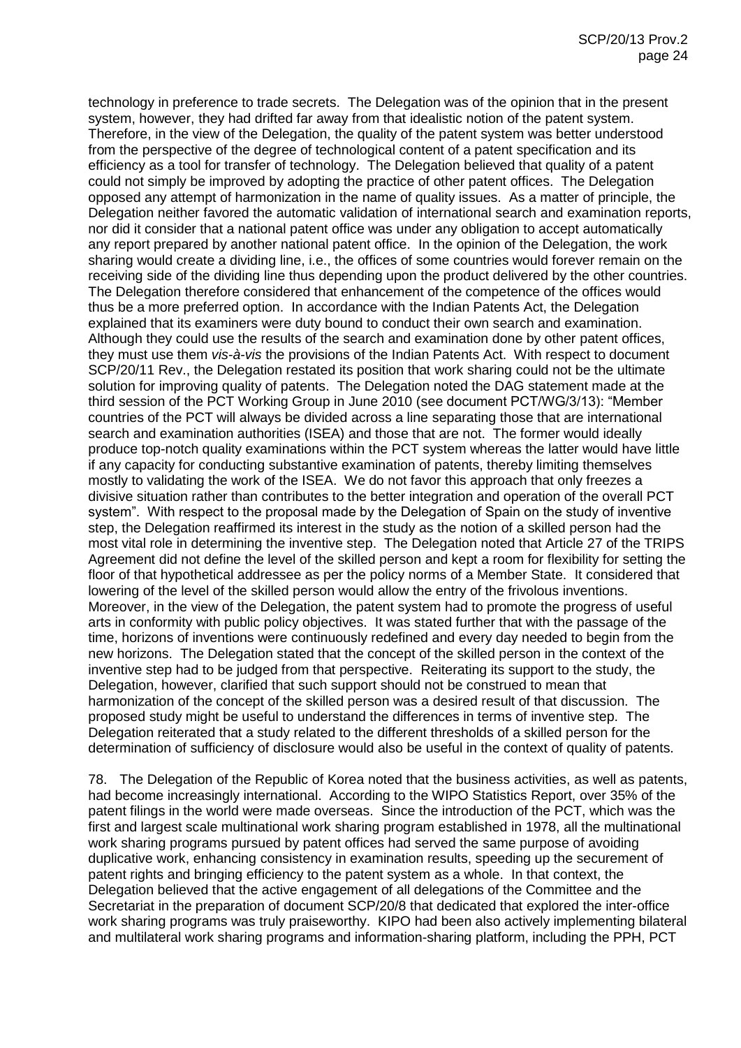technology in preference to trade secrets. The Delegation was of the opinion that in the present system, however, they had drifted far away from that idealistic notion of the patent system. Therefore, in the view of the Delegation, the quality of the patent system was better understood from the perspective of the degree of technological content of a patent specification and its efficiency as a tool for transfer of technology. The Delegation believed that quality of a patent could not simply be improved by adopting the practice of other patent offices. The Delegation opposed any attempt of harmonization in the name of quality issues. As a matter of principle, the Delegation neither favored the automatic validation of international search and examination reports, nor did it consider that a national patent office was under any obligation to accept automatically any report prepared by another national patent office. In the opinion of the Delegation, the work sharing would create a dividing line, i.e., the offices of some countries would forever remain on the receiving side of the dividing line thus depending upon the product delivered by the other countries. The Delegation therefore considered that enhancement of the competence of the offices would thus be a more preferred option. In accordance with the Indian Patents Act, the Delegation explained that its examiners were duty bound to conduct their own search and examination. Although they could use the results of the search and examination done by other patent offices, they must use them *vis-à-vis* the provisions of the Indian Patents Act. With respect to document SCP/20/11 Rev., the Delegation restated its position that work sharing could not be the ultimate solution for improving quality of patents. The Delegation noted the DAG statement made at the third session of the PCT Working Group in June 2010 (see document PCT/WG/3/13): "Member countries of the PCT will always be divided across a line separating those that are international search and examination authorities (ISEA) and those that are not. The former would ideally produce top-notch quality examinations within the PCT system whereas the latter would have little if any capacity for conducting substantive examination of patents, thereby limiting themselves mostly to validating the work of the ISEA. We do not favor this approach that only freezes a divisive situation rather than contributes to the better integration and operation of the overall PCT system". With respect to the proposal made by the Delegation of Spain on the study of inventive step, the Delegation reaffirmed its interest in the study as the notion of a skilled person had the most vital role in determining the inventive step. The Delegation noted that Article 27 of the TRIPS Agreement did not define the level of the skilled person and kept a room for flexibility for setting the floor of that hypothetical addressee as per the policy norms of a Member State. It considered that lowering of the level of the skilled person would allow the entry of the frivolous inventions. Moreover, in the view of the Delegation, the patent system had to promote the progress of useful arts in conformity with public policy objectives. It was stated further that with the passage of the time, horizons of inventions were continuously redefined and every day needed to begin from the new horizons. The Delegation stated that the concept of the skilled person in the context of the inventive step had to be judged from that perspective. Reiterating its support to the study, the Delegation, however, clarified that such support should not be construed to mean that harmonization of the concept of the skilled person was a desired result of that discussion. The proposed study might be useful to understand the differences in terms of inventive step. The Delegation reiterated that a study related to the different thresholds of a skilled person for the determination of sufficiency of disclosure would also be useful in the context of quality of patents.

78. The Delegation of the Republic of Korea noted that the business activities, as well as patents, had become increasingly international. According to the WIPO Statistics Report, over 35% of the patent filings in the world were made overseas. Since the introduction of the PCT, which was the first and largest scale multinational work sharing program established in 1978, all the multinational work sharing programs pursued by patent offices had served the same purpose of avoiding duplicative work, enhancing consistency in examination results, speeding up the securement of patent rights and bringing efficiency to the patent system as a whole. In that context, the Delegation believed that the active engagement of all delegations of the Committee and the Secretariat in the preparation of document SCP/20/8 that dedicated that explored the inter-office work sharing programs was truly praiseworthy. KIPO had been also actively implementing bilateral and multilateral work sharing programs and information-sharing platform, including the PPH, PCT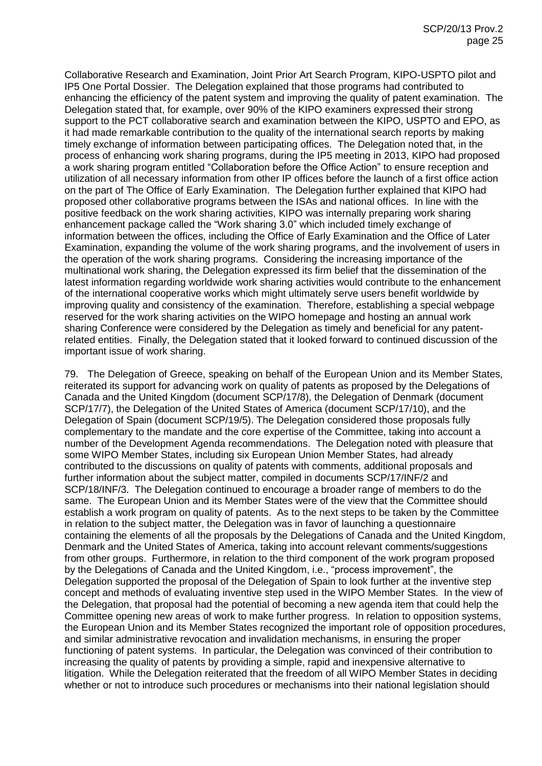Collaborative Research and Examination, Joint Prior Art Search Program, KIPO-USPTO pilot and IP5 One Portal Dossier. The Delegation explained that those programs had contributed to enhancing the efficiency of the patent system and improving the quality of patent examination. The Delegation stated that, for example, over 90% of the KIPO examiners expressed their strong support to the PCT collaborative search and examination between the KIPO, USPTO and EPO, as it had made remarkable contribution to the quality of the international search reports by making timely exchange of information between participating offices. The Delegation noted that, in the process of enhancing work sharing programs, during the IP5 meeting in 2013, KIPO had proposed a work sharing program entitled "Collaboration before the Office Action" to ensure reception and utilization of all necessary information from other IP offices before the launch of a first office action on the part of The Office of Early Examination. The Delegation further explained that KIPO had proposed other collaborative programs between the ISAs and national offices. In line with the positive feedback on the work sharing activities, KIPO was internally preparing work sharing enhancement package called the "Work sharing 3.0" which included timely exchange of information between the offices, including the Office of Early Examination and the Office of Later Examination, expanding the volume of the work sharing programs, and the involvement of users in the operation of the work sharing programs. Considering the increasing importance of the multinational work sharing, the Delegation expressed its firm belief that the dissemination of the latest information regarding worldwide work sharing activities would contribute to the enhancement of the international cooperative works which might ultimately serve users benefit worldwide by improving quality and consistency of the examination. Therefore, establishing a special webpage reserved for the work sharing activities on the WIPO homepage and hosting an annual work sharing Conference were considered by the Delegation as timely and beneficial for any patent-related entities. Finally, the Delegation stated that it looked forward to continued discussion of the important issue of work sharing.

79. The Delegation of Greece, speaking on behalf of the European Union and its Member States, reiterated its support for advancing work on quality of patents as proposed by the Delegations of Canada and the United Kingdom (document SCP/17/8), the Delegation of Denmark (document SCP/17/7), the Delegation of the United States of America (document SCP/17/10), and the Delegation of Spain (document SCP/19/5). The Delegation considered those proposals fully complementary to the mandate and the core expertise of the Committee, taking into account a number of the Development Agenda recommendations. The Delegation noted with pleasure that some WIPO Member States, including six European Union Member States, had already contributed to the discussions on quality of patents with comments, additional proposals and further information about the subject matter, compiled in documents SCP/17/INF/2 and SCP/18/INF/3. The Delegation continued to encourage a broader range of members to do the same. The European Union and its Member States were of the view that the Committee should establish a work program on quality of patents. As to the next steps to be taken by the Committee in relation to the subject matter, the Delegation was in favor of launching a questionnaire containing the elements of all the proposals by the Delegations of Canada and the United Kingdom, Denmark and the United States of America, taking into account relevant comments/suggestions from other groups. Furthermore, in relation to the third component of the work program proposed by the Delegations of Canada and the United Kingdom, i.e., "process improvement", the Delegation supported the proposal of the Delegation of Spain to look further at the inventive step concept and methods of evaluating inventive step used in the WIPO Member States. In the view of the Delegation, that proposal had the potential of becoming a new agenda item that could help the Committee opening new areas of work to make further progress. In relation to opposition systems, the European Union and its Member States recognized the important role of opposition procedures, and similar administrative revocation and invalidation mechanisms, in ensuring the proper functioning of patent systems. In particular, the Delegation was convinced of their contribution to increasing the quality of patents by providing a simple, rapid and inexpensive alternative to litigation. While the Delegation reiterated that the freedom of all WIPO Member States in deciding whether or not to introduce such procedures or mechanisms into their national legislation should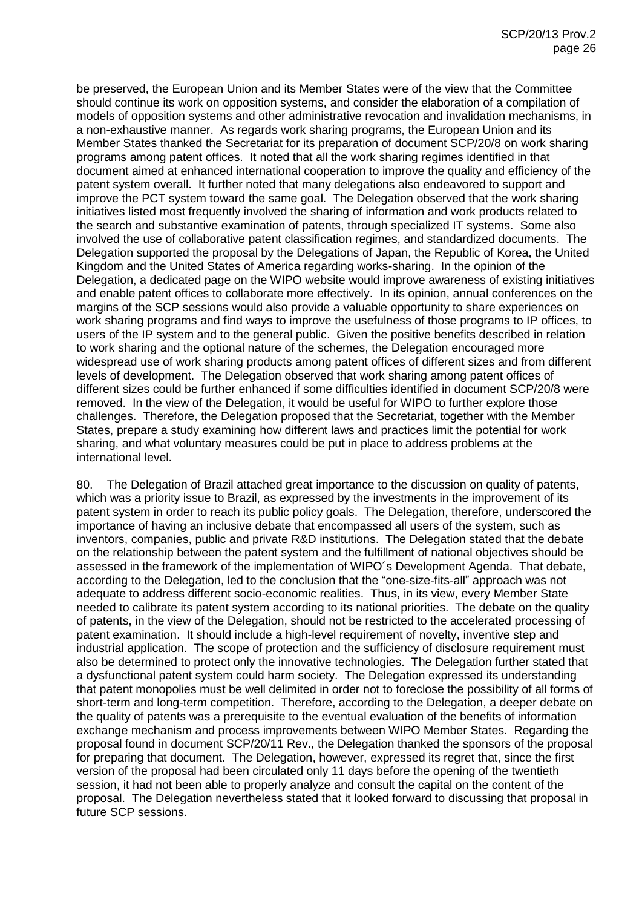be preserved, the European Union and its Member States were of the view that the Committee should continue its work on opposition systems, and consider the elaboration of a compilation of models of opposition systems and other administrative revocation and invalidation mechanisms, in a non-exhaustive manner. As regards work sharing programs, the European Union and its Member States thanked the Secretariat for its preparation of document SCP/20/8 on work sharing programs among patent offices. It noted that all the work sharing regimes identified in that document aimed at enhanced international cooperation to improve the quality and efficiency of the patent system overall. It further noted that many delegations also endeavored to support and improve the PCT system toward the same goal. The Delegation observed that the work sharing initiatives listed most frequently involved the sharing of information and work products related to the search and substantive examination of patents, through specialized IT systems. Some also involved the use of collaborative patent classification regimes, and standardized documents. The Delegation supported the proposal by the Delegations of Japan, the Republic of Korea, the United Kingdom and the United States of America regarding works-sharing. In the opinion of the Delegation, a dedicated page on the WIPO website would improve awareness of existing initiatives and enable patent offices to collaborate more effectively. In its opinion, annual conferences on the margins of the SCP sessions would also provide a valuable opportunity to share experiences on work sharing programs and find ways to improve the usefulness of those programs to IP offices, to users of the IP system and to the general public. Given the positive benefits described in relation to work sharing and the optional nature of the schemes, the Delegation encouraged more widespread use of work sharing products among patent offices of different sizes and from different levels of development. The Delegation observed that work sharing among patent offices of different sizes could be further enhanced if some difficulties identified in document SCP/20/8 were removed. In the view of the Delegation, it would be useful for WIPO to further explore those challenges. Therefore, the Delegation proposed that the Secretariat, together with the Member States, prepare a study examining how different laws and practices limit the potential for work sharing, and what voluntary measures could be put in place to address problems at the international level.

80. The Delegation of Brazil attached great importance to the discussion on quality of patents, which was a priority issue to Brazil, as expressed by the investments in the improvement of its patent system in order to reach its public policy goals. The Delegation, therefore, underscored the importance of having an inclusive debate that encompassed all users of the system, such as inventors, companies, public and private R&D institutions. The Delegation stated that the debate on the relationship between the patent system and the fulfillment of national objectives should be assessed in the framework of the implementation of WIPO´s Development Agenda. That debate, according to the Delegation, led to the conclusion that the "one-size-fits-all" approach was not adequate to address different socio-economic realities. Thus, in its view, every Member State needed to calibrate its patent system according to its national priorities. The debate on the quality of patents, in the view of the Delegation, should not be restricted to the accelerated processing of patent examination. It should include a high-level requirement of novelty, inventive step and industrial application. The scope of protection and the sufficiency of disclosure requirement must also be determined to protect only the innovative technologies. The Delegation further stated that a dysfunctional patent system could harm society. The Delegation expressed its understanding that patent monopolies must be well delimited in order not to foreclose the possibility of all forms of short-term and long-term competition. Therefore, according to the Delegation, a deeper debate on the quality of patents was a prerequisite to the eventual evaluation of the benefits of information exchange mechanism and process improvements between WIPO Member States. Regarding the proposal found in document SCP/20/11 Rev., the Delegation thanked the sponsors of the proposal for preparing that document. The Delegation, however, expressed its regret that, since the first version of the proposal had been circulated only 11 days before the opening of the twentieth session, it had not been able to properly analyze and consult the capital on the content of the proposal. The Delegation nevertheless stated that it looked forward to discussing that proposal in future SCP sessions.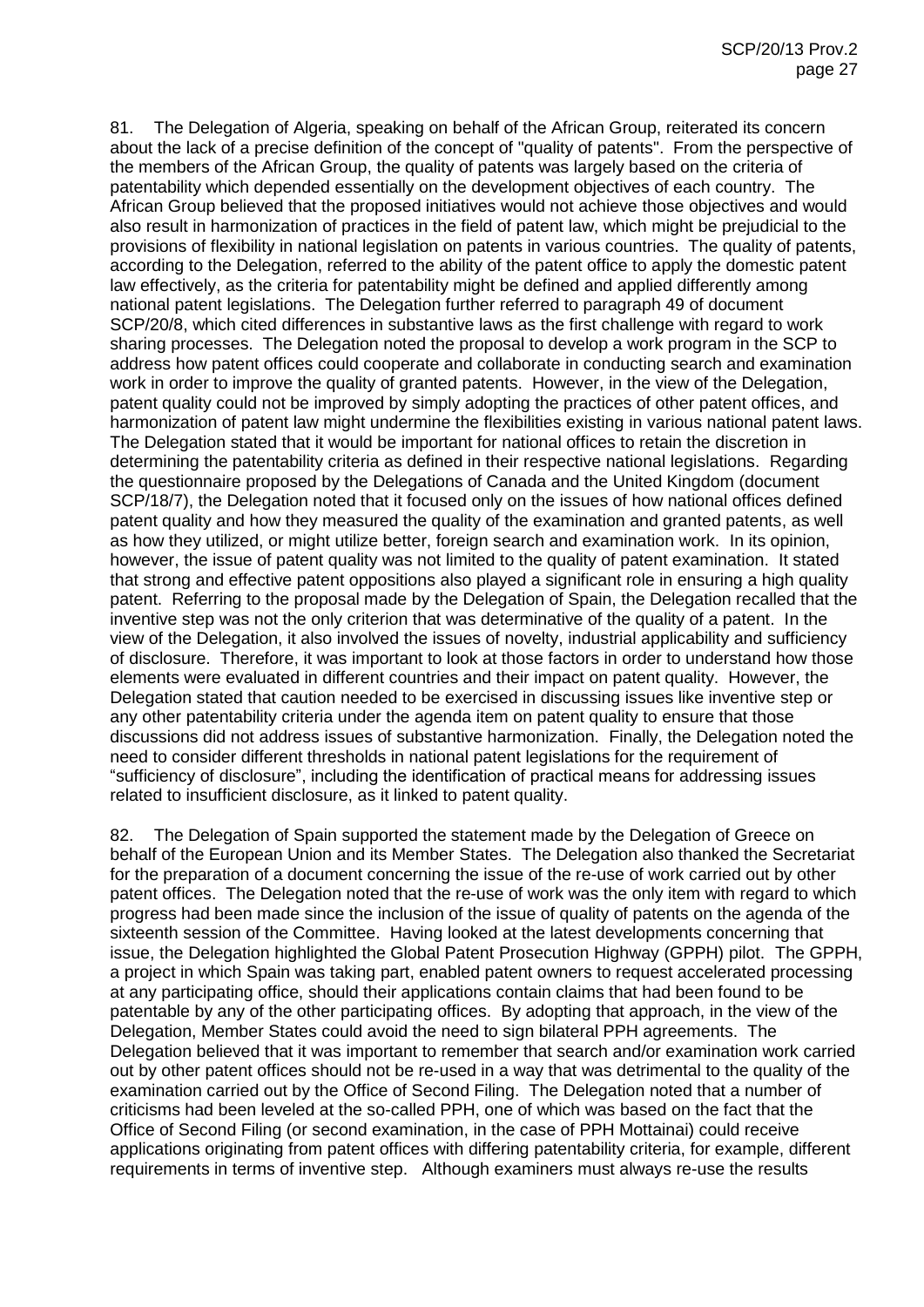81. The Delegation of Algeria, speaking on behalf of the African Group, reiterated its concern about the lack of a precise definition of the concept of "quality of patents". From the perspective of the members of the African Group, the quality of patents was largely based on the criteria of patentability which depended essentially on the development objectives of each country. The African Group believed that the proposed initiatives would not achieve those objectives and would also result in harmonization of practices in the field of patent law, which might be prejudicial to the provisions of flexibility in national legislation on patents in various countries. The quality of patents, according to the Delegation, referred to the ability of the patent office to apply the domestic patent law effectively, as the criteria for patentability might be defined and applied differently among national patent legislations. The Delegation further referred to paragraph 49 of document SCP/20/8, which cited differences in substantive laws as the first challenge with regard to work sharing processes. The Delegation noted the proposal to develop a work program in the SCP to address how patent offices could cooperate and collaborate in conducting search and examination work in order to improve the quality of granted patents. However, in the view of the Delegation, patent quality could not be improved by simply adopting the practices of other patent offices, and harmonization of patent law might undermine the flexibilities existing in various national patent laws. The Delegation stated that it would be important for national offices to retain the discretion in determining the patentability criteria as defined in their respective national legislations. Regarding the questionnaire proposed by the Delegations of Canada and the United Kingdom (document SCP/18/7), the Delegation noted that it focused only on the issues of how national offices defined patent quality and how they measured the quality of the examination and granted patents, as well as how they utilized, or might utilize better, foreign search and examination work. In its opinion, however, the issue of patent quality was not limited to the quality of patent examination. It stated that strong and effective patent oppositions also played a significant role in ensuring a high quality patent. Referring to the proposal made by the Delegation of Spain, the Delegation recalled that the inventive step was not the only criterion that was determinative of the quality of a patent. In the view of the Delegation, it also involved the issues of novelty, industrial applicability and sufficiency of disclosure. Therefore, it was important to look at those factors in order to understand how those elements were evaluated in different countries and their impact on patent quality. However, the Delegation stated that caution needed to be exercised in discussing issues like inventive step or any other patentability criteria under the agenda item on patent quality to ensure that those discussions did not address issues of substantive harmonization. Finally, the Delegation noted the need to consider different thresholds in national patent legislations for the requirement of "sufficiency of disclosure", including the identification of practical means for addressing issues related to insufficient disclosure, as it linked to patent quality.

82. The Delegation of Spain supported the statement made by the Delegation of Greece on behalf of the European Union and its Member States. The Delegation also thanked the Secretariat for the preparation of a document concerning the issue of the re-use of work carried out by other patent offices. The Delegation noted that the re-use of work was the only item with regard to which progress had been made since the inclusion of the issue of quality of patents on the agenda of the sixteenth session of the Committee. Having looked at the latest developments concerning that issue, the Delegation highlighted the Global Patent Prosecution Highway (GPPH) pilot. The GPPH, a project in which Spain was taking part, enabled patent owners to request accelerated processing at any participating office, should their applications contain claims that had been found to be patentable by any of the other participating offices. By adopting that approach, in the view of the Delegation, Member States could avoid the need to sign bilateral PPH agreements. The Delegation believed that it was important to remember that search and/or examination work carried out by other patent offices should not be re-used in a way that was detrimental to the quality of the examination carried out by the Office of Second Filing. The Delegation noted that a number of criticisms had been leveled at the so-called PPH, one of which was based on the fact that the Office of Second Filing (or second examination, in the case of PPH Mottainai) could receive applications originating from patent offices with differing patentability criteria, for example, different requirements in terms of inventive step. Although examiners must always re-use the results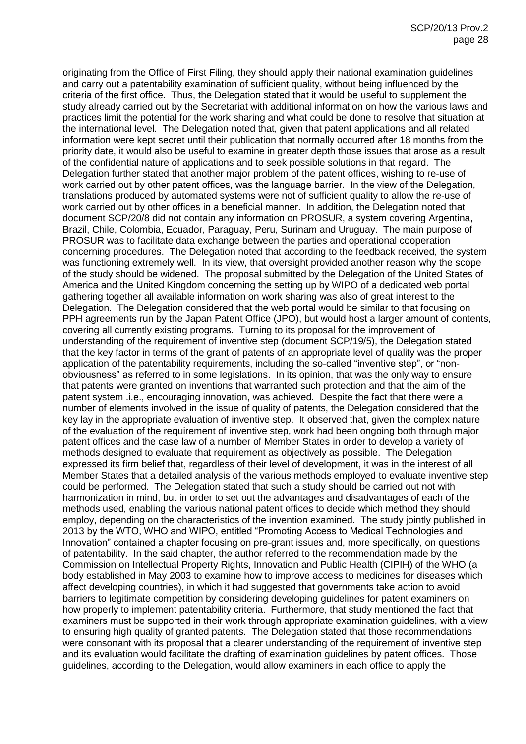originating from the Office of First Filing, they should apply their national examination guidelines and carry out a patentability examination of sufficient quality, without being influenced by the criteria of the first office. Thus, the Delegation stated that it would be useful to supplement the study already carried out by the Secretariat with additional information on how the various laws and practices limit the potential for the work sharing and what could be done to resolve that situation at the international level. The Delegation noted that, given that patent applications and all related information were kept secret until their publication that normally occurred after 18 months from the priority date, it would also be useful to examine in greater depth those issues that arose as a result of the confidential nature of applications and to seek possible solutions in that regard. The Delegation further stated that another major problem of the patent offices, wishing to re-use of work carried out by other patent offices, was the language barrier. In the view of the Delegation, translations produced by automated systems were not of sufficient quality to allow the re-use of work carried out by other offices in a beneficial manner. In addition, the Delegation noted that document SCP/20/8 did not contain any information on PROSUR, a system covering Argentina, Brazil, Chile, Colombia, Ecuador, Paraguay, Peru, Surinam and Uruguay. The main purpose of PROSUR was to facilitate data exchange between the parties and operational cooperation concerning procedures. The Delegation noted that according to the feedback received, the system was functioning extremely well. In its view, that oversight provided another reason why the scope of the study should be widened. The proposal submitted by the Delegation of the United States of America and the United Kingdom concerning the setting up by WIPO of a dedicated web portal gathering together all available information on work sharing was also of great interest to the Delegation. The Delegation considered that the web portal would be similar to that focusing on PPH agreements run by the Japan Patent Office (JPO), but would host a larger amount of contents, covering all currently existing programs. Turning to its proposal for the improvement of understanding of the requirement of inventive step (document SCP/19/5), the Delegation stated that the key factor in terms of the grant of patents of an appropriate level of quality was the proper application of the patentability requirements, including the so-called "inventive step", or "non-obviousness" as referred to in some legislations. In its opinion, that was the only way to ensure that patents were granted on inventions that warranted such protection and that the aim of the patent system .i.e., encouraging innovation, was achieved. Despite the fact that there were a number of elements involved in the issue of quality of patents, the Delegation considered that the key lay in the appropriate evaluation of inventive step. It observed that, given the complex nature of the evaluation of the requirement of inventive step, work had been ongoing both through major patent offices and the case law of a number of Member States in order to develop a variety of methods designed to evaluate that requirement as objectively as possible. The Delegation expressed its firm belief that, regardless of their level of development, it was in the interest of all Member States that a detailed analysis of the various methods employed to evaluate inventive step could be performed. The Delegation stated that such a study should be carried out not with harmonization in mind, but in order to set out the advantages and disadvantages of each of the methods used, enabling the various national patent offices to decide which method they should employ, depending on the characteristics of the invention examined. The study jointly published in 2013 by the WTO, WHO and WIPO, entitled "Promoting Access to Medical Technologies and Innovation" contained a chapter focusing on pre-grant issues and, more specifically, on questions of patentability. In the said chapter, the author referred to the recommendation made by the Commission on Intellectual Property Rights, Innovation and Public Health (CIPIH) of the WHO (a body established in May 2003 to examine how to improve access to medicines for diseases which affect developing countries), in which it had suggested that governments take action to avoid barriers to legitimate competition by considering developing guidelines for patent examiners on how properly to implement patentability criteria. Furthermore, that study mentioned the fact that examiners must be supported in their work through appropriate examination guidelines, with a view to ensuring high quality of granted patents. The Delegation stated that those recommendations were consonant with its proposal that a clearer understanding of the requirement of inventive step and its evaluation would facilitate the drafting of examination guidelines by patent offices. Those guidelines, according to the Delegation, would allow examiners in each office to apply the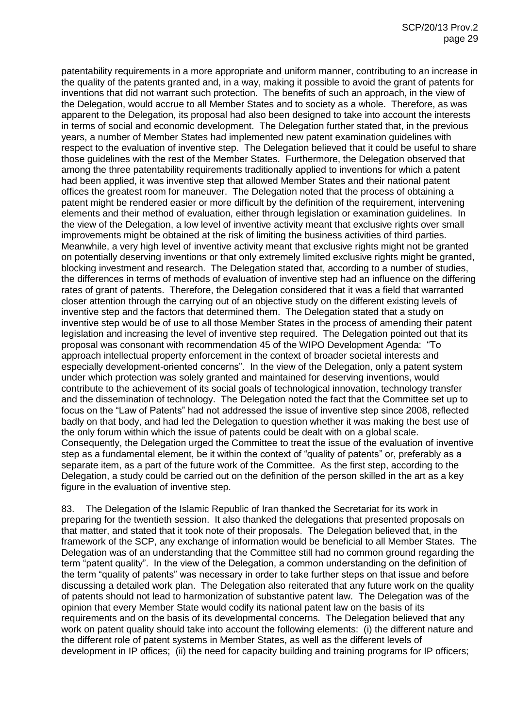patentability requirements in a more appropriate and uniform manner, contributing to an increase in the quality of the patents granted and, in a way, making it possible to avoid the grant of patents for inventions that did not warrant such protection. The benefits of such an approach, in the view of the Delegation, would accrue to all Member States and to society as a whole. Therefore, as was apparent to the Delegation, its proposal had also been designed to take into account the interests in terms of social and economic development. The Delegation further stated that, in the previous years, a number of Member States had implemented new patent examination guidelines with respect to the evaluation of inventive step. The Delegation believed that it could be useful to share those guidelines with the rest of the Member States. Furthermore, the Delegation observed that among the three patentability requirements traditionally applied to inventions for which a patent had been applied, it was inventive step that allowed Member States and their national patent offices the greatest room for maneuver. The Delegation noted that the process of obtaining a patent might be rendered easier or more difficult by the definition of the requirement, intervening elements and their method of evaluation, either through legislation or examination guidelines. In the view of the Delegation, a low level of inventive activity meant that exclusive rights over small improvements might be obtained at the risk of limiting the business activities of third parties. Meanwhile, a very high level of inventive activity meant that exclusive rights might not be granted on potentially deserving inventions or that only extremely limited exclusive rights might be granted, blocking investment and research. The Delegation stated that, according to a number of studies, the differences in terms of methods of evaluation of inventive step had an influence on the differing rates of grant of patents. Therefore, the Delegation considered that it was a field that warranted closer attention through the carrying out of an objective study on the different existing levels of inventive step and the factors that determined them. The Delegation stated that a study on inventive step would be of use to all those Member States in the process of amending their patent legislation and increasing the level of inventive step required. The Delegation pointed out that its proposal was consonant with recommendation 45 of the WIPO Development Agenda: "To approach intellectual property enforcement in the context of broader societal interests and especially development-oriented concerns". In the view of the Delegation, only a patent system under which protection was solely granted and maintained for deserving inventions, would contribute to the achievement of its social goals of technological innovation, technology transfer and the dissemination of technology. The Delegation noted the fact that the Committee set up to focus on the "Law of Patents" had not addressed the issue of inventive step since 2008, reflected badly on that body, and had led the Delegation to question whether it was making the best use of the only forum within which the issue of patents could be dealt with on a global scale. Consequently, the Delegation urged the Committee to treat the issue of the evaluation of inventive step as a fundamental element, be it within the context of "quality of patents" or, preferably as a separate item, as a part of the future work of the Committee. As the first step, according to the Delegation, a study could be carried out on the definition of the person skilled in the art as a key figure in the evaluation of inventive step.

83. The Delegation of the Islamic Republic of Iran thanked the Secretariat for its work in preparing for the twentieth session. It also thanked the delegations that presented proposals on that matter, and stated that it took note of their proposals. The Delegation believed that, in the framework of the SCP, any exchange of information would be beneficial to all Member States. The Delegation was of an understanding that the Committee still had no common ground regarding the term "patent quality". In the view of the Delegation, a common understanding on the definition of the term "quality of patents" was necessary in order to take further steps on that issue and before discussing a detailed work plan. The Delegation also reiterated that any future work on the quality of patents should not lead to harmonization of substantive patent law. The Delegation was of the opinion that every Member State would codify its national patent law on the basis of its requirements and on the basis of its developmental concerns. The Delegation believed that any work on patent quality should take into account the following elements: (i) the different nature and the different role of patent systems in Member States, as well as the different levels of development in IP offices; (ii) the need for capacity building and training programs for IP officers;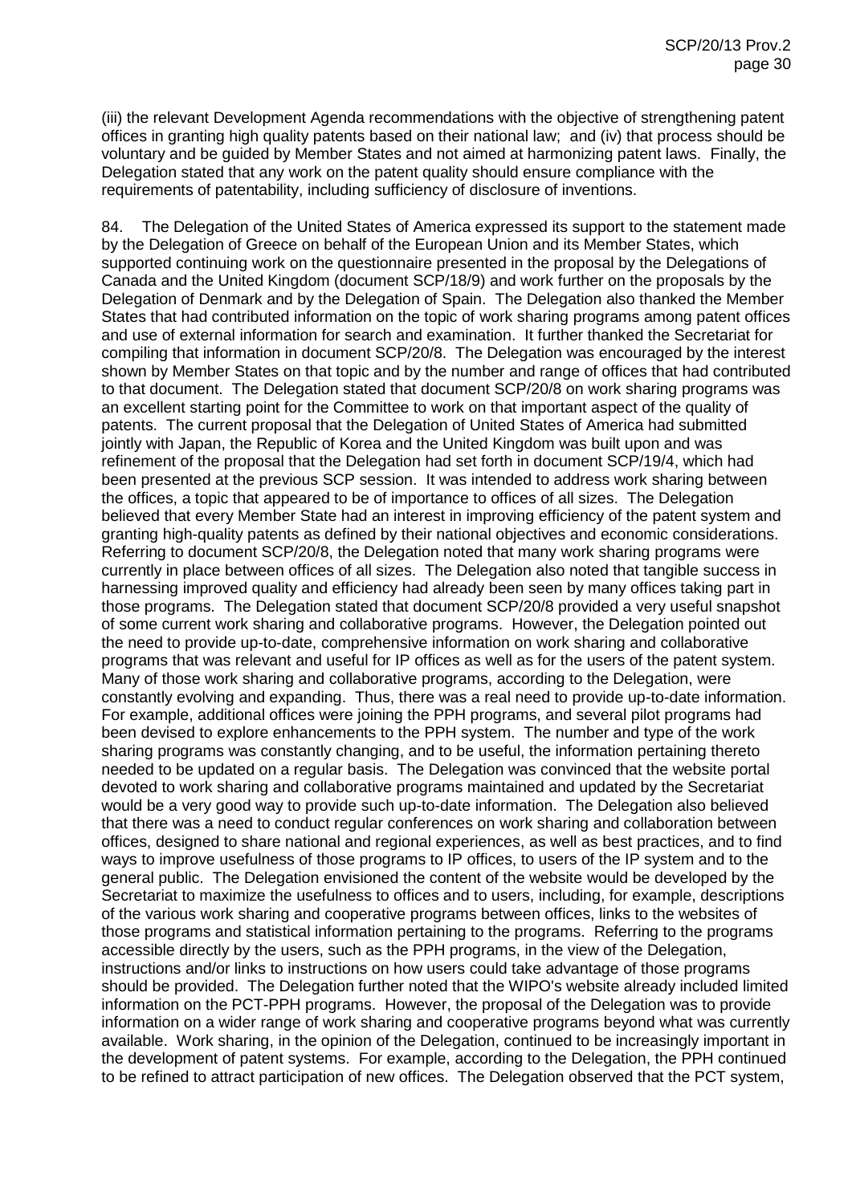(iii) the relevant Development Agenda recommendations with the objective of strengthening patent offices in granting high quality patents based on their national law; and (iv) that process should be voluntary and be guided by Member States and not aimed at harmonizing patent laws. Finally, the Delegation stated that any work on the patent quality should ensure compliance with the requirements of patentability, including sufficiency of disclosure of inventions.

84. The Delegation of the United States of America expressed its support to the statement made by the Delegation of Greece on behalf of the European Union and its Member States, which supported continuing work on the questionnaire presented in the proposal by the Delegations of Canada and the United Kingdom (document SCP/18/9) and work further on the proposals by the Delegation of Denmark and by the Delegation of Spain. The Delegation also thanked the Member States that had contributed information on the topic of work sharing programs among patent offices and use of external information for search and examination. It further thanked the Secretariat for compiling that information in document SCP/20/8. The Delegation was encouraged by the interest shown by Member States on that topic and by the number and range of offices that had contributed to that document. The Delegation stated that document SCP/20/8 on work sharing programs was an excellent starting point for the Committee to work on that important aspect of the quality of patents. The current proposal that the Delegation of United States of America had submitted jointly with Japan, the Republic of Korea and the United Kingdom was built upon and was refinement of the proposal that the Delegation had set forth in document SCP/19/4, which had been presented at the previous SCP session. It was intended to address work sharing between the offices, a topic that appeared to be of importance to offices of all sizes. The Delegation believed that every Member State had an interest in improving efficiency of the patent system and granting high-quality patents as defined by their national objectives and economic considerations. Referring to document SCP/20/8, the Delegation noted that many work sharing programs were currently in place between offices of all sizes. The Delegation also noted that tangible success in harnessing improved quality and efficiency had already been seen by many offices taking part in those programs. The Delegation stated that document SCP/20/8 provided a very useful snapshot of some current work sharing and collaborative programs. However, the Delegation pointed out the need to provide up-to-date, comprehensive information on work sharing and collaborative programs that was relevant and useful for IP offices as well as for the users of the patent system. Many of those work sharing and collaborative programs, according to the Delegation, were constantly evolving and expanding. Thus, there was a real need to provide up-to-date information. For example, additional offices were joining the PPH programs, and several pilot programs had been devised to explore enhancements to the PPH system. The number and type of the work sharing programs was constantly changing, and to be useful, the information pertaining thereto needed to be updated on a regular basis. The Delegation was convinced that the website portal devoted to work sharing and collaborative programs maintained and updated by the Secretariat would be a very good way to provide such up-to-date information. The Delegation also believed that there was a need to conduct regular conferences on work sharing and collaboration between offices, designed to share national and regional experiences, as well as best practices, and to find ways to improve usefulness of those programs to IP offices, to users of the IP system and to the general public. The Delegation envisioned the content of the website would be developed by the Secretariat to maximize the usefulness to offices and to users, including, for example, descriptions of the various work sharing and cooperative programs between offices, links to the websites of those programs and statistical information pertaining to the programs. Referring to the programs accessible directly by the users, such as the PPH programs, in the view of the Delegation, instructions and/or links to instructions on how users could take advantage of those programs should be provided. The Delegation further noted that the WIPO's website already included limited information on the PCT-PPH programs. However, the proposal of the Delegation was to provide information on a wider range of work sharing and cooperative programs beyond what was currently available. Work sharing, in the opinion of the Delegation, continued to be increasingly important in the development of patent systems. For example, according to the Delegation, the PPH continued to be refined to attract participation of new offices. The Delegation observed that the PCT system,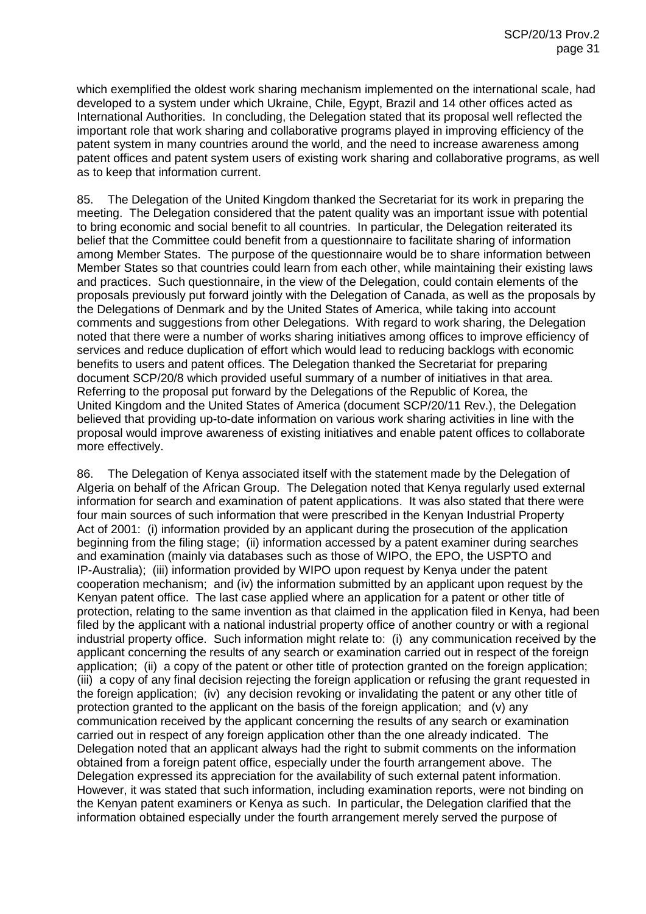which exemplified the oldest work sharing mechanism implemented on the international scale, had developed to a system under which Ukraine, Chile, Egypt, Brazil and 14 other offices acted as International Authorities. In concluding, the Delegation stated that its proposal well reflected the important role that work sharing and collaborative programs played in improving efficiency of the patent system in many countries around the world, and the need to increase awareness among patent offices and patent system users of existing work sharing and collaborative programs, as well as to keep that information current.

85. The Delegation of the United Kingdom thanked the Secretariat for its work in preparing the meeting. The Delegation considered that the patent quality was an important issue with potential to bring economic and social benefit to all countries. In particular, the Delegation reiterated its belief that the Committee could benefit from a questionnaire to facilitate sharing of information among Member States. The purpose of the questionnaire would be to share information between Member States so that countries could learn from each other, while maintaining their existing laws and practices. Such questionnaire, in the view of the Delegation, could contain elements of the proposals previously put forward jointly with the Delegation of Canada, as well as the proposals by the Delegations of Denmark and by the United States of America, while taking into account comments and suggestions from other Delegations. With regard to work sharing, the Delegation noted that there were a number of works sharing initiatives among offices to improve efficiency of services and reduce duplication of effort which would lead to reducing backlogs with economic benefits to users and patent offices. The Delegation thanked the Secretariat for preparing document SCP/20/8 which provided useful summary of a number of initiatives in that area. Referring to the proposal put forward by the Delegations of the Republic of Korea, the United Kingdom and the United States of America (document SCP/20/11 Rev.), the Delegation believed that providing up-to-date information on various work sharing activities in line with the proposal would improve awareness of existing initiatives and enable patent offices to collaborate more effectively.

86. The Delegation of Kenya associated itself with the statement made by the Delegation of Algeria on behalf of the African Group. The Delegation noted that Kenya regularly used external information for search and examination of patent applications. It was also stated that there were four main sources of such information that were prescribed in the Kenyan Industrial Property Act of 2001: (i) information provided by an applicant during the prosecution of the application beginning from the filing stage; (ii) information accessed by a patent examiner during searches and examination (mainly via databases such as those of WIPO, the EPO, the USPTO and IP-Australia); (iii) information provided by WIPO upon request by Kenya under the patent cooperation mechanism; and (iv) the information submitted by an applicant upon request by the Kenyan patent office. The last case applied where an application for a patent or other title of protection, relating to the same invention as that claimed in the application filed in Kenya, had been filed by the applicant with a national industrial property office of another country or with a regional industrial property office. Such information might relate to: (i) any communication received by the applicant concerning the results of any search or examination carried out in respect of the foreign application; (ii) a copy of the patent or other title of protection granted on the foreign application; (iii) a copy of any final decision rejecting the foreign application or refusing the grant requested in the foreign application; (iv) any decision revoking or invalidating the patent or any other title of protection granted to the applicant on the basis of the foreign application; and (v) any communication received by the applicant concerning the results of any search or examination carried out in respect of any foreign application other than the one already indicated. The Delegation noted that an applicant always had the right to submit comments on the information obtained from a foreign patent office, especially under the fourth arrangement above. The Delegation expressed its appreciation for the availability of such external patent information. However, it was stated that such information, including examination reports, were not binding on the Kenyan patent examiners or Kenya as such. In particular, the Delegation clarified that the information obtained especially under the fourth arrangement merely served the purpose of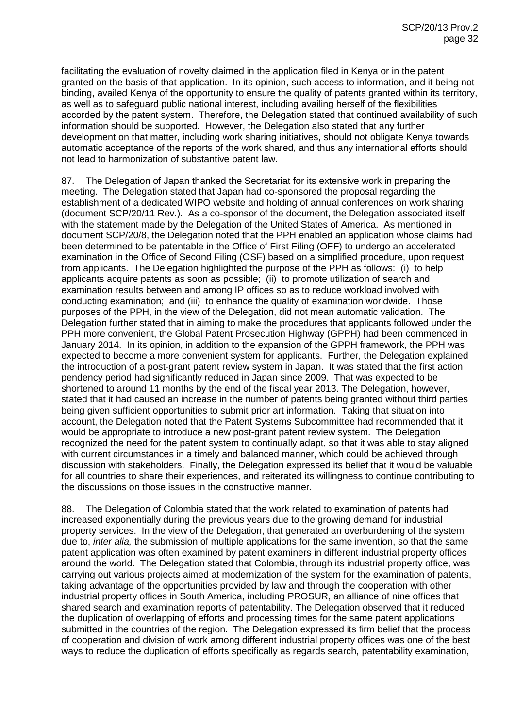facilitating the evaluation of novelty claimed in the application filed in Kenya or in the patent granted on the basis of that application. In its opinion, such access to information, and it being not binding, availed Kenya of the opportunity to ensure the quality of patents granted within its territory, as well as to safeguard public national interest, including availing herself of the flexibilities accorded by the patent system. Therefore, the Delegation stated that continued availability of such information should be supported. However, the Delegation also stated that any further development on that matter, including work sharing initiatives, should not obligate Kenya towards automatic acceptance of the reports of the work shared, and thus any international efforts should not lead to harmonization of substantive patent law.

87. The Delegation of Japan thanked the Secretariat for its extensive work in preparing the meeting. The Delegation stated that Japan had co-sponsored the proposal regarding the establishment of a dedicated WIPO website and holding of annual conferences on work sharing (document SCP/20/11 Rev.). As a co-sponsor of the document, the Delegation associated itself with the statement made by the Delegation of the United States of America. As mentioned in document SCP/20/8, the Delegation noted that the PPH enabled an application whose claims had been determined to be patentable in the Office of First Filing (OFF) to undergo an accelerated examination in the Office of Second Filing (OSF) based on a simplified procedure, upon request from applicants. The Delegation highlighted the purpose of the PPH as follows: (i) to help applicants acquire patents as soon as possible; (ii) to promote utilization of search and examination results between and among IP offices so as to reduce workload involved with conducting examination; and (iii) to enhance the quality of examination worldwide. Those purposes of the PPH, in the view of the Delegation, did not mean automatic validation. The Delegation further stated that in aiming to make the procedures that applicants followed under the PPH more convenient, the Global Patent Prosecution Highway (GPPH) had been commenced in January 2014. In its opinion, in addition to the expansion of the GPPH framework, the PPH was expected to become a more convenient system for applicants. Further, the Delegation explained the introduction of a post-grant patent review system in Japan. It was stated that the first action pendency period had significantly reduced in Japan since 2009. That was expected to be shortened to around 11 months by the end of the fiscal year 2013. The Delegation, however, stated that it had caused an increase in the number of patents being granted without third parties being given sufficient opportunities to submit prior art information. Taking that situation into account, the Delegation noted that the Patent Systems Subcommittee had recommended that it would be appropriate to introduce a new post-grant patent review system. The Delegation recognized the need for the patent system to continually adapt, so that it was able to stay aligned with current circumstances in a timely and balanced manner, which could be achieved through discussion with stakeholders. Finally, the Delegation expressed its belief that it would be valuable for all countries to share their experiences, and reiterated its willingness to continue contributing to the discussions on those issues in the constructive manner.

88. The Delegation of Colombia stated that the work related to examination of patents had increased exponentially during the previous years due to the growing demand for industrial property services. In the view of the Delegation, that generated an overburdening of the system due to, *inter alia,* the submission of multiple applications for the same invention, so that the same patent application was often examined by patent examiners in different industrial property offices around the world. The Delegation stated that Colombia, through its industrial property office, was carrying out various projects aimed at modernization of the system for the examination of patents, taking advantage of the opportunities provided by law and through the cooperation with other industrial property offices in South America, including PROSUR, an alliance of nine offices that shared search and examination reports of patentability. The Delegation observed that it reduced the duplication of overlapping of efforts and processing times for the same patent applications submitted in the countries of the region. The Delegation expressed its firm belief that the process of cooperation and division of work among different industrial property offices was one of the best ways to reduce the duplication of efforts specifically as regards search, patentability examination,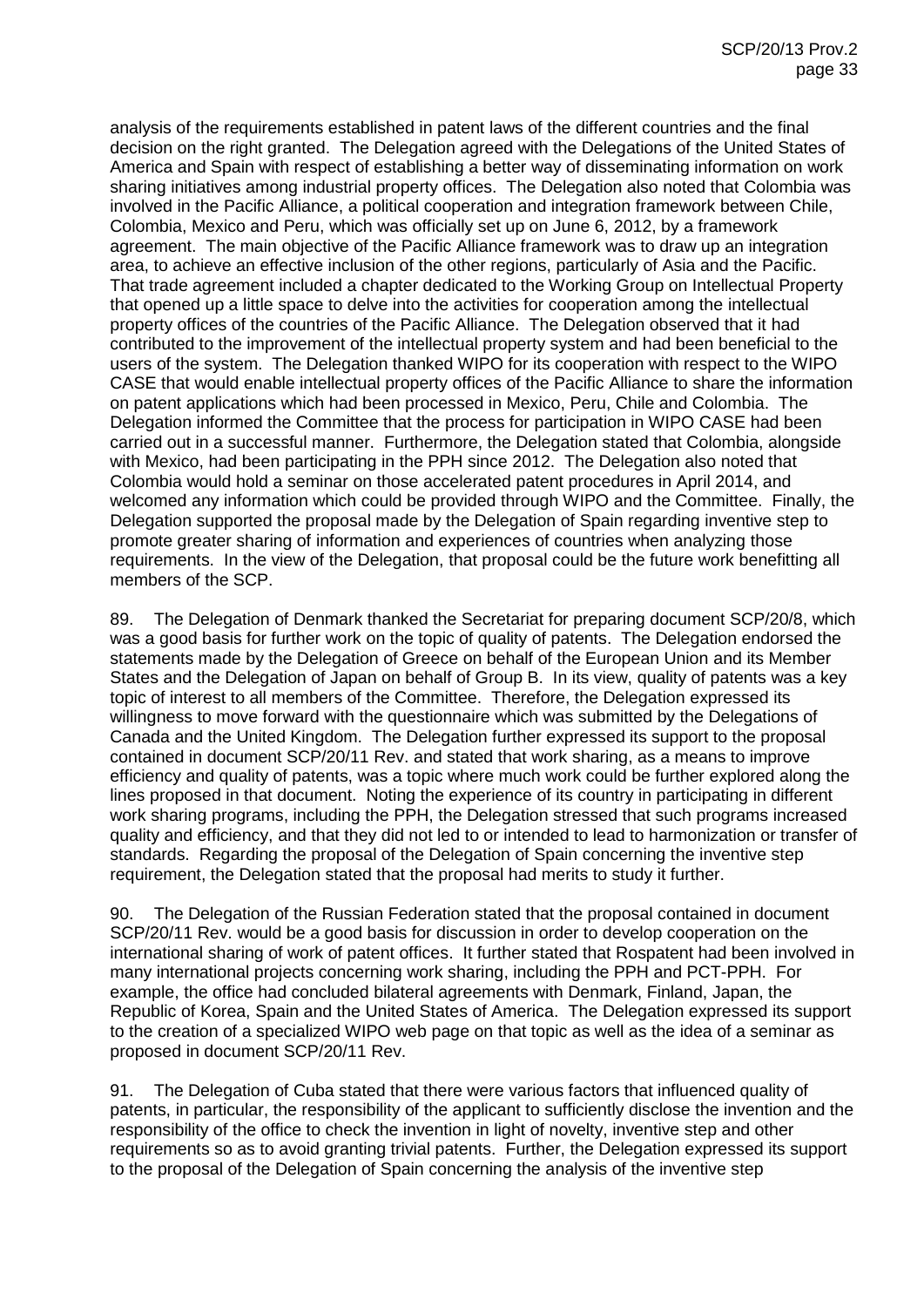analysis of the requirements established in patent laws of the different countries and the final decision on the right granted. The Delegation agreed with the Delegations of the United States of America and Spain with respect of establishing a better way of disseminating information on work sharing initiatives among industrial property offices. The Delegation also noted that Colombia was involved in the Pacific Alliance, a political cooperation and integration framework between Chile, Colombia, Mexico and Peru, which was officially set up on June 6, 2012, by a framework agreement. The main objective of the Pacific Alliance framework was to draw up an integration area, to achieve an effective inclusion of the other regions, particularly of Asia and the Pacific. That trade agreement included a chapter dedicated to the Working Group on Intellectual Property that opened up a little space to delve into the activities for cooperation among the intellectual property offices of the countries of the Pacific Alliance. The Delegation observed that it had contributed to the improvement of the intellectual property system and had been beneficial to the users of the system. The Delegation thanked WIPO for its cooperation with respect to the WIPO CASE that would enable intellectual property offices of the Pacific Alliance to share the information on patent applications which had been processed in Mexico, Peru, Chile and Colombia. The Delegation informed the Committee that the process for participation in WIPO CASE had been carried out in a successful manner. Furthermore, the Delegation stated that Colombia, alongside with Mexico, had been participating in the PPH since 2012. The Delegation also noted that Colombia would hold a seminar on those accelerated patent procedures in April 2014, and welcomed any information which could be provided through WIPO and the Committee. Finally, the Delegation supported the proposal made by the Delegation of Spain regarding inventive step to promote greater sharing of information and experiences of countries when analyzing those requirements. In the view of the Delegation, that proposal could be the future work benefitting all members of the SCP.

89. The Delegation of Denmark thanked the Secretariat for preparing document SCP/20/8, which was a good basis for further work on the topic of quality of patents. The Delegation endorsed the statements made by the Delegation of Greece on behalf of the European Union and its Member States and the Delegation of Japan on behalf of Group B. In its view, quality of patents was a key topic of interest to all members of the Committee. Therefore, the Delegation expressed its willingness to move forward with the questionnaire which was submitted by the Delegations of Canada and the United Kingdom. The Delegation further expressed its support to the proposal contained in document SCP/20/11 Rev. and stated that work sharing, as a means to improve efficiency and quality of patents, was a topic where much work could be further explored along the lines proposed in that document. Noting the experience of its country in participating in different work sharing programs, including the PPH, the Delegation stressed that such programs increased quality and efficiency, and that they did not led to or intended to lead to harmonization or transfer of standards. Regarding the proposal of the Delegation of Spain concerning the inventive step requirement, the Delegation stated that the proposal had merits to study it further.

90. The Delegation of the Russian Federation stated that the proposal contained in document SCP/20/11 Rev. would be a good basis for discussion in order to develop cooperation on the international sharing of work of patent offices. It further stated that Rospatent had been involved in many international projects concerning work sharing, including the PPH and PCT-PPH. For example, the office had concluded bilateral agreements with Denmark, Finland, Japan, the Republic of Korea, Spain and the United States of America. The Delegation expressed its support to the creation of a specialized WIPO web page on that topic as well as the idea of a seminar as proposed in document SCP/20/11 Rev.

91. The Delegation of Cuba stated that there were various factors that influenced quality of patents, in particular, the responsibility of the applicant to sufficiently disclose the invention and the responsibility of the office to check the invention in light of novelty, inventive step and other requirements so as to avoid granting trivial patents. Further, the Delegation expressed its support to the proposal of the Delegation of Spain concerning the analysis of the inventive step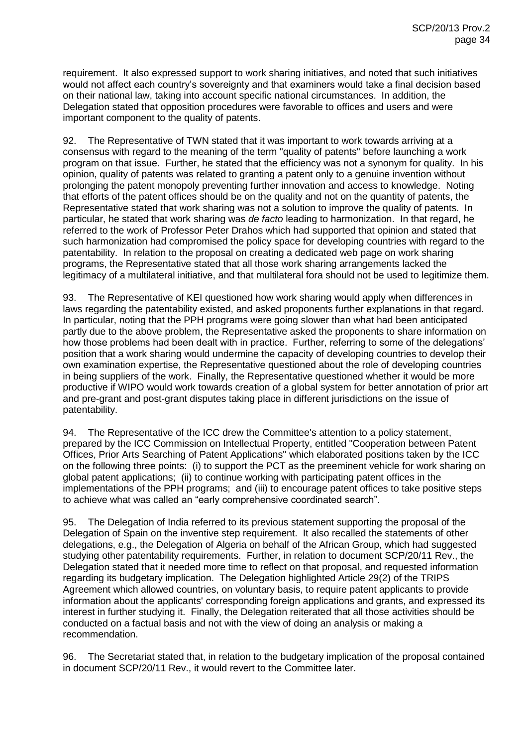requirement. It also expressed support to work sharing initiatives, and noted that such initiatives would not affect each country's sovereignty and that examiners would take a final decision based on their national law, taking into account specific national circumstances. In addition, the Delegation stated that opposition procedures were favorable to offices and users and were important component to the quality of patents.

92. The Representative of TWN stated that it was important to work towards arriving at a consensus with regard to the meaning of the term "quality of patents" before launching a work program on that issue. Further, he stated that the efficiency was not a synonym for quality. In his opinion, quality of patents was related to granting a patent only to a genuine invention without prolonging the patent monopoly preventing further innovation and access to knowledge. Noting that efforts of the patent offices should be on the quality and not on the quantity of patents, the Representative stated that work sharing was not a solution to improve the quality of patents. In particular, he stated that work sharing was *de facto* leading to harmonization. In that regard, he referred to the work of Professor Peter Drahos which had supported that opinion and stated that such harmonization had compromised the policy space for developing countries with regard to the patentability. In relation to the proposal on creating a dedicated web page on work sharing programs, the Representative stated that all those work sharing arrangements lacked the legitimacy of a multilateral initiative, and that multilateral fora should not be used to legitimize them.

93. The Representative of KEI questioned how work sharing would apply when differences in laws regarding the patentability existed, and asked proponents further explanations in that regard. In particular, noting that the PPH programs were going slower than what had been anticipated partly due to the above problem, the Representative asked the proponents to share information on how those problems had been dealt with in practice. Further, referring to some of the delegations' position that a work sharing would undermine the capacity of developing countries to develop their own examination expertise, the Representative questioned about the role of developing countries in being suppliers of the work. Finally, the Representative questioned whether it would be more productive if WIPO would work towards creation of a global system for better annotation of prior art and pre-grant and post-grant disputes taking place in different jurisdictions on the issue of patentability.

94. The Representative of the ICC drew the Committee's attention to a policy statement, prepared by the ICC Commission on Intellectual Property, entitled "Cooperation between Patent Offices, Prior Arts Searching of Patent Applications" which elaborated positions taken by the ICC on the following three points: (i) to support the PCT as the preeminent vehicle for work sharing on global patent applications; (ii) to continue working with participating patent offices in the implementations of the PPH programs; and (iii) to encourage patent offices to take positive steps to achieve what was called an "early comprehensive coordinated search".

95. The Delegation of India referred to its previous statement supporting the proposal of the Delegation of Spain on the inventive step requirement. It also recalled the statements of other delegations, e.g., the Delegation of Algeria on behalf of the African Group, which had suggested studying other patentability requirements. Further, in relation to document SCP/20/11 Rev., the Delegation stated that it needed more time to reflect on that proposal, and requested information regarding its budgetary implication. The Delegation highlighted Article 29(2) of the TRIPS Agreement which allowed countries, on voluntary basis, to require patent applicants to provide information about the applicants' corresponding foreign applications and grants, and expressed its interest in further studying it. Finally, the Delegation reiterated that all those activities should be conducted on a factual basis and not with the view of doing an analysis or making a recommendation.

96. The Secretariat stated that, in relation to the budgetary implication of the proposal contained in document SCP/20/11 Rev., it would revert to the Committee later.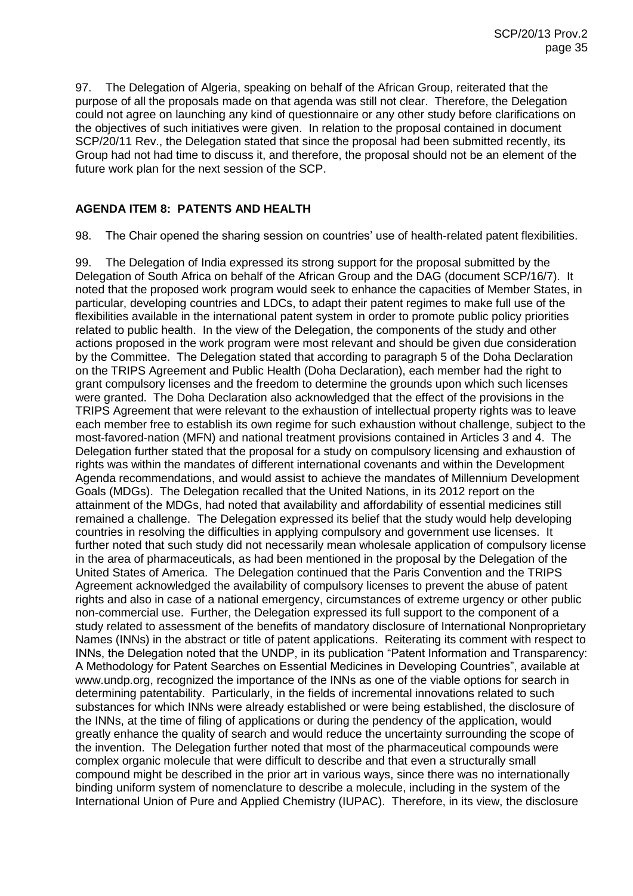97. The Delegation of Algeria, speaking on behalf of the African Group, reiterated that the purpose of all the proposals made on that agenda was still not clear. Therefore, the Delegation could not agree on launching any kind of questionnaire or any other study before clarifications on the objectives of such initiatives were given. In relation to the proposal contained in document SCP/20/11 Rev., the Delegation stated that since the proposal had been submitted recently, its Group had not had time to discuss it, and therefore, the proposal should not be an element of the future work plan for the next session of the SCP.

## AGENDA ITEM 8: PATENTS AND HEALTH

98. The Chair opened the sharing session on countries' use of health-related patent flexibilities.

99. The Delegation of India expressed its strong support for the proposal submitted by the Delegation of South Africa on behalf of the African Group and the DAG (document SCP/16/7). It noted that the proposed work program would seek to enhance the capacities of Member States, in particular, developing countries and LDCs, to adapt their patent regimes to make full use of the flexibilities available in the international patent system in order to promote public policy priorities related to public health. In the view of the Delegation, the components of the study and other actions proposed in the work program were most relevant and should be given due consideration by the Committee. The Delegation stated that according to paragraph 5 of the Doha Declaration on the TRIPS Agreement and Public Health (Doha Declaration), each member had the right to grant compulsory licenses and the freedom to determine the grounds upon which such licenses were granted. The Doha Declaration also acknowledged that the effect of the provisions in the TRIPS Agreement that were relevant to the exhaustion of intellectual property rights was to leave each member free to establish its own regime for such exhaustion without challenge, subject to the most-favored-nation (MFN) and national treatment provisions contained in Articles 3 and 4. The Delegation further stated that the proposal for a study on compulsory licensing and exhaustion of rights was within the mandates of different international covenants and within the Development Agenda recommendations, and would assist to achieve the mandates of Millennium Development Goals (MDGs). The Delegation recalled that the United Nations, in its 2012 report on the attainment of the MDGs, had noted that availability and affordability of essential medicines still remained a challenge. The Delegation expressed its belief that the study would help developing countries in resolving the difficulties in applying compulsory and government use licenses. It further noted that such study did not necessarily mean wholesale application of compulsory license in the area of pharmaceuticals, as had been mentioned in the proposal by the Delegation of the United States of America. The Delegation continued that the Paris Convention and the TRIPS Agreement acknowledged the availability of compulsory licenses to prevent the abuse of patent rights and also in case of a national emergency, circumstances of extreme urgency or other public non-commercial use. Further, the Delegation expressed its full support to the component of a study related to assessment of the benefits of mandatory disclosure of International Nonproprietary Names (INNs) in the abstract or title of patent applications. Reiterating its comment with respect to INNs, the Delegation noted that the UNDP, in its publication "Patent Information and Transparency: A Methodology for Patent Searches on Essential Medicines in Developing Countries", available at www.undp.org, recognized the importance of the INNs as one of the viable options for search in determining patentability. Particularly, in the fields of incremental innovations related to such substances for which INNs were already established or were being established, the disclosure of the INNs, at the time of filing of applications or during the pendency of the application, would greatly enhance the quality of search and would reduce the uncertainty surrounding the scope of the invention. The Delegation further noted that most of the pharmaceutical compounds were complex organic molecule that were difficult to describe and that even a structurally small compound might be described in the prior art in various ways, since there was no internationally binding uniform system of nomenclature to describe a molecule, including in the system of the International Union of Pure and Applied Chemistry (IUPAC). Therefore, in its view, the disclosure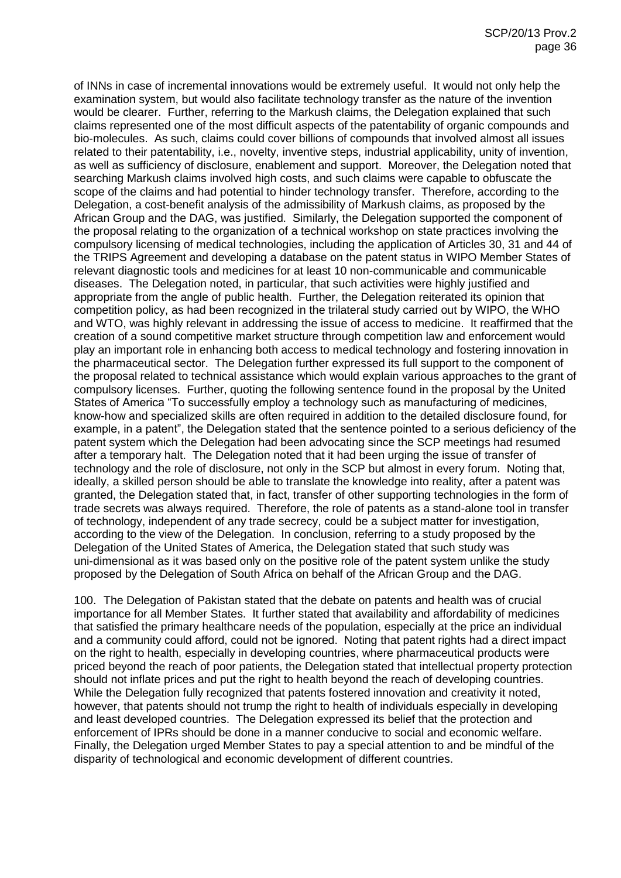of INNs in case of incremental innovations would be extremely useful. It would not only help the examination system, but would also facilitate technology transfer as the nature of the invention would be clearer. Further, referring to the Markush claims, the Delegation explained that such claims represented one of the most difficult aspects of the patentability of organic compounds and bio-molecules. As such, claims could cover billions of compounds that involved almost all issues related to their patentability, i.e., novelty, inventive steps, industrial applicability, unity of invention, as well as sufficiency of disclosure, enablement and support. Moreover, the Delegation noted that searching Markush claims involved high costs, and such claims were capable to obfuscate the scope of the claims and had potential to hinder technology transfer. Therefore, according to the Delegation, a cost-benefit analysis of the admissibility of Markush claims, as proposed by the African Group and the DAG, was justified. Similarly, the Delegation supported the component of the proposal relating to the organization of a technical workshop on state practices involving the compulsory licensing of medical technologies, including the application of Articles 30, 31 and 44 of the TRIPS Agreement and developing a database on the patent status in WIPO Member States of relevant diagnostic tools and medicines for at least 10 non-communicable and communicable diseases. The Delegation noted, in particular, that such activities were highly justified and appropriate from the angle of public health. Further, the Delegation reiterated its opinion that competition policy, as had been recognized in the trilateral study carried out by WIPO, the WHO and WTO, was highly relevant in addressing the issue of access to medicine. It reaffirmed that the creation of a sound competitive market structure through competition law and enforcement would play an important role in enhancing both access to medical technology and fostering innovation in the pharmaceutical sector. The Delegation further expressed its full support to the component of the proposal related to technical assistance which would explain various approaches to the grant of compulsory licenses. Further, quoting the following sentence found in the proposal by the United States of America "To successfully employ a technology such as manufacturing of medicines, know-how and specialized skills are often required in addition to the detailed disclosure found, for example, in a patent", the Delegation stated that the sentence pointed to a serious deficiency of the patent system which the Delegation had been advocating since the SCP meetings had resumed after a temporary halt. The Delegation noted that it had been urging the issue of transfer of technology and the role of disclosure, not only in the SCP but almost in every forum. Noting that, ideally, a skilled person should be able to translate the knowledge into reality, after a patent was granted, the Delegation stated that, in fact, transfer of other supporting technologies in the form of trade secrets was always required. Therefore, the role of patents as a stand-alone tool in transfer of technology, independent of any trade secrecy, could be a subject matter for investigation, according to the view of the Delegation. In conclusion, referring to a study proposed by the Delegation of the United States of America, the Delegation stated that such study was uni-dimensional as it was based only on the positive role of the patent system unlike the study proposed by the Delegation of South Africa on behalf of the African Group and the DAG.

100. The Delegation of Pakistan stated that the debate on patents and health was of crucial importance for all Member States. It further stated that availability and affordability of medicines that satisfied the primary healthcare needs of the population, especially at the price an individual and a community could afford, could not be ignored. Noting that patent rights had a direct impact on the right to health, especially in developing countries, where pharmaceutical products were priced beyond the reach of poor patients, the Delegation stated that intellectual property protection should not inflate prices and put the right to health beyond the reach of developing countries. While the Delegation fully recognized that patents fostered innovation and creativity it noted, however, that patents should not trump the right to health of individuals especially in developing and least developed countries. The Delegation expressed its belief that the protection and enforcement of IPRs should be done in a manner conducive to social and economic welfare. Finally, the Delegation urged Member States to pay a special attention to and be mindful of the disparity of technological and economic development of different countries.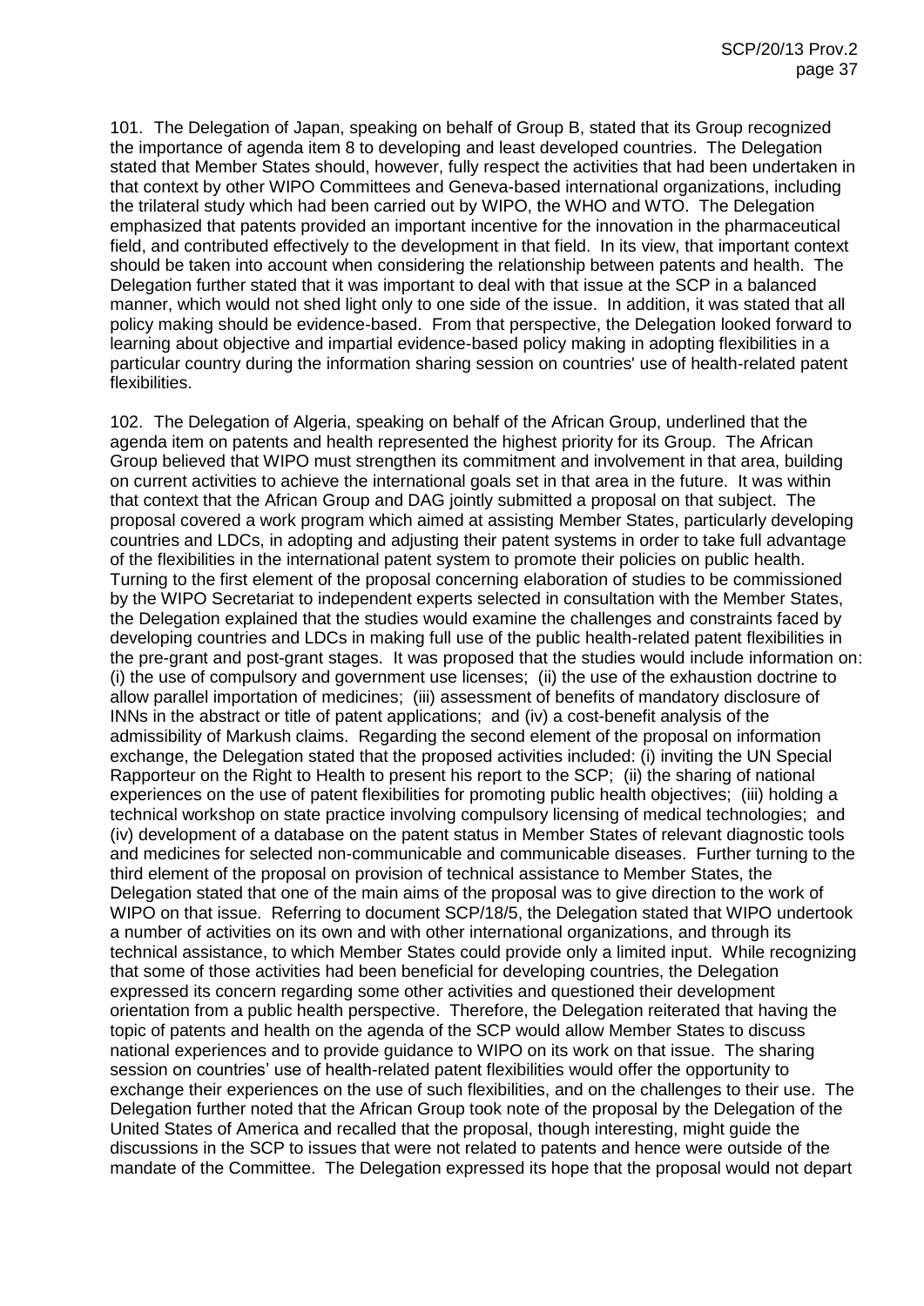101. The Delegation of Japan, speaking on behalf of Group B, stated that its Group recognized the importance of agenda item 8 to developing and least developed countries. The Delegation stated that Member States should, however, fully respect the activities that had been undertaken in that context by other WIPO Committees and Geneva-based international organizations, including the trilateral study which had been carried out by WIPO, the WHO and WTO. The Delegation emphasized that patents provided an important incentive for the innovation in the pharmaceutical field, and contributed effectively to the development in that field. In its view, that important context should be taken into account when considering the relationship between patents and health. The Delegation further stated that it was important to deal with that issue at the SCP in a balanced manner, which would not shed light only to one side of the issue. In addition, it was stated that all policy making should be evidence-based. From that perspective, the Delegation looked forward to learning about objective and impartial evidence-based policy making in adopting flexibilities in a particular country during the information sharing session on countries' use of health-related patent flexibilities.

102. The Delegation of Algeria, speaking on behalf of the African Group, underlined that the agenda item on patents and health represented the highest priority for its Group. The African Group believed that WIPO must strengthen its commitment and involvement in that area, building on current activities to achieve the international goals set in that area in the future. It was within that context that the African Group and DAG jointly submitted a proposal on that subject. The proposal covered a work program which aimed at assisting Member States, particularly developing countries and LDCs, in adopting and adjusting their patent systems in order to take full advantage of the flexibilities in the international patent system to promote their policies on public health. Turning to the first element of the proposal concerning elaboration of studies to be commissioned by the WIPO Secretariat to independent experts selected in consultation with the Member States, the Delegation explained that the studies would examine the challenges and constraints faced by developing countries and LDCs in making full use of the public health-related patent flexibilities in the pre-grant and post-grant stages. It was proposed that the studies would include information on: (i) the use of compulsory and government use licenses; (ii) the use of the exhaustion doctrine to allow parallel importation of medicines; (iii) assessment of benefits of mandatory disclosure of INNs in the abstract or title of patent applications; and (iv) a cost-benefit analysis of the admissibility of Markush claims. Regarding the second element of the proposal on information exchange, the Delegation stated that the proposed activities included: (i) inviting the UN Special Rapporteur on the Right to Health to present his report to the SCP; (ii) the sharing of national experiences on the use of patent flexibilities for promoting public health objectives; (iii) holding a technical workshop on state practice involving compulsory licensing of medical technologies; and (iv) development of a database on the patent status in Member States of relevant diagnostic tools and medicines for selected non-communicable and communicable diseases. Further turning to the third element of the proposal on provision of technical assistance to Member States, the Delegation stated that one of the main aims of the proposal was to give direction to the work of WIPO on that issue. Referring to document SCP/18/5, the Delegation stated that WIPO undertook a number of activities on its own and with other international organizations, and through its technical assistance, to which Member States could provide only a limited input. While recognizing that some of those activities had been beneficial for developing countries, the Delegation expressed its concern regarding some other activities and questioned their development orientation from a public health perspective. Therefore, the Delegation reiterated that having the topic of patents and health on the agenda of the SCP would allow Member States to discuss national experiences and to provide guidance to WIPO on its work on that issue. The sharing session on countries' use of health-related patent flexibilities would offer the opportunity to exchange their experiences on the use of such flexibilities, and on the challenges to their use. The Delegation further noted that the African Group took note of the proposal by the Delegation of the United States of America and recalled that the proposal, though interesting, might guide the discussions in the SCP to issues that were not related to patents and hence were outside of the mandate of the Committee. The Delegation expressed its hope that the proposal would not depart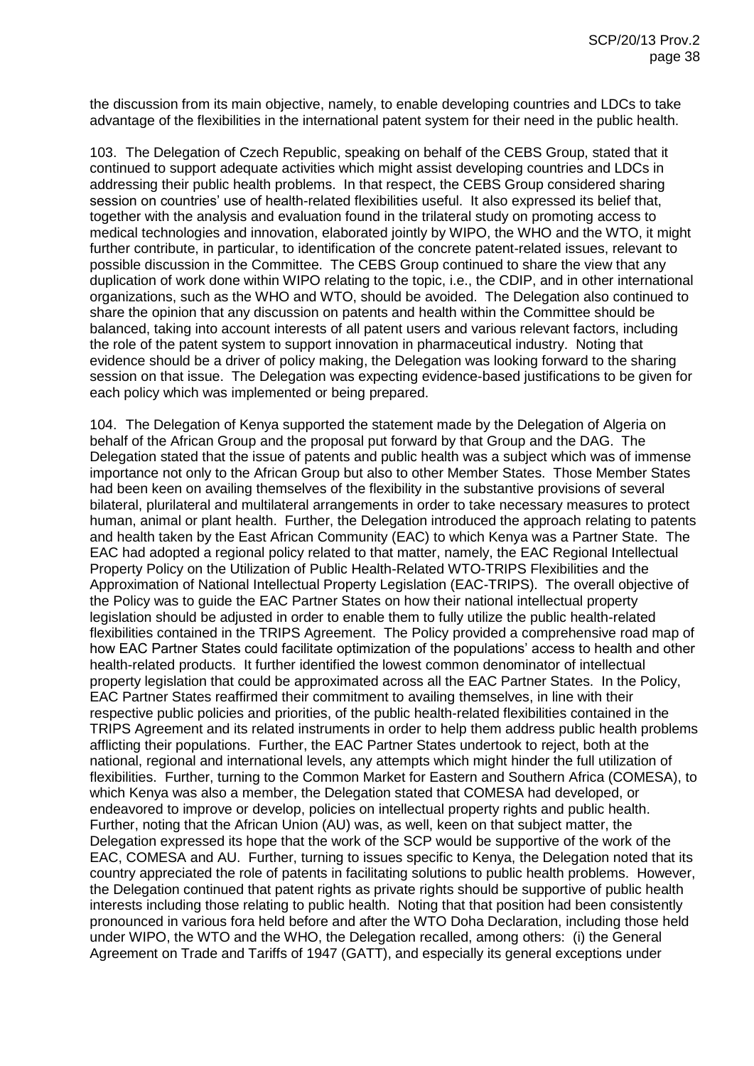the discussion from its main objective, namely, to enable developing countries and LDCs to take advantage of the flexibilities in the international patent system for their need in the public health.

103. The Delegation of Czech Republic, speaking on behalf of the CEBS Group, stated that it continued to support adequate activities which might assist developing countries and LDCs in addressing their public health problems. In that respect, the CEBS Group considered sharing session on countries' use of health-related flexibilities useful. It also expressed its belief that, together with the analysis and evaluation found in the trilateral study on promoting access to medical technologies and innovation, elaborated jointly by WIPO, the WHO and the WTO, it might further contribute, in particular, to identification of the concrete patent-related issues, relevant to possible discussion in the Committee. The CEBS Group continued to share the view that any duplication of work done within WIPO relating to the topic, i.e., the CDIP, and in other international organizations, such as the WHO and WTO, should be avoided. The Delegation also continued to share the opinion that any discussion on patents and health within the Committee should be balanced, taking into account interests of all patent users and various relevant factors, including the role of the patent system to support innovation in pharmaceutical industry. Noting that evidence should be a driver of policy making, the Delegation was looking forward to the sharing session on that issue. The Delegation was expecting evidence-based justifications to be given for each policy which was implemented or being prepared.

104. The Delegation of Kenya supported the statement made by the Delegation of Algeria on behalf of the African Group and the proposal put forward by that Group and the DAG. The Delegation stated that the issue of patents and public health was a subject which was of immense importance not only to the African Group but also to other Member States. Those Member States had been keen on availing themselves of the flexibility in the substantive provisions of several bilateral, plurilateral and multilateral arrangements in order to take necessary measures to protect human, animal or plant health. Further, the Delegation introduced the approach relating to patents and health taken by the East African Community (EAC) to which Kenya was a Partner State. The EAC had adopted a regional policy related to that matter, namely, the EAC Regional Intellectual Property Policy on the Utilization of Public Health-Related WTO-TRIPS Flexibilities and the Approximation of National Intellectual Property Legislation (EAC-TRIPS). The overall objective of the Policy was to guide the EAC Partner States on how their national intellectual property legislation should be adjusted in order to enable them to fully utilize the public health-related flexibilities contained in the TRIPS Agreement. The Policy provided a comprehensive road map of how EAC Partner States could facilitate optimization of the populations' access to health and other health-related products. It further identified the lowest common denominator of intellectual property legislation that could be approximated across all the EAC Partner States. In the Policy, EAC Partner States reaffirmed their commitment to availing themselves, in line with their respective public policies and priorities, of the public health-related flexibilities contained in the TRIPS Agreement and its related instruments in order to help them address public health problems afflicting their populations. Further, the EAC Partner States undertook to reject, both at the national, regional and international levels, any attempts which might hinder the full utilization of flexibilities. Further, turning to the Common Market for Eastern and Southern Africa (COMESA), to which Kenya was also a member, the Delegation stated that COMESA had developed, or endeavored to improve or develop, policies on intellectual property rights and public health. Further, noting that the African Union (AU) was, as well, keen on that subject matter, the Delegation expressed its hope that the work of the SCP would be supportive of the work of the EAC, COMESA and AU. Further, turning to issues specific to Kenya, the Delegation noted that its country appreciated the role of patents in facilitating solutions to public health problems. However, the Delegation continued that patent rights as private rights should be supportive of public health interests including those relating to public health. Noting that that position had been consistently pronounced in various fora held before and after the WTO Doha Declaration, including those held under WIPO, the WTO and the WHO, the Delegation recalled, among others: (i) the General Agreement on Trade and Tariffs of 1947 (GATT), and especially its general exceptions under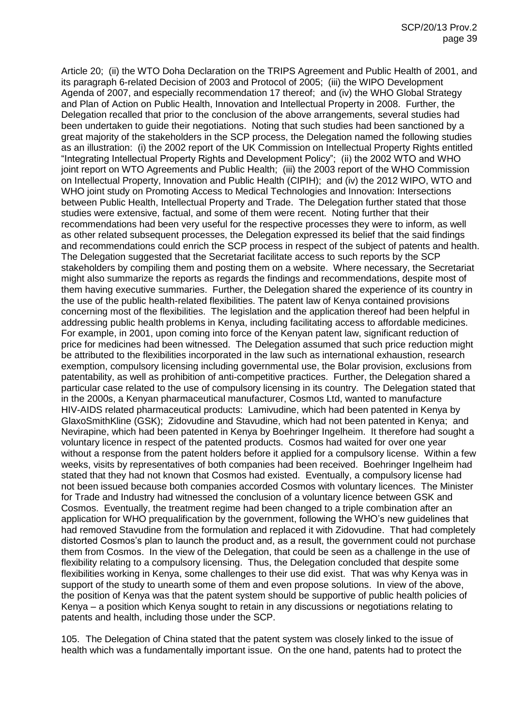Article 20; (ii) the WTO Doha Declaration on the TRIPS Agreement and Public Health of 2001, and its paragraph 6-related Decision of 2003 and Protocol of 2005; (iii) the WIPO Development Agenda of 2007, and especially recommendation 17 thereof; and (iv) the WHO Global Strategy and Plan of Action on Public Health, Innovation and Intellectual Property in 2008. Further, the Delegation recalled that prior to the conclusion of the above arrangements, several studies had been undertaken to guide their negotiations. Noting that such studies had been sanctioned by a great majority of the stakeholders in the SCP process, the Delegation named the following studies as an illustration: (i) the 2002 report of the UK Commission on Intellectual Property Rights entitled "Integrating Intellectual Property Rights and Development Policy"; (ii) the 2002 WTO and WHO joint report on WTO Agreements and Public Health; (iii) the 2003 report of the WHO Commission on Intellectual Property, Innovation and Public Health (CIPIH); and (iv) the 2012 WIPO, WTO and WHO joint study on Promoting Access to Medical Technologies and Innovation: Intersections between Public Health, Intellectual Property and Trade. The Delegation further stated that those studies were extensive, factual, and some of them were recent. Noting further that their recommendations had been very useful for the respective processes they were to inform, as well as other related subsequent processes, the Delegation expressed its belief that the said findings and recommendations could enrich the SCP process in respect of the subject of patents and health. The Delegation suggested that the Secretariat facilitate access to such reports by the SCP stakeholders by compiling them and posting them on a website. Where necessary, the Secretariat might also summarize the reports as regards the findings and recommendations, despite most of them having executive summaries. Further, the Delegation shared the experience of its country in the use of the public health-related flexibilities. The patent law of Kenya contained provisions concerning most of the flexibilities. The legislation and the application thereof had been helpful in addressing public health problems in Kenya, including facilitating access to affordable medicines. For example, in 2001, upon coming into force of the Kenyan patent law, significant reduction of price for medicines had been witnessed. The Delegation assumed that such price reduction might be attributed to the flexibilities incorporated in the law such as international exhaustion, research exemption, compulsory licensing including governmental use, the Bolar provision, exclusions from patentability, as well as prohibition of anti-competitive practices. Further, the Delegation shared a particular case related to the use of compulsory licensing in its country. The Delegation stated that in the 2000s, a Kenyan pharmaceutical manufacturer, Cosmos Ltd, wanted to manufacture HIV-AIDS related pharmaceutical products: Lamivudine, which had been patented in Kenya by GlaxoSmithKline (GSK); Zidovudine and Stavudine, which had not been patented in Kenya; and Nevirapine, which had been patented in Kenya by Boehringer Ingelheim. It therefore had sought a voluntary licence in respect of the patented products. Cosmos had waited for over one year without a response from the patent holders before it applied for a compulsory license. Within a few weeks, visits by representatives of both companies had been received. Boehringer Ingelheim had stated that they had not known that Cosmos had existed. Eventually, a compulsory license had not been issued because both companies accorded Cosmos with voluntary licences. The Minister for Trade and Industry had witnessed the conclusion of a voluntary licence between GSK and Cosmos. Eventually, the treatment regime had been changed to a triple combination after an application for WHO prequalification by the government, following the WHO's new guidelines that had removed Stavudine from the formulation and replaced it with Zidovudine. That had completely distorted Cosmos's plan to launch the product and, as a result, the government could not purchase them from Cosmos. In the view of the Delegation, that could be seen as a challenge in the use of flexibility relating to a compulsory licensing. Thus, the Delegation concluded that despite some flexibilities working in Kenya, some challenges to their use did exist. That was why Kenya was in support of the study to unearth some of them and even propose solutions. In view of the above, the position of Kenya was that the patent system should be supportive of public health policies of Kenya – a position which Kenya sought to retain in any discussions or negotiations relating to patents and health, including those under the SCP.

105. The Delegation of China stated that the patent system was closely linked to the issue of health which was a fundamentally important issue. On the one hand, patents had to protect the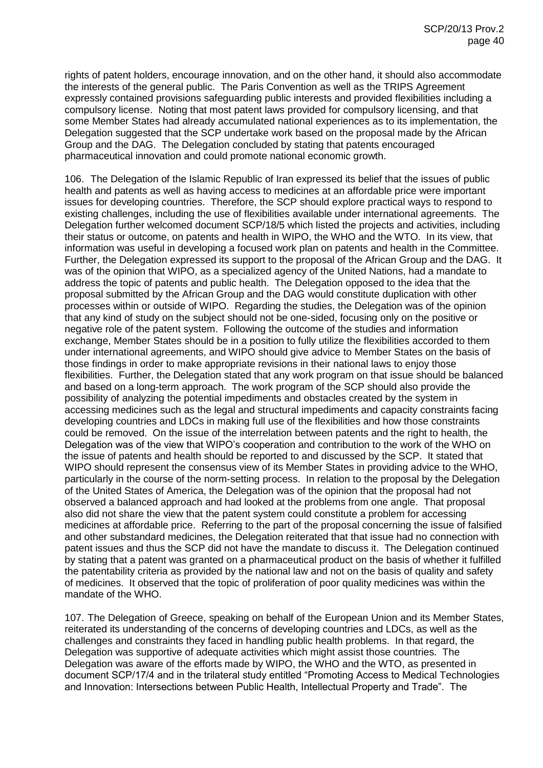rights of patent holders, encourage innovation, and on the other hand, it should also accommodate the interests of the general public. The Paris Convention as well as the TRIPS Agreement expressly contained provisions safeguarding public interests and provided flexibilities including a compulsory license. Noting that most patent laws provided for compulsory licensing, and that some Member States had already accumulated national experiences as to its implementation, the Delegation suggested that the SCP undertake work based on the proposal made by the African Group and the DAG. The Delegation concluded by stating that patents encouraged pharmaceutical innovation and could promote national economic growth.

106. The Delegation of the Islamic Republic of Iran expressed its belief that the issues of public health and patents as well as having access to medicines at an affordable price were important issues for developing countries. Therefore, the SCP should explore practical ways to respond to existing challenges, including the use of flexibilities available under international agreements. The Delegation further welcomed document SCP/18/5 which listed the projects and activities, including their status or outcome, on patents and health in WIPO, the WHO and the WTO. In its view, that information was useful in developing a focused work plan on patents and health in the Committee. Further, the Delegation expressed its support to the proposal of the African Group and the DAG. It was of the opinion that WIPO, as a specialized agency of the United Nations, had a mandate to address the topic of patents and public health. The Delegation opposed to the idea that the proposal submitted by the African Group and the DAG would constitute duplication with other processes within or outside of WIPO. Regarding the studies, the Delegation was of the opinion that any kind of study on the subject should not be one-sided, focusing only on the positive or negative role of the patent system. Following the outcome of the studies and information exchange, Member States should be in a position to fully utilize the flexibilities accorded to them under international agreements, and WIPO should give advice to Member States on the basis of those findings in order to make appropriate revisions in their national laws to enjoy those flexibilities. Further, the Delegation stated that any work program on that issue should be balanced and based on a long-term approach. The work program of the SCP should also provide the possibility of analyzing the potential impediments and obstacles created by the system in accessing medicines such as the legal and structural impediments and capacity constraints facing developing countries and LDCs in making full use of the flexibilities and how those constraints could be removed. On the issue of the interrelation between patents and the right to health, the Delegation was of the view that WIPO's cooperation and contribution to the work of the WHO on the issue of patents and health should be reported to and discussed by the SCP. It stated that WIPO should represent the consensus view of its Member States in providing advice to the WHO, particularly in the course of the norm-setting process. In relation to the proposal by the Delegation of the United States of America, the Delegation was of the opinion that the proposal had not observed a balanced approach and had looked at the problems from one angle. That proposal also did not share the view that the patent system could constitute a problem for accessing medicines at affordable price. Referring to the part of the proposal concerning the issue of falsified and other substandard medicines, the Delegation reiterated that that issue had no connection with patent issues and thus the SCP did not have the mandate to discuss it. The Delegation continued by stating that a patent was granted on a pharmaceutical product on the basis of whether it fulfilled the patentability criteria as provided by the national law and not on the basis of quality and safety of medicines. It observed that the topic of proliferation of poor quality medicines was within the mandate of the WHO.

107. The Delegation of Greece, speaking on behalf of the European Union and its Member States, reiterated its understanding of the concerns of developing countries and LDCs, as well as the challenges and constraints they faced in handling public health problems. In that regard, the Delegation was supportive of adequate activities which might assist those countries. The Delegation was aware of the efforts made by WIPO, the WHO and the WTO, as presented in document SCP/17/4 and in the trilateral study entitled "Promoting Access to Medical Technologies and Innovation: Intersections between Public Health, Intellectual Property and Trade". The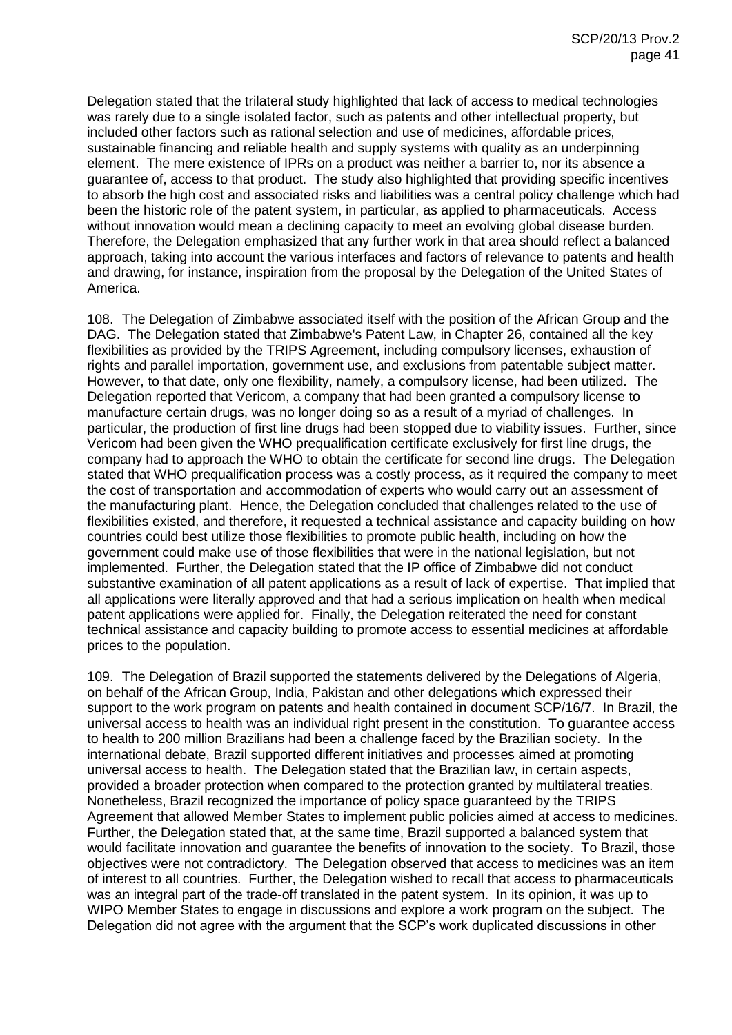Delegation stated that the trilateral study highlighted that lack of access to medical technologies was rarely due to a single isolated factor, such as patents and other intellectual property, but included other factors such as rational selection and use of medicines, affordable prices, sustainable financing and reliable health and supply systems with quality as an underpinning element. The mere existence of IPRs on a product was neither a barrier to, nor its absence a guarantee of, access to that product. The study also highlighted that providing specific incentives to absorb the high cost and associated risks and liabilities was a central policy challenge which had been the historic role of the patent system, in particular, as applied to pharmaceuticals. Access without innovation would mean a declining capacity to meet an evolving global disease burden. Therefore, the Delegation emphasized that any further work in that area should reflect a balanced approach, taking into account the various interfaces and factors of relevance to patents and health and drawing, for instance, inspiration from the proposal by the Delegation of the United States of America.

108. The Delegation of Zimbabwe associated itself with the position of the African Group and the DAG. The Delegation stated that Zimbabwe's Patent Law, in Chapter 26, contained all the key flexibilities as provided by the TRIPS Agreement, including compulsory licenses, exhaustion of rights and parallel importation, government use, and exclusions from patentable subject matter. However, to that date, only one flexibility, namely, a compulsory license, had been utilized. The Delegation reported that Vericom, a company that had been granted a compulsory license to manufacture certain drugs, was no longer doing so as a result of a myriad of challenges. In particular, the production of first line drugs had been stopped due to viability issues. Further, since Vericom had been given the WHO prequalification certificate exclusively for first line drugs, the company had to approach the WHO to obtain the certificate for second line drugs. The Delegation stated that WHO prequalification process was a costly process, as it required the company to meet the cost of transportation and accommodation of experts who would carry out an assessment of the manufacturing plant. Hence, the Delegation concluded that challenges related to the use of flexibilities existed, and therefore, it requested a technical assistance and capacity building on how countries could best utilize those flexibilities to promote public health, including on how the government could make use of those flexibilities that were in the national legislation, but not implemented. Further, the Delegation stated that the IP office of Zimbabwe did not conduct substantive examination of all patent applications as a result of lack of expertise. That implied that all applications were literally approved and that had a serious implication on health when medical patent applications were applied for. Finally, the Delegation reiterated the need for constant technical assistance and capacity building to promote access to essential medicines at affordable prices to the population.

109. The Delegation of Brazil supported the statements delivered by the Delegations of Algeria, on behalf of the African Group, India, Pakistan and other delegations which expressed their support to the work program on patents and health contained in document SCP/16/7. In Brazil, the universal access to health was an individual right present in the constitution. To guarantee access to health to 200 million Brazilians had been a challenge faced by the Brazilian society. In the international debate, Brazil supported different initiatives and processes aimed at promoting universal access to health. The Delegation stated that the Brazilian law, in certain aspects, provided a broader protection when compared to the protection granted by multilateral treaties. Nonetheless, Brazil recognized the importance of policy space guaranteed by the TRIPS Agreement that allowed Member States to implement public policies aimed at access to medicines. Further, the Delegation stated that, at the same time, Brazil supported a balanced system that would facilitate innovation and guarantee the benefits of innovation to the society. To Brazil, those objectives were not contradictory. The Delegation observed that access to medicines was an item of interest to all countries. Further, the Delegation wished to recall that access to pharmaceuticals was an integral part of the trade-off translated in the patent system. In its opinion, it was up to WIPO Member States to engage in discussions and explore a work program on the subject. The Delegation did not agree with the argument that the SCP's work duplicated discussions in other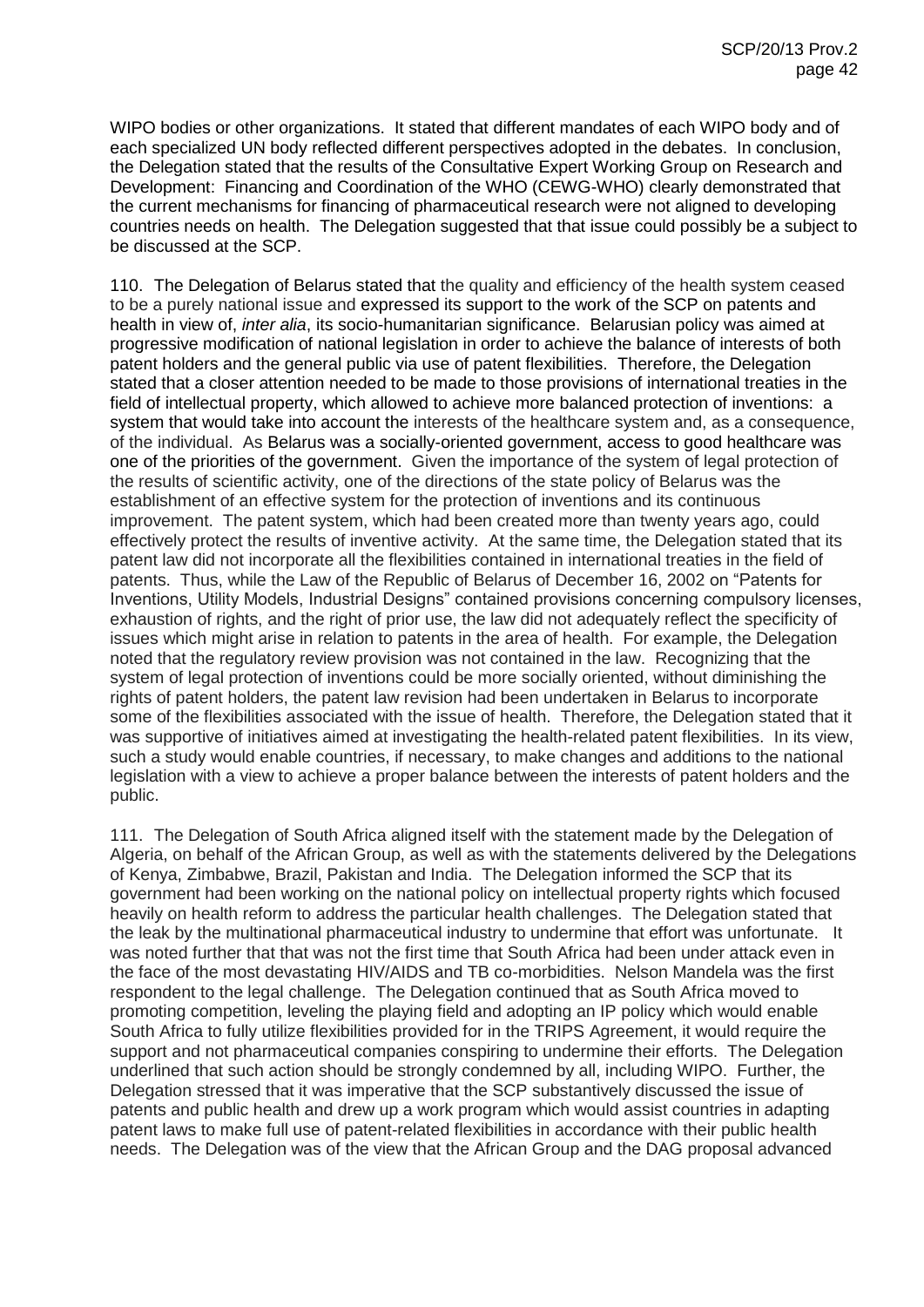WIPO bodies or other organizations. It stated that different mandates of each WIPO body and of each specialized UN body reflected different perspectives adopted in the debates. In conclusion, the Delegation stated that the results of the Consultative Expert Working Group on Research and Development: Financing and Coordination of the WHO (CEWG-WHO) clearly demonstrated that the current mechanisms for financing of pharmaceutical research were not aligned to developing countries needs on health. The Delegation suggested that that issue could possibly be a subject to be discussed at the SCP.

110. The Delegation of Belarus stated that the quality and efficiency of the health system ceased to be a purely national issue and expressed its support to the work of the SCP on patents and health in view of, *inter alia*, its socio-humanitarian significance. Belarusian policy was aimed at progressive modification of national legislation in order to achieve the balance of interests of both patent holders and the general public via use of patent flexibilities. Therefore, the Delegation stated that a closer attention needed to be made to those provisions of international treaties in the field of intellectual property, which allowed to achieve more balanced protection of inventions: a system that would take into account the interests of the healthcare system and, as a consequence, of the individual. As Belarus was a socially-oriented government, access to good healthcare was one of the priorities of the government. Given the importance of the system of legal protection of the results of scientific activity, one of the directions of the state policy of Belarus was the establishment of an effective system for the protection of inventions and its continuous improvement. The patent system, which had been created more than twenty years ago, could effectively protect the results of inventive activity. At the same time, the Delegation stated that its patent law did not incorporate all the flexibilities contained in international treaties in the field of patents. Thus, while the Law of the Republic of Belarus of December 16, 2002 on "Patents for Inventions, Utility Models, Industrial Designs" contained provisions concerning compulsory licenses, exhaustion of rights, and the right of prior use, the law did not adequately reflect the specificity of issues which might arise in relation to patents in the area of health. For example, the Delegation noted that the regulatory review provision was not contained in the law. Recognizing that the system of legal protection of inventions could be more socially oriented, without diminishing the rights of patent holders, the patent law revision had been undertaken in Belarus to incorporate some of the flexibilities associated with the issue of health. Therefore, the Delegation stated that it was supportive of initiatives aimed at investigating the health-related patent flexibilities. In its view, such a study would enable countries, if necessary, to make changes and additions to the national legislation with a view to achieve a proper balance between the interests of patent holders and the public.

111. The Delegation of South Africa aligned itself with the statement made by the Delegation of Algeria, on behalf of the African Group, as well as with the statements delivered by the Delegations of Kenya, Zimbabwe, Brazil, Pakistan and India. The Delegation informed the SCP that its government had been working on the national policy on intellectual property rights which focused heavily on health reform to address the particular health challenges. The Delegation stated that the leak by the multinational pharmaceutical industry to undermine that effort was unfortunate. It was noted further that that was not the first time that South Africa had been under attack even in the face of the most devastating HIV/AIDS and TB co-morbidities. Nelson Mandela was the first respondent to the legal challenge. The Delegation continued that as South Africa moved to promoting competition, leveling the playing field and adopting an IP policy which would enable South Africa to fully utilize flexibilities provided for in the TRIPS Agreement, it would require the support and not pharmaceutical companies conspiring to undermine their efforts. The Delegation underlined that such action should be strongly condemned by all, including WIPO. Further, the Delegation stressed that it was imperative that the SCP substantively discussed the issue of patents and public health and drew up a work program which would assist countries in adapting patent laws to make full use of patent-related flexibilities in accordance with their public health needs. The Delegation was of the view that the African Group and the DAG proposal advanced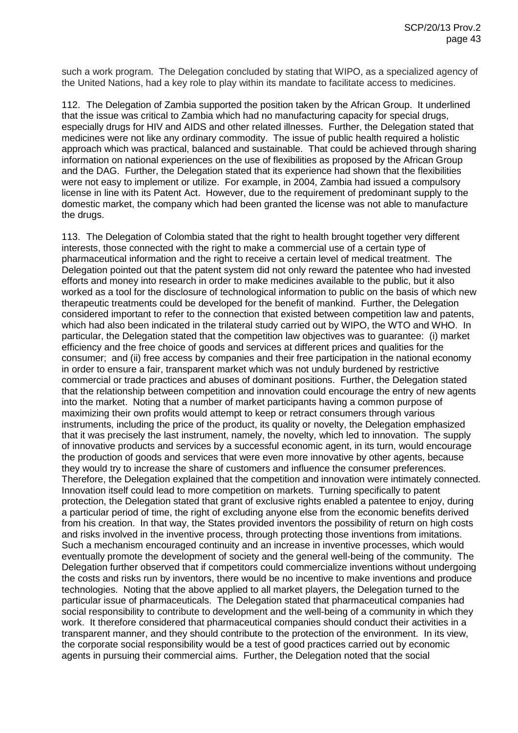such a work program. The Delegation concluded by stating that WIPO, as a specialized agency of the United Nations, had a key role to play within its mandate to facilitate access to medicines.

112. The Delegation of Zambia supported the position taken by the African Group. It underlined that the issue was critical to Zambia which had no manufacturing capacity for special drugs, especially drugs for HIV and AIDS and other related illnesses. Further, the Delegation stated that medicines were not like any ordinary commodity. The issue of public health required a holistic approach which was practical, balanced and sustainable. That could be achieved through sharing information on national experiences on the use of flexibilities as proposed by the African Group and the DAG. Further, the Delegation stated that its experience had shown that the flexibilities were not easy to implement or utilize. For example, in 2004, Zambia had issued a compulsory license in line with its Patent Act. However, due to the requirement of predominant supply to the domestic market, the company which had been granted the license was not able to manufacture the drugs.

113. The Delegation of Colombia stated that the right to health brought together very different interests, those connected with the right to make a commercial use of a certain type of pharmaceutical information and the right to receive a certain level of medical treatment. The Delegation pointed out that the patent system did not only reward the patentee who had invested efforts and money into research in order to make medicines available to the public, but it also worked as a tool for the disclosure of technological information to public on the basis of which new therapeutic treatments could be developed for the benefit of mankind. Further, the Delegation considered important to refer to the connection that existed between competition law and patents, which had also been indicated in the trilateral study carried out by WIPO, the WTO and WHO. In particular, the Delegation stated that the competition law objectives was to guarantee: (i) market efficiency and the free choice of goods and services at different prices and qualities for the consumer; and (ii) free access by companies and their free participation in the national economy in order to ensure a fair, transparent market which was not unduly burdened by restrictive commercial or trade practices and abuses of dominant positions. Further, the Delegation stated that the relationship between competition and innovation could encourage the entry of new agents into the market. Noting that a number of market participants having a common purpose of maximizing their own profits would attempt to keep or retract consumers through various instruments, including the price of the product, its quality or novelty, the Delegation emphasized that it was precisely the last instrument, namely, the novelty, which led to innovation. The supply of innovative products and services by a successful economic agent, in its turn, would encourage the production of goods and services that were even more innovative by other agents, because they would try to increase the share of customers and influence the consumer preferences. Therefore, the Delegation explained that the competition and innovation were intimately connected. Innovation itself could lead to more competition on markets. Turning specifically to patent protection, the Delegation stated that grant of exclusive rights enabled a patentee to enjoy, during a particular period of time, the right of excluding anyone else from the economic benefits derived from his creation. In that way, the States provided inventors the possibility of return on high costs and risks involved in the inventive process, through protecting those inventions from imitations. Such a mechanism encouraged continuity and an increase in inventive processes, which would eventually promote the development of society and the general well-being of the community. The Delegation further observed that if competitors could commercialize inventions without undergoing the costs and risks run by inventors, there would be no incentive to make inventions and produce technologies. Noting that the above applied to all market players, the Delegation turned to the particular issue of pharmaceuticals. The Delegation stated that pharmaceutical companies had social responsibility to contribute to development and the well-being of a community in which they work. It therefore considered that pharmaceutical companies should conduct their activities in a transparent manner, and they should contribute to the protection of the environment. In its view, the corporate social responsibility would be a test of good practices carried out by economic agents in pursuing their commercial aims. Further, the Delegation noted that the social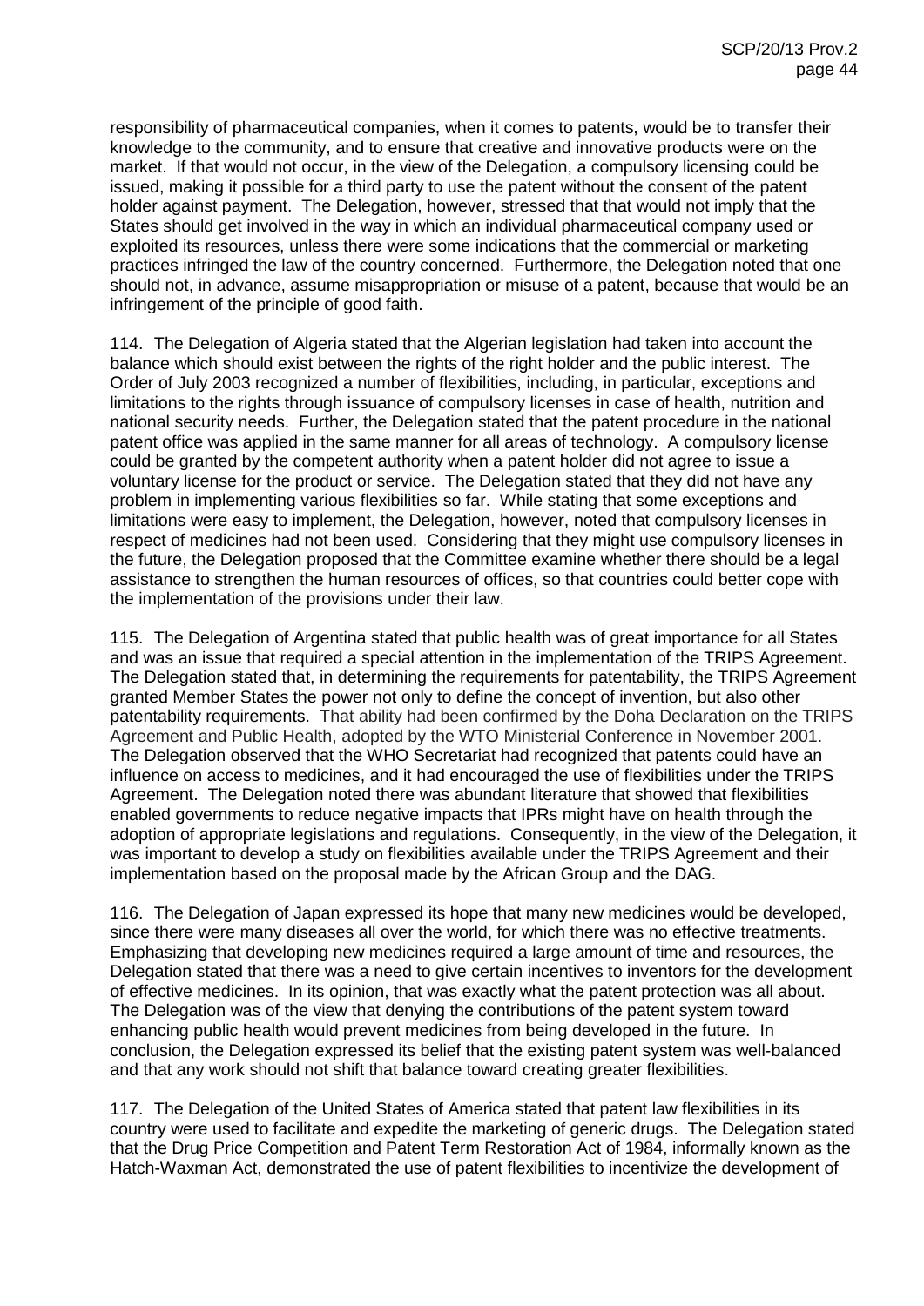responsibility of pharmaceutical companies, when it comes to patents, would be to transfer their knowledge to the community, and to ensure that creative and innovative products were on the market. If that would not occur, in the view of the Delegation, a compulsory licensing could be issued, making it possible for a third party to use the patent without the consent of the patent holder against payment. The Delegation, however, stressed that that would not imply that the States should get involved in the way in which an individual pharmaceutical company used or exploited its resources, unless there were some indications that the commercial or marketing practices infringed the law of the country concerned. Furthermore, the Delegation noted that one should not, in advance, assume misappropriation or misuse of a patent, because that would be an infringement of the principle of good faith.

114. The Delegation of Algeria stated that the Algerian legislation had taken into account the balance which should exist between the rights of the right holder and the public interest. The Order of July 2003 recognized a number of flexibilities, including, in particular, exceptions and limitations to the rights through issuance of compulsory licenses in case of health, nutrition and national security needs. Further, the Delegation stated that the patent procedure in the national patent office was applied in the same manner for all areas of technology. A compulsory license could be granted by the competent authority when a patent holder did not agree to issue a voluntary license for the product or service. The Delegation stated that they did not have any problem in implementing various flexibilities so far. While stating that some exceptions and limitations were easy to implement, the Delegation, however, noted that compulsory licenses in respect of medicines had not been used. Considering that they might use compulsory licenses in the future, the Delegation proposed that the Committee examine whether there should be a legal assistance to strengthen the human resources of offices, so that countries could better cope with the implementation of the provisions under their law.

115. The Delegation of Argentina stated that public health was of great importance for all States and was an issue that required a special attention in the implementation of the TRIPS Agreement. The Delegation stated that, in determining the requirements for patentability, the TRIPS Agreement granted Member States the power not only to define the concept of invention, but also other patentability requirements. That ability had been confirmed by the Doha Declaration on the TRIPS Agreement and Public Health, adopted by the WTO Ministerial Conference in November 2001. The Delegation observed that the WHO Secretariat had recognized that patents could have an influence on access to medicines, and it had encouraged the use of flexibilities under the TRIPS Agreement. The Delegation noted there was abundant literature that showed that flexibilities enabled governments to reduce negative impacts that IPRs might have on health through the adoption of appropriate legislations and regulations. Consequently, in the view of the Delegation, it was important to develop a study on flexibilities available under the TRIPS Agreement and their implementation based on the proposal made by the African Group and the DAG.

116. The Delegation of Japan expressed its hope that many new medicines would be developed, since there were many diseases all over the world, for which there was no effective treatments. Emphasizing that developing new medicines required a large amount of time and resources, the Delegation stated that there was a need to give certain incentives to inventors for the development of effective medicines. In its opinion, that was exactly what the patent protection was all about. The Delegation was of the view that denying the contributions of the patent system toward enhancing public health would prevent medicines from being developed in the future. In conclusion, the Delegation expressed its belief that the existing patent system was well-balanced and that any work should not shift that balance toward creating greater flexibilities.

117. The Delegation of the United States of America stated that patent law flexibilities in its country were used to facilitate and expedite the marketing of generic drugs. The Delegation stated that the Drug Price Competition and Patent Term Restoration Act of 1984, informally known as the Hatch-Waxman Act, demonstrated the use of patent flexibilities to incentivize the development of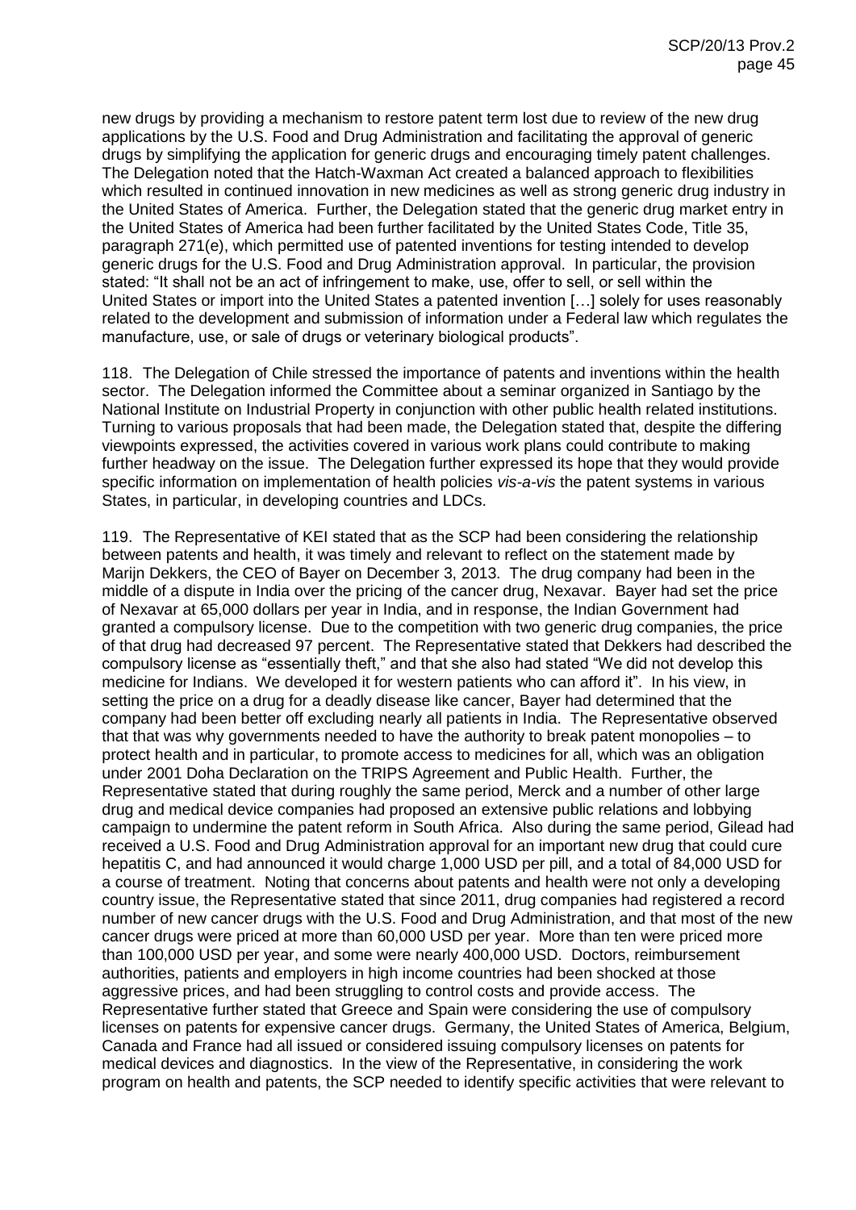new drugs by providing a mechanism to restore patent term lost due to review of the new drug applications by the U.S. Food and Drug Administration and facilitating the approval of generic drugs by simplifying the application for generic drugs and encouraging timely patent challenges. The Delegation noted that the Hatch-Waxman Act created a balanced approach to flexibilities which resulted in continued innovation in new medicines as well as strong generic drug industry in the United States of America. Further, the Delegation stated that the generic drug market entry in the United States of America had been further facilitated by the United States Code, Title 35, paragraph 271(e), which permitted use of patented inventions for testing intended to develop generic drugs for the U.S. Food and Drug Administration approval. In particular, the provision stated: "It shall not be an act of infringement to make, use, offer to sell, or sell within the United States or import into the United States a patented invention […] solely for uses reasonably related to the development and submission of information under a Federal law which regulates the manufacture, use, or sale of drugs or veterinary biological products".

118. The Delegation of Chile stressed the importance of patents and inventions within the health sector. The Delegation informed the Committee about a seminar organized in Santiago by the National Institute on Industrial Property in conjunction with other public health related institutions. Turning to various proposals that had been made, the Delegation stated that, despite the differing viewpoints expressed, the activities covered in various work plans could contribute to making further headway on the issue. The Delegation further expressed its hope that they would provide specific information on implementation of health policies *vis-a-vis* the patent systems in various States, in particular, in developing countries and LDCs.

119. The Representative of KEI stated that as the SCP had been considering the relationship between patents and health, it was timely and relevant to reflect on the statement made by Marijn Dekkers, the CEO of Bayer on December 3, 2013. The drug company had been in the middle of a dispute in India over the pricing of the cancer drug, Nexavar. Bayer had set the price of Nexavar at 65,000 dollars per year in India, and in response, the Indian Government had granted a compulsory license. Due to the competition with two generic drug companies, the price of that drug had decreased 97 percent. The Representative stated that Dekkers had described the compulsory license as "essentially theft," and that she also had stated "We did not develop this medicine for Indians. We developed it for western patients who can afford it". In his view, in setting the price on a drug for a deadly disease like cancer, Bayer had determined that the company had been better off excluding nearly all patients in India. The Representative observed that that was why governments needed to have the authority to break patent monopolies – to protect health and in particular, to promote access to medicines for all, which was an obligation under 2001 Doha Declaration on the TRIPS Agreement and Public Health. Further, the Representative stated that during roughly the same period, Merck and a number of other large drug and medical device companies had proposed an extensive public relations and lobbying campaign to undermine the patent reform in South Africa. Also during the same period, Gilead had received a U.S. Food and Drug Administration approval for an important new drug that could cure hepatitis C, and had announced it would charge 1,000 USD per pill, and a total of 84,000 USD for a course of treatment. Noting that concerns about patents and health were not only a developing country issue, the Representative stated that since 2011, drug companies had registered a record number of new cancer drugs with the U.S. Food and Drug Administration, and that most of the new cancer drugs were priced at more than 60,000 USD per year. More than ten were priced more than 100,000 USD per year, and some were nearly 400,000 USD. Doctors, reimbursement authorities, patients and employers in high income countries had been shocked at those aggressive prices, and had been struggling to control costs and provide access. The Representative further stated that Greece and Spain were considering the use of compulsory licenses on patents for expensive cancer drugs. Germany, the United States of America, Belgium, Canada and France had all issued or considered issuing compulsory licenses on patents for medical devices and diagnostics. In the view of the Representative, in considering the work program on health and patents, the SCP needed to identify specific activities that were relevant to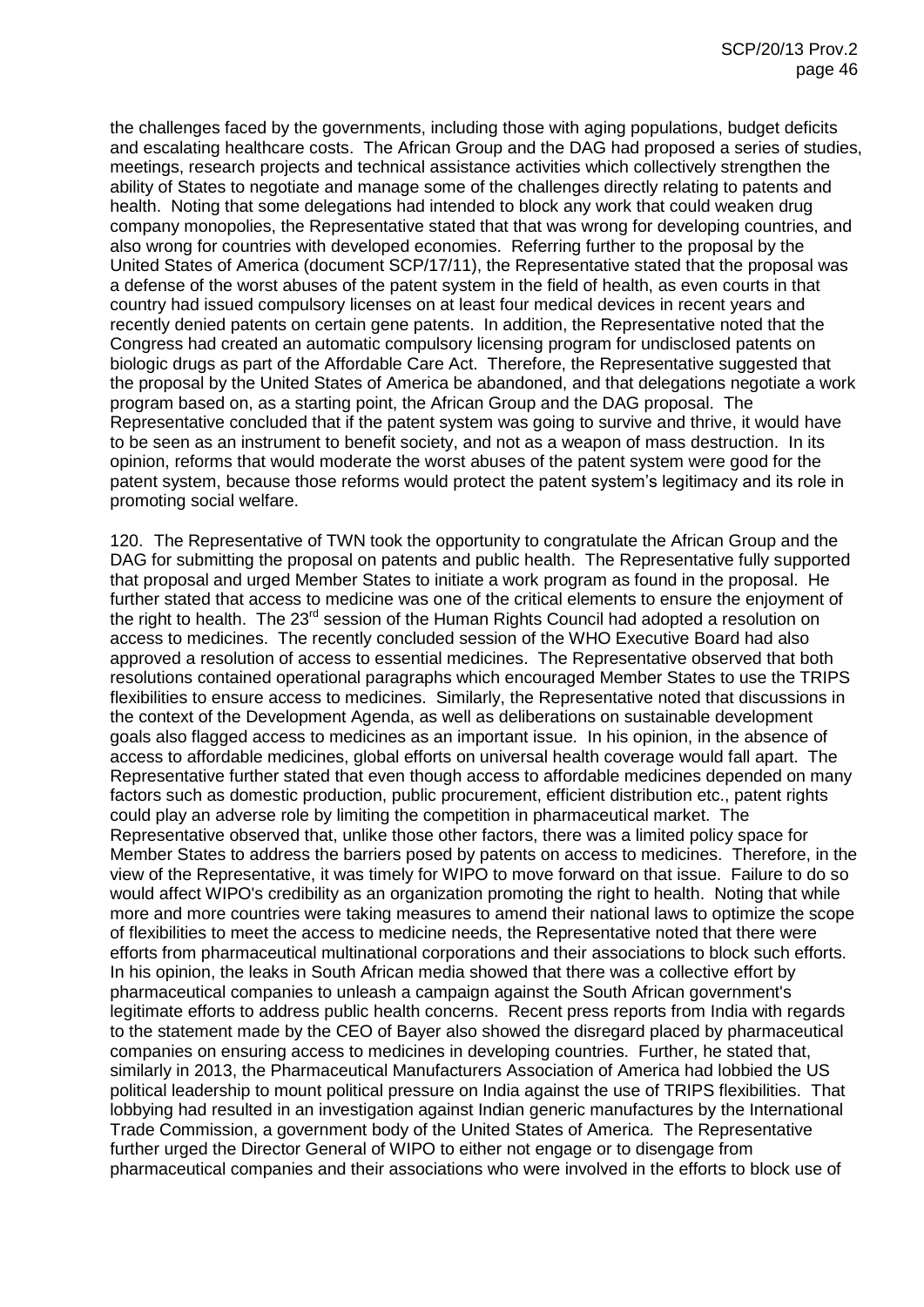the challenges faced by the governments, including those with aging populations, budget deficits and escalating healthcare costs. The African Group and the DAG had proposed a series of studies, meetings, research projects and technical assistance activities which collectively strengthen the ability of States to negotiate and manage some of the challenges directly relating to patents and health. Noting that some delegations had intended to block any work that could weaken drug company monopolies, the Representative stated that that was wrong for developing countries, and also wrong for countries with developed economies. Referring further to the proposal by the United States of America (document SCP/17/11), the Representative stated that the proposal was a defense of the worst abuses of the patent system in the field of health, as even courts in that country had issued compulsory licenses on at least four medical devices in recent years and recently denied patents on certain gene patents. In addition, the Representative noted that the Congress had created an automatic compulsory licensing program for undisclosed patents on biologic drugs as part of the Affordable Care Act. Therefore, the Representative suggested that the proposal by the United States of America be abandoned, and that delegations negotiate a work program based on, as a starting point, the African Group and the DAG proposal. The Representative concluded that if the patent system was going to survive and thrive, it would have to be seen as an instrument to benefit society, and not as a weapon of mass destruction. In its opinion, reforms that would moderate the worst abuses of the patent system were good for the patent system, because those reforms would protect the patent system's legitimacy and its role in promoting social welfare.

120. The Representative of TWN took the opportunity to congratulate the African Group and the DAG for submitting the proposal on patents and public health. The Representative fully supported that proposal and urged Member States to initiate a work program as found in the proposal. He further stated that access to medicine was one of the critical elements to ensure the enjoyment of the right to health. The 23rd session of the Human Rights Council had adopted a resolution on access to medicines. The recently concluded session of the WHO Executive Board had also approved a resolution of access to essential medicines. The Representative observed that both resolutions contained operational paragraphs which encouraged Member States to use the TRIPS flexibilities to ensure access to medicines. Similarly, the Representative noted that discussions in the context of the Development Agenda, as well as deliberations on sustainable development goals also flagged access to medicines as an important issue. In his opinion, in the absence of access to affordable medicines, global efforts on universal health coverage would fall apart. The Representative further stated that even though access to affordable medicines depended on many factors such as domestic production, public procurement, efficient distribution etc., patent rights could play an adverse role by limiting the competition in pharmaceutical market. The Representative observed that, unlike those other factors, there was a limited policy space for Member States to address the barriers posed by patents on access to medicines. Therefore, in the view of the Representative, it was timely for WIPO to move forward on that issue. Failure to do so would affect WIPO's credibility as an organization promoting the right to health. Noting that while more and more countries were taking measures to amend their national laws to optimize the scope of flexibilities to meet the access to medicine needs, the Representative noted that there were efforts from pharmaceutical multinational corporations and their associations to block such efforts. In his opinion, the leaks in South African media showed that there was a collective effort by pharmaceutical companies to unleash a campaign against the South African government's legitimate efforts to address public health concerns. Recent press reports from India with regards to the statement made by the CEO of Bayer also showed the disregard placed by pharmaceutical companies on ensuring access to medicines in developing countries. Further, he stated that, similarly in 2013, the Pharmaceutical Manufacturers Association of America had lobbied the US political leadership to mount political pressure on India against the use of TRIPS flexibilities. That lobbying had resulted in an investigation against Indian generic manufactures by the International Trade Commission, a government body of the United States of America. The Representative further urged the Director General of WIPO to either not engage or to disengage from pharmaceutical companies and their associations who were involved in the efforts to block use of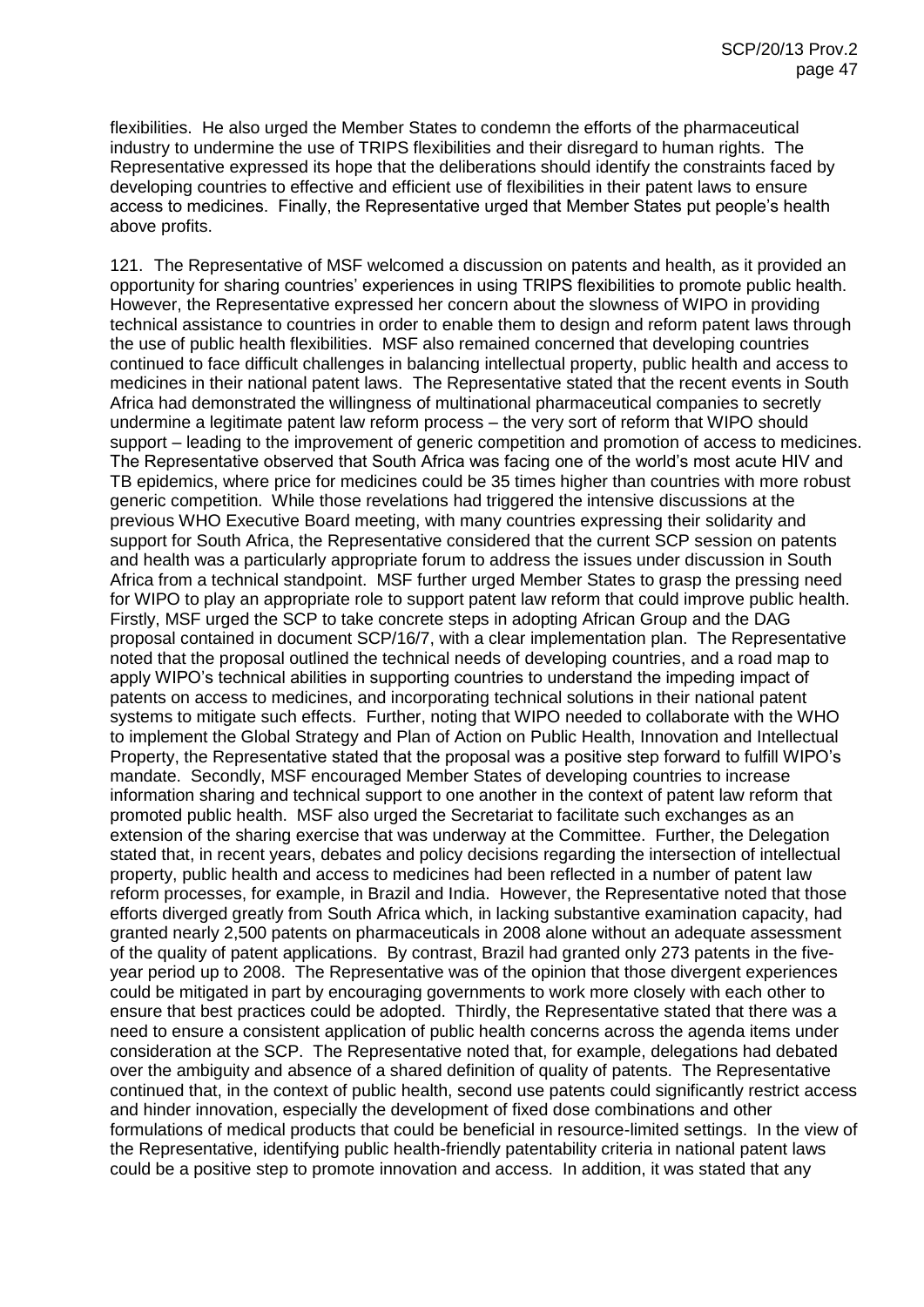flexibilities. He also urged the Member States to condemn the efforts of the pharmaceutical industry to undermine the use of TRIPS flexibilities and their disregard to human rights. The Representative expressed its hope that the deliberations should identify the constraints faced by developing countries to effective and efficient use of flexibilities in their patent laws to ensure access to medicines. Finally, the Representative urged that Member States put people's health above profits.

121. The Representative of MSF welcomed a discussion on patents and health, as it provided an opportunity for sharing countries' experiences in using TRIPS flexibilities to promote public health. However, the Representative expressed her concern about the slowness of WIPO in providing technical assistance to countries in order to enable them to design and reform patent laws through the use of public health flexibilities. MSF also remained concerned that developing countries continued to face difficult challenges in balancing intellectual property, public health and access to medicines in their national patent laws. The Representative stated that the recent events in South Africa had demonstrated the willingness of multinational pharmaceutical companies to secretly undermine a legitimate patent law reform process – the very sort of reform that WIPO should support – leading to the improvement of generic competition and promotion of access to medicines. The Representative observed that South Africa was facing one of the world's most acute HIV and TB epidemics, where price for medicines could be 35 times higher than countries with more robust generic competition. While those revelations had triggered the intensive discussions at the previous WHO Executive Board meeting, with many countries expressing their solidarity and support for South Africa, the Representative considered that the current SCP session on patents and health was a particularly appropriate forum to address the issues under discussion in South Africa from a technical standpoint. MSF further urged Member States to grasp the pressing need for WIPO to play an appropriate role to support patent law reform that could improve public health. Firstly, MSF urged the SCP to take concrete steps in adopting African Group and the DAG proposal contained in document SCP/16/7, with a clear implementation plan. The Representative noted that the proposal outlined the technical needs of developing countries, and a road map to apply WIPO's technical abilities in supporting countries to understand the impeding impact of patents on access to medicines, and incorporating technical solutions in their national patent systems to mitigate such effects. Further, noting that WIPO needed to collaborate with the WHO to implement the Global Strategy and Plan of Action on Public Health, Innovation and Intellectual Property, the Representative stated that the proposal was a positive step forward to fulfill WIPO's mandate. Secondly, MSF encouraged Member States of developing countries to increase information sharing and technical support to one another in the context of patent law reform that promoted public health. MSF also urged the Secretariat to facilitate such exchanges as an extension of the sharing exercise that was underway at the Committee. Further, the Delegation stated that, in recent years, debates and policy decisions regarding the intersection of intellectual property, public health and access to medicines had been reflected in a number of patent law reform processes, for example, in Brazil and India. However, the Representative noted that those efforts diverged greatly from South Africa which, in lacking substantive examination capacity, had granted nearly 2,500 patents on pharmaceuticals in 2008 alone without an adequate assessment of the quality of patent applications. By contrast, Brazil had granted only 273 patents in the five-year period up to 2008. The Representative was of the opinion that those divergent experiences could be mitigated in part by encouraging governments to work more closely with each other to ensure that best practices could be adopted. Thirdly, the Representative stated that there was a need to ensure a consistent application of public health concerns across the agenda items under consideration at the SCP. The Representative noted that, for example, delegations had debated over the ambiguity and absence of a shared definition of quality of patents. The Representative continued that, in the context of public health, second use patents could significantly restrict access and hinder innovation, especially the development of fixed dose combinations and other formulations of medical products that could be beneficial in resource-limited settings. In the view of the Representative, identifying public health-friendly patentability criteria in national patent laws could be a positive step to promote innovation and access. In addition, it was stated that any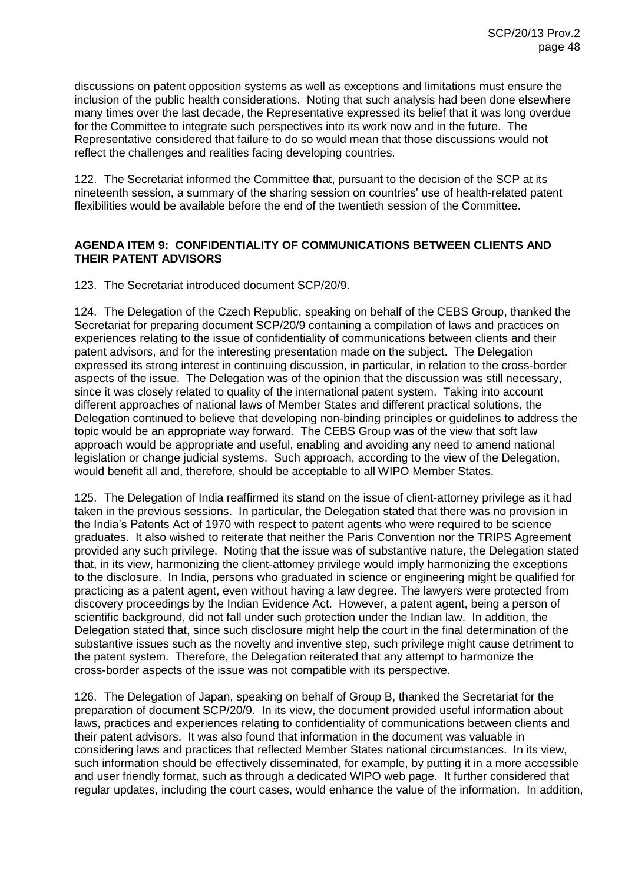discussions on patent opposition systems as well as exceptions and limitations must ensure the inclusion of the public health considerations. Noting that such analysis had been done elsewhere many times over the last decade, the Representative expressed its belief that it was long overdue for the Committee to integrate such perspectives into its work now and in the future. The Representative considered that failure to do so would mean that those discussions would not reflect the challenges and realities facing developing countries.

122. The Secretariat informed the Committee that, pursuant to the decision of the SCP at its nineteenth session, a summary of the sharing session on countries' use of health-related patent flexibilities would be available before the end of the twentieth session of the Committee.

**AGENDA ITEM 9: CONFIDENTIALITY OF COMMUNICATIONS BETWEEN CLIENTS AND THEIR PATENT ADVISORS**

123. The Secretariat introduced document SCP/20/9.

124. The Delegation of the Czech Republic, speaking on behalf of the CEBS Group, thanked the Secretariat for preparing document SCP/20/9 containing a compilation of laws and practices on experiences relating to the issue of confidentiality of communications between clients and their patent advisors, and for the interesting presentation made on the subject. The Delegation expressed its strong interest in continuing discussion, in particular, in relation to the cross-border aspects of the issue. The Delegation was of the opinion that the discussion was still necessary, since it was closely related to quality of the international patent system. Taking into account different approaches of national laws of Member States and different practical solutions, the Delegation continued to believe that developing non-binding principles or guidelines to address the topic would be an appropriate way forward. The CEBS Group was of the view that soft law approach would be appropriate and useful, enabling and avoiding any need to amend national legislation or change judicial systems. Such approach, according to the view of the Delegation, would benefit all and, therefore, should be acceptable to all WIPO Member States.

125. The Delegation of India reaffirmed its stand on the issue of client-attorney privilege as it had taken in the previous sessions. In particular, the Delegation stated that there was no provision in the India's Patents Act of 1970 with respect to patent agents who were required to be science graduates. It also wished to reiterate that neither the Paris Convention nor the TRIPS Agreement provided any such privilege. Noting that the issue was of substantive nature, the Delegation stated that, in its view, harmonizing the client-attorney privilege would imply harmonizing the exceptions to the disclosure. In India, persons who graduated in science or engineering might be qualified for practicing as a patent agent, even without having a law degree. The lawyers were protected from discovery proceedings by the Indian Evidence Act. However, a patent agent, being a person of scientific background, did not fall under such protection under the Indian law. In addition, the Delegation stated that, since such disclosure might help the court in the final determination of the substantive issues such as the novelty and inventive step, such privilege might cause detriment to the patent system. Therefore, the Delegation reiterated that any attempt to harmonize the cross-border aspects of the issue was not compatible with its perspective.

126. The Delegation of Japan, speaking on behalf of Group B, thanked the Secretariat for the preparation of document SCP/20/9. In its view, the document provided useful information about laws, practices and experiences relating to confidentiality of communications between clients and their patent advisors. It was also found that information in the document was valuable in considering laws and practices that reflected Member States national circumstances. In its view, such information should be effectively disseminated, for example, by putting it in a more accessible and user friendly format, such as through a dedicated WIPO web page. It further considered that regular updates, including the court cases, would enhance the value of the information. In addition,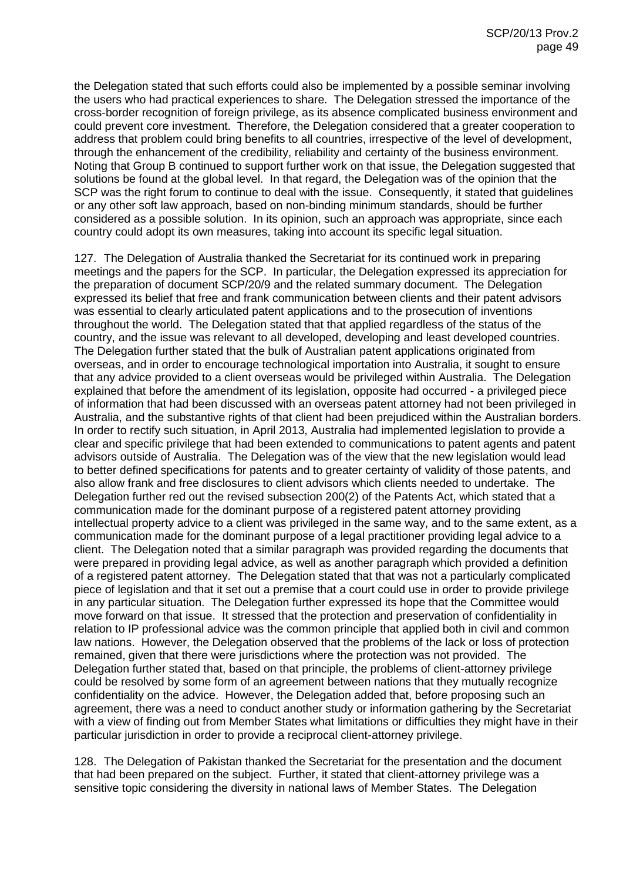the Delegation stated that such efforts could also be implemented by a possible seminar involving the users who had practical experiences to share. The Delegation stressed the importance of the cross-border recognition of foreign privilege, as its absence complicated business environment and could prevent core investment. Therefore, the Delegation considered that a greater cooperation to address that problem could bring benefits to all countries, irrespective of the level of development, through the enhancement of the credibility, reliability and certainty of the business environment. Noting that Group B continued to support further work on that issue, the Delegation suggested that solutions be found at the global level. In that regard, the Delegation was of the opinion that the SCP was the right forum to continue to deal with the issue. Consequently, it stated that guidelines or any other soft law approach, based on non-binding minimum standards, should be further considered as a possible solution. In its opinion, such an approach was appropriate, since each country could adopt its own measures, taking into account its specific legal situation.

127. The Delegation of Australia thanked the Secretariat for its continued work in preparing meetings and the papers for the SCP. In particular, the Delegation expressed its appreciation for the preparation of document SCP/20/9 and the related summary document. The Delegation expressed its belief that free and frank communication between clients and their patent advisors was essential to clearly articulated patent applications and to the prosecution of inventions throughout the world. The Delegation stated that that applied regardless of the status of the country, and the issue was relevant to all developed, developing and least developed countries. The Delegation further stated that the bulk of Australian patent applications originated from overseas, and in order to encourage technological importation into Australia, it sought to ensure that any advice provided to a client overseas would be privileged within Australia. The Delegation explained that before the amendment of its legislation, opposite had occurred - a privileged piece of information that had been discussed with an overseas patent attorney had not been privileged in Australia, and the substantive rights of that client had been prejudiced within the Australian borders. In order to rectify such situation, in April 2013, Australia had implemented legislation to provide a clear and specific privilege that had been extended to communications to patent agents and patent advisors outside of Australia. The Delegation was of the view that the new legislation would lead to better defined specifications for patents and to greater certainty of validity of those patents, and also allow frank and free disclosures to client advisors which clients needed to undertake. The Delegation further red out the revised subsection 200(2) of the Patents Act, which stated that a communication made for the dominant purpose of a registered patent attorney providing intellectual property advice to a client was privileged in the same way, and to the same extent, as a communication made for the dominant purpose of a legal practitioner providing legal advice to a client. The Delegation noted that a similar paragraph was provided regarding the documents that were prepared in providing legal advice, as well as another paragraph which provided a definition of a registered patent attorney. The Delegation stated that that was not a particularly complicated piece of legislation and that it set out a premise that a court could use in order to provide privilege in any particular situation. The Delegation further expressed its hope that the Committee would move forward on that issue. It stressed that the protection and preservation of confidentiality in relation to IP professional advice was the common principle that applied both in civil and common law nations. However, the Delegation observed that the problems of the lack or loss of protection remained, given that there were jurisdictions where the protection was not provided. The Delegation further stated that, based on that principle, the problems of client-attorney privilege could be resolved by some form of an agreement between nations that they mutually recognize confidentiality on the advice. However, the Delegation added that, before proposing such an agreement, there was a need to conduct another study or information gathering by the Secretariat with a view of finding out from Member States what limitations or difficulties they might have in their particular jurisdiction in order to provide a reciprocal client-attorney privilege.

128. The Delegation of Pakistan thanked the Secretariat for the presentation and the document that had been prepared on the subject. Further, it stated that client-attorney privilege was a sensitive topic considering the diversity in national laws of Member States. The Delegation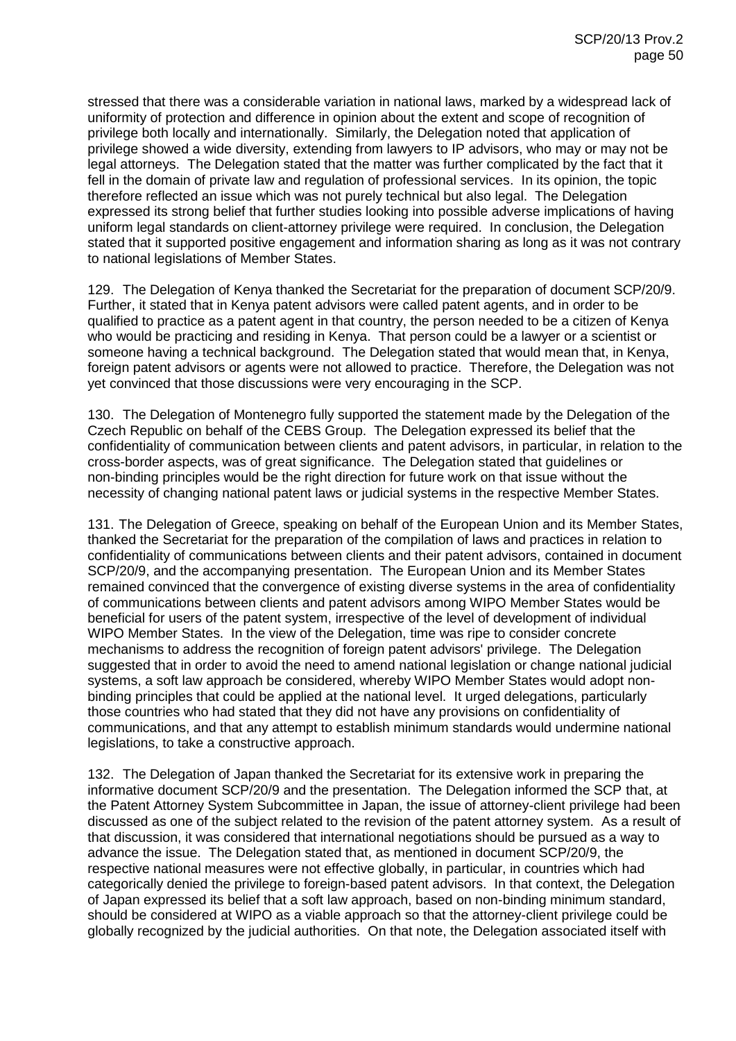stressed that there was a considerable variation in national laws, marked by a widespread lack of uniformity of protection and difference in opinion about the extent and scope of recognition of privilege both locally and internationally. Similarly, the Delegation noted that application of privilege showed a wide diversity, extending from lawyers to IP advisors, who may or may not be legal attorneys. The Delegation stated that the matter was further complicated by the fact that it fell in the domain of private law and regulation of professional services. In its opinion, the topic therefore reflected an issue which was not purely technical but also legal. The Delegation expressed its strong belief that further studies looking into possible adverse implications of having uniform legal standards on client-attorney privilege were required. In conclusion, the Delegation stated that it supported positive engagement and information sharing as long as it was not contrary to national legislations of Member States.

129. The Delegation of Kenya thanked the Secretariat for the preparation of document SCP/20/9. Further, it stated that in Kenya patent advisors were called patent agents, and in order to be qualified to practice as a patent agent in that country, the person needed to be a citizen of Kenya who would be practicing and residing in Kenya. That person could be a lawyer or a scientist or someone having a technical background. The Delegation stated that would mean that, in Kenya, foreign patent advisors or agents were not allowed to practice. Therefore, the Delegation was not yet convinced that those discussions were very encouraging in the SCP.

130. The Delegation of Montenegro fully supported the statement made by the Delegation of the Czech Republic on behalf of the CEBS Group. The Delegation expressed its belief that the confidentiality of communication between clients and patent advisors, in particular, in relation to the cross-border aspects, was of great significance. The Delegation stated that guidelines or non-binding principles would be the right direction for future work on that issue without the necessity of changing national patent laws or judicial systems in the respective Member States.

131. The Delegation of Greece, speaking on behalf of the European Union and its Member States, thanked the Secretariat for the preparation of the compilation of laws and practices in relation to confidentiality of communications between clients and their patent advisors, contained in document SCP/20/9, and the accompanying presentation. The European Union and its Member States remained convinced that the convergence of existing diverse systems in the area of confidentiality of communications between clients and patent advisors among WIPO Member States would be beneficial for users of the patent system, irrespective of the level of development of individual WIPO Member States. In the view of the Delegation, time was ripe to consider concrete mechanisms to address the recognition of foreign patent advisors' privilege. The Delegation suggested that in order to avoid the need to amend national legislation or change national judicial systems, a soft law approach be considered, whereby WIPO Member States would adopt non-binding principles that could be applied at the national level. It urged delegations, particularly those countries who had stated that they did not have any provisions on confidentiality of communications, and that any attempt to establish minimum standards would undermine national legislations, to take a constructive approach.

132. The Delegation of Japan thanked the Secretariat for its extensive work in preparing the informative document SCP/20/9 and the presentation. The Delegation informed the SCP that, at the Patent Attorney System Subcommittee in Japan, the issue of attorney-client privilege had been discussed as one of the subject related to the revision of the patent attorney system. As a result of that discussion, it was considered that international negotiations should be pursued as a way to advance the issue. The Delegation stated that, as mentioned in document SCP/20/9, the respective national measures were not effective globally, in particular, in countries which had categorically denied the privilege to foreign-based patent advisors. In that context, the Delegation of Japan expressed its belief that a soft law approach, based on non-binding minimum standard, should be considered at WIPO as a viable approach so that the attorney-client privilege could be globally recognized by the judicial authorities. On that note, the Delegation associated itself with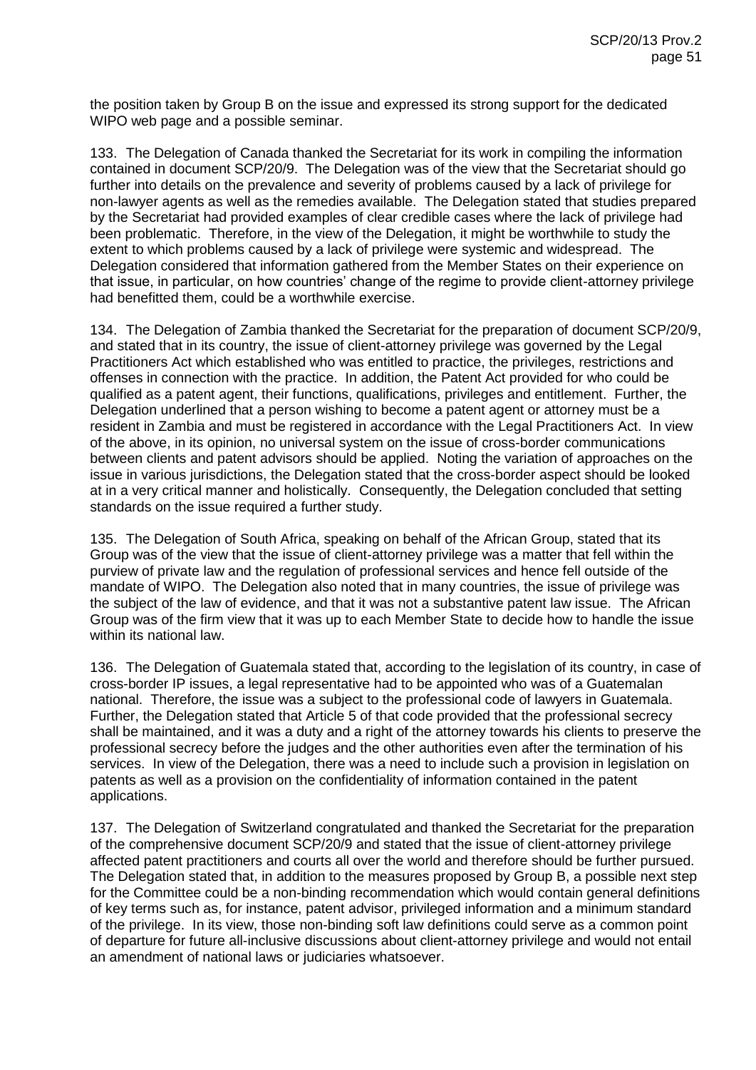the position taken by Group B on the issue and expressed its strong support for the dedicated WIPO web page and a possible seminar.

133. The Delegation of Canada thanked the Secretariat for its work in compiling the information contained in document SCP/20/9. The Delegation was of the view that the Secretariat should go further into details on the prevalence and severity of problems caused by a lack of privilege for non-lawyer agents as well as the remedies available. The Delegation stated that studies prepared by the Secretariat had provided examples of clear credible cases where the lack of privilege had been problematic. Therefore, in the view of the Delegation, it might be worthwhile to study the extent to which problems caused by a lack of privilege were systemic and widespread. The Delegation considered that information gathered from the Member States on their experience on that issue, in particular, on how countries' change of the regime to provide client-attorney privilege had benefitted them, could be a worthwhile exercise.

134. The Delegation of Zambia thanked the Secretariat for the preparation of document SCP/20/9, and stated that in its country, the issue of client-attorney privilege was governed by the Legal Practitioners Act which established who was entitled to practice, the privileges, restrictions and offenses in connection with the practice. In addition, the Patent Act provided for who could be qualified as a patent agent, their functions, qualifications, privileges and entitlement. Further, the Delegation underlined that a person wishing to become a patent agent or attorney must be a resident in Zambia and must be registered in accordance with the Legal Practitioners Act. In view of the above, in its opinion, no universal system on the issue of cross-border communications between clients and patent advisors should be applied. Noting the variation of approaches on the issue in various jurisdictions, the Delegation stated that the cross-border aspect should be looked at in a very critical manner and holistically. Consequently, the Delegation concluded that setting standards on the issue required a further study.

135. The Delegation of South Africa, speaking on behalf of the African Group, stated that its Group was of the view that the issue of client-attorney privilege was a matter that fell within the purview of private law and the regulation of professional services and hence fell outside of the mandate of WIPO. The Delegation also noted that in many countries, the issue of privilege was the subject of the law of evidence, and that it was not a substantive patent law issue. The African Group was of the firm view that it was up to each Member State to decide how to handle the issue within its national law.

136. The Delegation of Guatemala stated that, according to the legislation of its country, in case of cross-border IP issues, a legal representative had to be appointed who was of a Guatemalan national. Therefore, the issue was a subject to the professional code of lawyers in Guatemala. Further, the Delegation stated that Article 5 of that code provided that the professional secrecy shall be maintained, and it was a duty and a right of the attorney towards his clients to preserve the professional secrecy before the judges and the other authorities even after the termination of his services. In view of the Delegation, there was a need to include such a provision in legislation on patents as well as a provision on the confidentiality of information contained in the patent applications.

137. The Delegation of Switzerland congratulated and thanked the Secretariat for the preparation of the comprehensive document SCP/20/9 and stated that the issue of client-attorney privilege affected patent practitioners and courts all over the world and therefore should be further pursued. The Delegation stated that, in addition to the measures proposed by Group B, a possible next step for the Committee could be a non-binding recommendation which would contain general definitions of key terms such as, for instance, patent advisor, privileged information and a minimum standard of the privilege. In its view, those non-binding soft law definitions could serve as a common point of departure for future all-inclusive discussions about client-attorney privilege and would not entail an amendment of national laws or judiciaries whatsoever.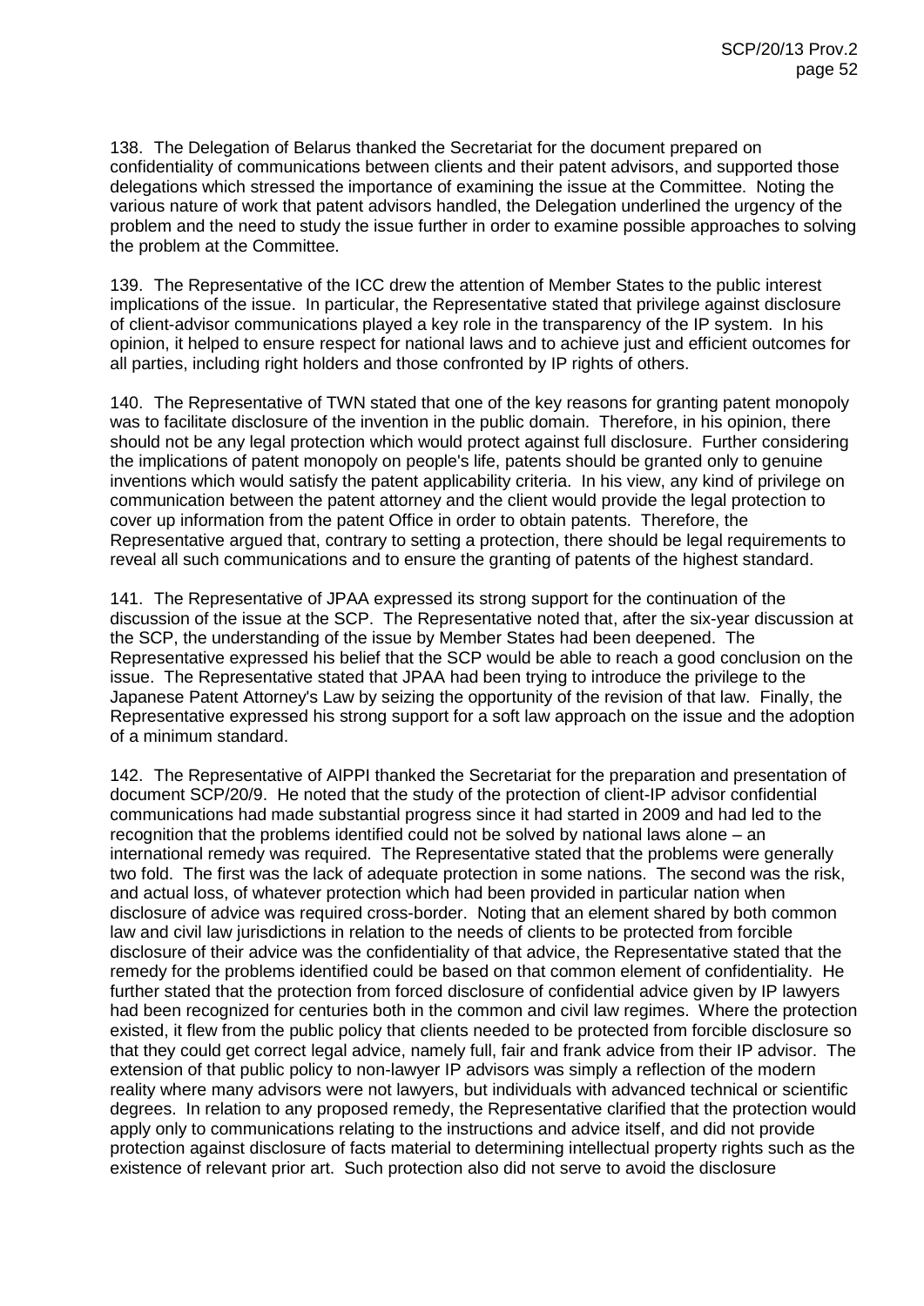138. The Delegation of Belarus thanked the Secretariat for the document prepared on confidentiality of communications between clients and their patent advisors, and supported those delegations which stressed the importance of examining the issue at the Committee. Noting the various nature of work that patent advisors handled, the Delegation underlined the urgency of the problem and the need to study the issue further in order to examine possible approaches to solving the problem at the Committee.

139. The Representative of the ICC drew the attention of Member States to the public interest implications of the issue. In particular, the Representative stated that privilege against disclosure of client-advisor communications played a key role in the transparency of the IP system. In his opinion, it helped to ensure respect for national laws and to achieve just and efficient outcomes for all parties, including right holders and those confronted by IP rights of others.

140. The Representative of TWN stated that one of the key reasons for granting patent monopoly was to facilitate disclosure of the invention in the public domain. Therefore, in his opinion, there should not be any legal protection which would protect against full disclosure. Further considering the implications of patent monopoly on people's life, patents should be granted only to genuine inventions which would satisfy the patent applicability criteria. In his view, any kind of privilege on communication between the patent attorney and the client would provide the legal protection to cover up information from the patent Office in order to obtain patents. Therefore, the Representative argued that, contrary to setting a protection, there should be legal requirements to reveal all such communications and to ensure the granting of patents of the highest standard.

141. The Representative of JPAA expressed its strong support for the continuation of the discussion of the issue at the SCP. The Representative noted that, after the six-year discussion at the SCP, the understanding of the issue by Member States had been deepened. The Representative expressed his belief that the SCP would be able to reach a good conclusion on the issue. The Representative stated that JPAA had been trying to introduce the privilege to the Japanese Patent Attorney's Law by seizing the opportunity of the revision of that law. Finally, the Representative expressed his strong support for a soft law approach on the issue and the adoption of a minimum standard.

142. The Representative of AIPPI thanked the Secretariat for the preparation and presentation of document SCP/20/9. He noted that the study of the protection of client-IP advisor confidential communications had made substantial progress since it had started in 2009 and had led to the recognition that the problems identified could not be solved by national laws alone – an international remedy was required. The Representative stated that the problems were generally two fold. The first was the lack of adequate protection in some nations. The second was the risk, and actual loss, of whatever protection which had been provided in particular nation when disclosure of advice was required cross-border. Noting that an element shared by both common law and civil law jurisdictions in relation to the needs of clients to be protected from forcible disclosure of their advice was the confidentiality of that advice, the Representative stated that the remedy for the problems identified could be based on that common element of confidentiality. He further stated that the protection from forced disclosure of confidential advice given by IP lawyers had been recognized for centuries both in the common and civil law regimes. Where the protection existed, it flew from the public policy that clients needed to be protected from forcible disclosure so that they could get correct legal advice, namely full, fair and frank advice from their IP advisor. The extension of that public policy to non-lawyer IP advisors was simply a reflection of the modern reality where many advisors were not lawyers, but individuals with advanced technical or scientific degrees. In relation to any proposed remedy, the Representative clarified that the protection would apply only to communications relating to the instructions and advice itself, and did not provide protection against disclosure of facts material to determining intellectual property rights such as the existence of relevant prior art. Such protection also did not serve to avoid the disclosure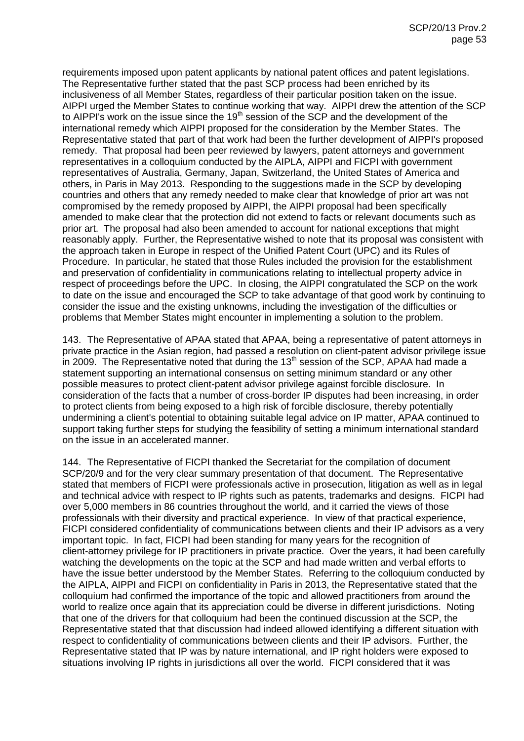requirements imposed upon patent applicants by national patent offices and patent legislations. The Representative further stated that the past SCP process had been enriched by its inclusiveness of all Member States, regardless of their particular position taken on the issue. AIPPI urged the Member States to continue working that way. AIPPI drew the attention of the SCP to AIPPI's work on the issue since the 19[th] session of the SCP and the development of the international remedy which AIPPI proposed for the consideration by the Member States. The Representative stated that part of that work had been the further development of AIPPI's proposed remedy. That proposal had been peer reviewed by lawyers, patent attorneys and government representatives in a colloquium conducted by the AIPLA, AIPPI and FICPI with government representatives of Australia, Germany, Japan, Switzerland, the United States of America and others, in Paris in May 2013. Responding to the suggestions made in the SCP by developing countries and others that any remedy needed to make clear that knowledge of prior art was not compromised by the remedy proposed by AIPPI, the AIPPI proposal had been specifically amended to make clear that the protection did not extend to facts or relevant documents such as prior art. The proposal had also been amended to account for national exceptions that might reasonably apply. Further, the Representative wished to note that its proposal was consistent with the approach taken in Europe in respect of the Unified Patent Court (UPC) and its Rules of Procedure. In particular, he stated that those Rules included the provision for the establishment and preservation of confidentiality in communications relating to intellectual property advice in respect of proceedings before the UPC. In closing, the AIPPI congratulated the SCP on the work to date on the issue and encouraged the SCP to take advantage of that good work by continuing to consider the issue and the existing unknowns, including the investigation of the difficulties or problems that Member States might encounter in implementing a solution to the problem.

143. The Representative of APAA stated that APAA, being a representative of patent attorneys in private practice in the Asian region, had passed a resolution on client-patent advisor privilege issue in 2009. The Representative noted that during the 13[th] session of the SCP, APAA had made a statement supporting an international consensus on setting minimum standard or any other possible measures to protect client-patent advisor privilege against forcible disclosure. In consideration of the facts that a number of cross-border IP disputes had been increasing, in order to protect clients from being exposed to a high risk of forcible disclosure, thereby potentially undermining a client's potential to obtaining suitable legal advice on IP matter, APAA continued to support taking further steps for studying the feasibility of setting a minimum international standard on the issue in an accelerated manner.

144. The Representative of FICPI thanked the Secretariat for the compilation of document SCP/20/9 and for the very clear summary presentation of that document. The Representative stated that members of FICPI were professionals active in prosecution, litigation as well as in legal and technical advice with respect to IP rights such as patents, trademarks and designs. FICPI had over 5,000 members in 86 countries throughout the world, and it carried the views of those professionals with their diversity and practical experience. In view of that practical experience, FICPI considered confidentiality of communications between clients and their IP advisors as a very important topic. In fact, FICPI had been standing for many years for the recognition of client-attorney privilege for IP practitioners in private practice. Over the years, it had been carefully watching the developments on the topic at the SCP and had made written and verbal efforts to have the issue better understood by the Member States. Referring to the colloquium conducted by the AIPLA, AIPPI and FICPI on confidentiality in Paris in 2013, the Representative stated that the colloquium had confirmed the importance of the topic and allowed practitioners from around the world to realize once again that its appreciation could be diverse in different jurisdictions. Noting that one of the drivers for that colloquium had been the continued discussion at the SCP, the Representative stated that that discussion had indeed allowed identifying a different situation with respect to confidentiality of communications between clients and their IP advisors. Further, the Representative stated that IP was by nature international, and IP right holders were exposed to situations involving IP rights in jurisdictions all over the world. FICPI considered that it was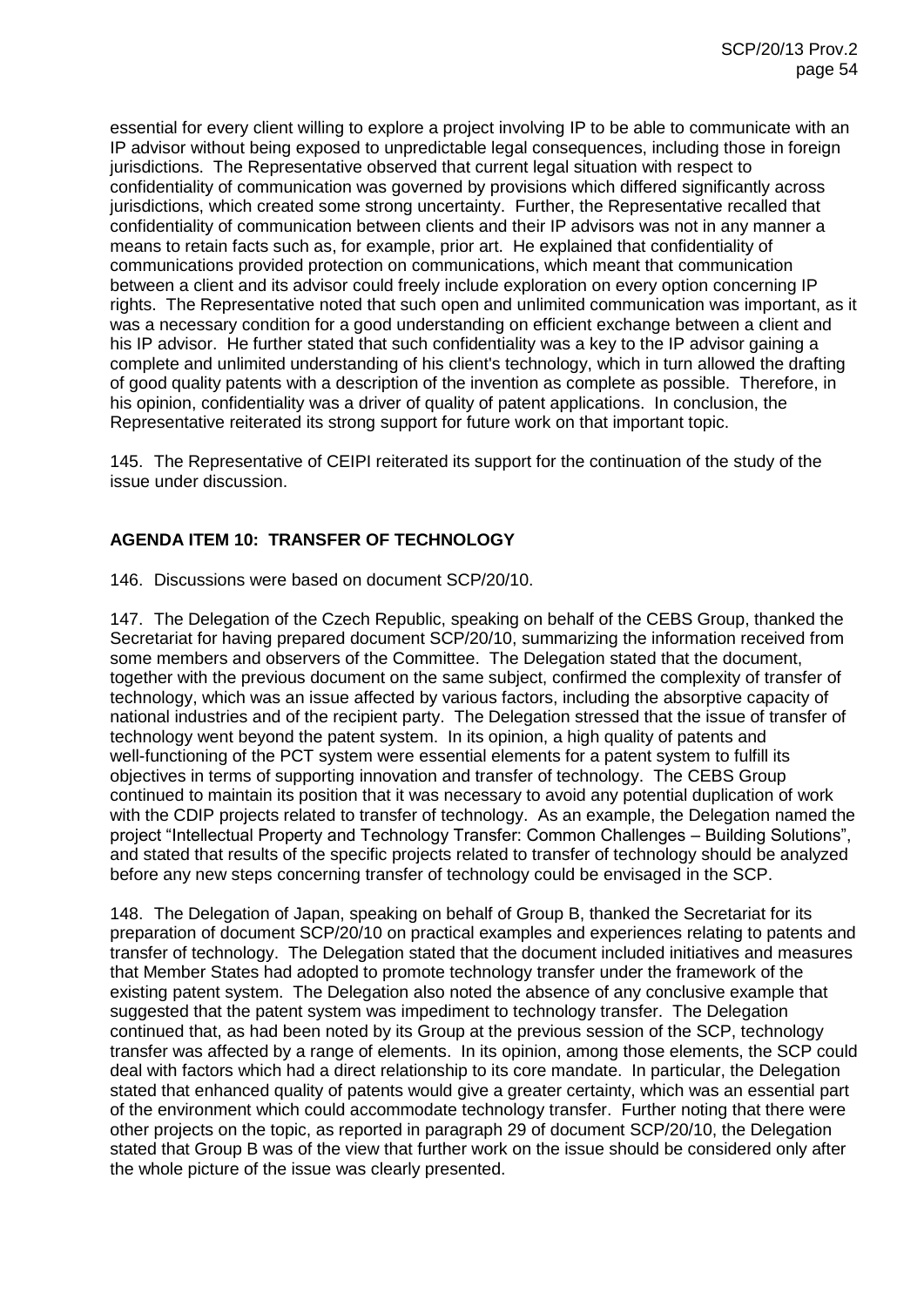essential for every client willing to explore a project involving IP to be able to communicate with an IP advisor without being exposed to unpredictable legal consequences, including those in foreign jurisdictions. The Representative observed that current legal situation with respect to confidentiality of communication was governed by provisions which differed significantly across jurisdictions, which created some strong uncertainty. Further, the Representative recalled that confidentiality of communication between clients and their IP advisors was not in any manner a means to retain facts such as, for example, prior art. He explained that confidentiality of communications provided protection on communications, which meant that communication between a client and its advisor could freely include exploration on every option concerning IP rights. The Representative noted that such open and unlimited communication was important, as it was a necessary condition for a good understanding on efficient exchange between a client and his IP advisor. He further stated that such confidentiality was a key to the IP advisor gaining a complete and unlimited understanding of his client's technology, which in turn allowed the drafting of good quality patents with a description of the invention as complete as possible. Therefore, in his opinion, confidentiality was a driver of quality of patent applications. In conclusion, the Representative reiterated its strong support for future work on that important topic.

145. The Representative of CEIPI reiterated its support for the continuation of the study of the issue under discussion.

## AGENDA ITEM 10: TRANSFER OF TECHNOLOGY

146. Discussions were based on document SCP/20/10.

147. The Delegation of the Czech Republic, speaking on behalf of the CEBS Group, thanked the Secretariat for having prepared document SCP/20/10, summarizing the information received from some members and observers of the Committee. The Delegation stated that the document, together with the previous document on the same subject, confirmed the complexity of transfer of technology, which was an issue affected by various factors, including the absorptive capacity of national industries and of the recipient party. The Delegation stressed that the issue of transfer of technology went beyond the patent system. In its opinion, a high quality of patents and well-functioning of the PCT system were essential elements for a patent system to fulfill its objectives in terms of supporting innovation and transfer of technology. The CEBS Group continued to maintain its position that it was necessary to avoid any potential duplication of work with the CDIP projects related to transfer of technology. As an example, the Delegation named the project "Intellectual Property and Technology Transfer: Common Challenges – Building Solutions", and stated that results of the specific projects related to transfer of technology should be analyzed before any new steps concerning transfer of technology could be envisaged in the SCP.

148. The Delegation of Japan, speaking on behalf of Group B, thanked the Secretariat for its preparation of document SCP/20/10 on practical examples and experiences relating to patents and transfer of technology. The Delegation stated that the document included initiatives and measures that Member States had adopted to promote technology transfer under the framework of the existing patent system. The Delegation also noted the absence of any conclusive example that suggested that the patent system was impediment to technology transfer. The Delegation continued that, as had been noted by its Group at the previous session of the SCP, technology transfer was affected by a range of elements. In its opinion, among those elements, the SCP could deal with factors which had a direct relationship to its core mandate. In particular, the Delegation stated that enhanced quality of patents would give a greater certainty, which was an essential part of the environment which could accommodate technology transfer. Further noting that there were other projects on the topic, as reported in paragraph 29 of document SCP/20/10, the Delegation stated that Group B was of the view that further work on the issue should be considered only after the whole picture of the issue was clearly presented.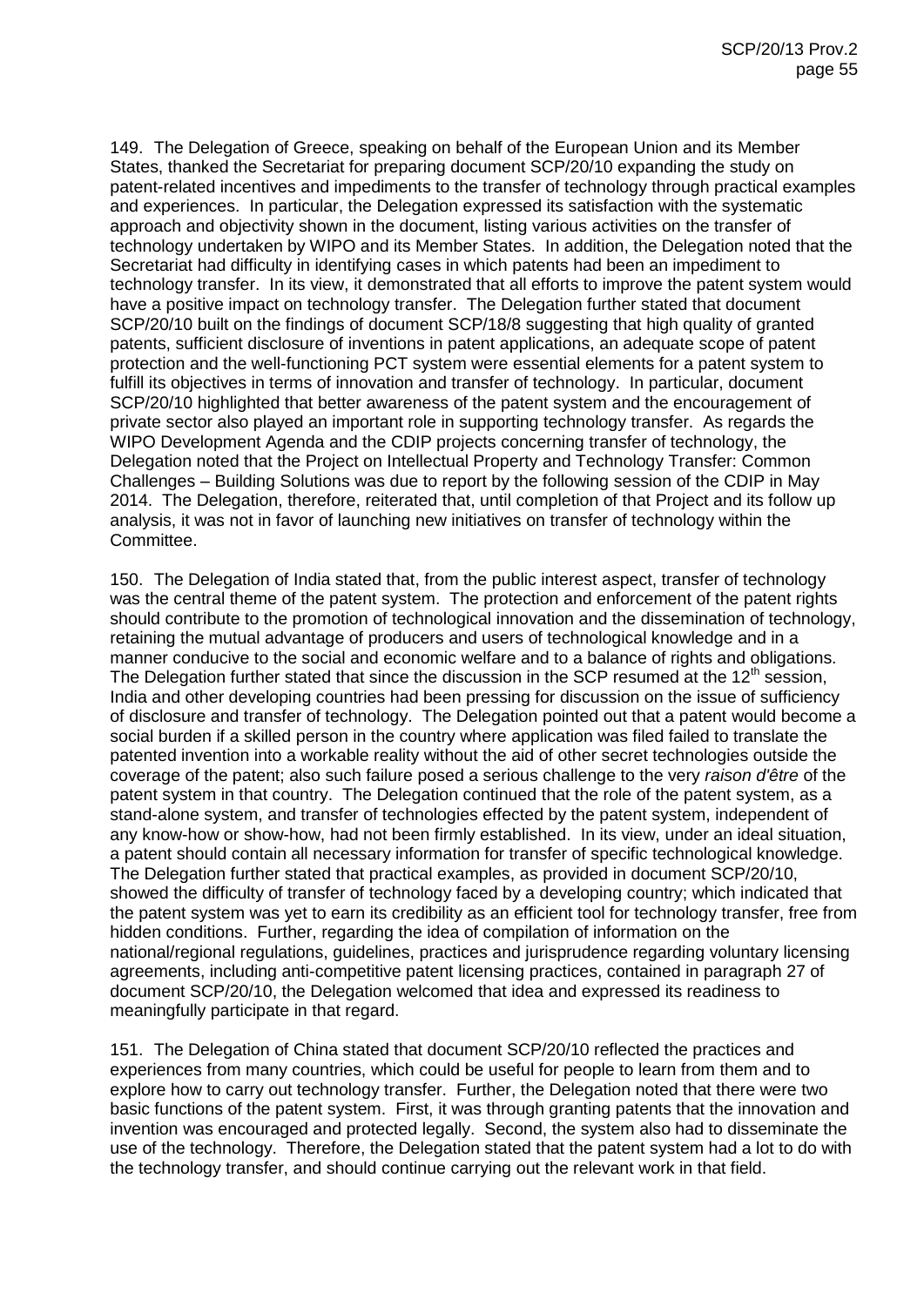149. The Delegation of Greece, speaking on behalf of the European Union and its Member States, thanked the Secretariat for preparing document SCP/20/10 expanding the study on patent-related incentives and impediments to the transfer of technology through practical examples and experiences. In particular, the Delegation expressed its satisfaction with the systematic approach and objectivity shown in the document, listing various activities on the transfer of technology undertaken by WIPO and its Member States. In addition, the Delegation noted that the Secretariat had difficulty in identifying cases in which patents had been an impediment to technology transfer. In its view, it demonstrated that all efforts to improve the patent system would have a positive impact on technology transfer. The Delegation further stated that document SCP/20/10 built on the findings of document SCP/18/8 suggesting that high quality of granted patents, sufficient disclosure of inventions in patent applications, an adequate scope of patent protection and the well-functioning PCT system were essential elements for a patent system to fulfill its objectives in terms of innovation and transfer of technology. In particular, document SCP/20/10 highlighted that better awareness of the patent system and the encouragement of private sector also played an important role in supporting technology transfer. As regards the WIPO Development Agenda and the CDIP projects concerning transfer of technology, the Delegation noted that the Project on Intellectual Property and Technology Transfer: Common Challenges – Building Solutions was due to report by the following session of the CDIP in May 2014. The Delegation, therefore, reiterated that, until completion of that Project and its follow up analysis, it was not in favor of launching new initiatives on transfer of technology within the Committee.

150. The Delegation of India stated that, from the public interest aspect, transfer of technology was the central theme of the patent system. The protection and enforcement of the patent rights should contribute to the promotion of technological innovation and the dissemination of technology, retaining the mutual advantage of producers and users of technological knowledge and in a manner conducive to the social and economic welfare and to a balance of rights and obligations. The Delegation further stated that since the discussion in the SCP resumed at the 12th session, India and other developing countries had been pressing for discussion on the issue of sufficiency of disclosure and transfer of technology. The Delegation pointed out that a patent would become a social burden if a skilled person in the country where application was filed failed to translate the patented invention into a workable reality without the aid of other secret technologies outside the coverage of the patent; also such failure posed a serious challenge to the very *raison d'être* of the patent system in that country. The Delegation continued that the role of the patent system, as a stand-alone system, and transfer of technologies effected by the patent system, independent of any know-how or show-how, had not been firmly established. In its view, under an ideal situation, a patent should contain all necessary information for transfer of specific technological knowledge. The Delegation further stated that practical examples, as provided in document SCP/20/10, showed the difficulty of transfer of technology faced by a developing country; which indicated that the patent system was yet to earn its credibility as an efficient tool for technology transfer, free from hidden conditions. Further, regarding the idea of compilation of information on the national/regional regulations, guidelines, practices and jurisprudence regarding voluntary licensing agreements, including anti-competitive patent licensing practices, contained in paragraph 27 of document SCP/20/10, the Delegation welcomed that idea and expressed its readiness to meaningfully participate in that regard.

151. The Delegation of China stated that document SCP/20/10 reflected the practices and experiences from many countries, which could be useful for people to learn from them and to explore how to carry out technology transfer. Further, the Delegation noted that there were two basic functions of the patent system. First, it was through granting patents that the innovation and invention was encouraged and protected legally. Second, the system also had to disseminate the use of the technology. Therefore, the Delegation stated that the patent system had a lot to do with the technology transfer, and should continue carrying out the relevant work in that field.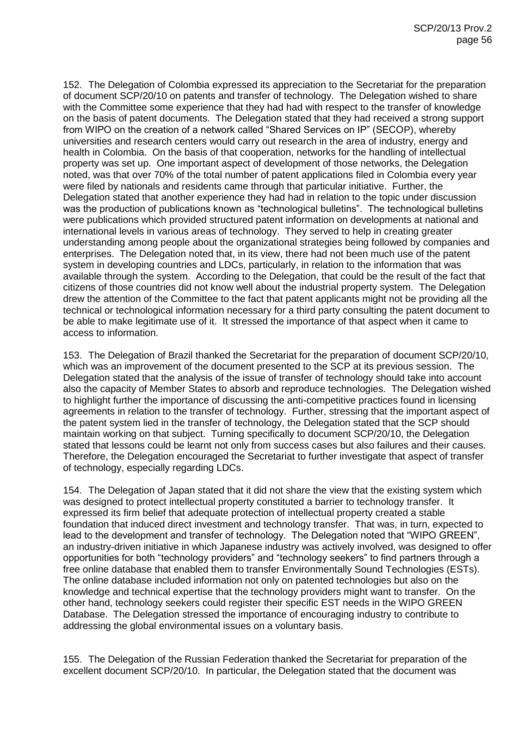152. The Delegation of Colombia expressed its appreciation to the Secretariat for the preparation of document SCP/20/10 on patents and transfer of technology. The Delegation wished to share with the Committee some experience that they had had with respect to the transfer of knowledge on the basis of patent documents. The Delegation stated that they had received a strong support from WIPO on the creation of a network called "Shared Services on IP" (SECOP), whereby universities and research centers would carry out research in the area of industry, energy and health in Colombia. On the basis of that cooperation, networks for the handling of intellectual property was set up. One important aspect of development of those networks, the Delegation noted, was that over 70% of the total number of patent applications filed in Colombia every year were filed by nationals and residents came through that particular initiative. Further, the Delegation stated that another experience they had had in relation to the topic under discussion was the production of publications known as "technological bulletins". The technological bulletins were publications which provided structured patent information on developments at national and international levels in various areas of technology. They served to help in creating greater understanding among people about the organizational strategies being followed by companies and enterprises. The Delegation noted that, in its view, there had not been much use of the patent system in developing countries and LDCs, particularly, in relation to the information that was available through the system. According to the Delegation, that could be the result of the fact that citizens of those countries did not know well about the industrial property system. The Delegation drew the attention of the Committee to the fact that patent applicants might not be providing all the technical or technological information necessary for a third party consulting the patent document to be able to make legitimate use of it. It stressed the importance of that aspect when it came to access to information.

153. The Delegation of Brazil thanked the Secretariat for the preparation of document SCP/20/10, which was an improvement of the document presented to the SCP at its previous session. The Delegation stated that the analysis of the issue of transfer of technology should take into account also the capacity of Member States to absorb and reproduce technologies. The Delegation wished to highlight further the importance of discussing the anti-competitive practices found in licensing agreements in relation to the transfer of technology. Further, stressing that the important aspect of the patent system lied in the transfer of technology, the Delegation stated that the SCP should maintain working on that subject. Turning specifically to document SCP/20/10, the Delegation stated that lessons could be learnt not only from success cases but also failures and their causes. Therefore, the Delegation encouraged the Secretariat to further investigate that aspect of transfer of technology, especially regarding LDCs.

154. The Delegation of Japan stated that it did not share the view that the existing system which was designed to protect intellectual property constituted a barrier to technology transfer. It expressed its firm belief that adequate protection of intellectual property created a stable foundation that induced direct investment and technology transfer. That was, in turn, expected to lead to the development and transfer of technology. The Delegation noted that "WIPO GREEN", an industry-driven initiative in which Japanese industry was actively involved, was designed to offer opportunities for both "technology providers" and "technology seekers" to find partners through a free online database that enabled them to transfer Environmentally Sound Technologies (ESTs). The online database included information not only on patented technologies but also on the knowledge and technical expertise that the technology providers might want to transfer. On the other hand, technology seekers could register their specific EST needs in the WIPO GREEN Database. The Delegation stressed the importance of encouraging industry to contribute to addressing the global environmental issues on a voluntary basis.

155. The Delegation of the Russian Federation thanked the Secretariat for preparation of the excellent document SCP/20/10. In particular, the Delegation stated that the document was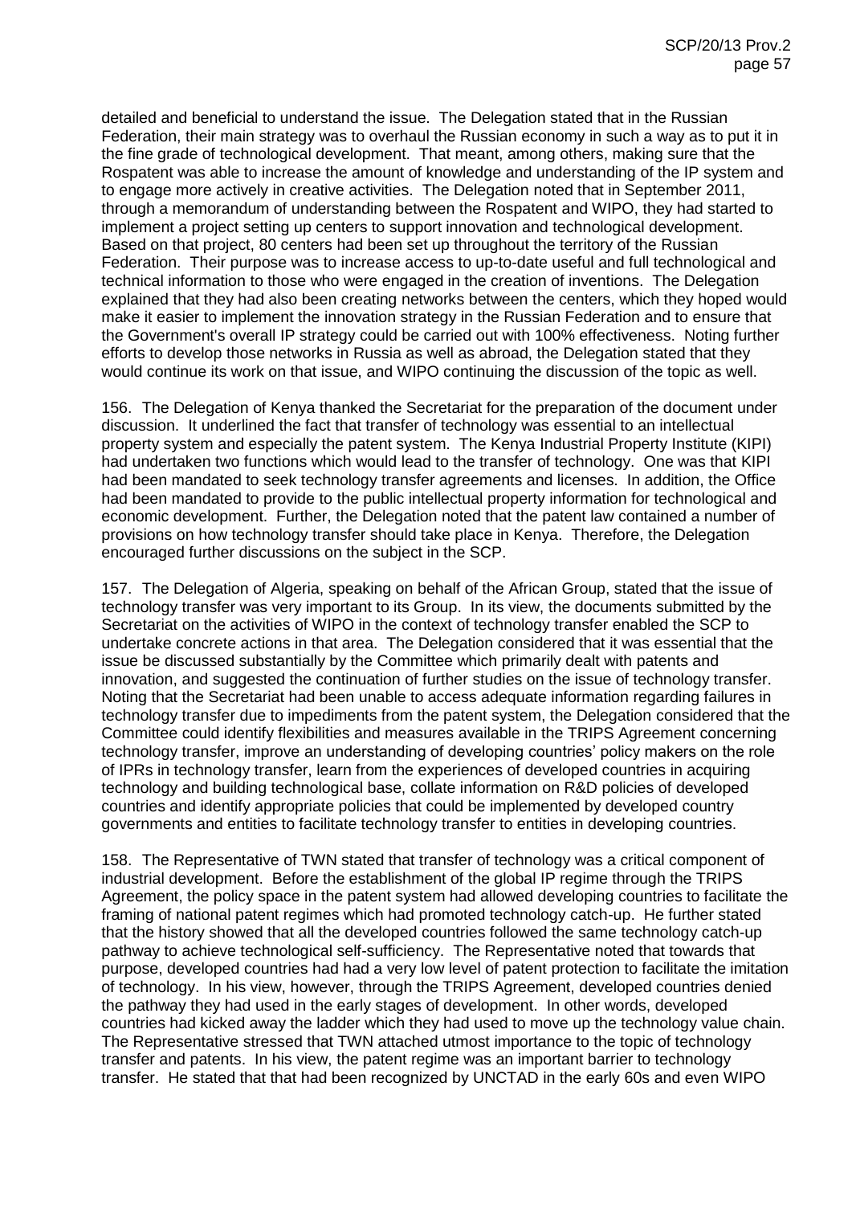detailed and beneficial to understand the issue. The Delegation stated that in the Russian Federation, their main strategy was to overhaul the Russian economy in such a way as to put it in the fine grade of technological development. That meant, among others, making sure that the Rospatent was able to increase the amount of knowledge and understanding of the IP system and to engage more actively in creative activities. The Delegation noted that in September 2011, through a memorandum of understanding between the Rospatent and WIPO, they had started to implement a project setting up centers to support innovation and technological development. Based on that project, 80 centers had been set up throughout the territory of the Russian Federation. Their purpose was to increase access to up-to-date useful and full technological and technical information to those who were engaged in the creation of inventions. The Delegation explained that they had also been creating networks between the centers, which they hoped would make it easier to implement the innovation strategy in the Russian Federation and to ensure that the Government's overall IP strategy could be carried out with 100% effectiveness. Noting further efforts to develop those networks in Russia as well as abroad, the Delegation stated that they would continue its work on that issue, and WIPO continuing the discussion of the topic as well.

156. The Delegation of Kenya thanked the Secretariat for the preparation of the document under discussion. It underlined the fact that transfer of technology was essential to an intellectual property system and especially the patent system. The Kenya Industrial Property Institute (KIPI) had undertaken two functions which would lead to the transfer of technology. One was that KIPI had been mandated to seek technology transfer agreements and licenses. In addition, the Office had been mandated to provide to the public intellectual property information for technological and economic development. Further, the Delegation noted that the patent law contained a number of provisions on how technology transfer should take place in Kenya. Therefore, the Delegation encouraged further discussions on the subject in the SCP.

157. The Delegation of Algeria, speaking on behalf of the African Group, stated that the issue of technology transfer was very important to its Group. In its view, the documents submitted by the Secretariat on the activities of WIPO in the context of technology transfer enabled the SCP to undertake concrete actions in that area. The Delegation considered that it was essential that the issue be discussed substantially by the Committee which primarily dealt with patents and innovation, and suggested the continuation of further studies on the issue of technology transfer. Noting that the Secretariat had been unable to access adequate information regarding failures in technology transfer due to impediments from the patent system, the Delegation considered that the Committee could identify flexibilities and measures available in the TRIPS Agreement concerning technology transfer, improve an understanding of developing countries' policy makers on the role of IPRs in technology transfer, learn from the experiences of developed countries in acquiring technology and building technological base, collate information on R&D policies of developed countries and identify appropriate policies that could be implemented by developed country governments and entities to facilitate technology transfer to entities in developing countries.

158. The Representative of TWN stated that transfer of technology was a critical component of industrial development. Before the establishment of the global IP regime through the TRIPS Agreement, the policy space in the patent system had allowed developing countries to facilitate the framing of national patent regimes which had promoted technology catch-up. He further stated that the history showed that all the developed countries followed the same technology catch-up pathway to achieve technological self-sufficiency. The Representative noted that towards that purpose, developed countries had had a very low level of patent protection to facilitate the imitation of technology. In his view, however, through the TRIPS Agreement, developed countries denied the pathway they had used in the early stages of development. In other words, developed countries had kicked away the ladder which they had used to move up the technology value chain. The Representative stressed that TWN attached utmost importance to the topic of technology transfer and patents. In his view, the patent regime was an important barrier to technology transfer. He stated that that had been recognized by UNCTAD in the early 60s and even WIPO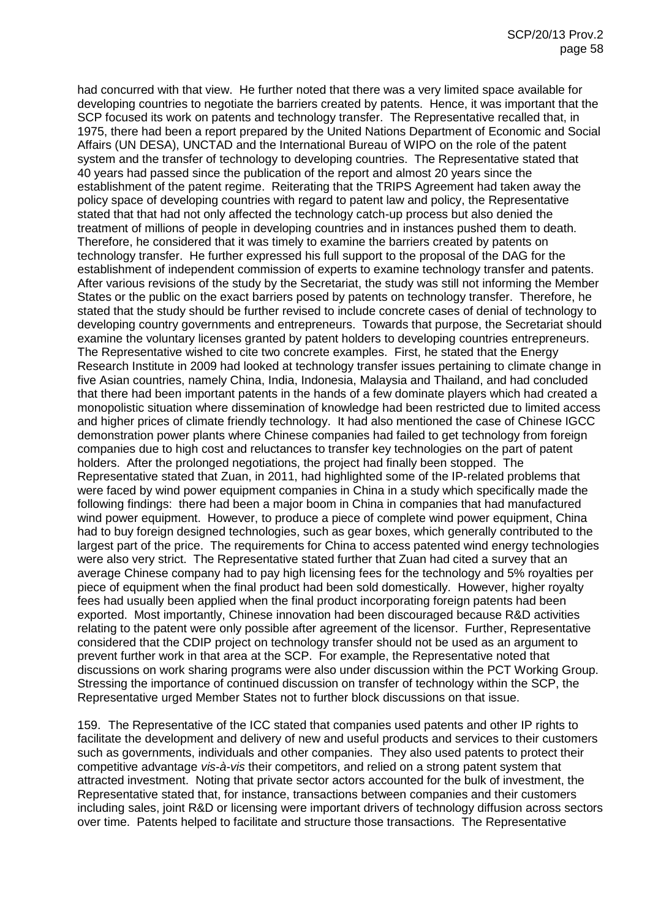had concurred with that view. He further noted that there was a very limited space available for developing countries to negotiate the barriers created by patents. Hence, it was important that the SCP focused its work on patents and technology transfer. The Representative recalled that, in 1975, there had been a report prepared by the United Nations Department of Economic and Social Affairs (UN DESA), UNCTAD and the International Bureau of WIPO on the role of the patent system and the transfer of technology to developing countries. The Representative stated that 40 years had passed since the publication of the report and almost 20 years since the establishment of the patent regime. Reiterating that the TRIPS Agreement had taken away the policy space of developing countries with regard to patent law and policy, the Representative stated that that had not only affected the technology catch-up process but also denied the treatment of millions of people in developing countries and in instances pushed them to death. Therefore, he considered that it was timely to examine the barriers created by patents on technology transfer. He further expressed his full support to the proposal of the DAG for the establishment of independent commission of experts to examine technology transfer and patents. After various revisions of the study by the Secretariat, the study was still not informing the Member States or the public on the exact barriers posed by patents on technology transfer. Therefore, he stated that the study should be further revised to include concrete cases of denial of technology to developing country governments and entrepreneurs. Towards that purpose, the Secretariat should examine the voluntary licenses granted by patent holders to developing countries entrepreneurs. The Representative wished to cite two concrete examples. First, he stated that the Energy Research Institute in 2009 had looked at technology transfer issues pertaining to climate change in five Asian countries, namely China, India, Indonesia, Malaysia and Thailand, and had concluded that there had been important patents in the hands of a few dominate players which had created a monopolistic situation where dissemination of knowledge had been restricted due to limited access and higher prices of climate friendly technology. It had also mentioned the case of Chinese IGCC demonstration power plants where Chinese companies had failed to get technology from foreign companies due to high cost and reluctances to transfer key technologies on the part of patent holders. After the prolonged negotiations, the project had finally been stopped. The Representative stated that Zuan, in 2011, had highlighted some of the IP-related problems that were faced by wind power equipment companies in China in a study which specifically made the following findings: there had been a major boom in China in companies that had manufactured wind power equipment. However, to produce a piece of complete wind power equipment, China had to buy foreign designed technologies, such as gear boxes, which generally contributed to the largest part of the price. The requirements for China to access patented wind energy technologies were also very strict. The Representative stated further that Zuan had cited a survey that an average Chinese company had to pay high licensing fees for the technology and 5% royalties per piece of equipment when the final product had been sold domestically. However, higher royalty fees had usually been applied when the final product incorporating foreign patents had been exported. Most importantly, Chinese innovation had been discouraged because R&D activities relating to the patent were only possible after agreement of the licensor. Further, Representative considered that the CDIP project on technology transfer should not be used as an argument to prevent further work in that area at the SCP. For example, the Representative noted that discussions on work sharing programs were also under discussion within the PCT Working Group. Stressing the importance of continued discussion on transfer of technology within the SCP, the Representative urged Member States not to further block discussions on that issue.

159. The Representative of the ICC stated that companies used patents and other IP rights to facilitate the development and delivery of new and useful products and services to their customers such as governments, individuals and other companies. They also used patents to protect their competitive advantage *vis-à-vis* their competitors, and relied on a strong patent system that attracted investment. Noting that private sector actors accounted for the bulk of investment, the Representative stated that, for instance, transactions between companies and their customers including sales, joint R&D or licensing were important drivers of technology diffusion across sectors over time. Patents helped to facilitate and structure those transactions. The Representative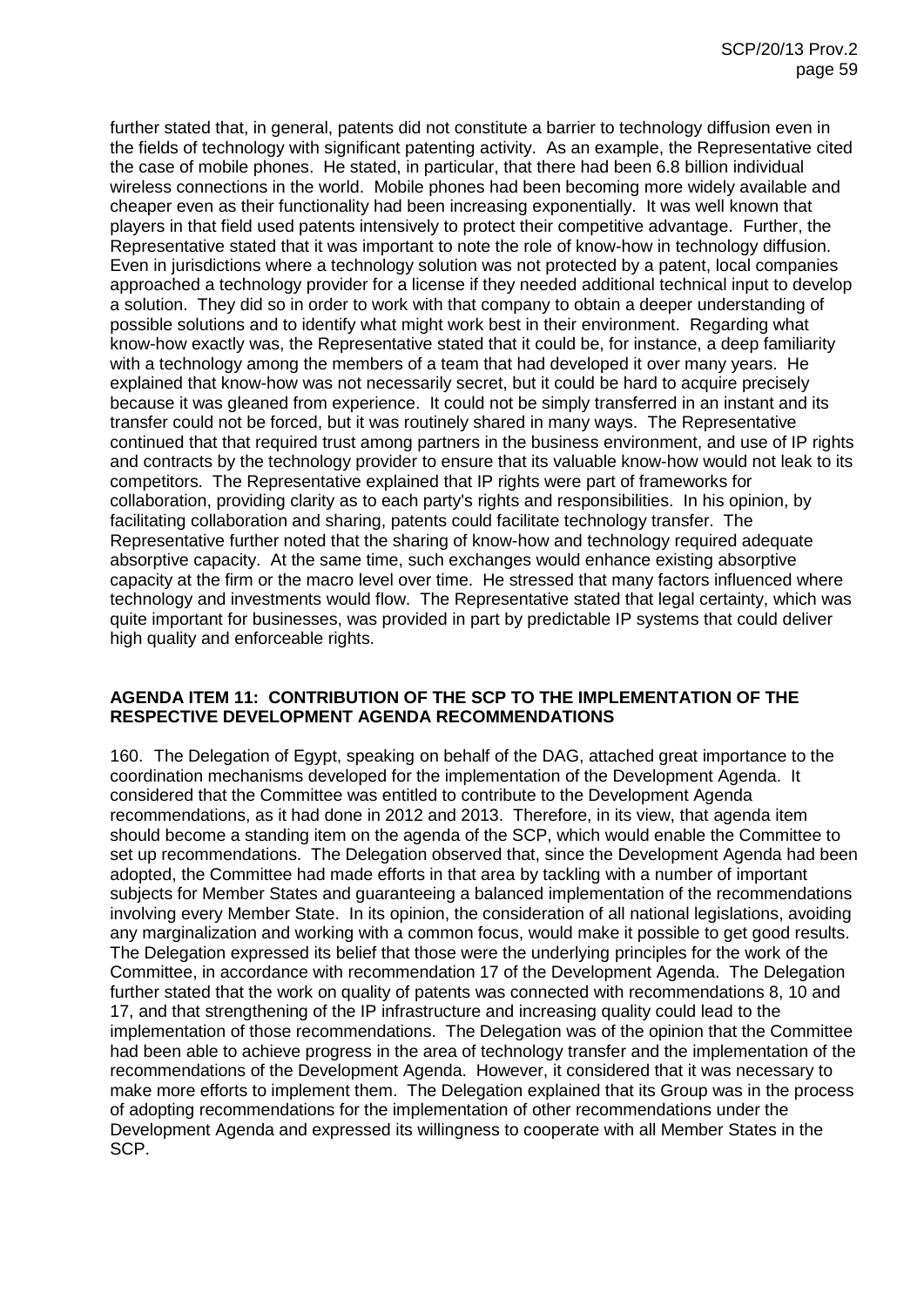further stated that, in general, patents did not constitute a barrier to technology diffusion even in the fields of technology with significant patenting activity. As an example, the Representative cited the case of mobile phones. He stated, in particular, that there had been 6.8 billion individual wireless connections in the world. Mobile phones had been becoming more widely available and cheaper even as their functionality had been increasing exponentially. It was well known that players in that field used patents intensively to protect their competitive advantage. Further, the Representative stated that it was important to note the role of know-how in technology diffusion. Even in jurisdictions where a technology solution was not protected by a patent, local companies approached a technology provider for a license if they needed additional technical input to develop a solution. They did so in order to work with that company to obtain a deeper understanding of possible solutions and to identify what might work best in their environment. Regarding what know-how exactly was, the Representative stated that it could be, for instance, a deep familiarity with a technology among the members of a team that had developed it over many years. He explained that know-how was not necessarily secret, but it could be hard to acquire precisely because it was gleaned from experience. It could not be simply transferred in an instant and its transfer could not be forced, but it was routinely shared in many ways. The Representative continued that that required trust among partners in the business environment, and use of IP rights and contracts by the technology provider to ensure that its valuable know-how would not leak to its competitors. The Representative explained that IP rights were part of frameworks for collaboration, providing clarity as to each party's rights and responsibilities. In his opinion, by facilitating collaboration and sharing, patents could facilitate technology transfer. The Representative further noted that the sharing of know-how and technology required adequate absorptive capacity. At the same time, such exchanges would enhance existing absorptive capacity at the firm or the macro level over time. He stressed that many factors influenced where technology and investments would flow. The Representative stated that legal certainty, which was quite important for businesses, was provided in part by predictable IP systems that could deliver high quality and enforceable rights.

## AGENDA ITEM 11: CONTRIBUTION OF THE SCP TO THE IMPLEMENTATION OF THE RESPECTIVE DEVELOPMENT AGENDA RECOMMENDATIONS

160. The Delegation of Egypt, speaking on behalf of the DAG, attached great importance to the coordination mechanisms developed for the implementation of the Development Agenda. It considered that the Committee was entitled to contribute to the Development Agenda recommendations, as it had done in 2012 and 2013. Therefore, in its view, that agenda item should become a standing item on the agenda of the SCP, which would enable the Committee to set up recommendations. The Delegation observed that, since the Development Agenda had been adopted, the Committee had made efforts in that area by tackling with a number of important subjects for Member States and guaranteeing a balanced implementation of the recommendations involving every Member State. In its opinion, the consideration of all national legislations, avoiding any marginalization and working with a common focus, would make it possible to get good results. The Delegation expressed its belief that those were the underlying principles for the work of the Committee, in accordance with recommendation 17 of the Development Agenda. The Delegation further stated that the work on quality of patents was connected with recommendations 8, 10 and 17, and that strengthening of the IP infrastructure and increasing quality could lead to the implementation of those recommendations. The Delegation was of the opinion that the Committee had been able to achieve progress in the area of technology transfer and the implementation of the recommendations of the Development Agenda. However, it considered that it was necessary to make more efforts to implement them. The Delegation explained that its Group was in the process of adopting recommendations for the implementation of other recommendations under the Development Agenda and expressed its willingness to cooperate with all Member States in the SCP.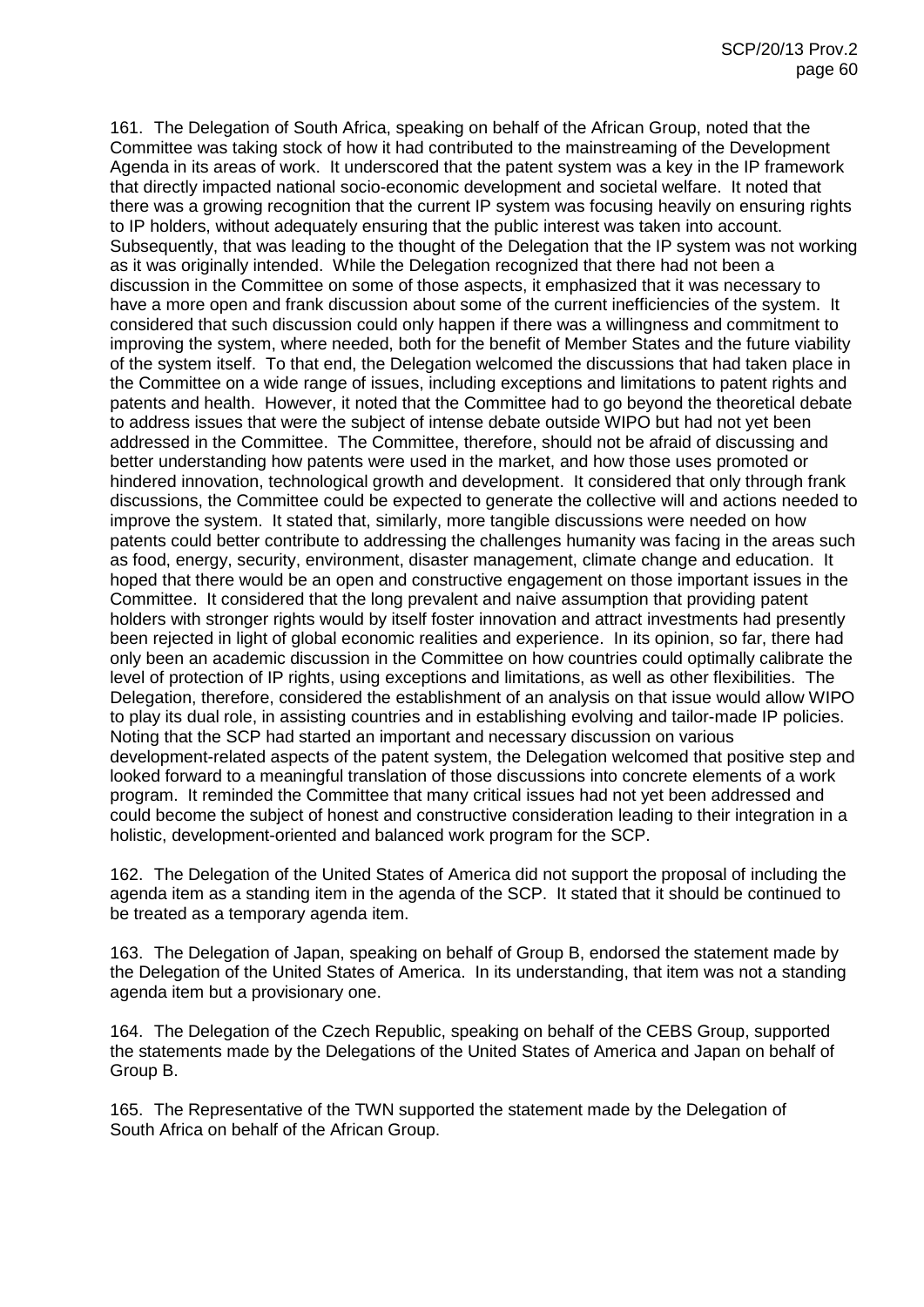161. The Delegation of South Africa, speaking on behalf of the African Group, noted that the Committee was taking stock of how it had contributed to the mainstreaming of the Development Agenda in its areas of work. It underscored that the patent system was a key in the IP framework that directly impacted national socio-economic development and societal welfare. It noted that there was a growing recognition that the current IP system was focusing heavily on ensuring rights to IP holders, without adequately ensuring that the public interest was taken into account. Subsequently, that was leading to the thought of the Delegation that the IP system was not working as it was originally intended. While the Delegation recognized that there had not been a discussion in the Committee on some of those aspects, it emphasized that it was necessary to have a more open and frank discussion about some of the current inefficiencies of the system. It considered that such discussion could only happen if there was a willingness and commitment to improving the system, where needed, both for the benefit of Member States and the future viability of the system itself. To that end, the Delegation welcomed the discussions that had taken place in the Committee on a wide range of issues, including exceptions and limitations to patent rights and patents and health. However, it noted that the Committee had to go beyond the theoretical debate to address issues that were the subject of intense debate outside WIPO but had not yet been addressed in the Committee. The Committee, therefore, should not be afraid of discussing and better understanding how patents were used in the market, and how those uses promoted or hindered innovation, technological growth and development. It considered that only through frank discussions, the Committee could be expected to generate the collective will and actions needed to improve the system. It stated that, similarly, more tangible discussions were needed on how patents could better contribute to addressing the challenges humanity was facing in the areas such as food, energy, security, environment, disaster management, climate change and education. It hoped that there would be an open and constructive engagement on those important issues in the Committee. It considered that the long prevalent and naive assumption that providing patent holders with stronger rights would by itself foster innovation and attract investments had presently been rejected in light of global economic realities and experience. In its opinion, so far, there had only been an academic discussion in the Committee on how countries could optimally calibrate the level of protection of IP rights, using exceptions and limitations, as well as other flexibilities. The Delegation, therefore, considered the establishment of an analysis on that issue would allow WIPO to play its dual role, in assisting countries and in establishing evolving and tailor-made IP policies. Noting that the SCP had started an important and necessary discussion on various development-related aspects of the patent system, the Delegation welcomed that positive step and looked forward to a meaningful translation of those discussions into concrete elements of a work program. It reminded the Committee that many critical issues had not yet been addressed and could become the subject of honest and constructive consideration leading to their integration in a holistic, development-oriented and balanced work program for the SCP.

162. The Delegation of the United States of America did not support the proposal of including the agenda item as a standing item in the agenda of the SCP. It stated that it should be continued to be treated as a temporary agenda item.

163. The Delegation of Japan, speaking on behalf of Group B, endorsed the statement made by the Delegation of the United States of America. In its understanding, that item was not a standing agenda item but a provisionary one.

164. The Delegation of the Czech Republic, speaking on behalf of the CEBS Group, supported the statements made by the Delegations of the United States of America and Japan on behalf of Group B.

165. The Representative of the TWN supported the statement made by the Delegation of South Africa on behalf of the African Group.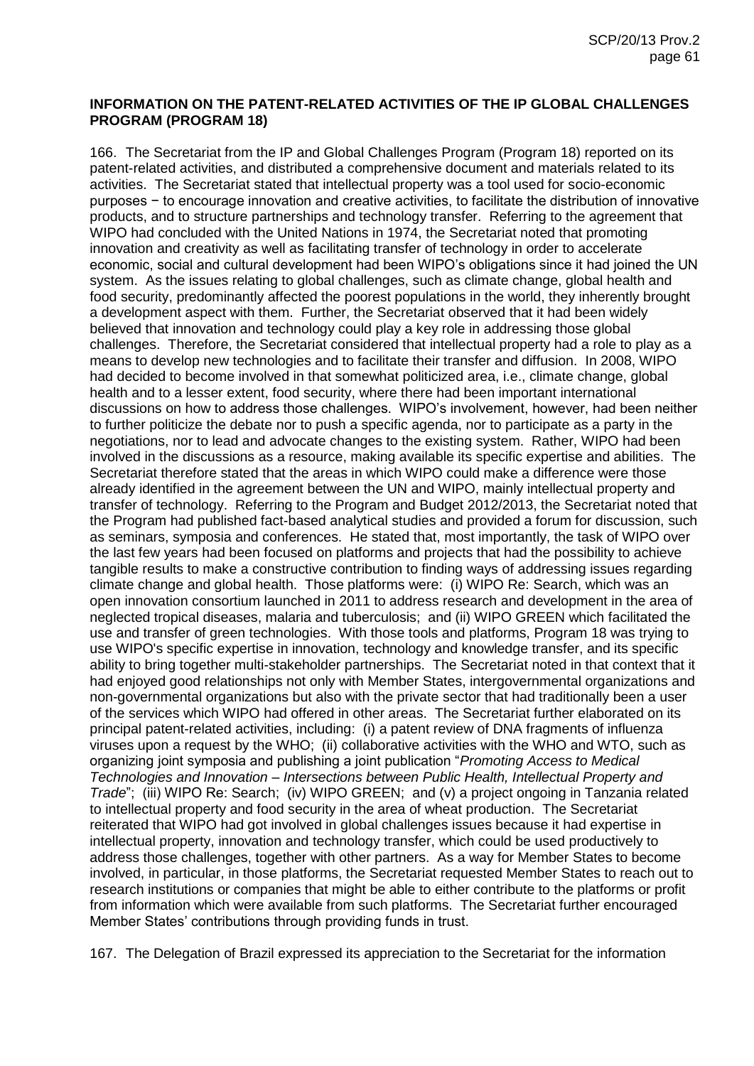**INFORMATION ON THE PATENT-RELATED ACTIVITIES OF THE IP GLOBAL CHALLENGES PROGRAM (PROGRAM 18)**

166. The Secretariat from the IP and Global Challenges Program (Program 18) reported on its patent-related activities, and distributed a comprehensive document and materials related to its activities. The Secretariat stated that intellectual property was a tool used for socio-economic purposes − to encourage innovation and creative activities, to facilitate the distribution of innovative products, and to structure partnerships and technology transfer. Referring to the agreement that WIPO had concluded with the United Nations in 1974, the Secretariat noted that promoting innovation and creativity as well as facilitating transfer of technology in order to accelerate economic, social and cultural development had been WIPO's obligations since it had joined the UN system. As the issues relating to global challenges, such as climate change, global health and food security, predominantly affected the poorest populations in the world, they inherently brought a development aspect with them. Further, the Secretariat observed that it had been widely believed that innovation and technology could play a key role in addressing those global challenges. Therefore, the Secretariat considered that intellectual property had a role to play as a means to develop new technologies and to facilitate their transfer and diffusion. In 2008, WIPO had decided to become involved in that somewhat politicized area, i.e., climate change, global health and to a lesser extent, food security, where there had been important international discussions on how to address those challenges. WIPO's involvement, however, had been neither to further politicize the debate nor to push a specific agenda, nor to participate as a party in the negotiations, nor to lead and advocate changes to the existing system. Rather, WIPO had been involved in the discussions as a resource, making available its specific expertise and abilities. The Secretariat therefore stated that the areas in which WIPO could make a difference were those already identified in the agreement between the UN and WIPO, mainly intellectual property and transfer of technology. Referring to the Program and Budget 2012/2013, the Secretariat noted that the Program had published fact-based analytical studies and provided a forum for discussion, such as seminars, symposia and conferences. He stated that, most importantly, the task of WIPO over the last few years had been focused on platforms and projects that had the possibility to achieve tangible results to make a constructive contribution to finding ways of addressing issues regarding climate change and global health. Those platforms were: (i) WIPO Re: Search, which was an open innovation consortium launched in 2011 to address research and development in the area of neglected tropical diseases, malaria and tuberculosis; and (ii) WIPO GREEN which facilitated the use and transfer of green technologies. With those tools and platforms, Program 18 was trying to use WIPO's specific expertise in innovation, technology and knowledge transfer, and its specific ability to bring together multi-stakeholder partnerships. The Secretariat noted in that context that it had enjoyed good relationships not only with Member States, intergovernmental organizations and non-governmental organizations but also with the private sector that had traditionally been a user of the services which WIPO had offered in other areas. The Secretariat further elaborated on its principal patent-related activities, including: (i) a patent review of DNA fragments of influenza viruses upon a request by the WHO; (ii) collaborative activities with the WHO and WTO, such as organizing joint symposia and publishing a joint publication "*Promoting Access to Medical Technologies and Innovation – Intersections between Public Health, Intellectual Property and Trade*"; (iii) WIPO Re: Search; (iv) WIPO GREEN; and (v) a project ongoing in Tanzania related to intellectual property and food security in the area of wheat production. The Secretariat reiterated that WIPO had got involved in global challenges issues because it had expertise in intellectual property, innovation and technology transfer, which could be used productively to address those challenges, together with other partners. As a way for Member States to become involved, in particular, in those platforms, the Secretariat requested Member States to reach out to research institutions or companies that might be able to either contribute to the platforms or profit from information which were available from such platforms. The Secretariat further encouraged Member States' contributions through providing funds in trust.

167. The Delegation of Brazil expressed its appreciation to the Secretariat for the information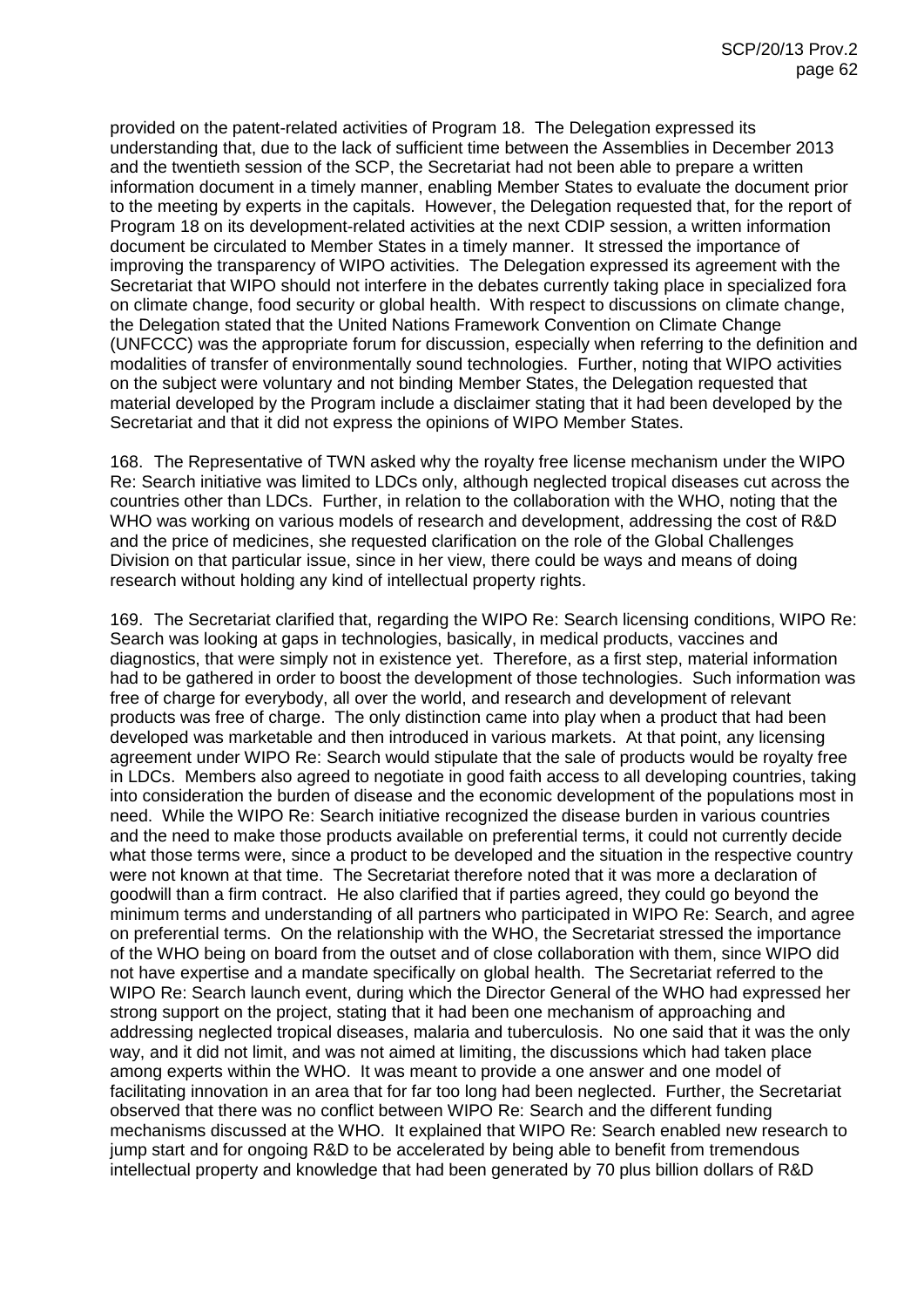provided on the patent-related activities of Program 18. The Delegation expressed its understanding that, due to the lack of sufficient time between the Assemblies in December 2013 and the twentieth session of the SCP, the Secretariat had not been able to prepare a written information document in a timely manner, enabling Member States to evaluate the document prior to the meeting by experts in the capitals. However, the Delegation requested that, for the report of Program 18 on its development-related activities at the next CDIP session, a written information document be circulated to Member States in a timely manner. It stressed the importance of improving the transparency of WIPO activities. The Delegation expressed its agreement with the Secretariat that WIPO should not interfere in the debates currently taking place in specialized fora on climate change, food security or global health. With respect to discussions on climate change, the Delegation stated that the United Nations Framework Convention on Climate Change (UNFCCC) was the appropriate forum for discussion, especially when referring to the definition and modalities of transfer of environmentally sound technologies. Further, noting that WIPO activities on the subject were voluntary and not binding Member States, the Delegation requested that material developed by the Program include a disclaimer stating that it had been developed by the Secretariat and that it did not express the opinions of WIPO Member States.

168. The Representative of TWN asked why the royalty free license mechanism under the WIPO Re: Search initiative was limited to LDCs only, although neglected tropical diseases cut across the countries other than LDCs. Further, in relation to the collaboration with the WHO, noting that the WHO was working on various models of research and development, addressing the cost of R&D and the price of medicines, she requested clarification on the role of the Global Challenges Division on that particular issue, since in her view, there could be ways and means of doing research without holding any kind of intellectual property rights.

169. The Secretariat clarified that, regarding the WIPO Re: Search licensing conditions, WIPO Re: Search was looking at gaps in technologies, basically, in medical products, vaccines and diagnostics, that were simply not in existence yet. Therefore, as a first step, material information had to be gathered in order to boost the development of those technologies. Such information was free of charge for everybody, all over the world, and research and development of relevant products was free of charge. The only distinction came into play when a product that had been developed was marketable and then introduced in various markets. At that point, any licensing agreement under WIPO Re: Search would stipulate that the sale of products would be royalty free in LDCs. Members also agreed to negotiate in good faith access to all developing countries, taking into consideration the burden of disease and the economic development of the populations most in need. While the WIPO Re: Search initiative recognized the disease burden in various countries and the need to make those products available on preferential terms, it could not currently decide what those terms were, since a product to be developed and the situation in the respective country were not known at that time. The Secretariat therefore noted that it was more a declaration of goodwill than a firm contract. He also clarified that if parties agreed, they could go beyond the minimum terms and understanding of all partners who participated in WIPO Re: Search, and agree on preferential terms. On the relationship with the WHO, the Secretariat stressed the importance of the WHO being on board from the outset and of close collaboration with them, since WIPO did not have expertise and a mandate specifically on global health. The Secretariat referred to the WIPO Re: Search launch event, during which the Director General of the WHO had expressed her strong support on the project, stating that it had been one mechanism of approaching and addressing neglected tropical diseases, malaria and tuberculosis. No one said that it was the only way, and it did not limit, and was not aimed at limiting, the discussions which had taken place among experts within the WHO. It was meant to provide a one answer and one model of facilitating innovation in an area that for far too long had been neglected. Further, the Secretariat observed that there was no conflict between WIPO Re: Search and the different funding mechanisms discussed at the WHO. It explained that WIPO Re: Search enabled new research to jump start and for ongoing R&D to be accelerated by being able to benefit from tremendous intellectual property and knowledge that had been generated by 70 plus billion dollars of R&D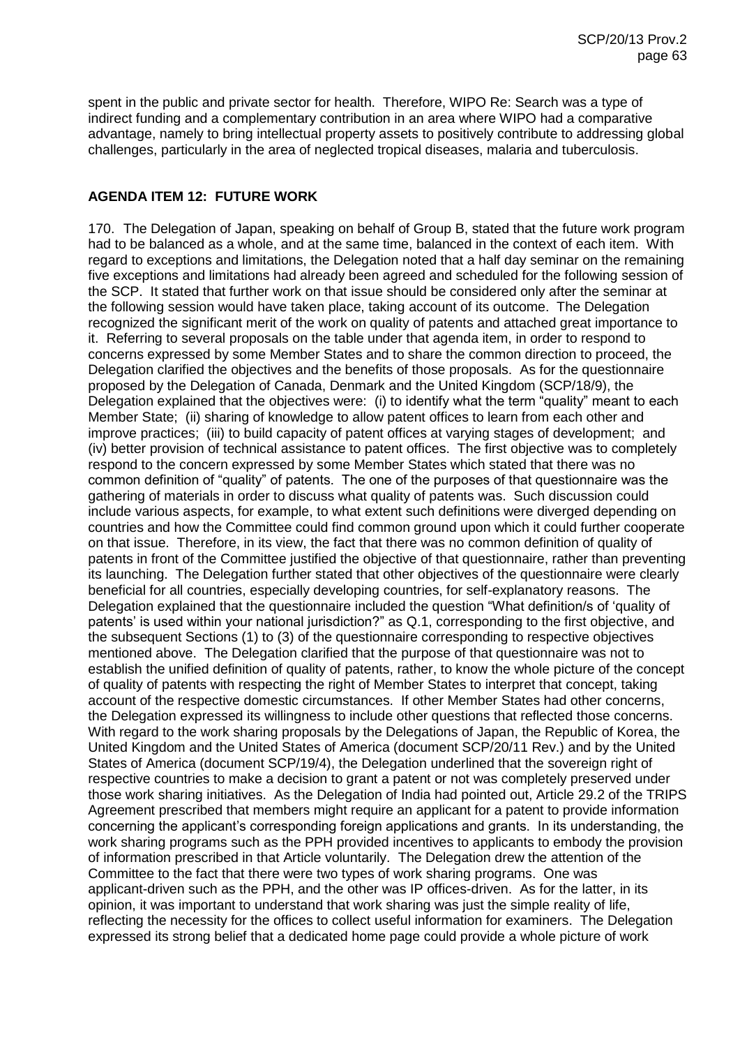spent in the public and private sector for health. Therefore, WIPO Re: Search was a type of indirect funding and a complementary contribution in an area where WIPO had a comparative advantage, namely to bring intellectual property assets to positively contribute to addressing global challenges, particularly in the area of neglected tropical diseases, malaria and tuberculosis.

## AGENDA ITEM 12: FUTURE WORK

170. The Delegation of Japan, speaking on behalf of Group B, stated that the future work program had to be balanced as a whole, and at the same time, balanced in the context of each item. With regard to exceptions and limitations, the Delegation noted that a half day seminar on the remaining five exceptions and limitations had already been agreed and scheduled for the following session of the SCP. It stated that further work on that issue should be considered only after the seminar at the following session would have taken place, taking account of its outcome. The Delegation recognized the significant merit of the work on quality of patents and attached great importance to it. Referring to several proposals on the table under that agenda item, in order to respond to concerns expressed by some Member States and to share the common direction to proceed, the Delegation clarified the objectives and the benefits of those proposals. As for the questionnaire proposed by the Delegation of Canada, Denmark and the United Kingdom (SCP/18/9), the Delegation explained that the objectives were: (i) to identify what the term "quality" meant to each Member State; (ii) sharing of knowledge to allow patent offices to learn from each other and improve practices; (iii) to build capacity of patent offices at varying stages of development; and (iv) better provision of technical assistance to patent offices. The first objective was to completely respond to the concern expressed by some Member States which stated that there was no common definition of "quality" of patents. The one of the purposes of that questionnaire was the gathering of materials in order to discuss what quality of patents was. Such discussion could include various aspects, for example, to what extent such definitions were diverged depending on countries and how the Committee could find common ground upon which it could further cooperate on that issue. Therefore, in its view, the fact that there was no common definition of quality of patents in front of the Committee justified the objective of that questionnaire, rather than preventing its launching. The Delegation further stated that other objectives of the questionnaire were clearly beneficial for all countries, especially developing countries, for self-explanatory reasons. The Delegation explained that the questionnaire included the question "What definition/s of 'quality of patents' is used within your national jurisdiction?" as Q.1, corresponding to the first objective, and the subsequent Sections (1) to (3) of the questionnaire corresponding to respective objectives mentioned above. The Delegation clarified that the purpose of that questionnaire was not to establish the unified definition of quality of patents, rather, to know the whole picture of the concept of quality of patents with respecting the right of Member States to interpret that concept, taking account of the respective domestic circumstances. If other Member States had other concerns, the Delegation expressed its willingness to include other questions that reflected those concerns. With regard to the work sharing proposals by the Delegations of Japan, the Republic of Korea, the United Kingdom and the United States of America (document SCP/20/11 Rev.) and by the United States of America (document SCP/19/4), the Delegation underlined that the sovereign right of respective countries to make a decision to grant a patent or not was completely preserved under those work sharing initiatives. As the Delegation of India had pointed out, Article 29.2 of the TRIPS Agreement prescribed that members might require an applicant for a patent to provide information concerning the applicant's corresponding foreign applications and grants. In its understanding, the work sharing programs such as the PPH provided incentives to applicants to embody the provision of information prescribed in that Article voluntarily. The Delegation drew the attention of the Committee to the fact that there were two types of work sharing programs. One was applicant-driven such as the PPH, and the other was IP offices-driven. As for the latter, in its opinion, it was important to understand that work sharing was just the simple reality of life, reflecting the necessity for the offices to collect useful information for examiners. The Delegation expressed its strong belief that a dedicated home page could provide a whole picture of work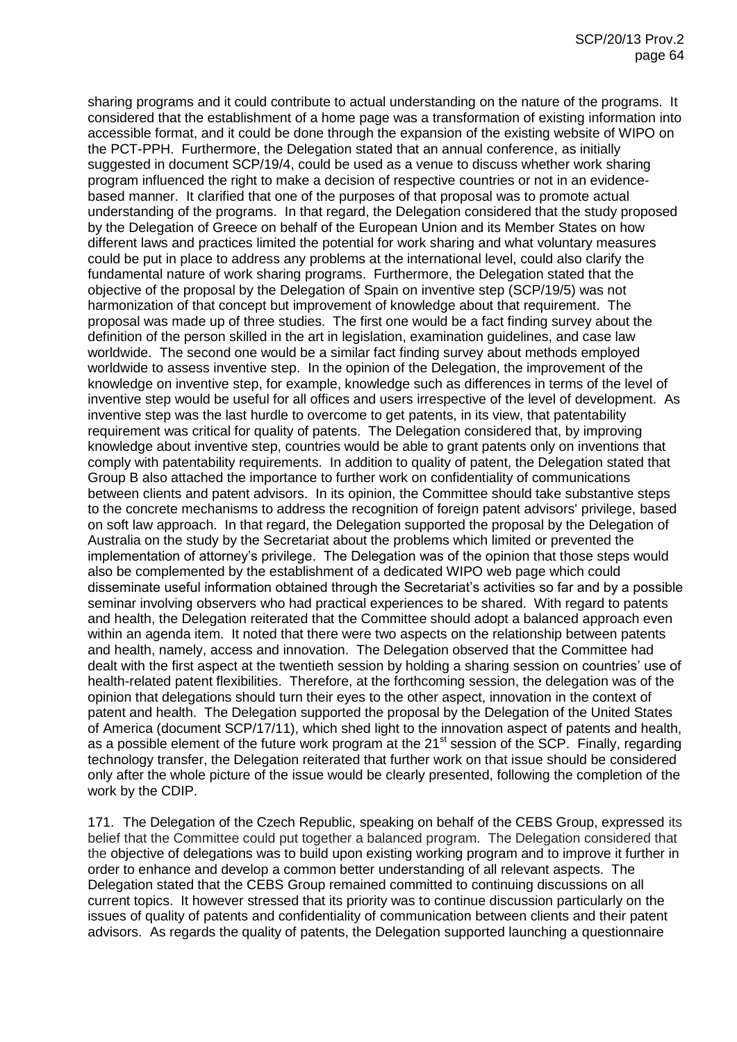sharing programs and it could contribute to actual understanding on the nature of the programs. It considered that the establishment of a home page was a transformation of existing information into accessible format, and it could be done through the expansion of the existing website of WIPO on the PCT-PPH. Furthermore, the Delegation stated that an annual conference, as initially suggested in document SCP/19/4, could be used as a venue to discuss whether work sharing program influenced the right to make a decision of respective countries or not in an evidence-based manner. It clarified that one of the purposes of that proposal was to promote actual understanding of the programs. In that regard, the Delegation considered that the study proposed by the Delegation of Greece on behalf of the European Union and its Member States on how different laws and practices limited the potential for work sharing and what voluntary measures could be put in place to address any problems at the international level, could also clarify the fundamental nature of work sharing programs. Furthermore, the Delegation stated that the objective of the proposal by the Delegation of Spain on inventive step (SCP/19/5) was not harmonization of that concept but improvement of knowledge about that requirement. The proposal was made up of three studies. The first one would be a fact finding survey about the definition of the person skilled in the art in legislation, examination guidelines, and case law worldwide. The second one would be a similar fact finding survey about methods employed worldwide to assess inventive step. In the opinion of the Delegation, the improvement of the knowledge on inventive step, for example, knowledge such as differences in terms of the level of inventive step would be useful for all offices and users irrespective of the level of development. As inventive step was the last hurdle to overcome to get patents, in its view, that patentability requirement was critical for quality of patents. The Delegation considered that, by improving knowledge about inventive step, countries would be able to grant patents only on inventions that comply with patentability requirements. In addition to quality of patent, the Delegation stated that Group B also attached the importance to further work on confidentiality of communications between clients and patent advisors. In its opinion, the Committee should take substantive steps to the concrete mechanisms to address the recognition of foreign patent advisors' privilege, based on soft law approach. In that regard, the Delegation supported the proposal by the Delegation of Australia on the study by the Secretariat about the problems which limited or prevented the implementation of attorney's privilege. The Delegation was of the opinion that those steps would also be complemented by the establishment of a dedicated WIPO web page which could disseminate useful information obtained through the Secretariat's activities so far and by a possible seminar involving observers who had practical experiences to be shared. With regard to patents and health, the Delegation reiterated that the Committee should adopt a balanced approach even within an agenda item. It noted that there were two aspects on the relationship between patents and health, namely, access and innovation. The Delegation observed that the Committee had dealt with the first aspect at the twentieth session by holding a sharing session on countries' use of health-related patent flexibilities. Therefore, at the forthcoming session, the delegation was of the opinion that delegations should turn their eyes to the other aspect, innovation in the context of patent and health. The Delegation supported the proposal by the Delegation of the United States of America (document SCP/17/11), which shed light to the innovation aspect of patents and health, as a possible element of the future work program at the 21st session of the SCP. Finally, regarding technology transfer, the Delegation reiterated that further work on that issue should be considered only after the whole picture of the issue would be clearly presented, following the completion of the work by the CDIP.

171. The Delegation of the Czech Republic, speaking on behalf of the CEBS Group, expressed its belief that the Committee could put together a balanced program. The Delegation considered that the objective of delegations was to build upon existing working program and to improve it further in order to enhance and develop a common better understanding of all relevant aspects. The Delegation stated that the CEBS Group remained committed to continuing discussions on all current topics. It however stressed that its priority was to continue discussion particularly on the issues of quality of patents and confidentiality of communication between clients and their patent advisors. As regards the quality of patents, the Delegation supported launching a questionnaire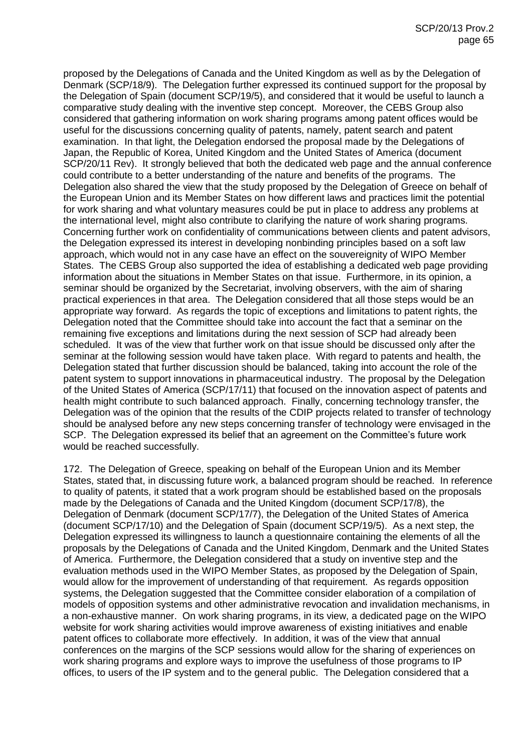proposed by the Delegations of Canada and the United Kingdom as well as by the Delegation of Denmark (SCP/18/9). The Delegation further expressed its continued support for the proposal by the Delegation of Spain (document SCP/19/5), and considered that it would be useful to launch a comparative study dealing with the inventive step concept. Moreover, the CEBS Group also considered that gathering information on work sharing programs among patent offices would be useful for the discussions concerning quality of patents, namely, patent search and patent examination. In that light, the Delegation endorsed the proposal made by the Delegations of Japan, the Republic of Korea, United Kingdom and the United States of America (document SCP/20/11 Rev). It strongly believed that both the dedicated web page and the annual conference could contribute to a better understanding of the nature and benefits of the programs. The Delegation also shared the view that the study proposed by the Delegation of Greece on behalf of the European Union and its Member States on how different laws and practices limit the potential for work sharing and what voluntary measures could be put in place to address any problems at the international level, might also contribute to clarifying the nature of work sharing programs. Concerning further work on confidentiality of communications between clients and patent advisors, the Delegation expressed its interest in developing nonbinding principles based on a soft law approach, which would not in any case have an effect on the souvereignity of WIPO Member States. The CEBS Group also supported the idea of establishing a dedicated web page providing information about the situations in Member States on that issue. Furthermore, in its opinion, a seminar should be organized by the Secretariat, involving observers, with the aim of sharing practical experiences in that area. The Delegation considered that all those steps would be an appropriate way forward. As regards the topic of exceptions and limitations to patent rights, the Delegation noted that the Committee should take into account the fact that a seminar on the remaining five exceptions and limitations during the next session of SCP had already been scheduled. It was of the view that further work on that issue should be discussed only after the seminar at the following session would have taken place. With regard to patents and health, the Delegation stated that further discussion should be balanced, taking into account the role of the patent system to support innovations in pharmaceutical industry. The proposal by the Delegation of the United States of America (SCP/17/11) that focused on the innovation aspect of patents and health might contribute to such balanced approach. Finally, concerning technology transfer, the Delegation was of the opinion that the results of the CDIP projects related to transfer of technology should be analysed before any new steps concerning transfer of technology were envisaged in the SCP. The Delegation expressed its belief that an agreement on the Committee's future work would be reached successfully.

172. The Delegation of Greece, speaking on behalf of the European Union and its Member States, stated that, in discussing future work, a balanced program should be reached. In reference to quality of patents, it stated that a work program should be established based on the proposals made by the Delegations of Canada and the United Kingdom (document SCP/17/8), the Delegation of Denmark (document SCP/17/7), the Delegation of the United States of America (document SCP/17/10) and the Delegation of Spain (document SCP/19/5). As a next step, the Delegation expressed its willingness to launch a questionnaire containing the elements of all the proposals by the Delegations of Canada and the United Kingdom, Denmark and the United States of America. Furthermore, the Delegation considered that a study on inventive step and the evaluation methods used in the WIPO Member States, as proposed by the Delegation of Spain, would allow for the improvement of understanding of that requirement. As regards opposition systems, the Delegation suggested that the Committee consider elaboration of a compilation of models of opposition systems and other administrative revocation and invalidation mechanisms, in a non-exhaustive manner. On work sharing programs, in its view, a dedicated page on the WIPO website for work sharing activities would improve awareness of existing initiatives and enable patent offices to collaborate more effectively. In addition, it was of the view that annual conferences on the margins of the SCP sessions would allow for the sharing of experiences on work sharing programs and explore ways to improve the usefulness of those programs to IP offices, to users of the IP system and to the general public. The Delegation considered that a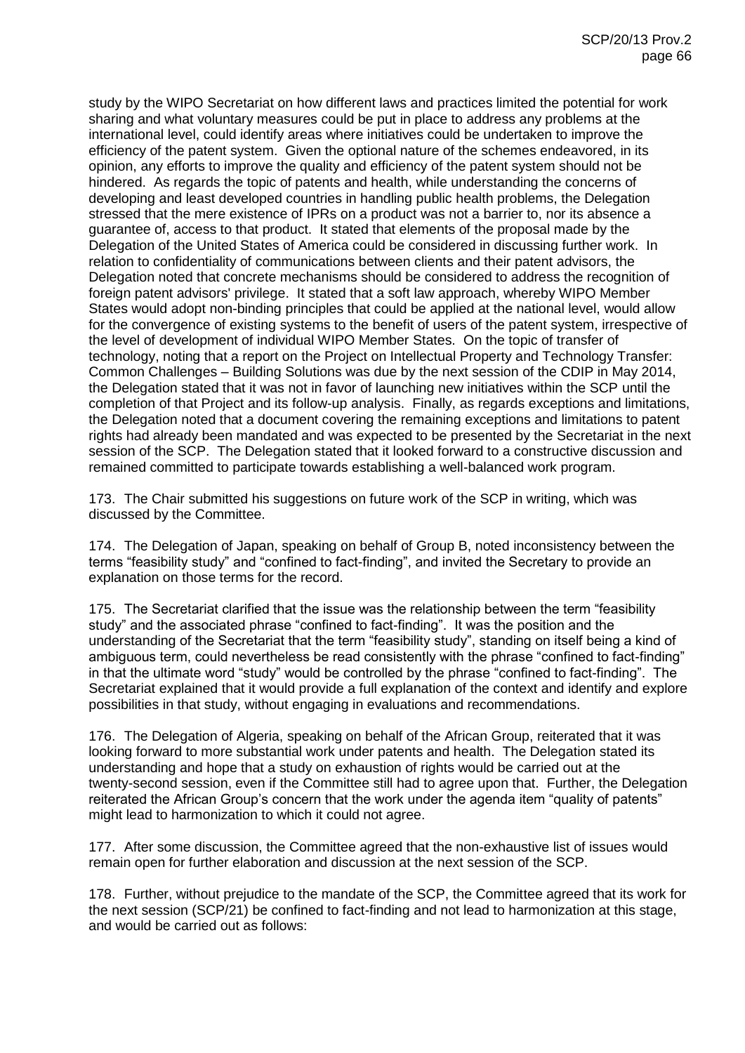study by the WIPO Secretariat on how different laws and practices limited the potential for work sharing and what voluntary measures could be put in place to address any problems at the international level, could identify areas where initiatives could be undertaken to improve the efficiency of the patent system. Given the optional nature of the schemes endeavored, in its opinion, any efforts to improve the quality and efficiency of the patent system should not be hindered. As regards the topic of patents and health, while understanding the concerns of developing and least developed countries in handling public health problems, the Delegation stressed that the mere existence of IPRs on a product was not a barrier to, nor its absence a guarantee of, access to that product. It stated that elements of the proposal made by the Delegation of the United States of America could be considered in discussing further work. In relation to confidentiality of communications between clients and their patent advisors, the Delegation noted that concrete mechanisms should be considered to address the recognition of foreign patent advisors' privilege. It stated that a soft law approach, whereby WIPO Member States would adopt non-binding principles that could be applied at the national level, would allow for the convergence of existing systems to the benefit of users of the patent system, irrespective of the level of development of individual WIPO Member States. On the topic of transfer of technology, noting that a report on the Project on Intellectual Property and Technology Transfer: Common Challenges – Building Solutions was due by the next session of the CDIP in May 2014, the Delegation stated that it was not in favor of launching new initiatives within the SCP until the completion of that Project and its follow-up analysis. Finally, as regards exceptions and limitations, the Delegation noted that a document covering the remaining exceptions and limitations to patent rights had already been mandated and was expected to be presented by the Secretariat in the next session of the SCP. The Delegation stated that it looked forward to a constructive discussion and remained committed to participate towards establishing a well-balanced work program.

173. The Chair submitted his suggestions on future work of the SCP in writing, which was discussed by the Committee.

174. The Delegation of Japan, speaking on behalf of Group B, noted inconsistency between the terms "feasibility study" and "confined to fact-finding", and invited the Secretary to provide an explanation on those terms for the record.

175. The Secretariat clarified that the issue was the relationship between the term "feasibility study" and the associated phrase "confined to fact-finding". It was the position and the understanding of the Secretariat that the term "feasibility study", standing on itself being a kind of ambiguous term, could nevertheless be read consistently with the phrase "confined to fact-finding" in that the ultimate word "study" would be controlled by the phrase "confined to fact-finding". The Secretariat explained that it would provide a full explanation of the context and identify and explore possibilities in that study, without engaging in evaluations and recommendations.

176. The Delegation of Algeria, speaking on behalf of the African Group, reiterated that it was looking forward to more substantial work under patents and health. The Delegation stated its understanding and hope that a study on exhaustion of rights would be carried out at the twenty-second session, even if the Committee still had to agree upon that. Further, the Delegation reiterated the African Group's concern that the work under the agenda item "quality of patents" might lead to harmonization to which it could not agree.

177. After some discussion, the Committee agreed that the non-exhaustive list of issues would remain open for further elaboration and discussion at the next session of the SCP.

178. Further, without prejudice to the mandate of the SCP, the Committee agreed that its work for the next session (SCP/21) be confined to fact-finding and not lead to harmonization at this stage, and would be carried out as follows: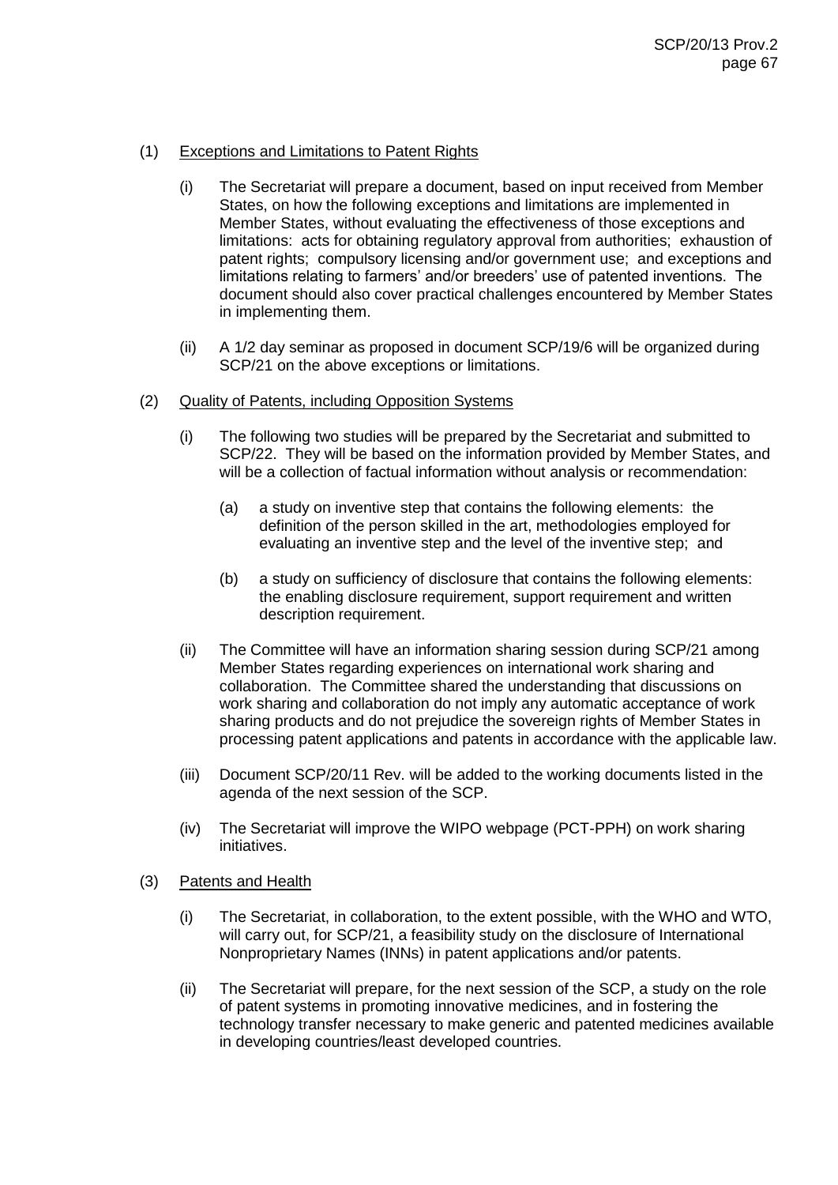(1) Exceptions and Limitations to Patent Rights

(i) The Secretariat will prepare a document, based on input received from Member States, on how the following exceptions and limitations are implemented in Member States, without evaluating the effectiveness of those exceptions and limitations: acts for obtaining regulatory approval from authorities; exhaustion of patent rights; compulsory licensing and/or government use; and exceptions and limitations relating to farmers' and/or breeders' use of patented inventions. The document should also cover practical challenges encountered by Member States in implementing them.

(ii) A 1/2 day seminar as proposed in document SCP/19/6 will be organized during SCP/21 on the above exceptions or limitations.

(2) Quality of Patents, including Opposition Systems

(i) The following two studies will be prepared by the Secretariat and submitted to SCP/22. They will be based on the information provided by Member States, and will be a collection of factual information without analysis or recommendation:

(a) a study on inventive step that contains the following elements: the definition of the person skilled in the art, methodologies employed for evaluating an inventive step and the level of the inventive step; and

(b) a study on sufficiency of disclosure that contains the following elements: the enabling disclosure requirement, support requirement and written description requirement.

(ii) The Committee will have an information sharing session during SCP/21 among Member States regarding experiences on international work sharing and collaboration. The Committee shared the understanding that discussions on work sharing and collaboration do not imply any automatic acceptance of work sharing products and do not prejudice the sovereign rights of Member States in processing patent applications and patents in accordance with the applicable law.

(iii) Document SCP/20/11 Rev. will be added to the working documents listed in the agenda of the next session of the SCP.

(iv) The Secretariat will improve the WIPO webpage (PCT-PPH) on work sharing initiatives.

(3) Patents and Health

(i) The Secretariat, in collaboration, to the extent possible, with the WHO and WTO, will carry out, for SCP/21, a feasibility study on the disclosure of International Nonproprietary Names (INNs) in patent applications and/or patents.

(ii) The Secretariat will prepare, for the next session of the SCP, a study on the role of patent systems in promoting innovative medicines, and in fostering the technology transfer necessary to make generic and patented medicines available in developing countries/least developed countries.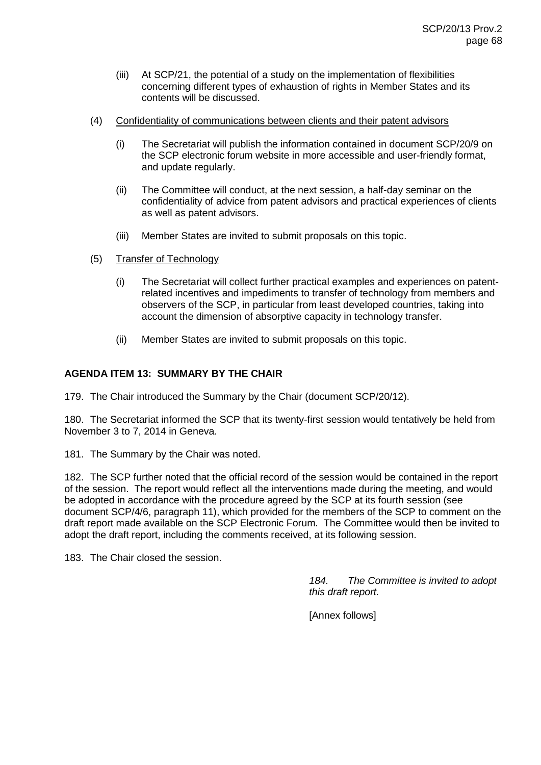(iii) At SCP/21, the potential of a study on the implementation of flexibilities concerning different types of exhaustion of rights in Member States and its contents will be discussed.

(4) Confidentiality of communications between clients and their patent advisors

(i) The Secretariat will publish the information contained in document SCP/20/9 on the SCP electronic forum website in more accessible and user-friendly format, and update regularly.

(ii) The Committee will conduct, at the next session, a half-day seminar on the confidentiality of advice from patent advisors and practical experiences of clients as well as patent advisors.

(iii) Member States are invited to submit proposals on this topic.

(5) Transfer of Technology

(i) The Secretariat will collect further practical examples and experiences on patent-related incentives and impediments to transfer of technology from members and observers of the SCP, in particular from least developed countries, taking into account the dimension of absorptive capacity in technology transfer.

(ii) Member States are invited to submit proposals on this topic.

## AGENDA ITEM 13: SUMMARY BY THE CHAIR

179. The Chair introduced the Summary by the Chair (document SCP/20/12).

180. The Secretariat informed the SCP that its twenty-first session would tentatively be held from November 3 to 7, 2014 in Geneva.

181. The Summary by the Chair was noted.

182. The SCP further noted that the official record of the session would be contained in the report of the session. The report would reflect all the interventions made during the meeting, and would be adopted in accordance with the procedure agreed by the SCP at its fourth session (see document SCP/4/6, paragraph 11), which provided for the members of the SCP to comment on the draft report made available on the SCP Electronic Forum. The Committee would then be invited to adopt the draft report, including the comments received, at its following session.

183. The Chair closed the session.

*184. The Committee is invited to adopt this draft report.*

[Annex follows]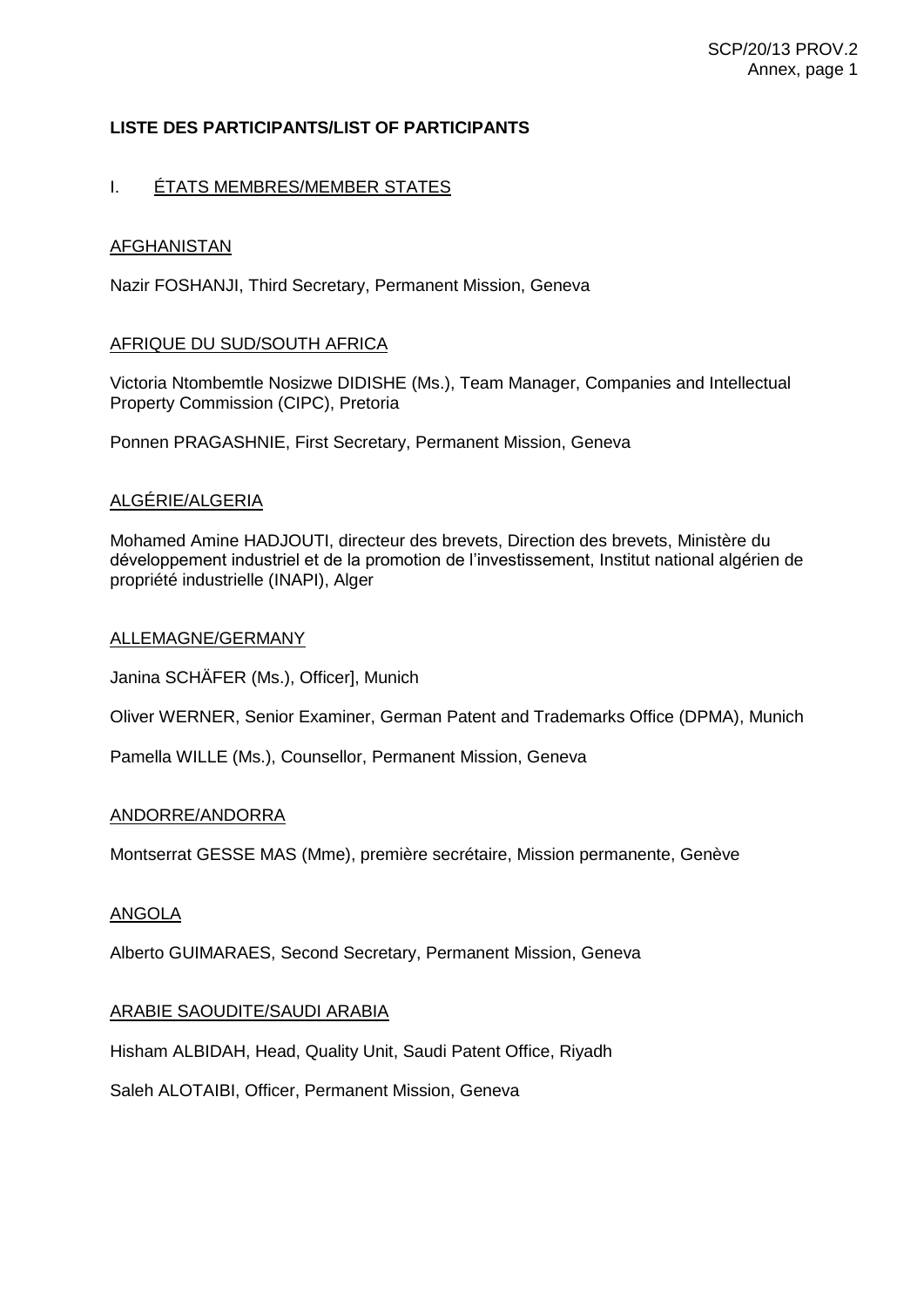**LISTE DES PARTICIPANTS/LIST OF PARTICIPANTS**

I. ÉTATS MEMBRES/MEMBER STATES

AFGHANISTAN

Nazir FOSHANJI, Third Secretary, Permanent Mission, Geneva

AFRIQUE DU SUD/SOUTH AFRICA

Victoria Ntombemtle Nosizwe DIDISHE (Ms.), Team Manager, Companies and Intellectual Property Commission (CIPC), Pretoria

Ponnen PRAGASHNIE, First Secretary, Permanent Mission, Geneva

ALGÉRIE/ALGERIA

Mohamed Amine HADJOUTI, directeur des brevets, Direction des brevets, Ministère du développement industriel et de la promotion de l'investissement, Institut national algérien de propriété industrielle (INAPI), Alger

ALLEMAGNE/GERMANY

Janina SCHÄFER (Ms.), Officer], Munich

Oliver WERNER, Senior Examiner, German Patent and Trademarks Office (DPMA), Munich

Pamella WILLE (Ms.), Counsellor, Permanent Mission, Geneva

ANDORRE/ANDORRA

Montserrat GESSE MAS (Mme), première secrétaire, Mission permanente, Genève

ANGOLA

Alberto GUIMARAES, Second Secretary, Permanent Mission, Geneva

ARABIE SAOUDITE/SAUDI ARABIA

Hisham ALBIDAH, Head, Quality Unit, Saudi Patent Office, Riyadh

Saleh ALOTAIBI, Officer, Permanent Mission, Geneva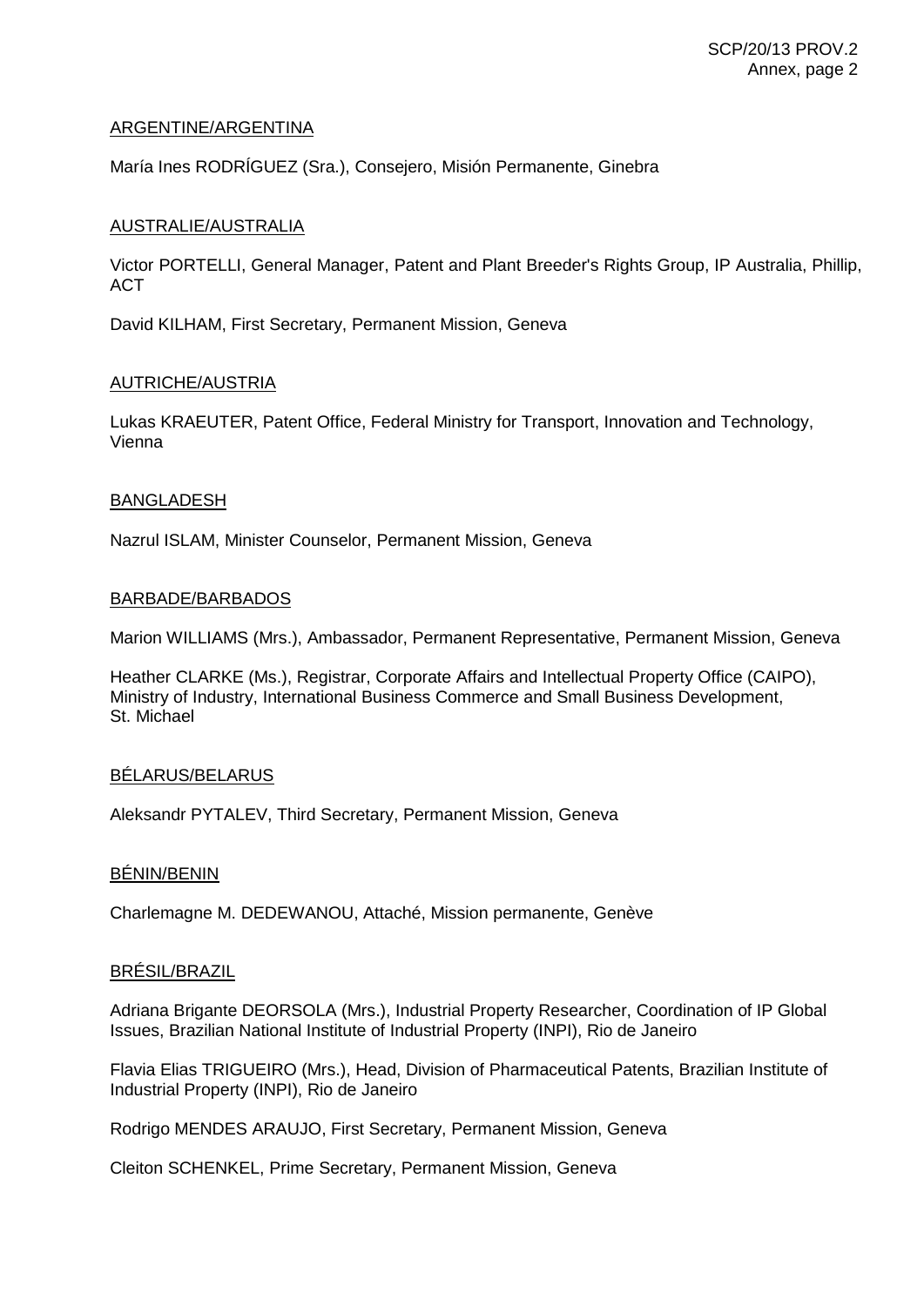<u>ARGENTINE/ARGENTINA</u>

María Ines RODRÍGUEZ (Sra.), Consejero, Misión Permanente, Ginebra

<u>AUSTRALIE/AUSTRALIA</u>

Victor PORTELLI, General Manager, Patent and Plant Breeder's Rights Group, IP Australia, Phillip, ACT

David KILHAM, First Secretary, Permanent Mission, Geneva

<u>AUTRICHE/AUSTRIA</u>

Lukas KRAEUTER, Patent Office, Federal Ministry for Transport, Innovation and Technology, Vienna

<u>BANGLADESH</u>

Nazrul ISLAM, Minister Counselor, Permanent Mission, Geneva

<u>BARBADE/BARBADOS</u>

Marion WILLIAMS (Mrs.), Ambassador, Permanent Representative, Permanent Mission, Geneva

Heather CLARKE (Ms.), Registrar, Corporate Affairs and Intellectual Property Office (CAIPO), Ministry of Industry, International Business Commerce and Small Business Development, St. Michael

<u>BÉLARUS/BELARUS</u>

Aleksandr PYTALEV, Third Secretary, Permanent Mission, Geneva

<u>BÉNIN/BENIN</u>

Charlemagne M. DEDEWANOU, Attaché, Mission permanente, Genève

<u>BRÉSIL/BRAZIL</u>

Adriana Brigante DEORSOLA (Mrs.), Industrial Property Researcher, Coordination of IP Global Issues, Brazilian National Institute of Industrial Property (INPI), Rio de Janeiro

Flavia Elias TRIGUEIRO (Mrs.), Head, Division of Pharmaceutical Patents, Brazilian Institute of Industrial Property (INPI), Rio de Janeiro

Rodrigo MENDES ARAUJO, First Secretary, Permanent Mission, Geneva

Cleiton SCHENKEL, Prime Secretary, Permanent Mission, Geneva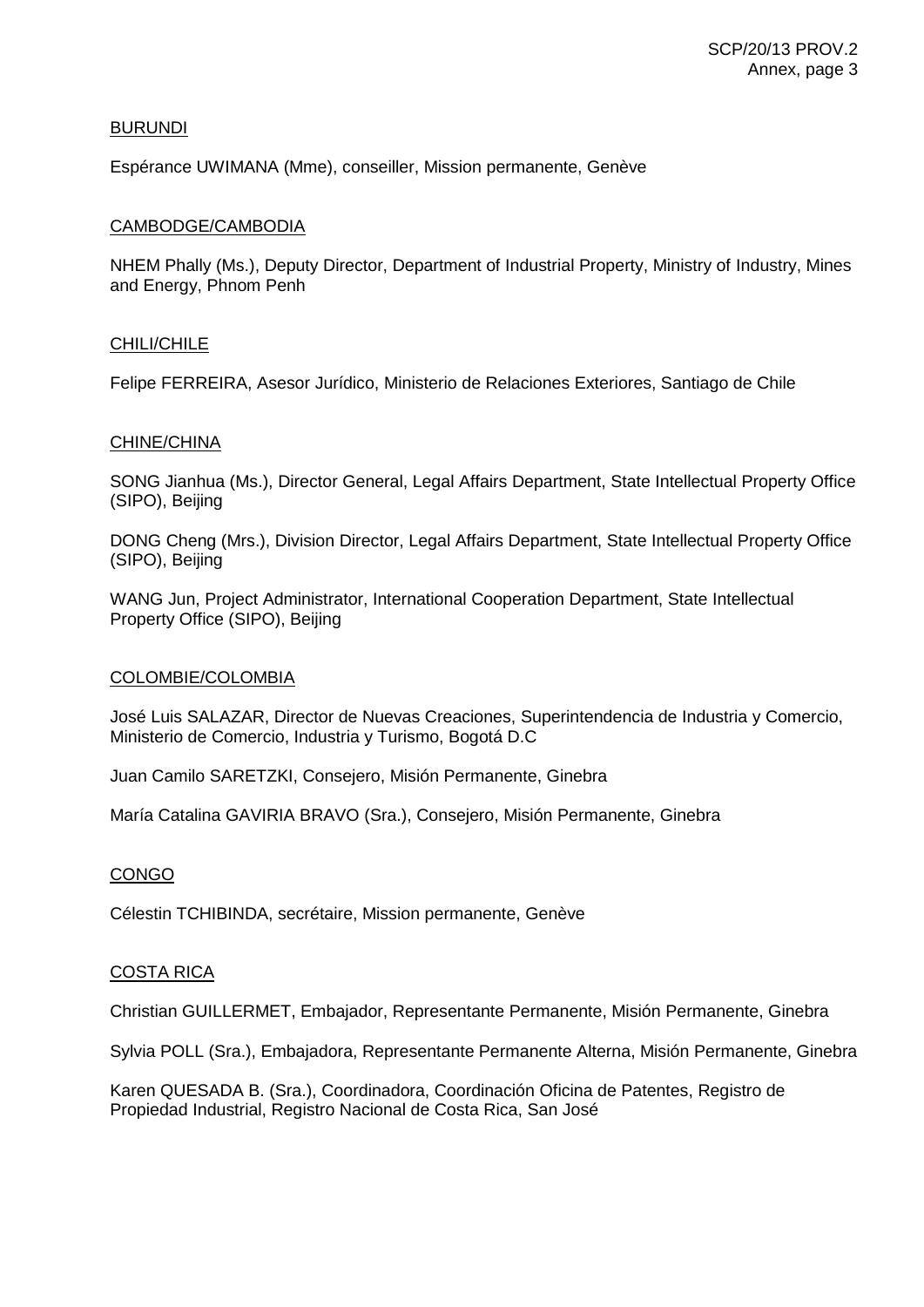<u>BURUNDI</u>

Espérance UWIMANA (Mme), conseiller, Mission permanente, Genève

<u>CAMBODGE/CAMBODIA</u>

NHEM Phally (Ms.), Deputy Director, Department of Industrial Property, Ministry of Industry, Mines and Energy, Phnom Penh

<u>CHILI/CHILE</u>

Felipe FERREIRA, Asesor Jurídico, Ministerio de Relaciones Exteriores, Santiago de Chile

<u>CHINE/CHINA</u>

SONG Jianhua (Ms.), Director General, Legal Affairs Department, State Intellectual Property Office (SIPO), Beijing

DONG Cheng (Mrs.), Division Director, Legal Affairs Department, State Intellectual Property Office (SIPO), Beijing

WANG Jun, Project Administrator, International Cooperation Department, State Intellectual Property Office (SIPO), Beijing

<u>COLOMBIE/COLOMBIA</u>

José Luis SALAZAR, Director de Nuevas Creaciones, Superintendencia de Industria y Comercio, Ministerio de Comercio, Industria y Turismo, Bogotá D.C

Juan Camilo SARETZKI, Consejero, Misión Permanente, Ginebra

María Catalina GAVIRIA BRAVO (Sra.), Consejero, Misión Permanente, Ginebra

<u>CONGO</u>

Célestin TCHIBINDA, secrétaire, Mission permanente, Genève

<u>COSTA RICA</u>

Christian GUILLERMET, Embajador, Representante Permanente, Misión Permanente, Ginebra

Sylvia POLL (Sra.), Embajadora, Representante Permanente Alterna, Misión Permanente, Ginebra

Karen QUESADA B. (Sra.), Coordinadora, Coordinación Oficina de Patentes, Registro de Propiedad Industrial, Registro Nacional de Costa Rica, San José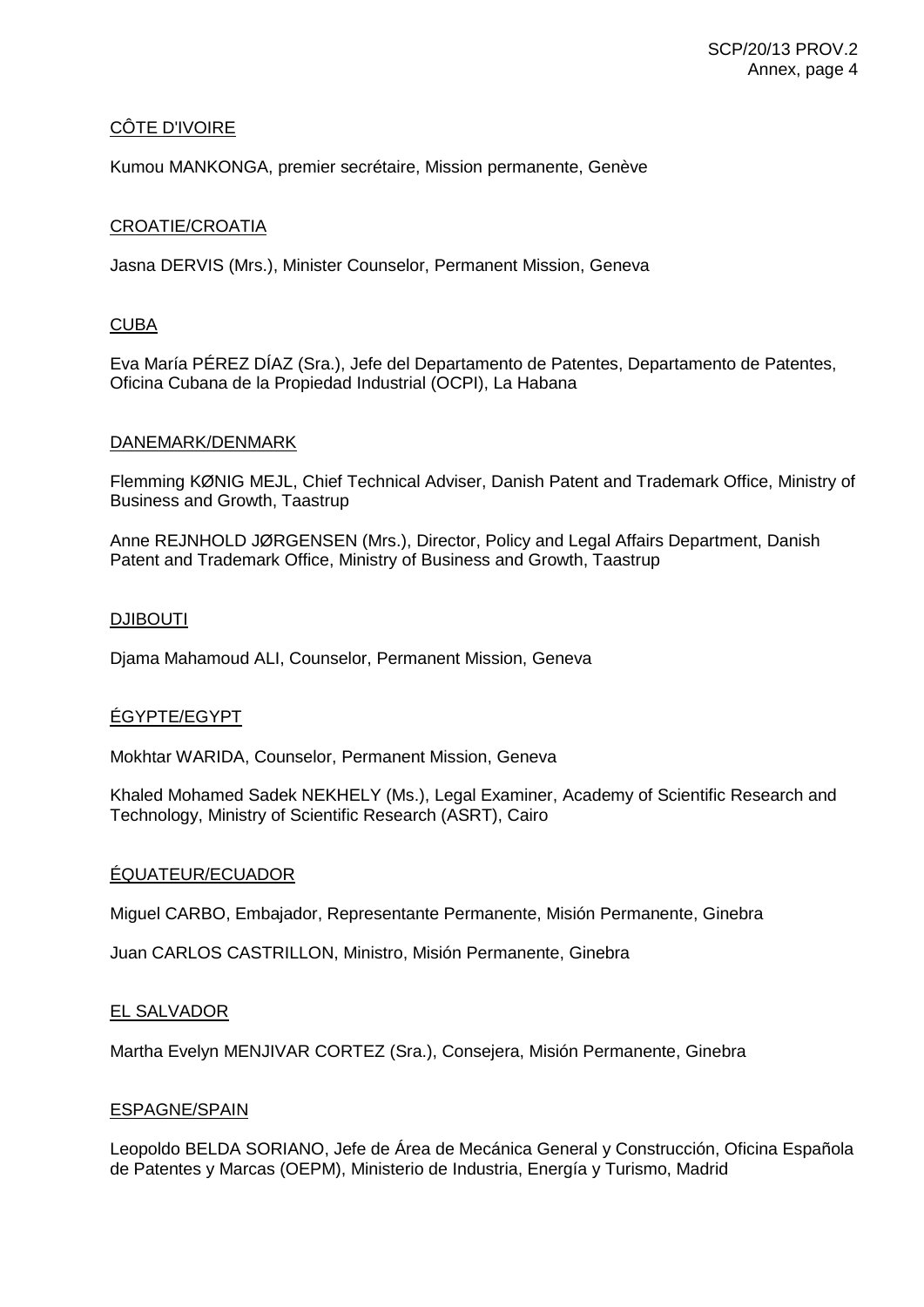CÔTE D'IVOIRE

Kumou MANKONGA, premier secrétaire, Mission permanente, Genève

CROATIE/CROATIA

Jasna DERVIS (Mrs.), Minister Counselor, Permanent Mission, Geneva

CUBA

Eva María PÉREZ DÍAZ (Sra.), Jefe del Departamento de Patentes, Departamento de Patentes, Oficina Cubana de la Propiedad Industrial (OCPI), La Habana

DANEMARK/DENMARK

Flemming KØNIG MEJL, Chief Technical Adviser, Danish Patent and Trademark Office, Ministry of Business and Growth, Taastrup

Anne REJNHOLD JØRGENSEN (Mrs.), Director, Policy and Legal Affairs Department, Danish Patent and Trademark Office, Ministry of Business and Growth, Taastrup

DJIBOUTI

Djama Mahamoud ALI, Counselor, Permanent Mission, Geneva

ÉGYPTE/EGYPT

Mokhtar WARIDA, Counselor, Permanent Mission, Geneva

Khaled Mohamed Sadek NEKHELY (Ms.), Legal Examiner, Academy of Scientific Research and Technology, Ministry of Scientific Research (ASRT), Cairo

ÉQUATEUR/ECUADOR

Miguel CARBO, Embajador, Representante Permanente, Misión Permanente, Ginebra

Juan CARLOS CASTRILLON, Ministro, Misión Permanente, Ginebra

EL SALVADOR

Martha Evelyn MENJIVAR CORTEZ (Sra.), Consejera, Misión Permanente, Ginebra

ESPAGNE/SPAIN

Leopoldo BELDA SORIANO, Jefe de Área de Mecánica General y Construcción, Oficina Española de Patentes y Marcas (OEPM), Ministerio de Industria, Energía y Turismo, Madrid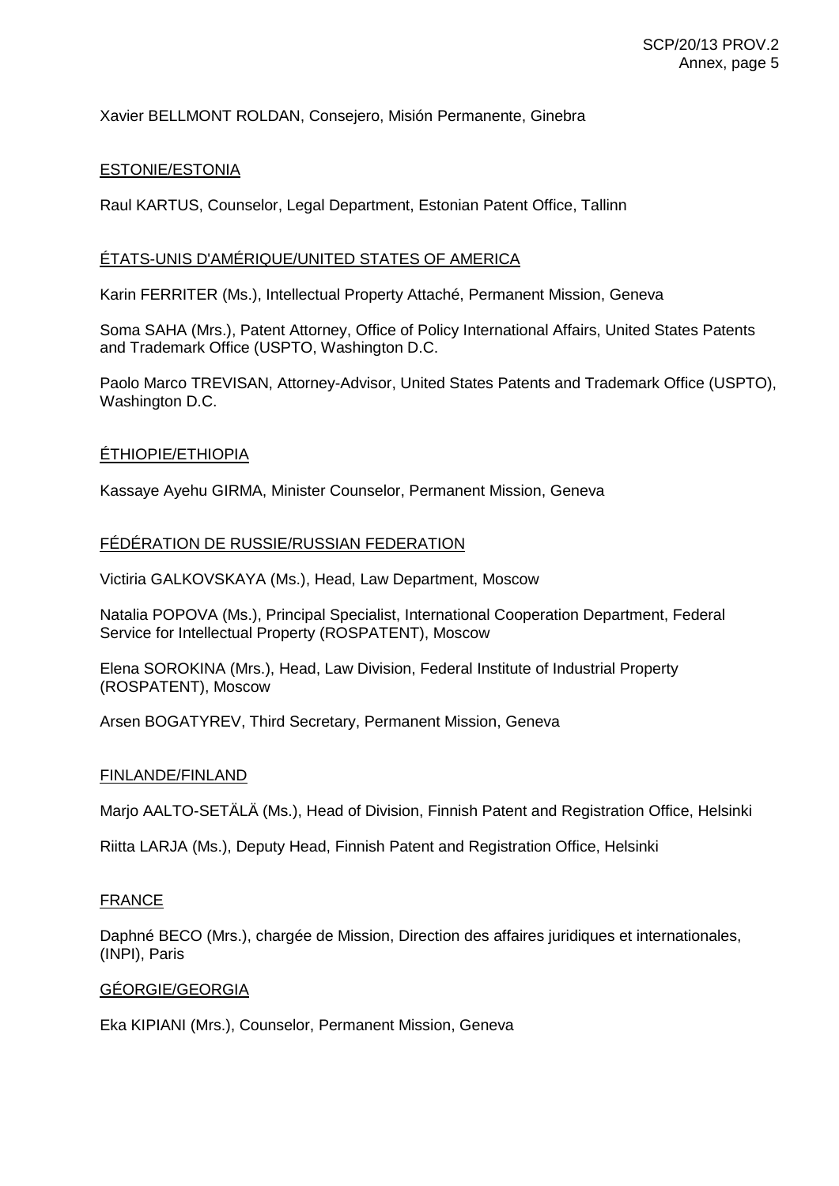Xavier BELLMONT ROLDAN, Consejero, Misión Permanente, Ginebra

ESTONIE/ESTONIA

Raul KARTUS, Counselor, Legal Department, Estonian Patent Office, Tallinn

ÉTATS-UNIS D'AMÉRIQUE/UNITED STATES OF AMERICA

Karin FERRITER (Ms.), Intellectual Property Attaché, Permanent Mission, Geneva

Soma SAHA (Mrs.), Patent Attorney, Office of Policy International Affairs, United States Patents and Trademark Office (USPTO, Washington D.C.

Paolo Marco TREVISAN, Attorney-Advisor, United States Patents and Trademark Office (USPTO), Washington D.C.

ÉTHIOPIE/ETHIOPIA

Kassaye Ayehu GIRMA, Minister Counselor, Permanent Mission, Geneva

FÉDÉRATION DE RUSSIE/RUSSIAN FEDERATION

Victiria GALKOVSKAYA (Ms.), Head, Law Department, Moscow

Natalia POPOVA (Ms.), Principal Specialist, International Cooperation Department, Federal Service for Intellectual Property (ROSPATENT), Moscow

Elena SOROKINA (Mrs.), Head, Law Division, Federal Institute of Industrial Property (ROSPATENT), Moscow

Arsen BOGATYREV, Third Secretary, Permanent Mission, Geneva

FINLANDE/FINLAND

Marjo AALTO-SETÄLÄ (Ms.), Head of Division, Finnish Patent and Registration Office, Helsinki

Riitta LARJA (Ms.), Deputy Head, Finnish Patent and Registration Office, Helsinki

FRANCE

Daphné BECO (Mrs.), chargée de Mission, Direction des affaires juridiques et internationales, (INPI), Paris

GÉORGIE/GEORGIA

Eka KIPIANI (Mrs.), Counselor, Permanent Mission, Geneva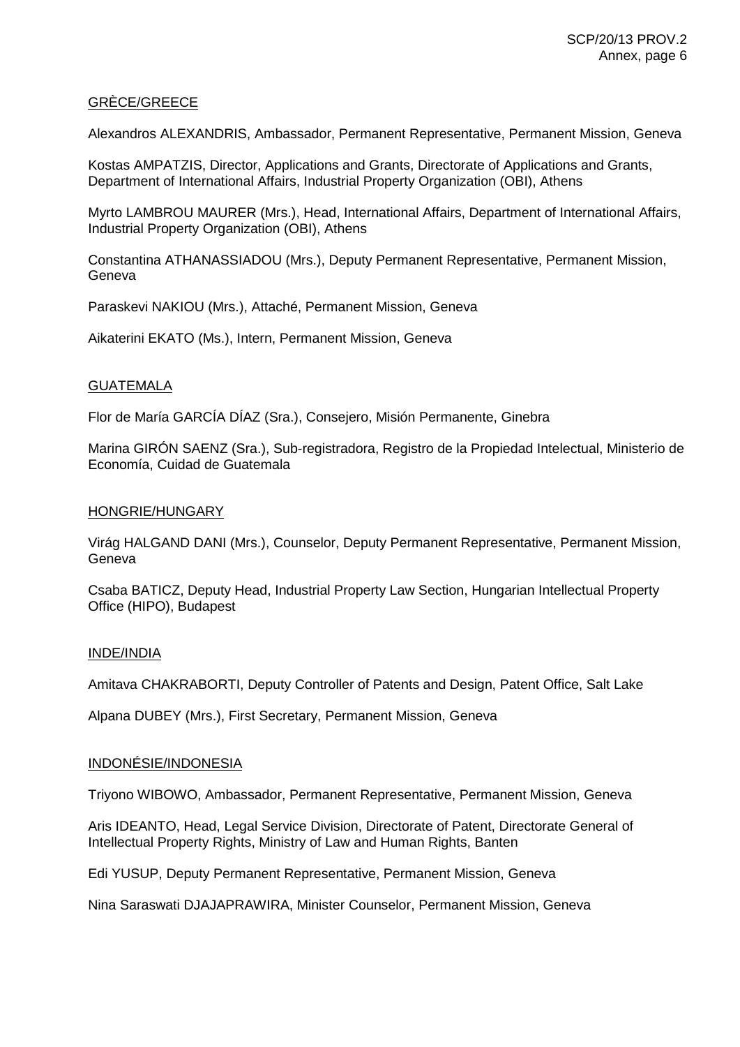GRÈCE/GREECE

Alexandros ALEXANDRIS, Ambassador, Permanent Representative, Permanent Mission, Geneva

Kostas AMPATZIS, Director, Applications and Grants, Directorate of Applications and Grants, Department of International Affairs, Industrial Property Organization (OBI), Athens

Myrto LAMBROU MAURER (Mrs.), Head, International Affairs, Department of International Affairs, Industrial Property Organization (OBI), Athens

Constantina ATHANASSIADOU (Mrs.), Deputy Permanent Representative, Permanent Mission, Geneva

Paraskevi NAKIOU (Mrs.), Attaché, Permanent Mission, Geneva

Aikaterini EKATO (Ms.), Intern, Permanent Mission, Geneva

GUATEMALA

Flor de María GARCÍA DÍAZ (Sra.), Consejero, Misión Permanente, Ginebra

Marina GIRÓN SAENZ (Sra.), Sub-registradora, Registro de la Propiedad Intelectual, Ministerio de Economía, Cuidad de Guatemala

HONGRIE/HUNGARY

Virág HALGAND DANI (Mrs.), Counselor, Deputy Permanent Representative, Permanent Mission, Geneva

Csaba BATICZ, Deputy Head, Industrial Property Law Section, Hungarian Intellectual Property Office (HIPO), Budapest

INDE/INDIA

Amitava CHAKRABORTI, Deputy Controller of Patents and Design, Patent Office, Salt Lake

Alpana DUBEY (Mrs.), First Secretary, Permanent Mission, Geneva

INDONÉSIE/INDONESIA

Triyono WIBOWO, Ambassador, Permanent Representative, Permanent Mission, Geneva

Aris IDEANTO, Head, Legal Service Division, Directorate of Patent, Directorate General of Intellectual Property Rights, Ministry of Law and Human Rights, Banten

Edi YUSUP, Deputy Permanent Representative, Permanent Mission, Geneva

Nina Saraswati DJAJAPRAWIRA, Minister Counselor, Permanent Mission, Geneva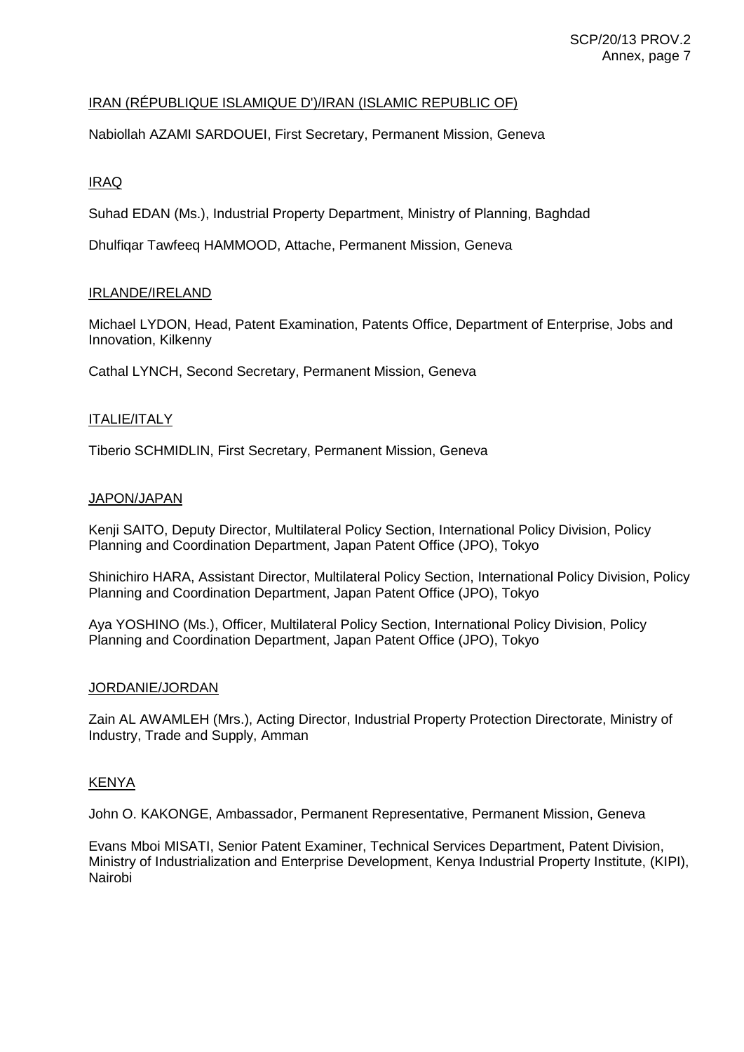IRAN (RÉPUBLIQUE ISLAMIQUE D')/IRAN (ISLAMIC REPUBLIC OF)

Nabiollah AZAMI SARDOUEI, First Secretary, Permanent Mission, Geneva

IRAQ

Suhad EDAN (Ms.), Industrial Property Department, Ministry of Planning, Baghdad

Dhulfiqar Tawfeeq HAMMOOD, Attache, Permanent Mission, Geneva

IRLANDE/IRELAND

Michael LYDON, Head, Patent Examination, Patents Office, Department of Enterprise, Jobs and Innovation, Kilkenny

Cathal LYNCH, Second Secretary, Permanent Mission, Geneva

ITALIE/ITALY

Tiberio SCHMIDLIN, First Secretary, Permanent Mission, Geneva

JAPON/JAPAN

Kenji SAITO, Deputy Director, Multilateral Policy Section, International Policy Division, Policy Planning and Coordination Department, Japan Patent Office (JPO), Tokyo

Shinichiro HARA, Assistant Director, Multilateral Policy Section, International Policy Division, Policy Planning and Coordination Department, Japan Patent Office (JPO), Tokyo

Aya YOSHINO (Ms.), Officer, Multilateral Policy Section, International Policy Division, Policy Planning and Coordination Department, Japan Patent Office (JPO), Tokyo

JORDANIE/JORDAN

Zain AL AWAMLEH (Mrs.), Acting Director, Industrial Property Protection Directorate, Ministry of Industry, Trade and Supply, Amman

KENYA

John O. KAKONGE, Ambassador, Permanent Representative, Permanent Mission, Geneva

Evans Mboi MISATI, Senior Patent Examiner, Technical Services Department, Patent Division, Ministry of Industrialization and Enterprise Development, Kenya Industrial Property Institute, (KIPI), Nairobi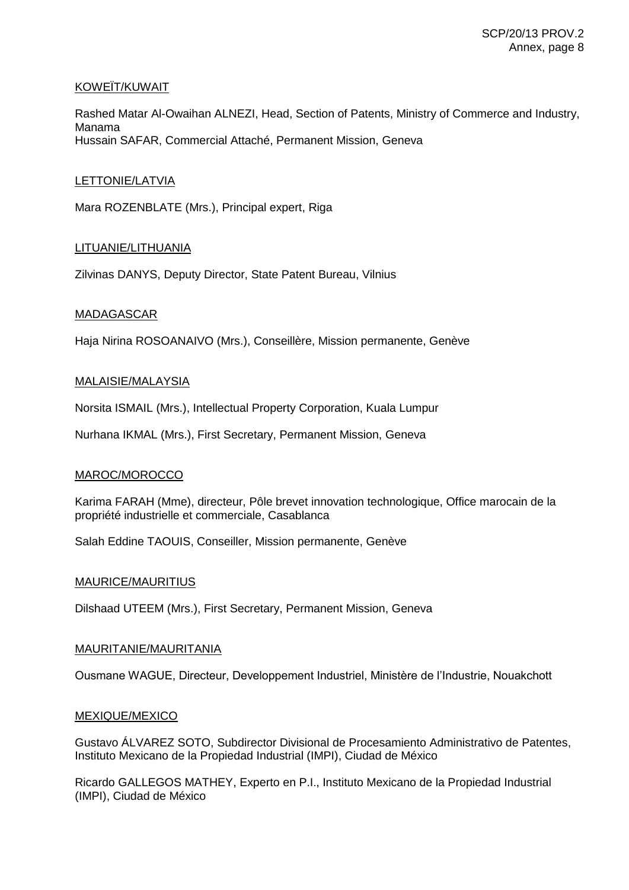KOWEÏT/KUWAIT

Rashed Matar Al-Owaihan ALNEZI, Head, Section of Patents, Ministry of Commerce and Industry, Manama
Hussain SAFAR, Commercial Attaché, Permanent Mission, Geneva

LETTONIE/LATVIA

Mara ROZENBLATE (Mrs.), Principal expert, Riga

LITUANIE/LITHUANIA

Zilvinas DANYS, Deputy Director, State Patent Bureau, Vilnius

MADAGASCAR

Haja Nirina ROSOANAIVO (Mrs.), Conseillère, Mission permanente, Genève

MALAISIE/MALAYSIA

Norsita ISMAIL (Mrs.), Intellectual Property Corporation, Kuala Lumpur

Nurhana IKMAL (Mrs.), First Secretary, Permanent Mission, Geneva

MAROC/MOROCCO

Karima FARAH (Mme), directeur, Pôle brevet innovation technologique, Office marocain de la propriété industrielle et commerciale, Casablanca

Salah Eddine TAOUIS, Conseiller, Mission permanente, Genève

MAURICE/MAURITIUS

Dilshaad UTEEM (Mrs.), First Secretary, Permanent Mission, Geneva

MAURITANIE/MAURITANIA

Ousmane WAGUE, Directeur, Developpement Industriel, Ministère de l'Industrie, Nouakchott

MEXIQUE/MEXICO

Gustavo ÁLVAREZ SOTO, Subdirector Divisional de Procesamiento Administrativo de Patentes, Instituto Mexicano de la Propiedad Industrial (IMPI), Ciudad de México

Ricardo GALLEGOS MATHEY, Experto en P.I., Instituto Mexicano de la Propiedad Industrial (IMPI), Ciudad de México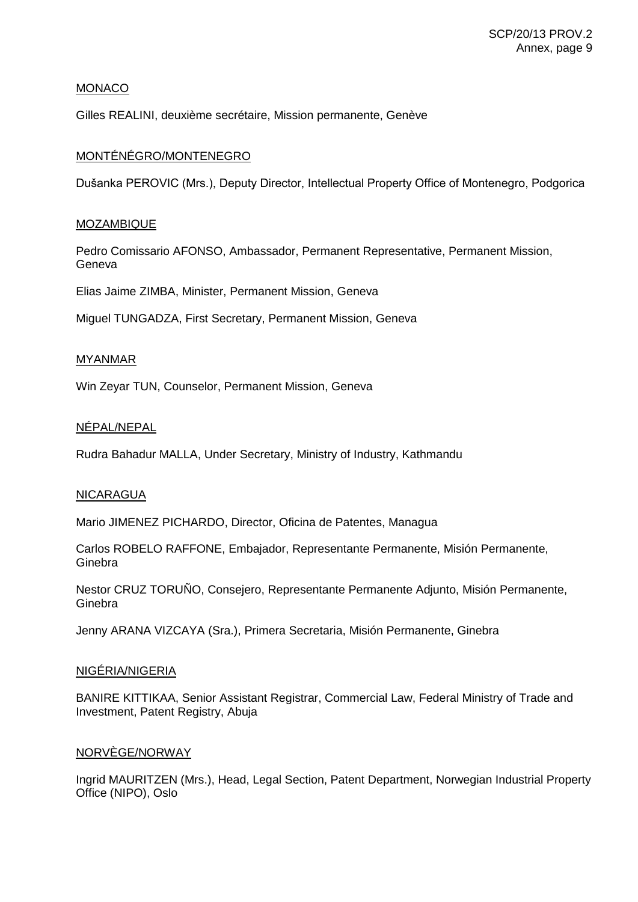MONACO

Gilles REALINI, deuxième secrétaire, Mission permanente, Genève

MONTÉNÉGRO/MONTENEGRO

Dušanka PEROVIC (Mrs.), Deputy Director, Intellectual Property Office of Montenegro, Podgorica

MOZAMBIQUE

Pedro Comissario AFONSO, Ambassador, Permanent Representative, Permanent Mission, Geneva

Elias Jaime ZIMBA, Minister, Permanent Mission, Geneva

Miguel TUNGADZA, First Secretary, Permanent Mission, Geneva

MYANMAR

Win Zeyar TUN, Counselor, Permanent Mission, Geneva

NÉPAL/NEPAL

Rudra Bahadur MALLA, Under Secretary, Ministry of Industry, Kathmandu

NICARAGUA

Mario JIMENEZ PICHARDO, Director, Oficina de Patentes, Managua

Carlos ROBELO RAFFONE, Embajador, Representante Permanente, Misión Permanente, Ginebra

Nestor CRUZ TORUÑO, Consejero, Representante Permanente Adjunto, Misión Permanente, Ginebra

Jenny ARANA VIZCAYA (Sra.), Primera Secretaria, Misión Permanente, Ginebra

NIGÉRIA/NIGERIA

BANIRE KITTIKAA, Senior Assistant Registrar, Commercial Law, Federal Ministry of Trade and Investment, Patent Registry, Abuja

NORVÈGE/NORWAY

Ingrid MAURITZEN (Mrs.), Head, Legal Section, Patent Department, Norwegian Industrial Property Office (NIPO), Oslo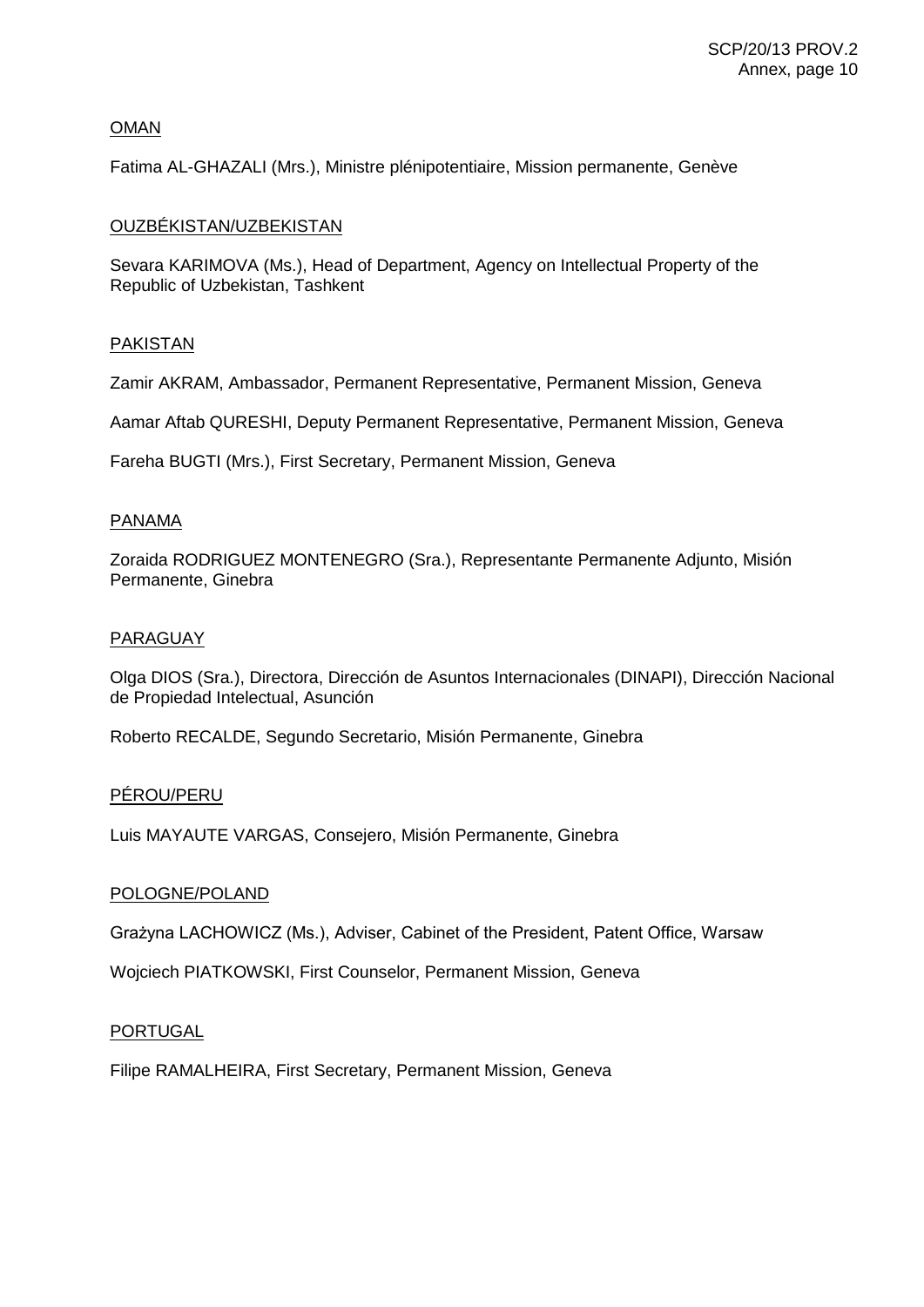OMAN

Fatima AL-GHAZALI (Mrs.), Ministre plénipotentiaire, Mission permanente, Genève

OUZBÉKISTAN/UZBEKISTAN

Sevara KARIMOVA (Ms.), Head of Department, Agency on Intellectual Property of the Republic of Uzbekistan, Tashkent

PAKISTAN

Zamir AKRAM, Ambassador, Permanent Representative, Permanent Mission, Geneva

Aamar Aftab QURESHI, Deputy Permanent Representative, Permanent Mission, Geneva

Fareha BUGTI (Mrs.), First Secretary, Permanent Mission, Geneva

PANAMA

Zoraida RODRIGUEZ MONTENEGRO (Sra.), Representante Permanente Adjunto, Misión Permanente, Ginebra

PARAGUAY

Olga DIOS (Sra.), Directora, Dirección de Asuntos Internacionales (DINAPI), Dirección Nacional de Propiedad Intelectual, Asunción

Roberto RECALDE, Segundo Secretario, Misión Permanente, Ginebra

PÉROU/PERU

Luis MAYAUTE VARGAS, Consejero, Misión Permanente, Ginebra

POLOGNE/POLAND

Grażyna LACHOWICZ (Ms.), Adviser, Cabinet of the President, Patent Office, Warsaw

Wojciech PIATKOWSKI, First Counselor, Permanent Mission, Geneva

PORTUGAL

Filipe RAMALHEIRA, First Secretary, Permanent Mission, Geneva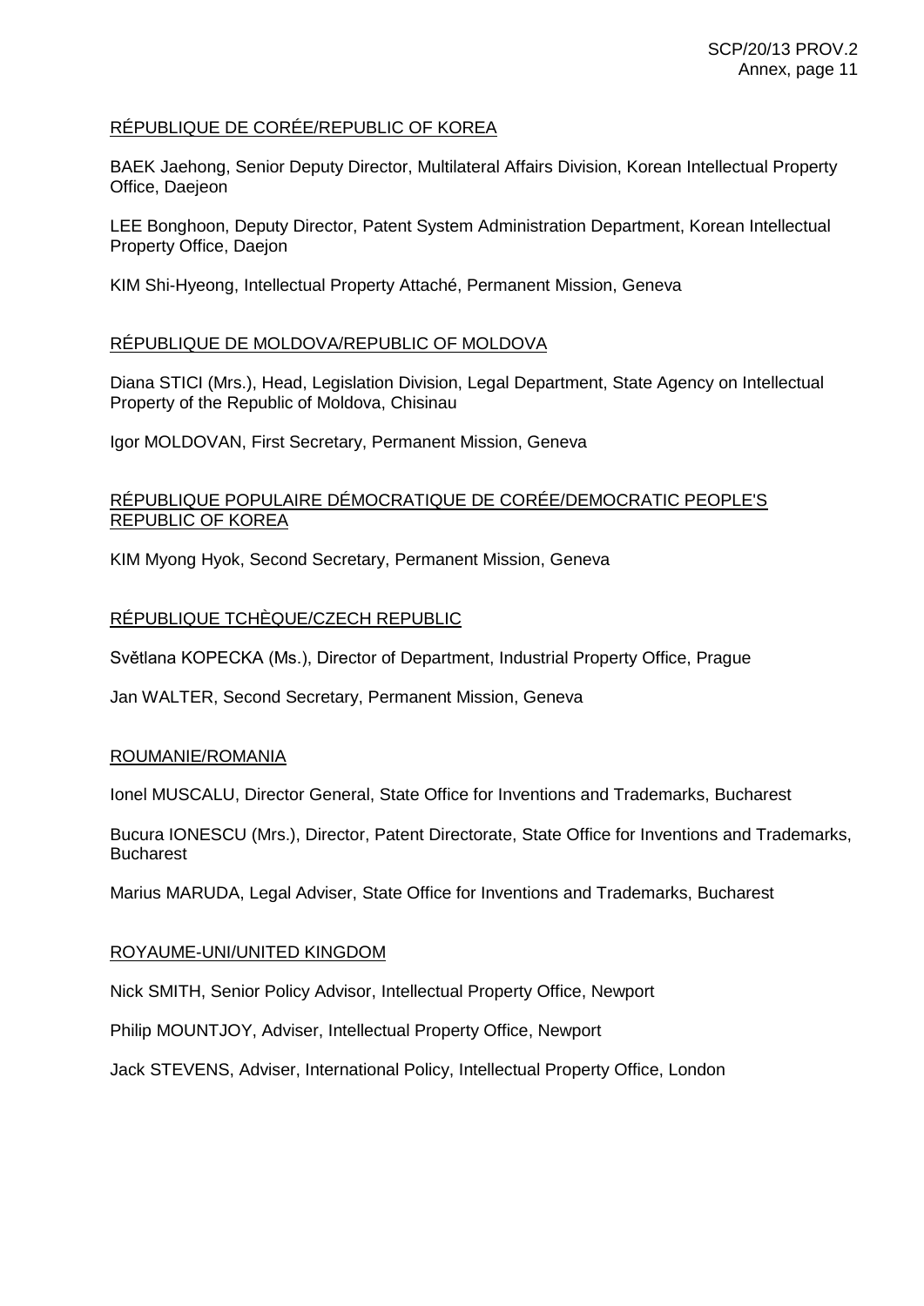RÉPUBLIQUE DE CORÉE/REPUBLIC OF KOREA

BAEK Jaehong, Senior Deputy Director, Multilateral Affairs Division, Korean Intellectual Property Office, Daejeon

LEE Bonghoon, Deputy Director, Patent System Administration Department, Korean Intellectual Property Office, Daejon

KIM Shi-Hyeong, Intellectual Property Attaché, Permanent Mission, Geneva

RÉPUBLIQUE DE MOLDOVA/REPUBLIC OF MOLDOVA

Diana STICI (Mrs.), Head, Legislation Division, Legal Department, State Agency on Intellectual Property of the Republic of Moldova, Chisinau

Igor MOLDOVAN, First Secretary, Permanent Mission, Geneva

RÉPUBLIQUE POPULAIRE DÉMOCRATIQUE DE CORÉE/DEMOCRATIC PEOPLE'S REPUBLIC OF KOREA

KIM Myong Hyok, Second Secretary, Permanent Mission, Geneva

RÉPUBLIQUE TCHÈQUE/CZECH REPUBLIC

Světlana KOPECKA (Ms.), Director of Department, Industrial Property Office, Prague

Jan WALTER, Second Secretary, Permanent Mission, Geneva

ROUMANIE/ROMANIA

Ionel MUSCALU, Director General, State Office for Inventions and Trademarks, Bucharest

Bucura IONESCU (Mrs.), Director, Patent Directorate, State Office for Inventions and Trademarks, Bucharest

Marius MARUDA, Legal Adviser, State Office for Inventions and Trademarks, Bucharest

ROYAUME-UNI/UNITED KINGDOM

Nick SMITH, Senior Policy Advisor, Intellectual Property Office, Newport

Philip MOUNTJOY, Adviser, Intellectual Property Office, Newport

Jack STEVENS, Adviser, International Policy, Intellectual Property Office, London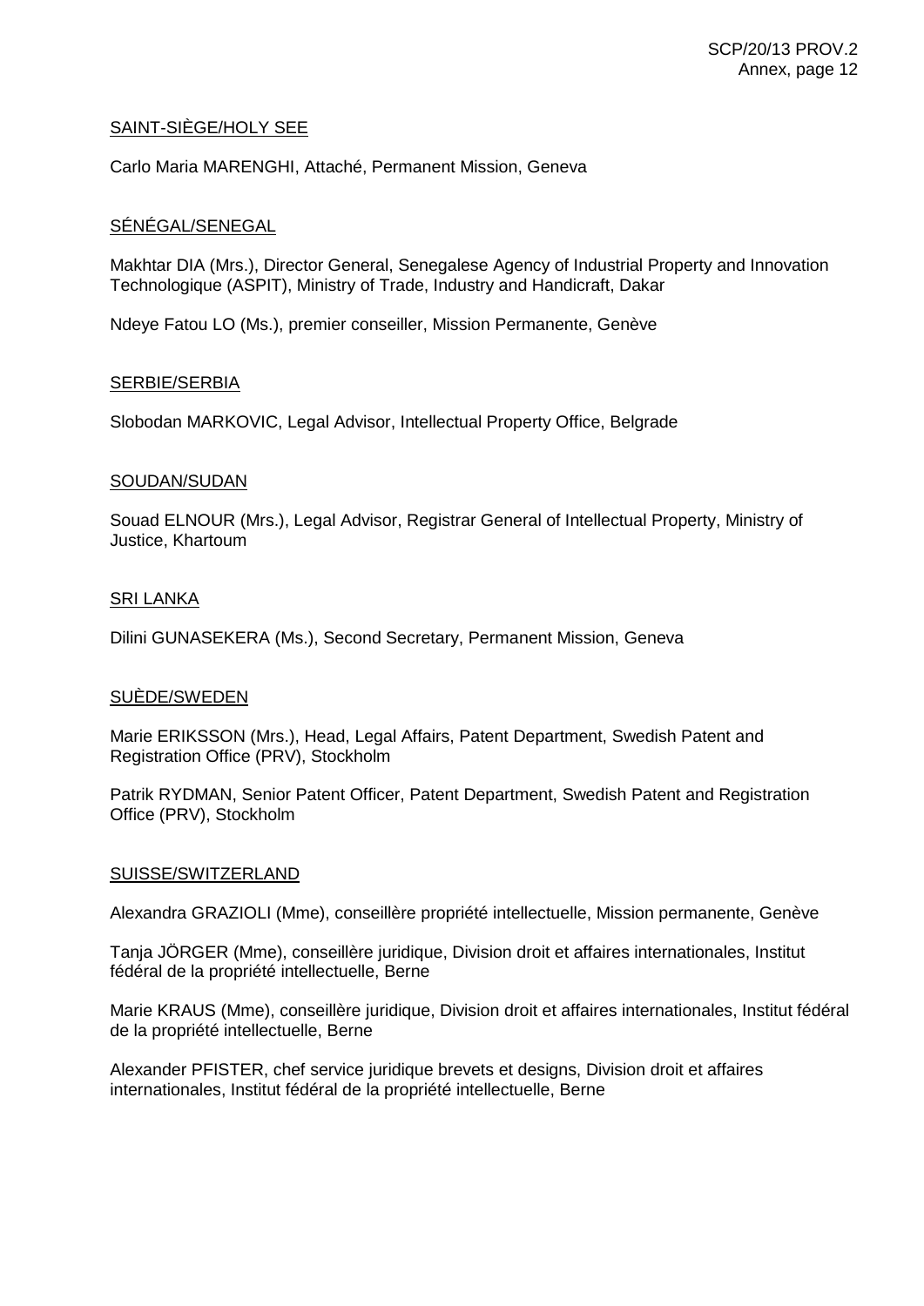<u>SAINT-SIÈGE/HOLY SEE</u>

Carlo Maria MARENGHI, Attaché, Permanent Mission, Geneva

<u>SÉNÉGAL/SENEGAL</u>

Makhtar DIA (Mrs.), Director General, Senegalese Agency of Industrial Property and Innovation Technologique (ASPIT), Ministry of Trade, Industry and Handicraft, Dakar

Ndeye Fatou LO (Ms.), premier conseiller, Mission Permanente, Genève

<u>SERBIE/SERBIA</u>

Slobodan MARKOVIC, Legal Advisor, Intellectual Property Office, Belgrade

<u>SOUDAN/SUDAN</u>

Souad ELNOUR (Mrs.), Legal Advisor, Registrar General of Intellectual Property, Ministry of Justice, Khartoum

<u>SRI LANKA</u>

Dilini GUNASEKERA (Ms.), Second Secretary, Permanent Mission, Geneva

<u>SUÈDE/SWEDEN</u>

Marie ERIKSSON (Mrs.), Head, Legal Affairs, Patent Department, Swedish Patent and Registration Office (PRV), Stockholm

Patrik RYDMAN, Senior Patent Officer, Patent Department, Swedish Patent and Registration Office (PRV), Stockholm

<u>SUISSE/SWITZERLAND</u>

Alexandra GRAZIOLI (Mme), conseillère propriété intellectuelle, Mission permanente, Genève

Tanja JÖRGER (Mme), conseillère juridique, Division droit et affaires internationales, Institut fédéral de la propriété intellectuelle, Berne

Marie KRAUS (Mme), conseillère juridique, Division droit et affaires internationales, Institut fédéral de la propriété intellectuelle, Berne

Alexander PFISTER, chef service juridique brevets et designs, Division droit et affaires internationales, Institut fédéral de la propriété intellectuelle, Berne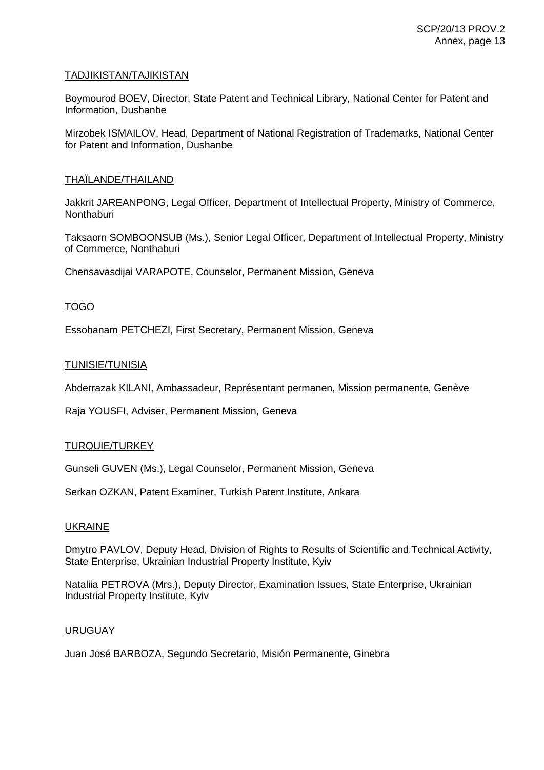TADJIKISTAN/TAJIKISTAN

Boymourod BOEV, Director, State Patent and Technical Library, National Center for Patent and Information, Dushanbe

Mirzobek ISMAILOV, Head, Department of National Registration of Trademarks, National Center for Patent and Information, Dushanbe

THAÏLANDE/THAILAND

Jakkrit JAREANPONG, Legal Officer, Department of Intellectual Property, Ministry of Commerce, Nonthaburi

Taksaorn SOMBOONSUB (Ms.), Senior Legal Officer, Department of Intellectual Property, Ministry of Commerce, Nonthaburi

Chensavasdijai VARAPOTE, Counselor, Permanent Mission, Geneva

TOGO

Essohanam PETCHEZI, First Secretary, Permanent Mission, Geneva

TUNISIE/TUNISIA

Abderrazak KILANI, Ambassadeur, Représentant permanen, Mission permanente, Genève

Raja YOUSFI, Adviser, Permanent Mission, Geneva

TURQUIE/TURKEY

Gunseli GUVEN (Ms.), Legal Counselor, Permanent Mission, Geneva

Serkan OZKAN, Patent Examiner, Turkish Patent Institute, Ankara

UKRAINE

Dmytro PAVLOV, Deputy Head, Division of Rights to Results of Scientific and Technical Activity, State Enterprise, Ukrainian Industrial Property Institute, Kyiv

Nataliia PETROVA (Mrs.), Deputy Director, Examination Issues, State Enterprise, Ukrainian Industrial Property Institute, Kyiv

URUGUAY

Juan José BARBOZA, Segundo Secretario, Misión Permanente, Ginebra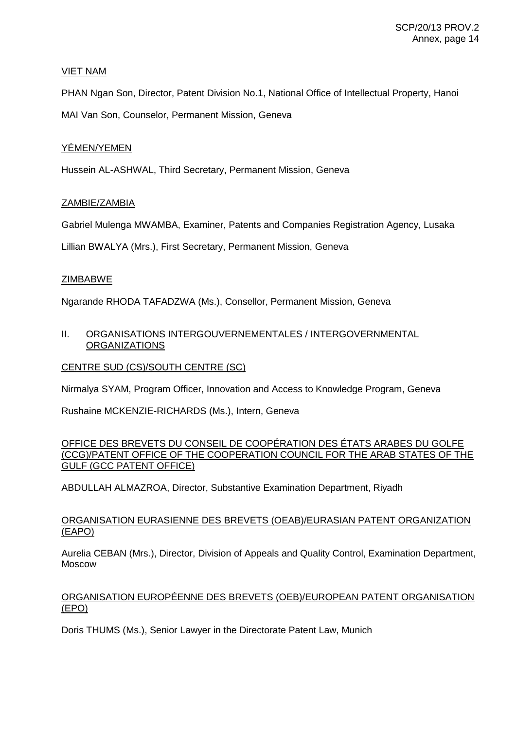VIET NAM

PHAN Ngan Son, Director, Patent Division No.1, National Office of Intellectual Property, Hanoi

MAI Van Son, Counselor, Permanent Mission, Geneva

YÉMEN/YEMEN

Hussein AL-ASHWAL, Third Secretary, Permanent Mission, Geneva

ZAMBIE/ZAMBIA

Gabriel Mulenga MWAMBA, Examiner, Patents and Companies Registration Agency, Lusaka

Lillian BWALYA (Mrs.), First Secretary, Permanent Mission, Geneva

ZIMBABWE

Ngarande RHODA TAFADZWA (Ms.), Consellor, Permanent Mission, Geneva

## II. ORGANISATIONS INTERGOUVERNEMENTALES / INTERGOVERNMENTAL ORGANIZATIONS

CENTRE SUD (CS)/SOUTH CENTRE (SC)

Nirmalya SYAM, Program Officer, Innovation and Access to Knowledge Program, Geneva

Rushaine MCKENZIE-RICHARDS (Ms.), Intern, Geneva

OFFICE DES BREVETS DU CONSEIL DE COOPÉRATION DES ÉTATS ARABES DU GOLFE (CCG)/PATENT OFFICE OF THE COOPERATION COUNCIL FOR THE ARAB STATES OF THE GULF (GCC PATENT OFFICE)

ABDULLAH ALMAZROA, Director, Substantive Examination Department, Riyadh

ORGANISATION EURASIENNE DES BREVETS (OEAB)/EURASIAN PATENT ORGANIZATION (EAPO)

Aurelia CEBAN (Mrs.), Director, Division of Appeals and Quality Control, Examination Department, Moscow

ORGANISATION EUROPÉENNE DES BREVETS (OEB)/EUROPEAN PATENT ORGANISATION (EPO)

Doris THUMS (Ms.), Senior Lawyer in the Directorate Patent Law, Munich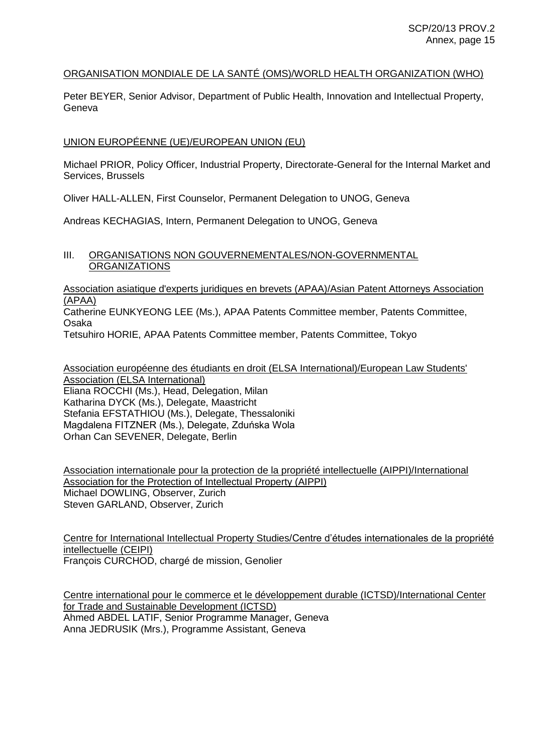ORGANISATION MONDIALE DE LA SANTÉ (OMS)/WORLD HEALTH ORGANIZATION (WHO)

Peter BEYER, Senior Advisor, Department of Public Health, Innovation and Intellectual Property, Geneva

UNION EUROPÉENNE (UE)/EUROPEAN UNION (EU)

Michael PRIOR, Policy Officer, Industrial Property, Directorate-General for the Internal Market and Services, Brussels

Oliver HALL-ALLEN, First Counselor, Permanent Delegation to UNOG, Geneva

Andreas KECHAGIAS, Intern, Permanent Delegation to UNOG, Geneva

## III. ORGANISATIONS NON GOUVERNEMENTALES/NON-GOVERNMENTAL ORGANIZATIONS

Association asiatique d'experts juridiques en brevets (APAA)/Asian Patent Attorneys Association (APAA)
Catherine EUNKYEONG LEE (Ms.), APAA Patents Committee member, Patents Committee, Osaka
Tetsuhiro HORIE, APAA Patents Committee member, Patents Committee, Tokyo

Association européenne des étudiants en droit (ELSA International)/European Law Students' Association (ELSA International)
Eliana ROCCHI (Ms.), Head, Delegation, Milan
Katharina DYCK (Ms.), Delegate, Maastricht
Stefania EFSTATHIOU (Ms.), Delegate, Thessaloniki
Magdalena FITZNER (Ms.), Delegate, Zduńska Wola
Orhan Can SEVENER, Delegate, Berlin

Association internationale pour la protection de la propriété intellectuelle (AIPPI)/International Association for the Protection of Intellectual Property (AIPPI)
Michael DOWLING, Observer, Zurich
Steven GARLAND, Observer, Zurich

Centre for International Intellectual Property Studies/Centre d'études internationales de la propriété intellectuelle (CEIPI)
François CURCHOD, chargé de mission, Genolier

Centre international pour le commerce et le développement durable (ICTSD)/International Center for Trade and Sustainable Development (ICTSD)
Ahmed ABDEL LATIF, Senior Programme Manager, Geneva
Anna JEDRUSIK (Mrs.), Programme Assistant, Geneva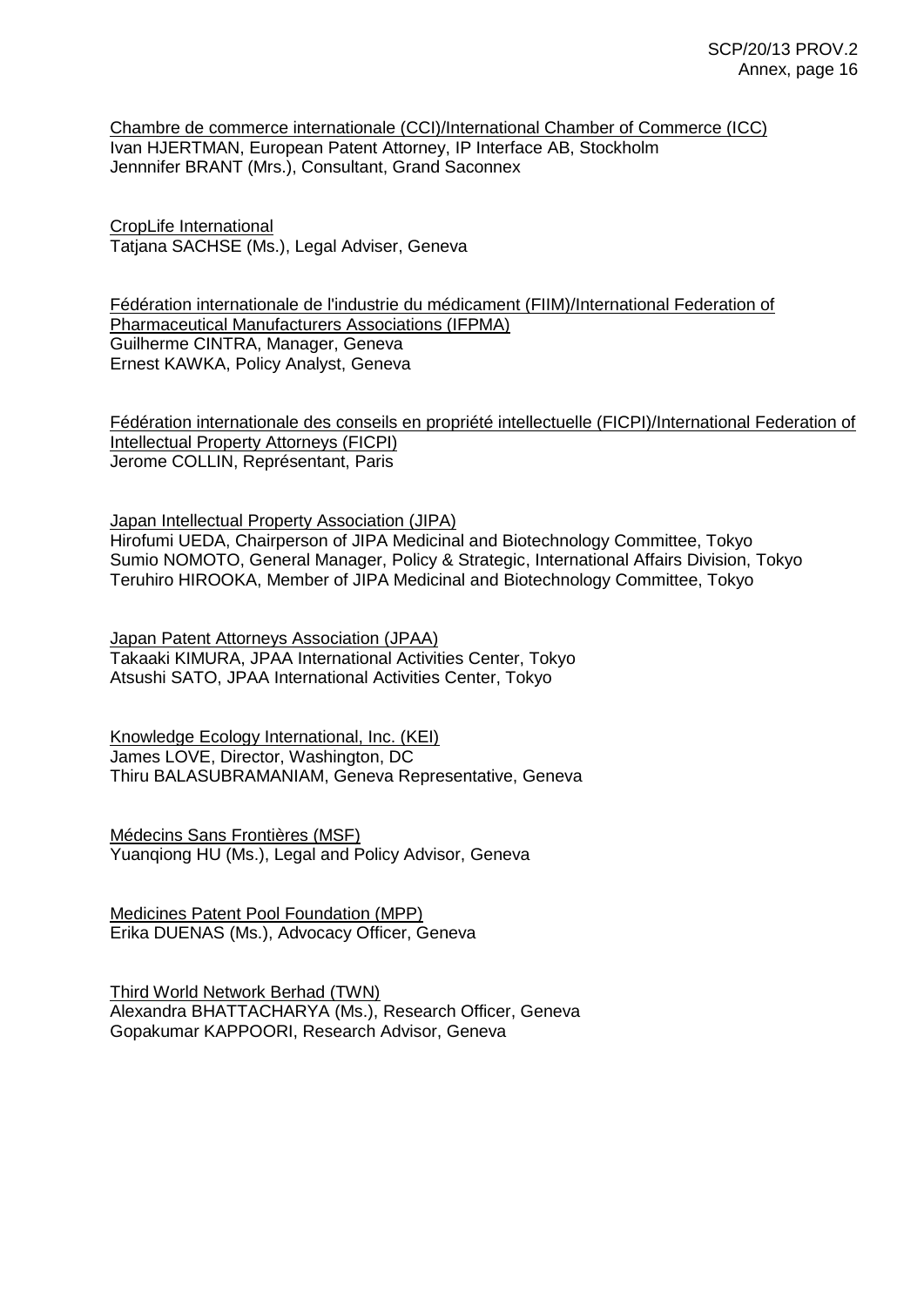Chambre de commerce internationale (CCI)/International Chamber of Commerce (ICC)
Ivan HJERTMAN, European Patent Attorney, IP Interface AB, Stockholm
Jennnifer BRANT (Mrs.), Consultant, Grand Saconnex

CropLife International
Tatjana SACHSE (Ms.), Legal Adviser, Geneva

Fédération internationale de l'industrie du médicament (FIIM)/International Federation of Pharmaceutical Manufacturers Associations (IFPMA)
Guilherme CINTRA, Manager, Geneva
Ernest KAWKA, Policy Analyst, Geneva

Fédération internationale des conseils en propriété intellectuelle (FICPI)/International Federation of Intellectual Property Attorneys (FICPI)
Jerome COLLIN, Représentant, Paris

Japan Intellectual Property Association (JIPA)
Hirofumi UEDA, Chairperson of JIPA Medicinal and Biotechnology Committee, Tokyo
Sumio NOMOTO, General Manager, Policy & Strategic, International Affairs Division, Tokyo
Teruhiro HIROOKA, Member of JIPA Medicinal and Biotechnology Committee, Tokyo

Japan Patent Attorneys Association (JPAA)
Takaaki KIMURA, JPAA International Activities Center, Tokyo
Atsushi SATO, JPAA International Activities Center, Tokyo

Knowledge Ecology International, Inc. (KEI)
James LOVE, Director, Washington, DC
Thiru BALASUBRAMANIAM, Geneva Representative, Geneva

Médecins Sans Frontières (MSF)
Yuanqiong HU (Ms.), Legal and Policy Advisor, Geneva

Medicines Patent Pool Foundation (MPP)
Erika DUENAS (Ms.), Advocacy Officer, Geneva

Third World Network Berhad (TWN)
Alexandra BHATTACHARYA (Ms.), Research Officer, Geneva
Gopakumar KAPPOORI, Research Advisor, Geneva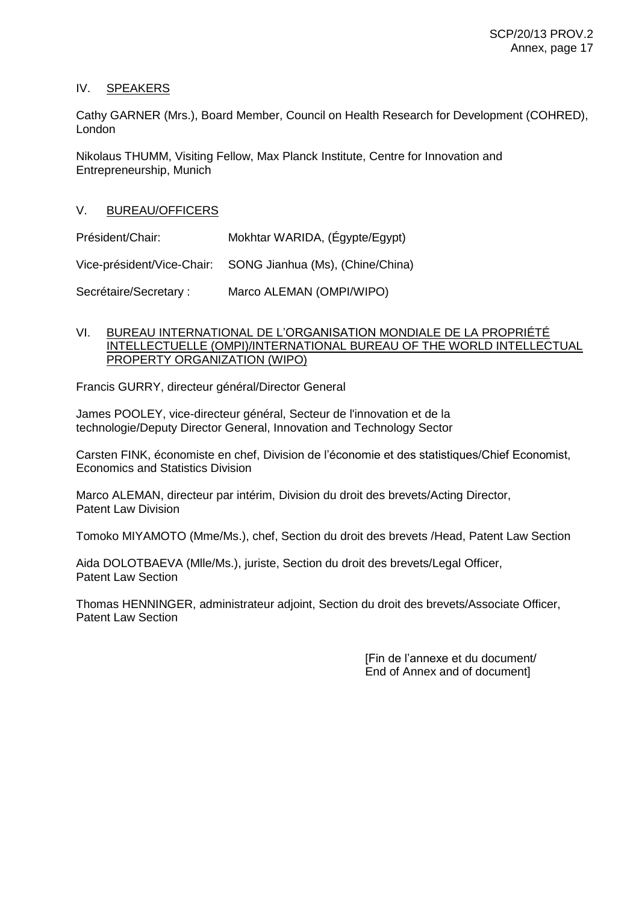## IV. SPEAKERS

Cathy GARNER (Mrs.), Board Member, Council on Health Research for Development (COHRED), London

Nikolaus THUMM, Visiting Fellow, Max Planck Institute, Centre for Innovation and Entrepreneurship, Munich

## V. BUREAU/OFFICERS

| | |
|---|---|
| Président/Chair: | Mokhtar WARIDA, (Égypte/Egypt) |
| Vice-président/Vice-Chair: | SONG Jianhua (Ms), (Chine/China) |
| Secrétaire/Secretary : | Marco ALEMAN (OMPI/WIPO) |

## VI. BUREAU INTERNATIONAL DE L'ORGANISATION MONDIALE DE LA PROPRIÉTÉ INTELLECTUELLE (OMPI)/INTERNATIONAL BUREAU OF THE WORLD INTELLECTUAL PROPERTY ORGANIZATION (WIPO)

Francis GURRY, directeur général/Director General

James POOLEY, vice-directeur général, Secteur de l'innovation et de la technologie/Deputy Director General, Innovation and Technology Sector

Carsten FINK, économiste en chef, Division de l'économie et des statistiques/Chief Economist, Economics and Statistics Division

Marco ALEMAN, directeur par intérim, Division du droit des brevets/Acting Director, Patent Law Division

Tomoko MIYAMOTO (Mme/Ms.), chef, Section du droit des brevets /Head, Patent Law Section

Aida DOLOTBAEVA (Mlle/Ms.), juriste, Section du droit des brevets/Legal Officer, Patent Law Section

Thomas HENNINGER, administrateur adjoint, Section du droit des brevets/Associate Officer, Patent Law Section

[Fin de l'annexe et du document/
End of Annex and of document]